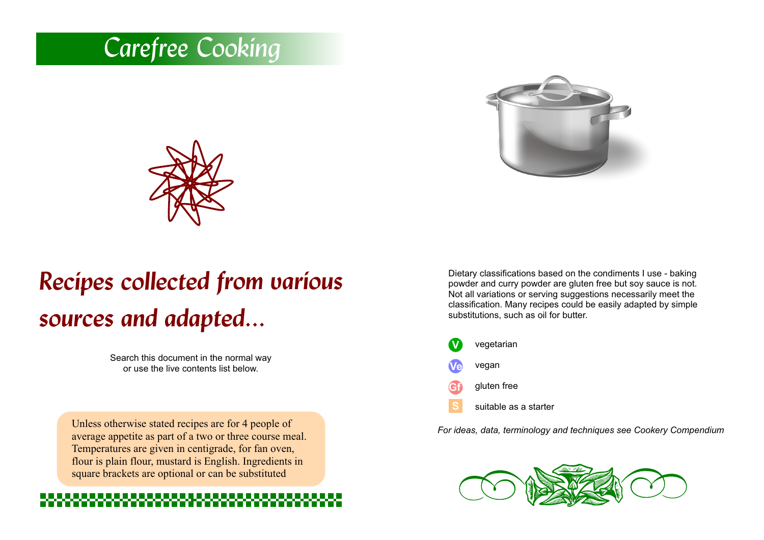# Carefree Cooking

## *Recipes collected from various sources and adapted...*

Search this document in the normal way
or use the live contents list below.

Unless otherwise stated recipes are for 4 people of average appetite as part of a two or three course meal. Temperatures are given in centigrade, for fan oven, flour is plain flour, mustard is English. Ingredients in square brackets are optional or can be substituted

Dietary classifications based on the condiments I use - baking powder and curry powder are gluten free but soy sauce is not. Not all variations or serving suggestions necessarily meet the classification. Many recipes could be easily adapted by simple substitutions, such as oil for butter.

- **V** vegetarian
- **Ve** vegan
- **Gf** gluten free
- **S** suitable as a starter

*For ideas, data, terminology and techniques see Cookery Compendium*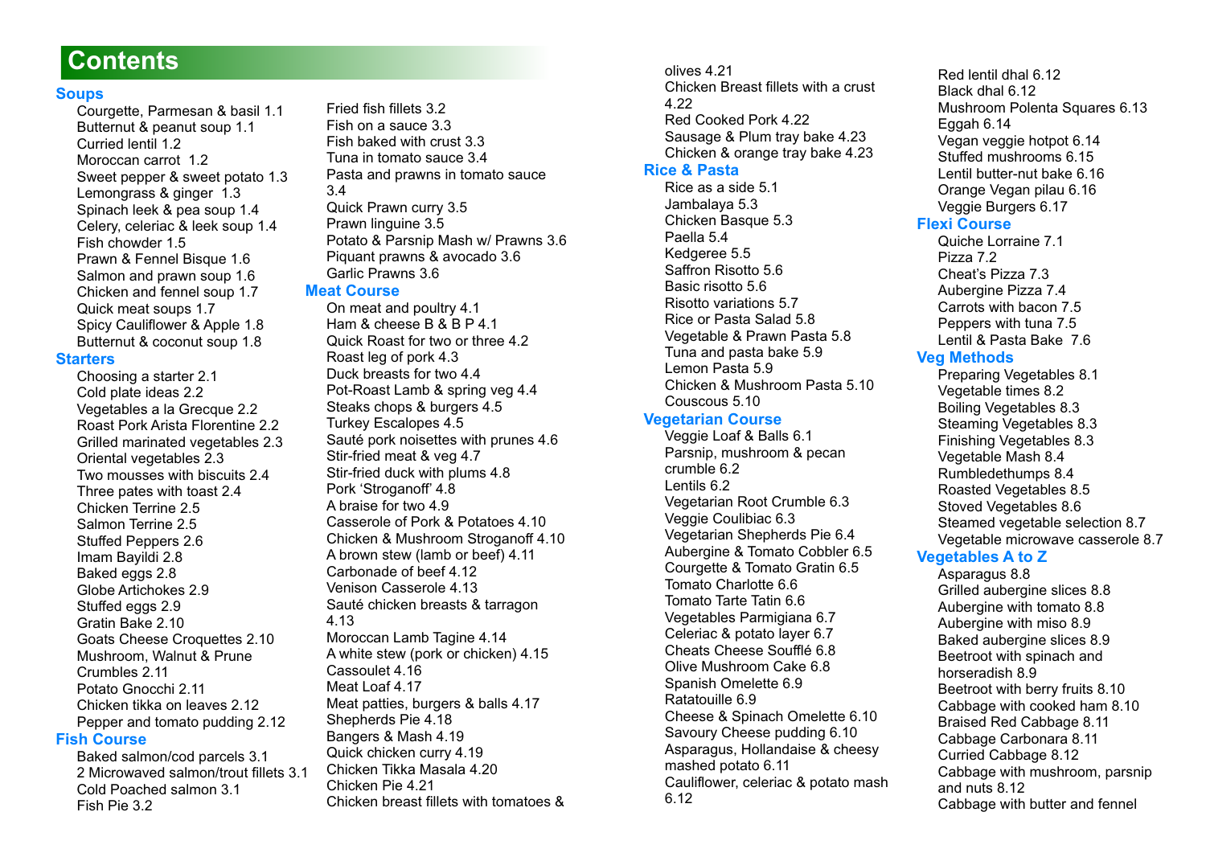# Contents

## Soups

- Courgette, Parmesan & basil 1.1
- Butternut & peanut soup 1.1
- Curried lentil 1.2
- Moroccan carrot 1.2
- Sweet pepper & sweet potato 1.3
- Lemongrass & ginger 1.3
- Spinach leek & pea soup 1.4
- Celery, celeriac & leek soup 1.4
- Fish chowder 1.5
- Prawn & Fennel Bisque 1.6
- Salmon and prawn soup 1.6
- Chicken and fennel soup 1.7
- Quick meat soups 1.7
- Spicy Cauliflower & Apple 1.8
- Butternut & coconut soup 1.8

## Starters

- Choosing a starter 2.1
- Cold plate ideas 2.2
- Vegetables a la Grecque 2.2
- Roast Pork Arista Florentine 2.2
- Grilled marinated vegetables 2.3
- Oriental vegetables 2.3
- Two mousses with biscuits 2.4
- Three pates with toast 2.4
- Chicken Terrine 2.5
- Salmon Terrine 2.5
- Stuffed Peppers 2.6
- Imam Bayildi 2.8
- Baked eggs 2.8
- Globe Artichokes 2.9
- Stuffed eggs 2.9
- Gratin Bake 2.10
- Goats Cheese Croquettes 2.10
- Mushroom, Walnut & Prune Crumbles 2.11
- Potato Gnocchi 2.11
- Chicken tikka on leaves 2.12
- Pepper and tomato pudding 2.12

## Fish Course

- Baked salmon/cod parcels 3.1
- 2 Microwaved salmon/trout fillets 3.1
- Cold Poached salmon 3.1
- Fish Pie 3.2
- Fried fish fillets 3.2
- Fish on a sauce 3.3
- Fish baked with crust 3.3
- Tuna in tomato sauce 3.4
- Pasta and prawns in tomato sauce 3.4
- Quick Prawn curry 3.5
- Prawn linguine 3.5
- Potato & Parsnip Mash w/ Prawns 3.6
- Piquant prawns & avocado 3.6
- Garlic Prawns 3.6

## Meat Course

- On meat and poultry 4.1
- Ham & cheese B & B P 4.1
- Quick Roast for two or three 4.2
- Roast leg of pork 4.3
- Duck breasts for two 4.4
- Pot-Roast Lamb & spring veg 4.4
- Steaks chops & burgers 4.5
- Turkey Escalopes 4.5
- Sauté pork noisettes with prunes 4.6
- Stir-fried meat & veg 4.7
- Stir-fried duck with plums 4.8
- Pork 'Stroganoff' 4.8
- A braise for two 4.9
- Casserole of Pork & Potatoes 4.10
- Chicken & Mushroom Stroganoff 4.10
- A brown stew (lamb or beef) 4.11
- Carbonade of beef 4.12
- Venison Casserole 4.13
- Sauté chicken breasts & tarragon 4.13
- Moroccan Lamb Tagine 4.14
- A white stew (pork or chicken) 4.15
- Cassoulet 4.16
- Meat Loaf 4.17
- Meat patties, burgers & balls 4.17
- Shepherds Pie 4.18
- Bangers & Mash 4.19
- Quick chicken curry 4.19
- Chicken Tikka Masala 4.20
- Chicken Pie 4.21
- Chicken breast fillets with tomatoes & olives 4.21
- Chicken Breast fillets with a crust 4.22
- Red Cooked Pork 4.22
- Sausage & Plum tray bake 4.23
- Chicken & orange tray bake 4.23

## Rice & Pasta

- Rice as a side 5.1
- Jambalaya 5.3
- Chicken Basque 5.3
- Paella 5.4
- Kedgeree 5.5
- Saffron Risotto 5.6
- Basic risotto 5.6
- Risotto variations 5.7
- Rice or Pasta Salad 5.8
- Vegetable & Prawn Pasta 5.8
- Tuna and pasta bake 5.9
- Lemon Pasta 5.9
- Chicken & Mushroom Pasta 5.10
- Couscous 5.10

## Vegetarian Course

- Veggie Loaf & Balls 6.1
- Parsnip, mushroom & pecan crumble 6.2
- Lentils 6.2
- Vegetarian Root Crumble 6.3
- Veggie Coulibiac 6.3
- Vegetarian Shepherds Pie 6.4
- Aubergine & Tomato Cobbler 6.5
- Courgette & Tomato Gratin 6.5
- Tomato Charlotte 6.6
- Tomato Tarte Tatin 6.6
- Vegetables Parmigiana 6.7
- Celeriac & potato layer 6.7
- Cheats Cheese Soufflé 6.8
- Olive Mushroom Cake 6.8
- Spanish Omelette 6.9
- Ratatouille 6.9
- Cheese & Spinach Omelette 6.10
- Savoury Cheese pudding 6.10
- Asparagus, Hollandaise & cheesy mashed potato 6.11
- Cauliflower, celeriac & potato mash 6.12
- Red lentil dhal 6.12
- Black dhal 6.12
- Mushroom Polenta Squares 6.13
- Eggah 6.14
- Vegan veggie hotpot 6.14
- Stuffed mushrooms 6.15
- Lentil butter-nut bake 6.16
- Orange Vegan pilau 6.16
- Veggie Burgers 6.17

## Flexi Course

- Quiche Lorraine 7.1
- Pizza 7.2
- Cheat's Pizza 7.3
- Aubergine Pizza 7.4
- Carrots with bacon 7.5
- Peppers with tuna 7.5
- Lentil & Pasta Bake 7.6

## Veg Methods

- Preparing Vegetables 8.1
- Vegetable times 8.2
- Boiling Vegetables 8.3
- Steaming Vegetables 8.3
- Finishing Vegetables 8.3
- Vegetable Mash 8.4
- Rumbledethumps 8.4
- Roasted Vegetables 8.5
- Stoved Vegetables 8.6
- Steamed vegetable selection 8.7
- Vegetable microwave casserole 8.7

## Vegetables A to Z

- Asparagus 8.8
- Grilled aubergine slices 8.8
- Aubergine with tomato 8.8
- Aubergine with miso 8.9
- Baked aubergine slices 8.9
- Beetroot with spinach and horseradish 8.9
- Beetroot with berry fruits 8.10
- Cabbage with cooked ham 8.10
- Braised Red Cabbage 8.11
- Cabbage Carbonara 8.11
- Curried Cabbage 8.12
- Cabbage with mushroom, parsnip and nuts 8.12
- Cabbage with butter and fennel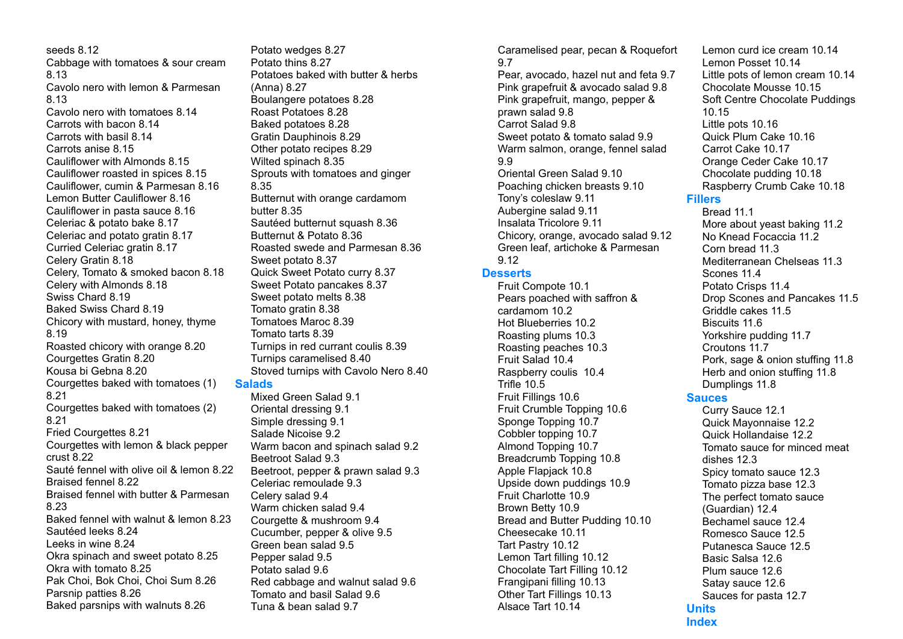seeds 8.12
Cabbage with tomatoes & sour cream 8.13
Cavolo nero with lemon & Parmesan 8.13
Cavolo nero with tomatoes 8.14
Carrots with bacon 8.14
Carrots with basil 8.14
Carrots anise 8.15
Cauliflower with Almonds 8.15
Cauliflower roasted in spices 8.15
Cauliflower, cumin & Parmesan 8.16
Lemon Butter Cauliflower 8.16
Cauliflower in pasta sauce 8.16
Celeriac & potato bake 8.17
Celeriac and potato gratin 8.17
Curried Celeriac gratin 8.17
Celery Gratin 8.18
Celery, Tomato & smoked bacon 8.18
Celery with Almonds 8.18
Swiss Chard 8.19
Baked Swiss Chard 8.19
Chicory with mustard, honey, thyme 8.19
Roasted chicory with orange 8.20
Courgettes Gratin 8.20
Kousa bi Gebna 8.20
Courgettes baked with tomatoes (1) 8.21
Courgettes baked with tomatoes (2) 8.21
Fried Courgettes 8.21
Courgettes with lemon & black pepper crust 8.22
Sauté fennel with olive oil & lemon 8.22
Braised fennel 8.22
Braised fennel with butter & Parmesan 8.23
Baked fennel with walnut & lemon 8.23
Sautéed leeks 8.24
Leeks in wine 8.24
Okra spinach and sweet potato 8.25
Okra with tomato 8.25
Pak Choi, Bok Choi, Choi Sum 8.26
Parsnip patties 8.26
Baked parsnips with walnuts 8.26
Potato wedges 8.27
Potato thins 8.27
Potatoes baked with butter & herbs (Anna) 8.27
Boulangere potatoes 8.28
Roast Potatoes 8.28
Baked potatoes 8.28
Gratin Dauphinois 8.29
Other potato recipes 8.29
Wilted spinach 8.35
Sprouts with tomatoes and ginger 8.35
Butternut with orange cardamom butter 8.35
Sautéed butternut squash 8.36
Butternut & Potato 8.36
Roasted swede and Parmesan 8.36
Sweet potato 8.37
Quick Sweet Potato curry 8.37
Sweet Potato pancakes 8.37
Sweet potato melts 8.38
Tomato gratin 8.38
Tomatoes Maroc 8.39
Tomato tarts 8.39
Turnips in red currant coulis 8.39
Turnips caramelised 8.40
Stoved turnips with Cavolo Nero 8.40

## Salads

Mixed Green Salad 9.1
Oriental dressing 9.1
Simple dressing 9.1
Salade Nicoise 9.2
Warm bacon and spinach salad 9.2
Beetroot Salad 9.3
Beetroot, pepper & prawn salad 9.3
Celeriac remoulade 9.3
Celery salad 9.4
Warm chicken salad 9.4
Courgette & mushroom 9.4
Cucumber, pepper & olive 9.5
Green bean salad 9.5
Pepper salad 9.5
Potato salad 9.6
Red cabbage and walnut salad 9.6
Tomato and basil Salad 9.6
Tuna & bean salad 9.7
Caramelised pear, pecan & Roquefort 9.7
Pear, avocado, hazel nut and feta 9.7
Pink grapefruit & avocado salad 9.8
Pink grapefruit, mango, pepper & prawn salad 9.8
Carrot Salad 9.8
Sweet potato & tomato salad 9.9
Warm salmon, orange, fennel salad 9.9
Oriental Green Salad 9.10
Poaching chicken breasts 9.10
Tony's coleslaw 9.11
Aubergine salad 9.11
Insalata Tricolore 9.11
Chicory, orange, avocado salad 9.12
Green leaf, artichoke & Parmesan 9.12

## Desserts

Fruit Compote 10.1
Pears poached with saffron & cardamom 10.2
Hot Blueberries 10.2
Roasting plums 10.3
Roasting peaches 10.3
Fruit Salad 10.4
Raspberry coulis 10.4
Trifle 10.5
Fruit Fillings 10.6
Fruit Crumble Topping 10.6
Sponge Topping 10.7
Cobbler topping 10.7
Almond Topping 10.7
Breadcrumb Topping 10.8
Apple Flapjack 10.8
Upside down puddings 10.9
Fruit Charlotte 10.9
Brown Betty 10.9
Bread and Butter Pudding 10.10
Cheesecake 10.11
Tart Pastry 10.12
Lemon Tart filling 10.12
Chocolate Tart Filling 10.12
Frangipani filling 10.13
Other Tart Fillings 10.13
Alsace Tart 10.14
Lemon curd ice cream 10.14
Lemon Posset 10.14
Little pots of lemon cream 10.14
Chocolate Mousse 10.15
Soft Centre Chocolate Puddings 10.15
Little pots 10.16
Quick Plum Cake 10.16
Carrot Cake 10.17
Orange Ceder Cake 10.17
Chocolate pudding 10.18
Raspberry Crumb Cake 10.18

## Fillers

Bread 11.1
More about yeast baking 11.2
No Knead Focaccia 11.2
Corn bread 11.3
Mediterranean Chelseas 11.3
Scones 11.4
Potato Crisps 11.4
Drop Scones and Pancakes 11.5
Griddle cakes 11.5
Biscuits 11.6
Yorkshire pudding 11.7
Croutons 11.7
Pork, sage & onion stuffing 11.8
Herb and onion stuffing 11.8
Dumplings 11.8

## Sauces

Curry Sauce 12.1
Quick Mayonnaise 12.2
Quick Hollandaise 12.2
Tomato sauce for minced meat dishes 12.3
Spicy tomato sauce 12.3
Tomato pizza base 12.3
The perfect tomato sauce (Guardian) 12.4
Bechamel sauce 12.4
Romesco Sauce 12.5
Putanesca Sauce 12.5
Basic Salsa 12.6
Plum sauce 12.6
Satay sauce 12.6
Sauces for pasta 12.7

## Units

## Index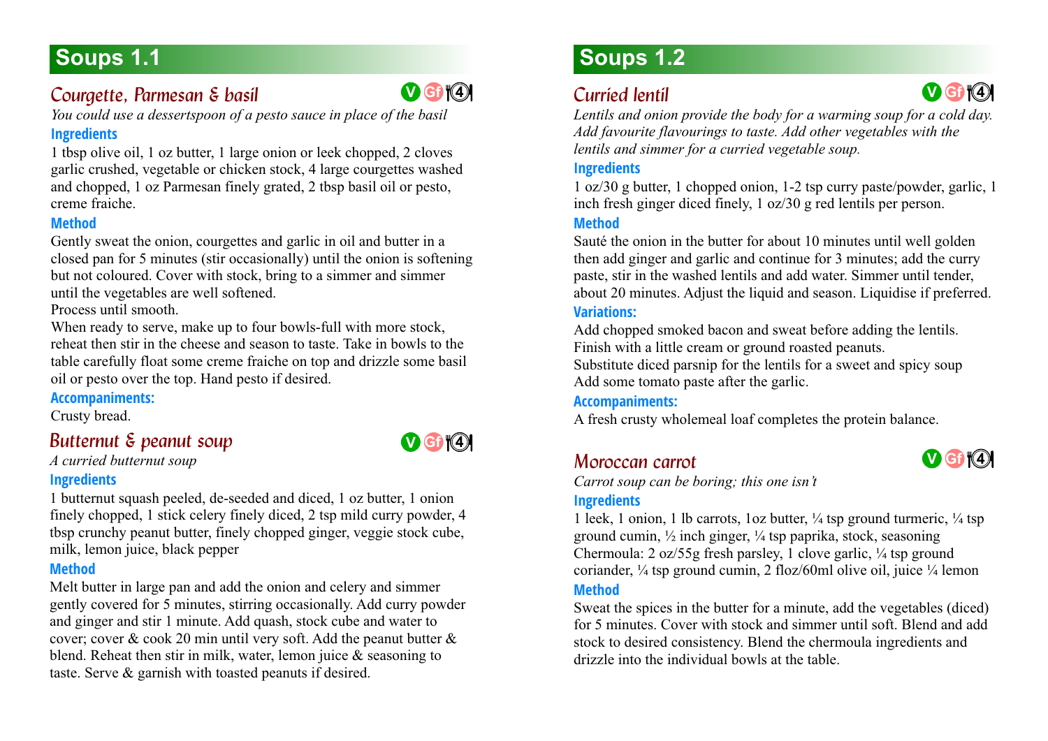## Soups 1.1

### Courgette, Parmesan & basil

V Gf 4

*You could use a dessertspoon of a pesto sauce in place of the basil*

**Ingredients**

1 tbsp olive oil, 1 oz butter, 1 large onion or leek chopped, 2 cloves garlic crushed, vegetable or chicken stock, 4 large courgettes washed and chopped, 1 oz Parmesan finely grated, 2 tbsp basil oil or pesto, creme fraiche.

**Method**

Gently sweat the onion, courgettes and garlic in oil and butter in a closed pan for 5 minutes (stir occasionally) until the onion is softening but not coloured. Cover with stock, bring to a simmer and simmer until the vegetables are well softened.

Process until smooth.

When ready to serve, make up to four bowls-full with more stock, reheat then stir in the cheese and season to taste. Take in bowls to the table carefully float some creme fraiche on top and drizzle some basil oil or pesto over the top. Hand pesto if desired.

**Accompaniments:**

Crusty bread.

### Butternut & peanut soup

V Gf 4

*A curried butternut soup*

**Ingredients**

1 butternut squash peeled, de-seeded and diced, 1 oz butter, 1 onion finely chopped, 1 stick celery finely diced, 2 tsp mild curry powder, 4 tbsp crunchy peanut butter, finely chopped ginger, veggie stock cube, milk, lemon juice, black pepper

**Method**

Melt butter in large pan and add the onion and celery and simmer gently covered for 5 minutes, stirring occasionally. Add curry powder and ginger and stir 1 minute. Add quash, stock cube and water to cover; cover & cook 20 min until very soft. Add the peanut butter & blend. Reheat then stir in milk, water, lemon juice & seasoning to taste. Serve & garnish with toasted peanuts if desired.

## Soups 1.2

### Curried lentil

V Gf 4

*Lentils and onion provide the body for a warming soup for a cold day. Add favourite flavourings to taste. Add other vegetables with the lentils and simmer for a curried vegetable soup.*

**Ingredients**

1 oz/30 g butter, 1 chopped onion, 1-2 tsp curry paste/powder, garlic, 1 inch fresh ginger diced finely, 1 oz/30 g red lentils per person.

**Method**

Sauté the onion in the butter for about 10 minutes until well golden then add ginger and garlic and continue for 3 minutes; add the curry paste, stir in the washed lentils and add water. Simmer until tender, about 20 minutes. Adjust the liquid and season. Liquidise if preferred.

**Variations:**

Add chopped smoked bacon and sweat before adding the lentils.
Finish with a little cream or ground roasted peanuts.
Substitute diced parsnip for the lentils for a sweet and spicy soup
Add some tomato paste after the garlic.

**Accompaniments:**

A fresh crusty wholemeal loaf completes the protein balance.

### Moroccan carrot

V Gf 4

*Carrot soup can be boring; this one isn't*

**Ingredients**

1 leek, 1 onion, 1 lb carrots, 1oz butter, ¼ tsp ground turmeric, ¼ tsp ground cumin, ½ inch ginger, ¼ tsp paprika, stock, seasoning
Chermoula: 2 oz/55g fresh parsley, 1 clove garlic, ¼ tsp ground coriander, ¼ tsp ground cumin, 2 floz/60ml olive oil, juice ¼ lemon

**Method**

Sweat the spices in the butter for a minute, add the vegetables (diced) for 5 minutes. Cover with stock and simmer until soft. Blend and add stock to desired consistency. Blend the chermoula ingredients and drizzle into the individual bowls at the table.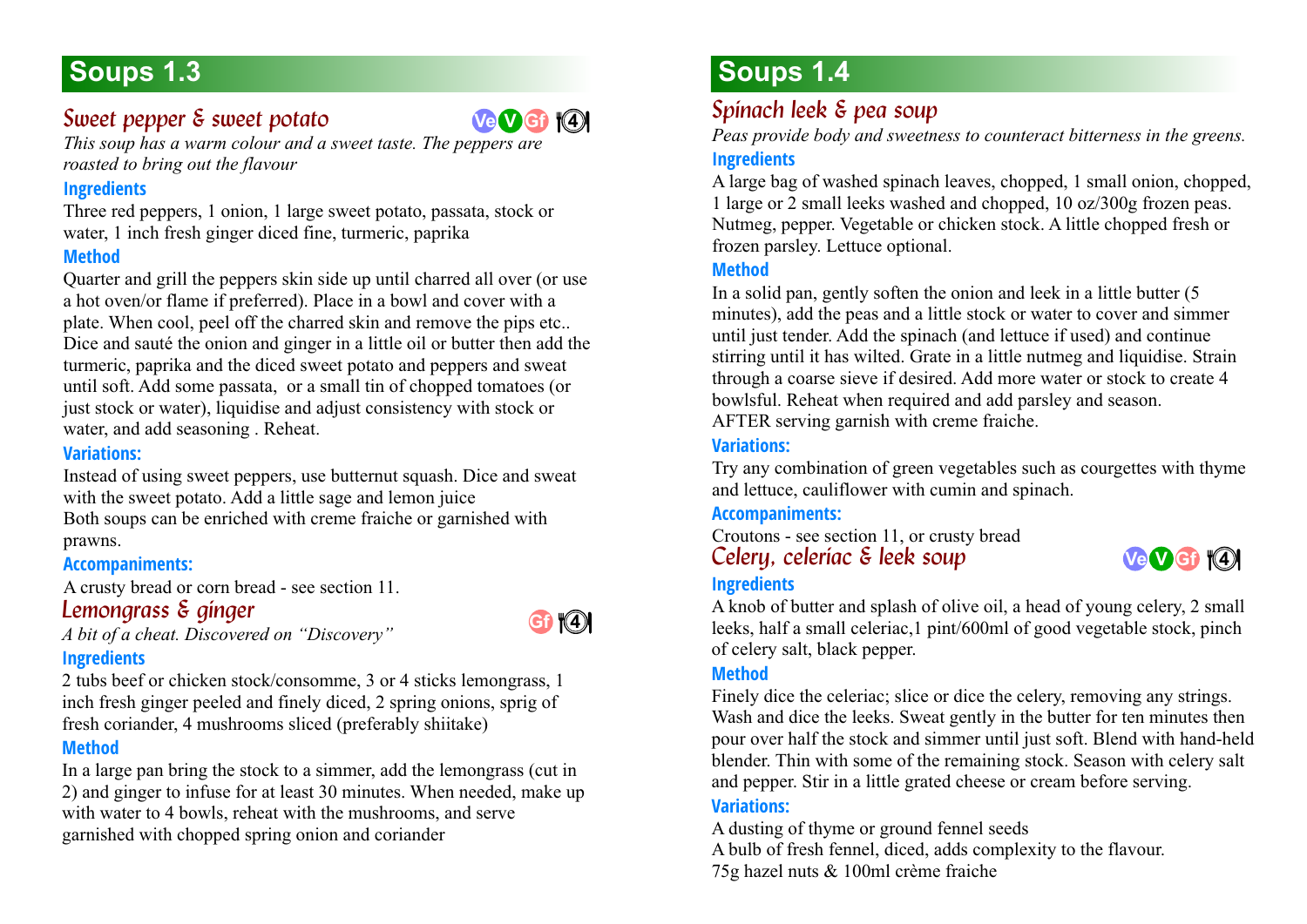# Soups 1.3

## Sweet pepper & sweet potato

Ve V Gf 4

*This soup has a warm colour and a sweet taste. The peppers are roasted to bring out the flavour*

### Ingredients

Three red peppers, 1 onion, 1 large sweet potato, passata, stock or water, 1 inch fresh ginger diced fine, turmeric, paprika

### Method

Quarter and grill the peppers skin side up until charred all over (or use a hot oven/or flame if preferred). Place in a bowl and cover with a plate. When cool, peel off the charred skin and remove the pips etc.. Dice and sauté the onion and ginger in a little oil or butter then add the turmeric, paprika and the diced sweet potato and peppers and sweat until soft. Add some passata, or a small tin of chopped tomatoes (or just stock or water), liquidise and adjust consistency with stock or water, and add seasoning . Reheat.

### Variations:

Instead of using sweet peppers, use butternut squash. Dice and sweat with the sweet potato. Add a little sage and lemon juice
Both soups can be enriched with creme fraiche or garnished with prawns.

### Accompaniments:

A crusty bread or corn bread - see section 11.

## Lemongrass & ginger

Gf 4

*A bit of a cheat. Discovered on "Discovery"*

### Ingredients

2 tubs beef or chicken stock/consomme, 3 or 4 sticks lemongrass, 1 inch fresh ginger peeled and finely diced, 2 spring onions, sprig of fresh coriander, 4 mushrooms sliced (preferably shiitake)

### Method

In a large pan bring the stock to a simmer, add the lemongrass (cut in 2) and ginger to infuse for at least 30 minutes. When needed, make up with water to 4 bowls, reheat with the mushrooms, and serve garnished with chopped spring onion and coriander

# Soups 1.4

## Spinach leek & pea soup

*Peas provide body and sweetness to counteract bitterness in the greens.*

### Ingredients

A large bag of washed spinach leaves, chopped, 1 small onion, chopped, 1 large or 2 small leeks washed and chopped, 10 oz/300g frozen peas. Nutmeg, pepper. Vegetable or chicken stock. A little chopped fresh or frozen parsley. Lettuce optional.

### Method

In a solid pan, gently soften the onion and leek in a little butter (5 minutes), add the peas and a little stock or water to cover and simmer until just tender. Add the spinach (and lettuce if used) and continue stirring until it has wilted. Grate in a little nutmeg and liquidise. Strain through a coarse sieve if desired. Add more water or stock to create 4 bowlsful. Reheat when required and add parsley and season.
AFTER serving garnish with creme fraiche.

### Variations:

Try any combination of green vegetables such as courgettes with thyme and lettuce, cauliflower with cumin and spinach.

### Accompaniments:

Croutons - see section 11, or crusty bread

## Celery, celeriac & leek soup

Ve V Gf 4

### Ingredients

A knob of butter and splash of olive oil, a head of young celery, 2 small leeks, half a small celeriac,1 pint/600ml of good vegetable stock, pinch of celery salt, black pepper.

### Method

Finely dice the celeriac; slice or dice the celery, removing any strings. Wash and dice the leeks. Sweat gently in the butter for ten minutes then pour over half the stock and simmer until just soft. Blend with hand-held blender. Thin with some of the remaining stock. Season with celery salt and pepper. Stir in a little grated cheese or cream before serving.

### Variations:

A dusting of thyme or ground fennel seeds
A bulb of fresh fennel, diced, adds complexity to the flavour.
75g hazel nuts & 100ml crème fraiche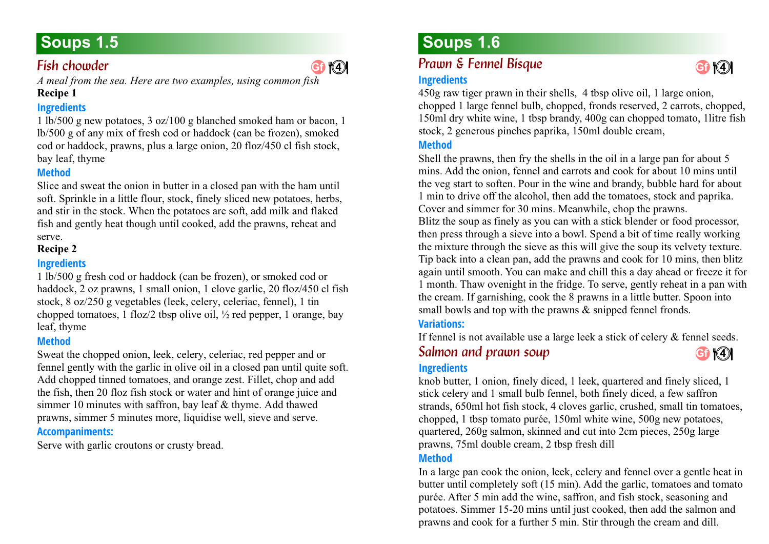# Soups 1.5

## Fish chowder

Gf 4

*A meal from the sea. Here are two examples, using common fish*

**Recipe 1**

### Ingredients

1 lb/500 g new potatoes, 3 oz/100 g blanched smoked ham or bacon, 1 lb/500 g of any mix of fresh cod or haddock (can be frozen), smoked cod or haddock, prawns, plus a large onion, 20 floz/450 cl fish stock, bay leaf, thyme

### Method

Slice and sweat the onion in butter in a closed pan with the ham until soft. Sprinkle in a little flour, stock, finely sliced new potatoes, herbs, and stir in the stock. When the potatoes are soft, add milk and flaked fish and gently heat though until cooked, add the prawns, reheat and serve.

**Recipe 2**

### Ingredients

1 lb/500 g fresh cod or haddock (can be frozen), or smoked cod or haddock, 2 oz prawns, 1 small onion, 1 clove garlic, 20 floz/450 cl fish stock, 8 oz/250 g vegetables (leek, celery, celeriac, fennel), 1 tin chopped tomatoes, 1 floz/2 tbsp olive oil, ½ red pepper, 1 orange, bay leaf, thyme

### Method

Sweat the chopped onion, leek, celery, celeriac, red pepper and or fennel gently with the garlic in olive oil in a closed pan until quite soft. Add chopped tinned tomatoes, and orange zest. Fillet, chop and add the fish, then 20 floz fish stock or water and hint of orange juice and simmer 10 minutes with saffron, bay leaf & thyme. Add thawed prawns, simmer 5 minutes more, liquidise well, sieve and serve.

### Accompaniments:

Serve with garlic croutons or crusty bread.

# Soups 1.6

## Prawn & Fennel Bisque

Gf 4

### Ingredients

450g raw tiger prawn in their shells, 4 tbsp olive oil, 1 large onion, chopped 1 large fennel bulb, chopped, fronds reserved, 2 carrots, chopped, 150ml dry white wine, 1 tbsp brandy, 400g can chopped tomato, 1litre fish stock, 2 generous pinches paprika, 150ml double cream,

### Method

Shell the prawns, then fry the shells in the oil in a large pan for about 5 mins. Add the onion, fennel and carrots and cook for about 10 mins until the veg start to soften. Pour in the wine and brandy, bubble hard for about 1 min to drive off the alcohol, then add the tomatoes, stock and paprika. Cover and simmer for 30 mins. Meanwhile, chop the prawns.
Blitz the soup as finely as you can with a stick blender or food processor, then press through a sieve into a bowl. Spend a bit of time really working the mixture through the sieve as this will give the soup its velvety texture. Tip back into a clean pan, add the prawns and cook for 10 mins, then blitz again until smooth. You can make and chill this a day ahead or freeze it for 1 month. Thaw ovenight in the fridge. To serve, gently reheat in a pan with the cream. If garnishing, cook the 8 prawns in a little butter. Spoon into small bowls and top with the prawns & snipped fennel fronds.

### Variations:

If fennel is not available use a large leek a stick of celery & fennel seeds.

## Salmon and prawn soup

Gf 4

### Ingredients

knob butter, 1 onion, finely diced, 1 leek, quartered and finely sliced, 1 stick celery and 1 small bulb fennel, both finely diced, a few saffron strands, 650ml hot fish stock, 4 cloves garlic, crushed, small tin tomatoes, chopped, 1 tbsp tomato purée, 150ml white wine, 500g new potatoes, quartered, 260g salmon, skinned and cut into 2cm pieces, 250g large prawns, 75ml double cream, 2 tbsp fresh dill

### Method

In a large pan cook the onion, leek, celery and fennel over a gentle heat in butter until completely soft (15 min). Add the garlic, tomatoes and tomato purée. After 5 min add the wine, saffron, and fish stock, seasoning and potatoes. Simmer 15-20 mins until just cooked, then add the salmon and prawns and cook for a further 5 min. Stir through the cream and dill.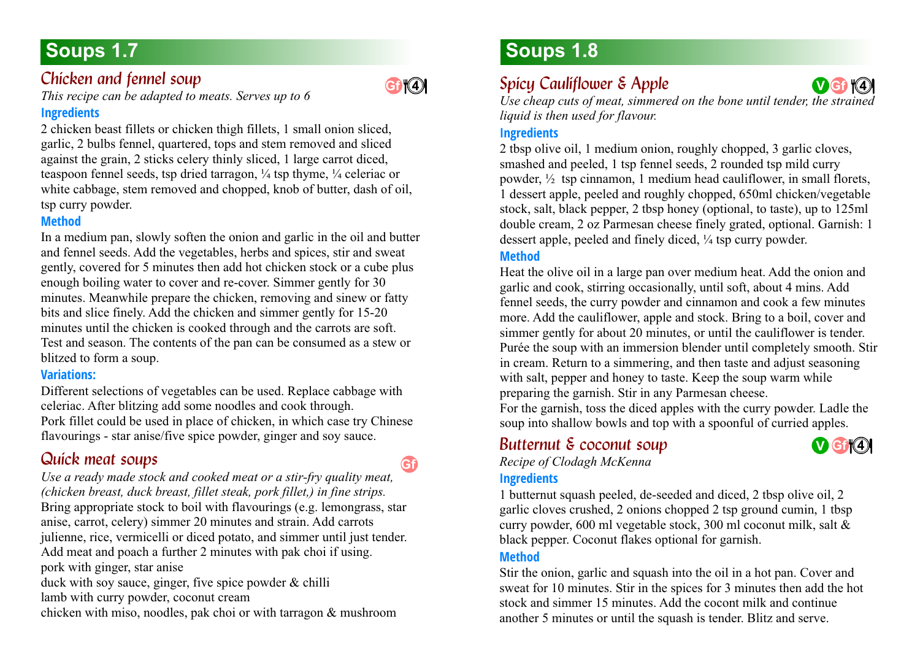# Soups 1.7

## Chicken and fennel soup

Gf 4

*This recipe can be adapted to meats. Serves up to 6*

### Ingredients

2 chicken beast fillets or chicken thigh fillets, 1 small onion sliced, garlic, 2 bulbs fennel, quartered, tops and stem removed and sliced against the grain, 2 sticks celery thinly sliced, 1 large carrot diced, teaspoon fennel seeds, tsp dried tarragon, ¼ tsp thyme, ¼ celeriac or white cabbage, stem removed and chopped, knob of butter, dash of oil, tsp curry powder.

### Method

In a medium pan, slowly soften the onion and garlic in the oil and butter and fennel seeds. Add the vegetables, herbs and spices, stir and sweat gently, covered for 5 minutes then add hot chicken stock or a cube plus enough boiling water to cover and re-cover. Simmer gently for 30 minutes. Meanwhile prepare the chicken, removing and sinew or fatty bits and slice finely. Add the chicken and simmer gently for 15-20 minutes until the chicken is cooked through and the carrots are soft. Test and season. The contents of the pan can be consumed as a stew or blitzed to form a soup.

### Variations:

Different selections of vegetables can be used. Replace cabbage with celeriac. After blitzing add some noodles and cook through.
Pork fillet could be used in place of chicken, in which case try Chinese flavourings - star anise/five spice powder, ginger and soy sauce.

## Quick meat soups

Gf

*Use a ready made stock and cooked meat or a stir-fry quality meat, (chicken breast, duck breast, fillet steak, pork fillet,) in fine strips.*
Bring appropriate stock to boil with flavourings (e.g. lemongrass, star anise, carrot, celery) simmer 20 minutes and strain. Add carrots julienne, rice, vermicelli or diced potato, and simmer until just tender. Add meat and poach a further 2 minutes with pak choi if using.
pork with ginger, star anise
duck with soy sauce, ginger, five spice powder & chilli
lamb with curry powder, coconut cream
chicken with miso, noodles, pak choi or with tarragon & mushroom

# Soups 1.8

## Spicy Cauliflower & Apple

V Gf 4

*Use cheap cuts of meat, simmered on the bone until tender, the strained liquid is then used for flavour.*

### Ingredients

2 tbsp olive oil, 1 medium onion, roughly chopped, 3 garlic cloves, smashed and peeled, 1 tsp fennel seeds, 2 rounded tsp mild curry powder, ½ tsp cinnamon, 1 medium head cauliflower, in small florets, 1 dessert apple, peeled and roughly chopped, 650ml chicken/vegetable stock, salt, black pepper, 2 tbsp honey (optional, to taste), up to 125ml double cream, 2 oz Parmesan cheese finely grated, optional. Garnish: 1 dessert apple, peeled and finely diced, ¼ tsp curry powder.

### Method

Heat the olive oil in a large pan over medium heat. Add the onion and garlic and cook, stirring occasionally, until soft, about 4 mins. Add fennel seeds, the curry powder and cinnamon and cook a few minutes more. Add the cauliflower, apple and stock. Bring to a boil, cover and simmer gently for about 20 minutes, or until the cauliflower is tender. Purée the soup with an immersion blender until completely smooth. Stir in cream. Return to a simmering, and then taste and adjust seasoning with salt, pepper and honey to taste. Keep the soup warm while preparing the garnish. Stir in any Parmesan cheese.
For the garnish, toss the diced apples with the curry powder. Ladle the soup into shallow bowls and top with a spoonful of curried apples.

## Butternut & coconut soup

V Gf 4

*Recipe of Clodagh McKenna*

### Ingredients

1 butternut squash peeled, de-seeded and diced, 2 tbsp olive oil, 2 garlic cloves crushed, 2 onions chopped 2 tsp ground cumin, 1 tbsp curry powder, 600 ml vegetable stock, 300 ml coconut milk, salt & black pepper. Coconut flakes optional for garnish.

### Method

Stir the onion, garlic and squash into the oil in a hot pan. Cover and sweat for 10 minutes. Stir in the spices for 3 minutes then add the hot stock and simmer 15 minutes. Add the cocont milk and continue another 5 minutes or until the squash is tender. Blitz and serve.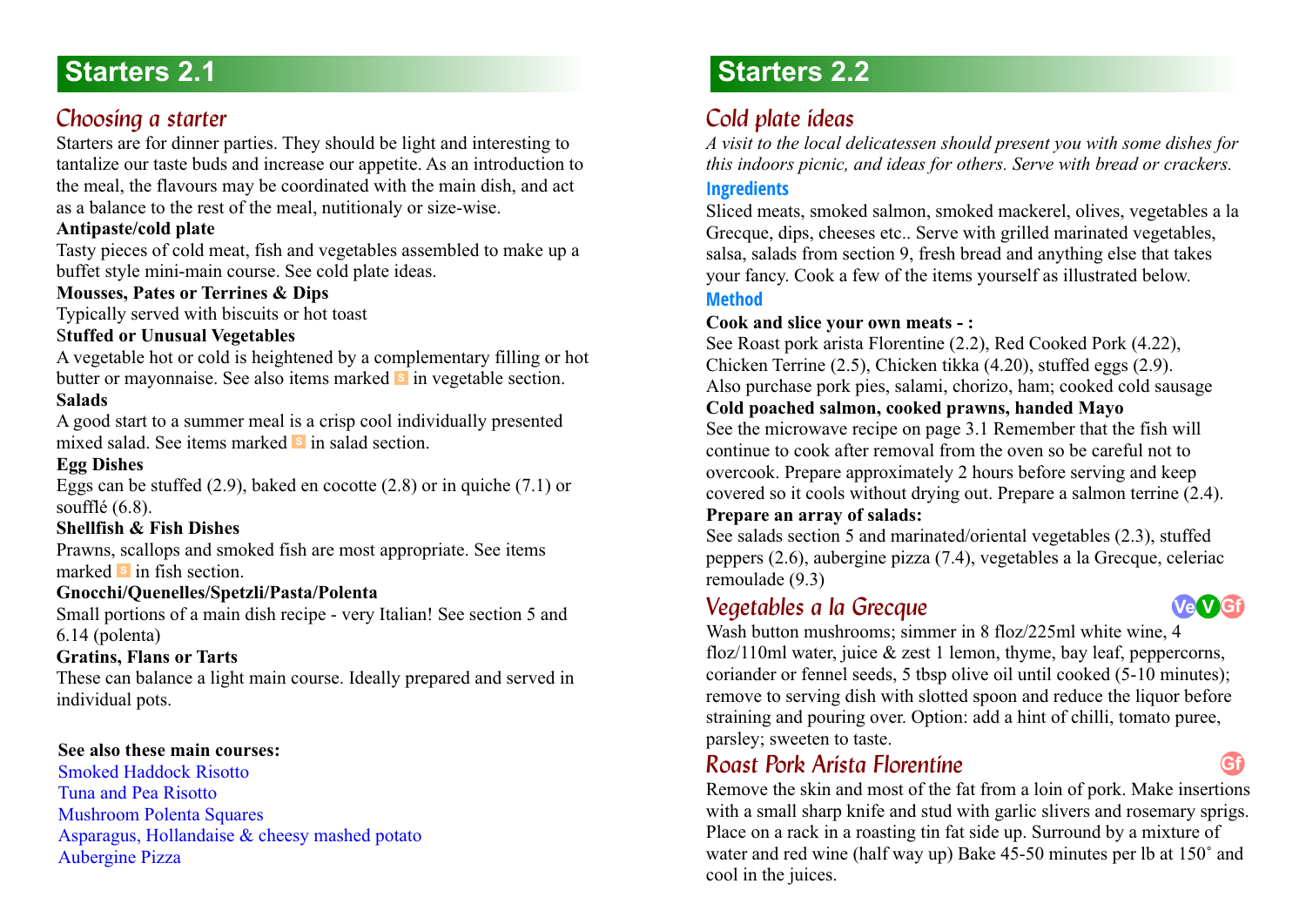# Starters 2.1

## Choosing a starter

Starters are for dinner parties. They should be light and interesting to tantalize our taste buds and increase our appetite. As an introduction to the meal, the flavours may be coordinated with the main dish, and act as a balance to the rest of the meal, nutitionaly or size-wise.

**Antipaste/cold plate**

Tasty pieces of cold meat, fish and vegetables assembled to make up a buffet style mini-main course. See cold plate ideas.

**Mousses, Pates or Terrines & Dips**

Typically served with biscuits or hot toast

**Stuffed or Unusual Vegetables**

A vegetable hot or cold is heightened by a complementary filling or hot butter or mayonnaise. See also items marked S in vegetable section.

**Salads**

A good start to a summer meal is a crisp cool individually presented mixed salad. See items marked S in salad section.

**Egg Dishes**

Eggs can be stuffed (2.9), baked en cocotte (2.8) or in quiche (7.1) or soufflé (6.8).

**Shellfish & Fish Dishes**

Prawns, scallops and smoked fish are most appropriate. See items marked S in fish section.

**Gnocchi/Quenelles/Spetzli/Pasta/Polenta**

Small portions of a main dish recipe - very Italian! See section 5 and 6.14 (polenta)

**Gratins, Flans or Tarts**

These can balance a light main course. Ideally prepared and served in individual pots.

**See also these main courses:**

Smoked Haddock Risotto
Tuna and Pea Risotto
Mushroom Polenta Squares
Asparagus, Hollandaise & cheesy mashed potato
Aubergine Pizza

# Starters 2.2

## Cold plate ideas

*A visit to the local delicatessen should present you with some dishes for this indoors picnic, and ideas for others. Serve with bread or crackers.*

### Ingredients

Sliced meats, smoked salmon, smoked mackerel, olives, vegetables a la Grecque, dips, cheeses etc.. Serve with grilled marinated vegetables, salsa, salads from section 9, fresh bread and anything else that takes your fancy. Cook a few of the items yourself as illustrated below.

### Method

**Cook and slice your own meats - :**

See Roast pork arista Florentine (2.2), Red Cooked Pork (4.22), Chicken Terrine (2.5), Chicken tikka (4.20), stuffed eggs (2.9). Also purchase pork pies, salami, chorizo, ham; cooked cold sausage

**Cold poached salmon, cooked prawns, handed Mayo**

See the microwave recipe on page 3.1 Remember that the fish will continue to cook after removal from the oven so be careful not to overcook. Prepare approximately 2 hours before serving and keep covered so it cools without drying out. Prepare a salmon terrine (2.4).

**Prepare an array of salads:**

See salads section 5 and marinated/oriental vegetables (2.3), stuffed peppers (2.6), aubergine pizza (7.4), vegetables a la Grecque, celeriac remoulade (9.3)

## Vegetables a la Grecque

Ve V Gf

Wash button mushrooms; simmer in 8 floz/225ml white wine, 4 floz/110ml water, juice & zest 1 lemon, thyme, bay leaf, peppercorns, coriander or fennel seeds, 5 tbsp olive oil until cooked (5-10 minutes); remove to serving dish with slotted spoon and reduce the liquor before straining and pouring over. Option: add a hint of chilli, tomato puree, parsley; sweeten to taste.

## Roast Pork Arista Florentine

Gf

Remove the skin and most of the fat from a loin of pork. Make insertions with a small sharp knife and stud with garlic slivers and rosemary sprigs. Place on a rack in a roasting tin fat side up. Surround by a mixture of water and red wine (half way up) Bake 45-50 minutes per lb at 150˚ and cool in the juices.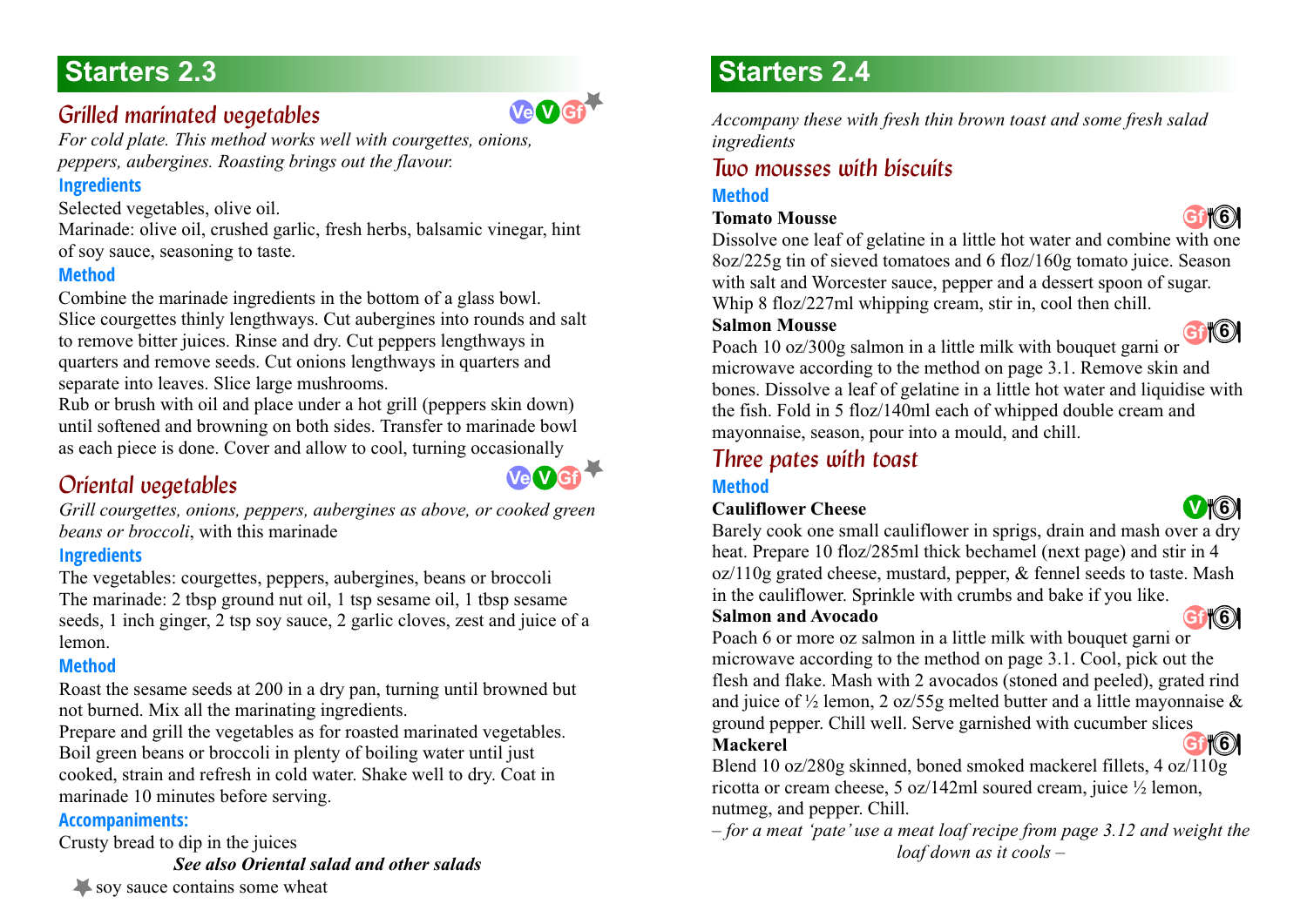## Starters 2.3

### *Grilled marinated vegetables*

Ve V Gf ★

*For cold plate. This method works well with courgettes, onions, peppers, aubergines. Roasting brings out the flavour.*

**Ingredients**

Selected vegetables, olive oil.
Marinade: olive oil, crushed garlic, fresh herbs, balsamic vinegar, hint of soy sauce, seasoning to taste.

**Method**

Combine the marinade ingredients in the bottom of a glass bowl.
Slice courgettes thinly lengthways. Cut aubergines into rounds and salt to remove bitter juices. Rinse and dry. Cut peppers lengthways in quarters and remove seeds. Cut onions lengthways in quarters and separate into leaves. Slice large mushrooms.
Rub or brush with oil and place under a hot grill (peppers skin down) until softened and browning on both sides. Transfer to marinade bowl as each piece is done. Cover and allow to cool, turning occasionally

### *Oriental vegetables*

Ve V Gf ★

*Grill courgettes, onions, peppers, aubergines as above, or cooked green beans or broccoli*, with this marinade

**Ingredients**

The vegetables: courgettes, peppers, aubergines, beans or broccoli
The marinade: 2 tbsp ground nut oil, 1 tsp sesame oil, 1 tbsp sesame seeds, 1 inch ginger, 2 tsp soy sauce, 2 garlic cloves, zest and juice of a lemon.

**Method**

Roast the sesame seeds at 200 in a dry pan, turning until browned but not burned. Mix all the marinating ingredients.
Prepare and grill the vegetables as for roasted marinated vegetables.
Boil green beans or broccoli in plenty of boiling water until just cooked, strain and refresh in cold water. Shake well to dry. Coat in marinade 10 minutes before serving.

**Accompaniments:**

Crusty bread to dip in the juices

***See also Oriental salad and other salads***

★ soy sauce contains some wheat

## Starters 2.4

*Accompany these with fresh thin brown toast and some fresh salad ingredients*

### *Two mousses with biscuits*

**Method**

**Tomato Mousse** Gf 6

Dissolve one leaf of gelatine in a little hot water and combine with one 8oz/225g tin of sieved tomatoes and 6 floz/160g tomato juice. Season with salt and Worcester sauce, pepper and a dessert spoon of sugar. Whip 8 floz/227ml whipping cream, stir in, cool then chill.

**Salmon Mousse** Gf 6

Poach 10 oz/300g salmon in a little milk with bouquet garni or microwave according to the method on page 3.1. Remove skin and bones. Dissolve a leaf of gelatine in a little hot water and liquidise with the fish. Fold in 5 floz/140ml each of whipped double cream and mayonnaise, season, pour into a mould, and chill.

### *Three pates with toast*

**Method**

**Cauliflower Cheese** V 6

Barely cook one small cauliflower in sprigs, drain and mash over a dry heat. Prepare 10 floz/285ml thick bechamel (next page) and stir in 4 oz/110g grated cheese, mustard, pepper, & fennel seeds to taste. Mash in the cauliflower. Sprinkle with crumbs and bake if you like.

**Salmon and Avocado** Gf 6

Poach 6 or more oz salmon in a little milk with bouquet garni or microwave according to the method on page 3.1. Cool, pick out the flesh and flake. Mash with 2 avocados (stoned and peeled), grated rind and juice of ½ lemon, 2 oz/55g melted butter and a little mayonnaise & ground pepper. Chill well. Serve garnished with cucumber slices

**Mackerel** Gf 6

Blend 10 oz/280g skinned, boned smoked mackerel fillets, 4 oz/110g ricotta or cream cheese, 5 oz/142ml soured cream, juice ½ lemon, nutmeg, and pepper. Chill.

*– for a meat 'pate' use a meat loaf recipe from page 3.12 and weight the loaf down as it cools –*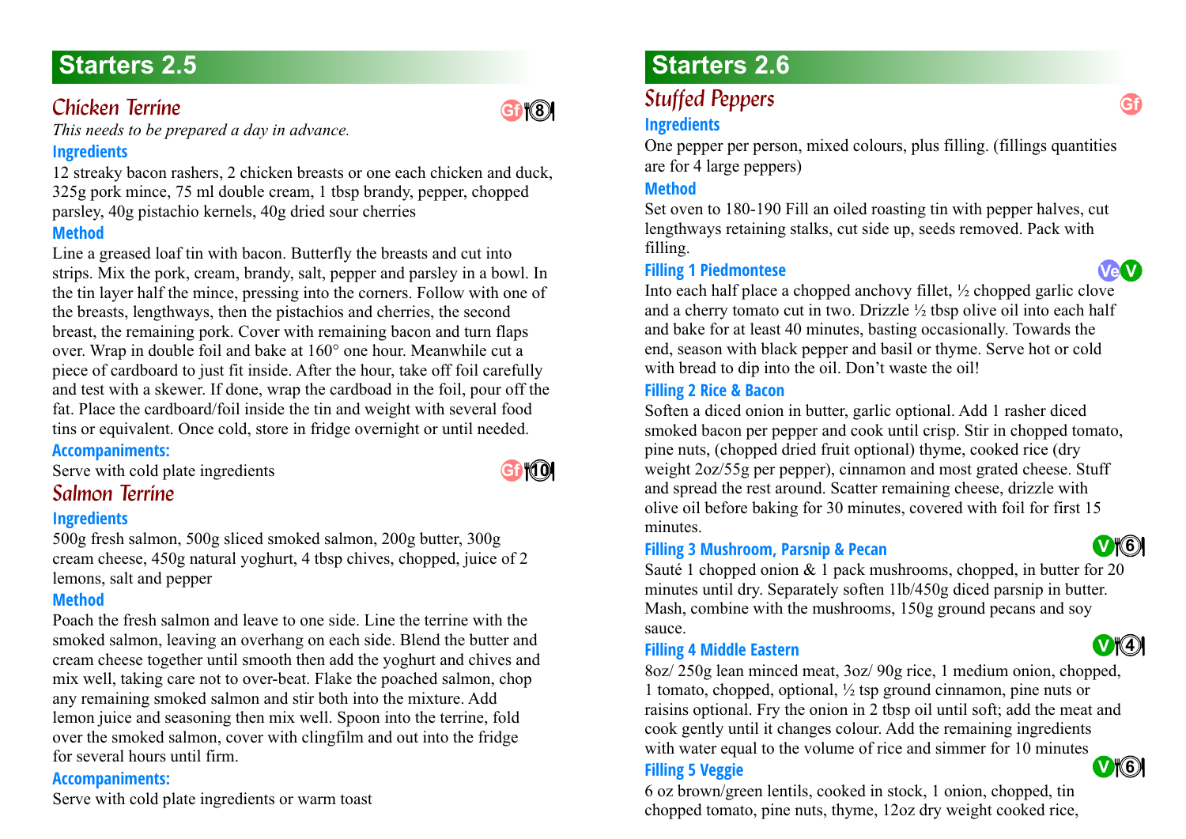# Starters 2.5

## Chicken Terrine

Gf 8

*This needs to be prepared a day in advance.*

### Ingredients

12 streaky bacon rashers, 2 chicken breasts or one each chicken and duck, 325g pork mince, 75 ml double cream, 1 tbsp brandy, pepper, chopped parsley, 40g pistachio kernels, 40g dried sour cherries

### Method

Line a greased loaf tin with bacon. Butterfly the breasts and cut into strips. Mix the pork, cream, brandy, salt, pepper and parsley in a bowl. In the tin layer half the mince, pressing into the corners. Follow with one of the breasts, lengthways, then the pistachios and cherries, the second breast, the remaining pork. Cover with remaining bacon and turn flaps over. Wrap in double foil and bake at 160° one hour. Meanwhile cut a piece of cardboard to just fit inside. After the hour, take off foil carefully and test with a skewer. If done, wrap the cardboad in the foil, pour off the fat. Place the cardboard/foil inside the tin and weight with several food tins or equivalent. Once cold, store in fridge overnight or until needed.

### Accompaniments:

Serve with cold plate ingredients

## Salmon Terrine

Gf 10

### Ingredients

500g fresh salmon, 500g sliced smoked salmon, 200g butter, 300g cream cheese, 450g natural yoghurt, 4 tbsp chives, chopped, juice of 2 lemons, salt and pepper

### Method

Poach the fresh salmon and leave to one side. Line the terrine with the smoked salmon, leaving an overhang on each side. Blend the butter and cream cheese together until smooth then add the yoghurt and chives and mix well, taking care not to over-beat. Flake the poached salmon, chop any remaining smoked salmon and stir both into the mixture. Add lemon juice and seasoning then mix well. Spoon into the terrine, fold over the smoked salmon, cover with clingfilm and out into the fridge for several hours until firm.

### Accompaniments:

Serve with cold plate ingredients or warm toast

# Starters 2.6

## Stuffed Peppers

Gf

### Ingredients

One pepper per person, mixed colours, plus filling. (fillings quantities are for 4 large peppers)

### Method

Set oven to 180-190 Fill an oiled roasting tin with pepper halves, cut lengthways retaining stalks, cut side up, seeds removed. Pack with filling.

### Filling 1 Piedmontese

Ve V

Into each half place a chopped anchovy fillet, ½ chopped garlic clove and a cherry tomato cut in two. Drizzle ½ tbsp olive oil into each half and bake for at least 40 minutes, basting occasionally. Towards the end, season with black pepper and basil or thyme. Serve hot or cold with bread to dip into the oil. Don't waste the oil!

### Filling 2 Rice & Bacon

Soften a diced onion in butter, garlic optional. Add 1 rasher diced smoked bacon per pepper and cook until crisp. Stir in chopped tomato, pine nuts, (chopped dried fruit optional) thyme, cooked rice (dry weight 2oz/55g per pepper), cinnamon and most grated cheese. Stuff and spread the rest around. Scatter remaining cheese, drizzle with olive oil before baking for 30 minutes, covered with foil for first 15 minutes.

### Filling 3 Mushroom, Parsnip & Pecan

V 6

Sauté 1 chopped onion & 1 pack mushrooms, chopped, in butter for 20 minutes until dry. Separately soften 1lb/450g diced parsnip in butter. Mash, combine with the mushrooms, 150g ground pecans and soy sauce.

### Filling 4 Middle Eastern

V 4

8oz/ 250g lean minced meat, 3oz/ 90g rice, 1 medium onion, chopped, 1 tomato, chopped, optional, ½ tsp ground cinnamon, pine nuts or raisins optional. Fry the onion in 2 tbsp oil until soft; add the meat and cook gently until it changes colour. Add the remaining ingredients with water equal to the volume of rice and simmer for 10 minutes

### Filling 5 Veggie

V 6

6 oz brown/green lentils, cooked in stock, 1 onion, chopped, tin chopped tomato, pine nuts, thyme, 12oz dry weight cooked rice,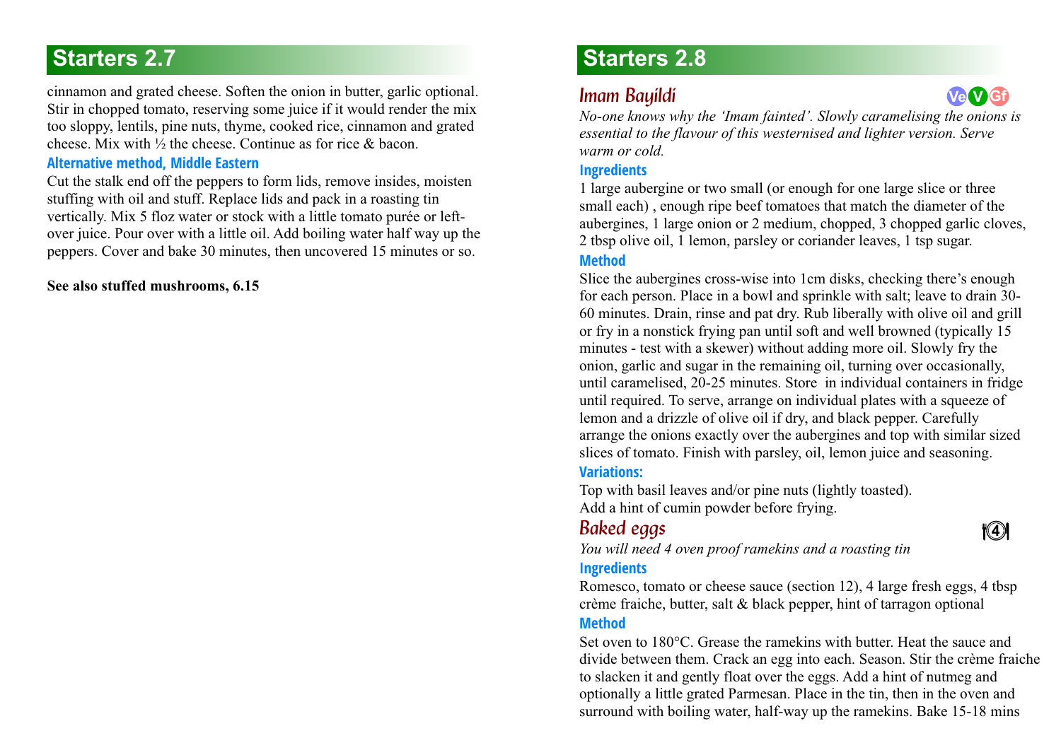## Starters 2.7

cinnamon and grated cheese. Soften the onion in butter, garlic optional. Stir in chopped tomato, reserving some juice if it would render the mix too sloppy, lentils, pine nuts, thyme, cooked rice, cinnamon and grated cheese. Mix with ½ the cheese. Continue as for rice & bacon.

#### Alternative method, Middle Eastern

Cut the stalk end off the peppers to form lids, remove insides, moisten stuffing with oil and stuff. Replace lids and pack in a roasting tin vertically. Mix 5 floz water or stock with a little tomato purée or left-over juice. Pour over with a little oil. Add boiling water half way up the peppers. Cover and bake 30 minutes, then uncovered 15 minutes or so.

**See also stuffed mushrooms, 6.15**

## Starters 2.8

### Imam Bayildi

Ve V Gf

*No-one knows why the 'Imam fainted'. Slowly caramelising the onions is essential to the flavour of this westernised and lighter version. Serve warm or cold.*

#### Ingredients

1 large aubergine or two small (or enough for one large slice or three small each) , enough ripe beef tomatoes that match the diameter of the aubergines, 1 large onion or 2 medium, chopped, 3 chopped garlic cloves, 2 tbsp olive oil, 1 lemon, parsley or coriander leaves, 1 tsp sugar.

#### Method

Slice the aubergines cross-wise into 1cm disks, checking there's enough for each person. Place in a bowl and sprinkle with salt; leave to drain 30-60 minutes. Drain, rinse and pat dry. Rub liberally with olive oil and grill or fry in a nonstick frying pan until soft and well browned (typically 15 minutes - test with a skewer) without adding more oil. Slowly fry the onion, garlic and sugar in the remaining oil, turning over occasionally, until caramelised, 20-25 minutes. Store in individual containers in fridge until required. To serve, arrange on individual plates with a squeeze of lemon and a drizzle of olive oil if dry, and black pepper. Carefully arrange the onions exactly over the aubergines and top with similar sized slices of tomato. Finish with parsley, oil, lemon juice and seasoning.

#### Variations:

Top with basil leaves and/or pine nuts (lightly toasted).
Add a hint of cumin powder before frying.

### Baked eggs

4

*You will need 4 oven proof ramekins and a roasting tin*

#### Ingredients

Romesco, tomato or cheese sauce (section 12), 4 large fresh eggs, 4 tbsp crème fraiche, butter, salt & black pepper, hint of tarragon optional

#### Method

Set oven to 180°C. Grease the ramekins with butter. Heat the sauce and divide between them. Crack an egg into each. Season. Stir the crème fraiche to slacken it and gently float over the eggs. Add a hint of nutmeg and optionally a little grated Parmesan. Place in the tin, then in the oven and surround with boiling water, half-way up the ramekins. Bake 15-18 mins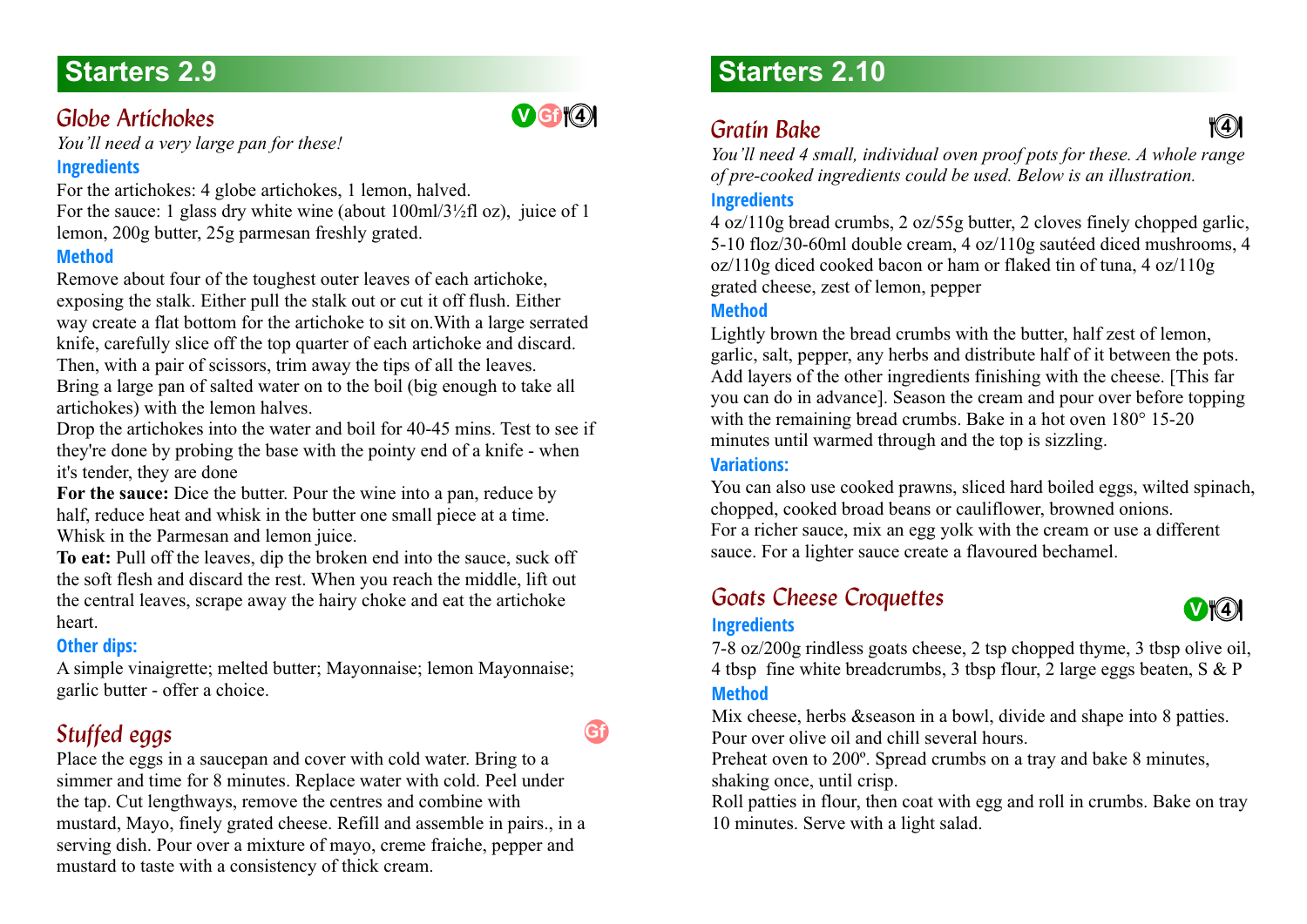## Starters 2.9

### Globe Artichokes

V Gf 4

*You'll need a very large pan for these!*

**Ingredients**

For the artichokes: 4 globe artichokes, 1 lemon, halved.
For the sauce: 1 glass dry white wine (about 100ml/3½fl oz), juice of 1 lemon, 200g butter, 25g parmesan freshly grated.

**Method**

Remove about four of the toughest outer leaves of each artichoke, exposing the stalk. Either pull the stalk out or cut it off flush. Either way create a flat bottom for the artichoke to sit on.With a large serrated knife, carefully slice off the top quarter of each artichoke and discard. Then, with a pair of scissors, trim away the tips of all the leaves.
Bring a large pan of salted water on to the boil (big enough to take all artichokes) with the lemon halves.
Drop the artichokes into the water and boil for 40-45 mins. Test to see if they're done by probing the base with the pointy end of a knife - when it's tender, they are done
**For the sauce:** Dice the butter. Pour the wine into a pan, reduce by half, reduce heat and whisk in the butter one small piece at a time. Whisk in the Parmesan and lemon juice.
**To eat:** Pull off the leaves, dip the broken end into the sauce, suck off the soft flesh and discard the rest. When you reach the middle, lift out the central leaves, scrape away the hairy choke and eat the artichoke heart.

**Other dips:**

A simple vinaigrette; melted butter; Mayonnaise; lemon Mayonnaise; garlic butter - offer a choice.

### Stuffed eggs

Gf

Place the eggs in a saucepan and cover with cold water. Bring to a simmer and time for 8 minutes. Replace water with cold. Peel under the tap. Cut lengthways, remove the centres and combine with mustard, Mayo, finely grated cheese. Refill and assemble in pairs., in a serving dish. Pour over a mixture of mayo, creme fraiche, pepper and mustard to taste with a consistency of thick cream.

## Starters 2.10

### Gratin Bake

4

*You'll need 4 small, individual oven proof pots for these. A whole range of pre-cooked ingredients could be used. Below is an illustration.*

**Ingredients**

4 oz/110g bread crumbs, 2 oz/55g butter, 2 cloves finely chopped garlic, 5-10 floz/30-60ml double cream, 4 oz/110g sautéed diced mushrooms, 4 oz/110g diced cooked bacon or ham or flaked tin of tuna, 4 oz/110g grated cheese, zest of lemon, pepper

**Method**

Lightly brown the bread crumbs with the butter, half zest of lemon, garlic, salt, pepper, any herbs and distribute half of it between the pots. Add layers of the other ingredients finishing with the cheese. [This far you can do in advance]. Season the cream and pour over before topping with the remaining bread crumbs. Bake in a hot oven 180° 15-20 minutes until warmed through and the top is sizzling.

**Variations:**

You can also use cooked prawns, sliced hard boiled eggs, wilted spinach, chopped, cooked broad beans or cauliflower, browned onions.
For a richer sauce, mix an egg yolk with the cream or use a different sauce. For a lighter sauce create a flavoured bechamel.

### Goats Cheese Croquettes

V 4

**Ingredients**

7-8 oz/200g rindless goats cheese, 2 tsp chopped thyme, 3 tbsp olive oil, 4 tbsp fine white breadcrumbs, 3 tbsp flour, 2 large eggs beaten, S & P

**Method**

Mix cheese, herbs &season in a bowl, divide and shape into 8 patties. Pour over olive oil and chill several hours.
Preheat oven to 200º. Spread crumbs on a tray and bake 8 minutes, shaking once, until crisp.
Roll patties in flour, then coat with egg and roll in crumbs. Bake on tray 10 minutes. Serve with a light salad.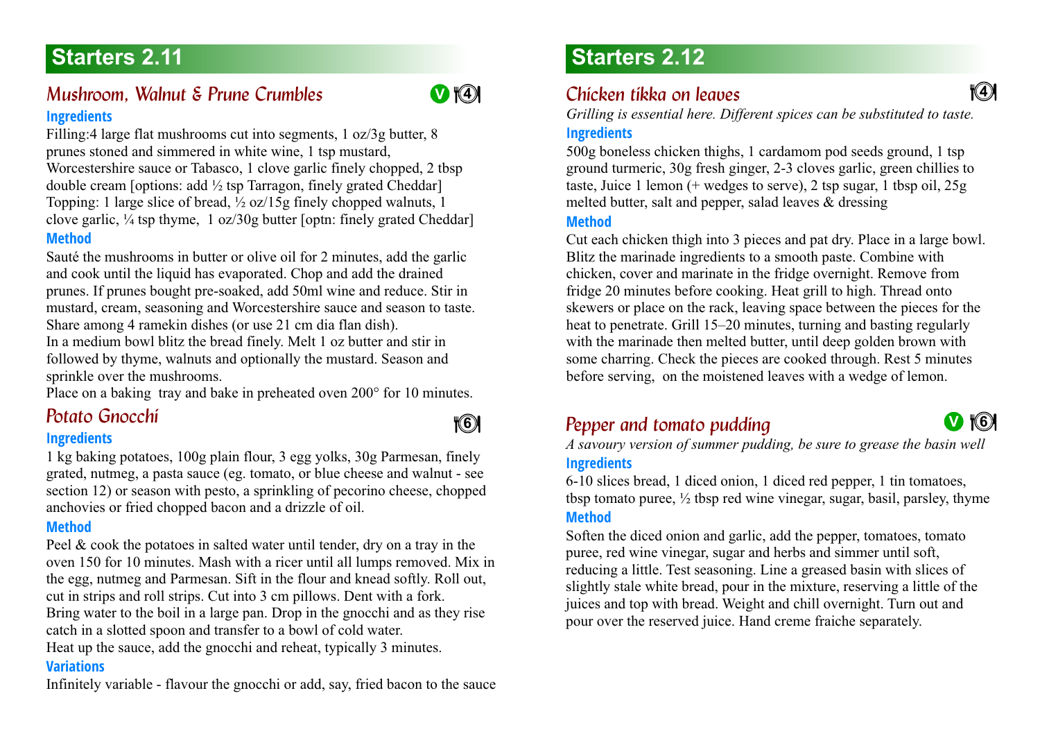# Starters 2.11

## *Mushroom, Walnut & Prune Crumbles*

V 4

### Ingredients

Filling:4 large flat mushrooms cut into segments, 1 oz/3g butter, 8 prunes stoned and simmered in white wine, 1 tsp mustard, Worcestershire sauce or Tabasco, 1 clove garlic finely chopped, 2 tbsp double cream [options: add ½ tsp Tarragon, finely grated Cheddar]
Topping: 1 large slice of bread, ½ oz/15g finely chopped walnuts, 1 clove garlic, ¼ tsp thyme, 1 oz/30g butter [optn: finely grated Cheddar]

### Method

Sauté the mushrooms in butter or olive oil for 2 minutes, add the garlic and cook until the liquid has evaporated. Chop and add the drained prunes. If prunes bought pre-soaked, add 50ml wine and reduce. Stir in mustard, cream, seasoning and Worcestershire sauce and season to taste. Share among 4 ramekin dishes (or use 21 cm dia flan dish).
In a medium bowl blitz the bread finely. Melt 1 oz butter and stir in followed by thyme, walnuts and optionally the mustard. Season and sprinkle over the mushrooms.
Place on a baking tray and bake in preheated oven 200° for 10 minutes.

## *Potato Gnocchi*

6

### Ingredients

1 kg baking potatoes, 100g plain flour, 3 egg yolks, 30g Parmesan, finely grated, nutmeg, a pasta sauce (eg. tomato, or blue cheese and walnut - see section 12) or season with pesto, a sprinkling of pecorino cheese, chopped anchovies or fried chopped bacon and a drizzle of oil.

### Method

Peel & cook the potatoes in salted water until tender, dry on a tray in the oven 150 for 10 minutes. Mash with a ricer until all lumps removed. Mix in the egg, nutmeg and Parmesan. Sift in the flour and knead softly. Roll out, cut in strips and roll strips. Cut into 3 cm pillows. Dent with a fork.
Bring water to the boil in a large pan. Drop in the gnocchi and as they rise catch in a slotted spoon and transfer to a bowl of cold water.
Heat up the sauce, add the gnocchi and reheat, typically 3 minutes.

### Variations

Infinitely variable - flavour the gnocchi or add, say, fried bacon to the sauce

# Starters 2.12

## *Chicken tikka on leaves*

4

*Grilling is essential here. Different spices can be substituted to taste.*

### Ingredients

500g boneless chicken thighs, 1 cardamom pod seeds ground, 1 tsp ground turmeric, 30g fresh ginger, 2-3 cloves garlic, green chillies to taste, Juice 1 lemon (+ wedges to serve), 2 tsp sugar, 1 tbsp oil, 25g melted butter, salt and pepper, salad leaves & dressing

### Method

Cut each chicken thigh into 3 pieces and pat dry. Place in a large bowl. Blitz the marinade ingredients to a smooth paste. Combine with chicken, cover and marinate in the fridge overnight. Remove from fridge 20 minutes before cooking. Heat grill to high. Thread onto skewers or place on the rack, leaving space between the pieces for the heat to penetrate. Grill 15–20 minutes, turning and basting regularly with the marinade then melted butter, until deep golden brown with some charring. Check the pieces are cooked through. Rest 5 minutes before serving, on the moistened leaves with a wedge of lemon.

## *Pepper and tomato pudding*

V 6

*A savoury version of summer pudding, be sure to grease the basin well*

### Ingredients

6-10 slices bread, 1 diced onion, 1 diced red pepper, 1 tin tomatoes, tbsp tomato puree, ½ tbsp red wine vinegar, sugar, basil, parsley, thyme

### Method

Soften the diced onion and garlic, add the pepper, tomatoes, tomato puree, red wine vinegar, sugar and herbs and simmer until soft, reducing a little. Test seasoning. Line a greased basin with slices of slightly stale white bread, pour in the mixture, reserving a little of the juices and top with bread. Weight and chill overnight. Turn out and pour over the reserved juice. Hand creme fraiche separately.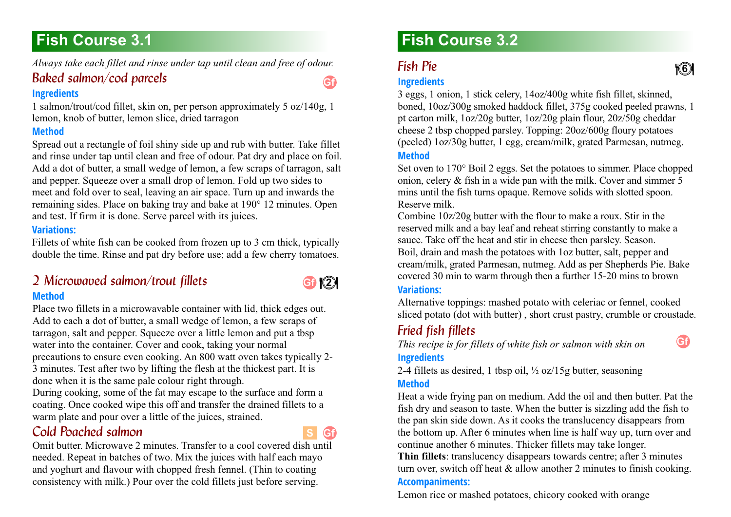## Fish Course 3.1

*Always take each fillet and rinse under tap until clean and free of odour.*

### Baked salmon/cod parcels

Gf

**Ingredients**

1 salmon/trout/cod fillet, skin on, per person approximately 5 oz/140g, 1 lemon, knob of butter, lemon slice, dried tarragon

**Method**

Spread out a rectangle of foil shiny side up and rub with butter. Take fillet and rinse under tap until clean and free of odour. Pat dry and place on foil. Add a dot of butter, a small wedge of lemon, a few scraps of tarragon, salt and pepper. Squeeze over a small drop of lemon. Fold up two sides to meet and fold over to seal, leaving an air space. Turn up and inwards the remaining sides. Place on baking tray and bake at 190° 12 minutes. Open and test. If firm it is done. Serve parcel with its juices.

**Variations:**

Fillets of white fish can be cooked from frozen up to 3 cm thick, typically double the time. Rinse and pat dry before use; add a few cherry tomatoes.

### 2 Microwaved salmon/trout fillets

Gf 2

**Method**

Place two fillets in a microwavable container with lid, thick edges out. Add to each a dot of butter, a small wedge of lemon, a few scraps of tarragon, salt and pepper. Squeeze over a little lemon and put a tbsp water into the container. Cover and cook, taking your normal precautions to ensure even cooking. An 800 watt oven takes typically 2-3 minutes. Test after two by lifting the flesh at the thickest part. It is done when it is the same pale colour right through.

During cooking, some of the fat may escape to the surface and form a coating. Once cooked wipe this off and transfer the drained fillets to a warm plate and pour over a little of the juices, strained.

### Cold Poached salmon

S Gf

Omit butter. Microwave 2 minutes. Transfer to a cool covered dish until needed. Repeat in batches of two. Mix the juices with half each mayo and yoghurt and flavour with chopped fresh fennel. (Thin to coating consistency with milk.) Pour over the cold fillets just before serving.

## Fish Course 3.2

### Fish Pie

6

**Ingredients**

3 eggs, 1 onion, 1 stick celery, 14oz/400g white fish fillet, skinned, boned, 10oz/300g smoked haddock fillet, 375g cooked peeled prawns, 1 pt carton milk, 1oz/20g butter, 1oz/20g plain flour, 20z/50g cheddar cheese 2 tbsp chopped parsley. Topping: 20oz/600g floury potatoes (peeled) 1oz/30g butter, 1 egg, cream/milk, grated Parmesan, nutmeg.

**Method**

Set oven to 170° Boil 2 eggs. Set the potatoes to simmer. Place chopped onion, celery & fish in a wide pan with the milk. Cover and simmer 5 mins until the fish turns opaque. Remove solids with slotted spoon. Reserve milk.

Combine 10z/20g butter with the flour to make a roux. Stir in the reserved milk and a bay leaf and reheat stirring constantly to make a sauce. Take off the heat and stir in cheese then parsley. Season.

Boil, drain and mash the potatoes with 1oz butter, salt, pepper and cream/milk, grated Parmesan, nutmeg. Add as per Shepherds Pie. Bake covered 30 min to warm through then a further 15-20 mins to brown

**Variations:**

Alternative toppings: mashed potato with celeriac or fennel, cooked sliced potato (dot with butter) , short crust pastry, crumble or croustade.

### Fried fish fillets

*This recipe is for fillets of white fish or salmon with skin on*

Gf

**Ingredients**

2-4 fillets as desired, 1 tbsp oil, ½ oz/15g butter, seasoning

**Method**

Heat a wide frying pan on medium. Add the oil and then butter. Pat the fish dry and season to taste. When the butter is sizzling add the fish to the pan skin side down. As it cooks the translucency disappears from the bottom up. After 6 minutes when line is half way up, turn over and continue another 6 minutes. Thicker fillets may take longer.

**Thin fillets**: translucency disappears towards centre; after 3 minutes turn over, switch off heat & allow another 2 minutes to finish cooking.

**Accompaniments:**

Lemon rice or mashed potatoes, chicory cooked with orange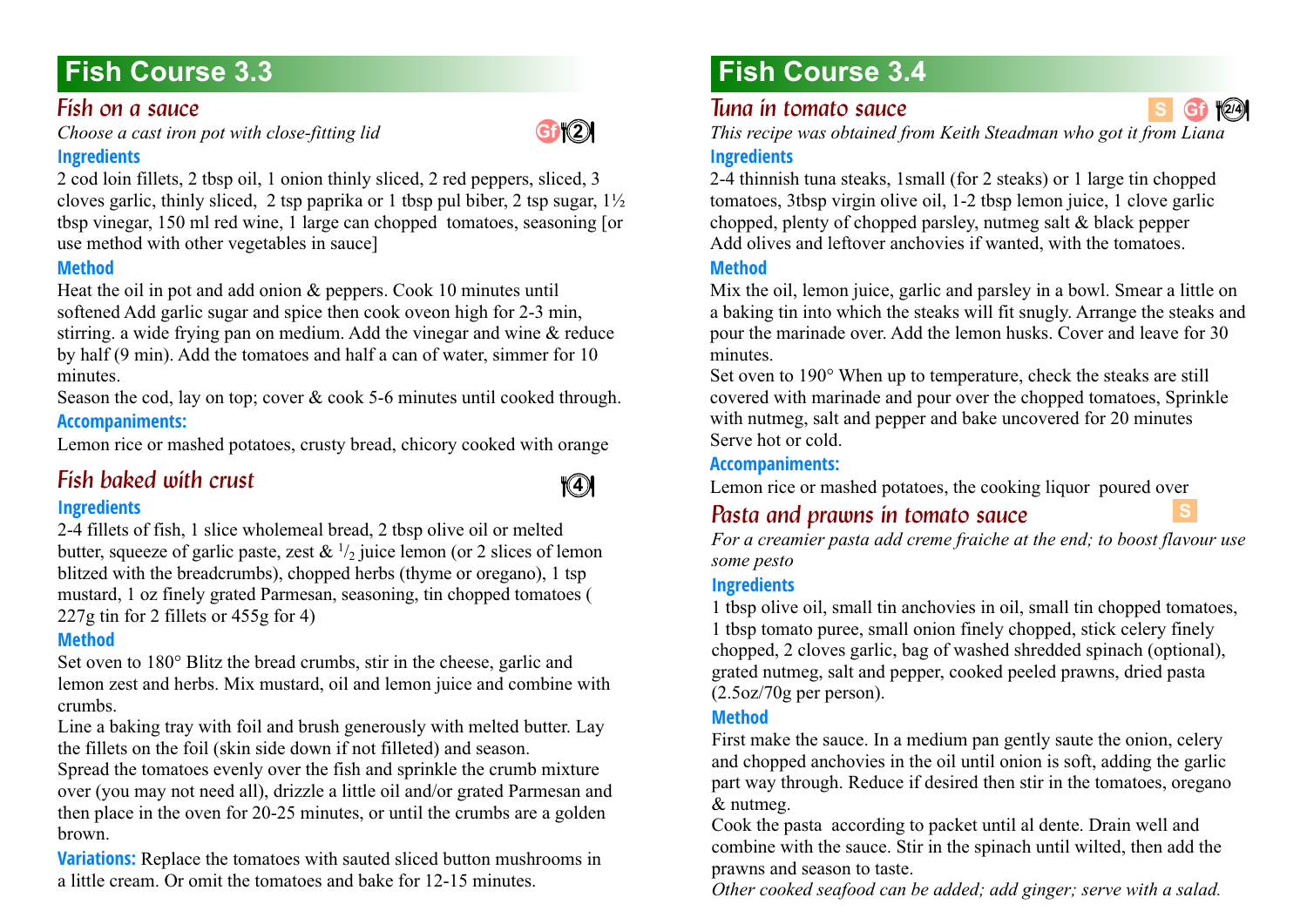# Fish Course 3.3

## Fish on a sauce

*Choose a cast iron pot with close-fitting lid*

Gf 2

### Ingredients

2 cod loin fillets, 2 tbsp oil, 1 onion thinly sliced, 2 red peppers, sliced, 3 cloves garlic, thinly sliced, 2 tsp paprika or 1 tbsp pul biber, 2 tsp sugar, 1½ tbsp vinegar, 150 ml red wine, 1 large can chopped tomatoes, seasoning [or use method with other vegetables in sauce]

### Method

Heat the oil in pot and add onion & peppers. Cook 10 minutes until softened Add garlic sugar and spice then cook oveon high for 2-3 min, stirring. a wide frying pan on medium. Add the vinegar and wine & reduce by half (9 min). Add the tomatoes and half a can of water, simmer for 10 minutes.

Season the cod, lay on top; cover & cook 5-6 minutes until cooked through.

### Accompaniments:

Lemon rice or mashed potatoes, crusty bread, chicory cooked with orange

## Fish baked with crust

4

### Ingredients

2-4 fillets of fish, 1 slice wholemeal bread, 2 tbsp olive oil or melted butter, squeeze of garlic paste, zest & $^1/_2$ juice lemon (or 2 slices of lemon blitzed with the breadcrumbs), chopped herbs (thyme or oregano), 1 tsp mustard, 1 oz finely grated Parmesan, seasoning, tin chopped tomatoes ( 227g tin for 2 fillets or 455g for 4)

### Method

Set oven to 180° Blitz the bread crumbs, stir in the cheese, garlic and lemon zest and herbs. Mix mustard, oil and lemon juice and combine with crumbs.

Line a baking tray with foil and brush generously with melted butter. Lay the fillets on the foil (skin side down if not filleted) and season.

Spread the tomatoes evenly over the fish and sprinkle the crumb mixture over (you may not need all), drizzle a little oil and/or grated Parmesan and then place in the oven for 20-25 minutes, or until the crumbs are a golden brown.

**Variations:** Replace the tomatoes with sauted sliced button mushrooms in a little cream. Or omit the tomatoes and bake for 12-15 minutes.

# Fish Course 3.4

## Tuna in tomato sauce

S Gf 2/4

*This recipe was obtained from Keith Steadman who got it from Liana*

### Ingredients

2-4 thinnish tuna steaks, 1small (for 2 steaks) or 1 large tin chopped tomatoes, 3tbsp virgin olive oil, 1-2 tbsp lemon juice, 1 clove garlic chopped, plenty of chopped parsley, nutmeg salt & black pepper
Add olives and leftover anchovies if wanted, with the tomatoes.

### Method

Mix the oil, lemon juice, garlic and parsley in a bowl. Smear a little on a baking tin into which the steaks will fit snugly. Arrange the steaks and pour the marinade over. Add the lemon husks. Cover and leave for 30 minutes.

Set oven to 190° When up to temperature, check the steaks are still covered with marinade and pour over the chopped tomatoes, Sprinkle with nutmeg, salt and pepper and bake uncovered for 20 minutes
Serve hot or cold.

### Accompaniments:

Lemon rice or mashed potatoes, the cooking liquor poured over

## Pasta and prawns in tomato sauce

S

*For a creamier pasta add creme fraiche at the end; to boost flavour use some pesto*

### Ingredients

1 tbsp olive oil, small tin anchovies in oil, small tin chopped tomatoes, 1 tbsp tomato puree, small onion finely chopped, stick celery finely chopped, 2 cloves garlic, bag of washed shredded spinach (optional), grated nutmeg, salt and pepper, cooked peeled prawns, dried pasta (2.5oz/70g per person).

### Method

First make the sauce. In a medium pan gently saute the onion, celery and chopped anchovies in the oil until onion is soft, adding the garlic part way through. Reduce if desired then stir in the tomatoes, oregano & nutmeg.

Cook the pasta according to packet until al dente. Drain well and combine with the sauce. Stir in the spinach until wilted, then add the prawns and season to taste.

*Other cooked seafood can be added; add ginger; serve with a salad.*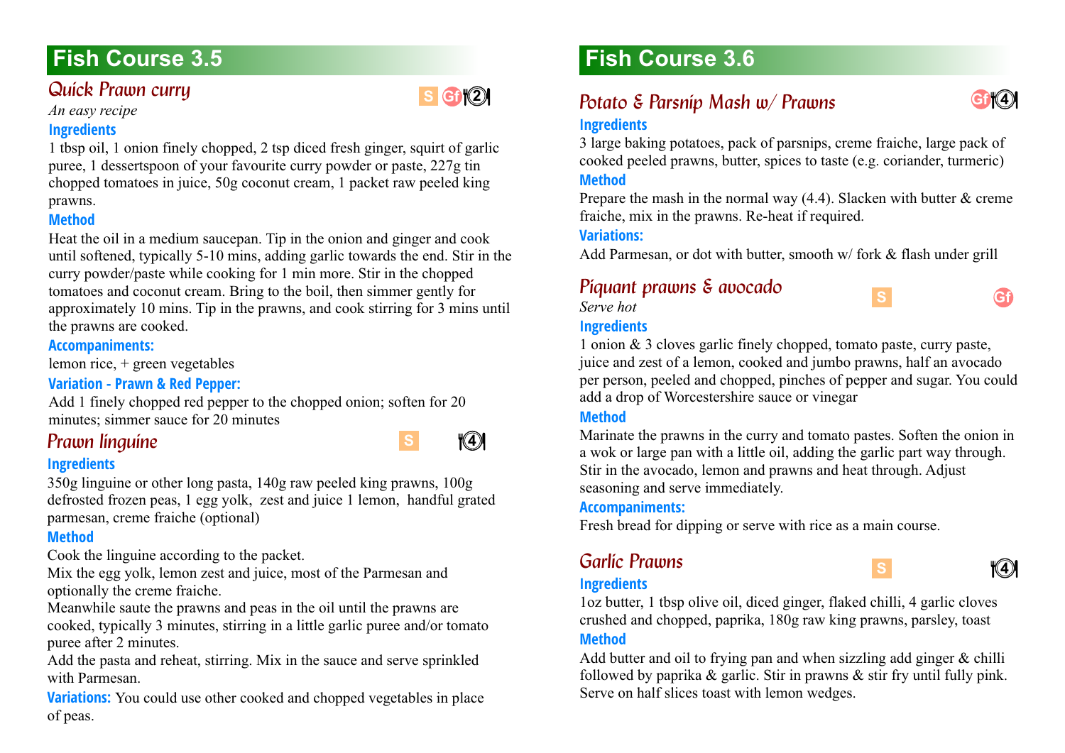# Fish Course 3.5

## Quick Prawn curry

S Gf 2

*An easy recipe*

### Ingredients

1 tbsp oil, 1 onion finely chopped, 2 tsp diced fresh ginger, squirt of garlic puree, 1 dessertspoon of your favourite curry powder or paste, 227g tin chopped tomatoes in juice, 50g coconut cream, 1 packet raw peeled king prawns.

### Method

Heat the oil in a medium saucepan. Tip in the onion and ginger and cook until softened, typically 5-10 mins, adding garlic towards the end. Stir in the curry powder/paste while cooking for 1 min more. Stir in the chopped tomatoes and coconut cream. Bring to the boil, then simmer gently for approximately 10 mins. Tip in the prawns, and cook stirring for 3 mins until the prawns are cooked.

### Accompaniments:

lemon rice, + green vegetables

### Variation - Prawn & Red Pepper:

Add 1 finely chopped red pepper to the chopped onion; soften for 20 minutes; simmer sauce for 20 minutes

## Prawn linguine

S 4

### Ingredients

350g linguine or other long pasta, 140g raw peeled king prawns, 100g defrosted frozen peas, 1 egg yolk, zest and juice 1 lemon, handful grated parmesan, creme fraiche (optional)

### Method

Cook the linguine according to the packet.

Mix the egg yolk, lemon zest and juice, most of the Parmesan and optionally the creme fraiche.

Meanwhile saute the prawns and peas in the oil until the prawns are cooked, typically 3 minutes, stirring in a little garlic puree and/or tomato puree after 2 minutes.

Add the pasta and reheat, stirring. Mix in the sauce and serve sprinkled with Parmesan.

**Variations:** You could use other cooked and chopped vegetables in place of peas.

# Fish Course 3.6

## Potato & Parsnip Mash w/ Prawns

Gf 4

### Ingredients

3 large baking potatoes, pack of parsnips, creme fraiche, large pack of cooked peeled prawns, butter, spices to taste (e.g. coriander, turmeric)

### Method

Prepare the mash in the normal way (4.4). Slacken with butter & creme fraiche, mix in the prawns. Re-heat if required.

### Variations:

Add Parmesan, or dot with butter, smooth w/ fork & flash under grill

## Piquant prawns & avocado

S Gf

*Serve hot*

### Ingredients

1 onion & 3 cloves garlic finely chopped, tomato paste, curry paste, juice and zest of a lemon, cooked and jumbo prawns, half an avocado per person, peeled and chopped, pinches of pepper and sugar. You could add a drop of Worcestershire sauce or vinegar

### Method

Marinate the prawns in the curry and tomato pastes. Soften the onion in a wok or large pan with a little oil, adding the garlic part way through. Stir in the avocado, lemon and prawns and heat through. Adjust seasoning and serve immediately.

### Accompaniments:

Fresh bread for dipping or serve with rice as a main course.

## Garlic Prawns

S 4

### Ingredients

1oz butter, 1 tbsp olive oil, diced ginger, flaked chilli, 4 garlic cloves crushed and chopped, paprika, 180g raw king prawns, parsley, toast

### Method

Add butter and oil to frying pan and when sizzling add ginger & chilli followed by paprika & garlic. Stir in prawns & stir fry until fully pink. Serve on half slices toast with lemon wedges.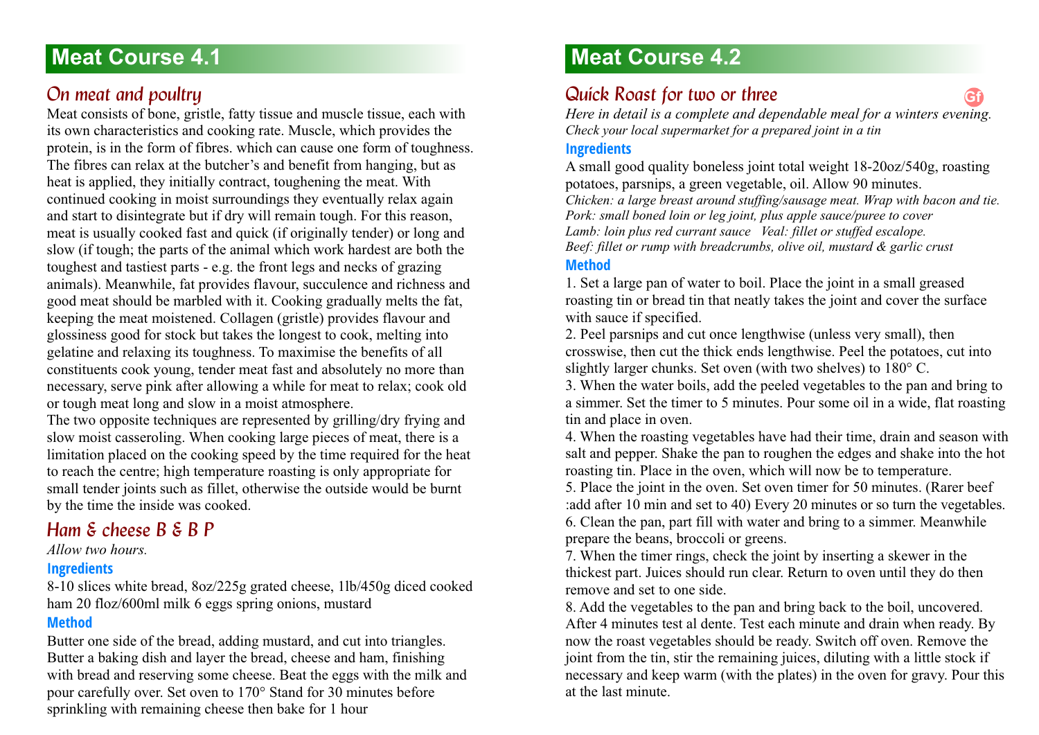# Meat Course 4.1

## On meat and poultry

Meat consists of bone, gristle, fatty tissue and muscle tissue, each with its own characteristics and cooking rate. Muscle, which provides the protein, is in the form of fibres. which can cause one form of toughness. The fibres can relax at the butcher's and benefit from hanging, but as heat is applied, they initially contract, toughening the meat. With continued cooking in moist surroundings they eventually relax again and start to disintegrate but if dry will remain tough. For this reason, meat is usually cooked fast and quick (if originally tender) or long and slow (if tough; the parts of the animal which work hardest are both the toughest and tastiest parts - e.g. the front legs and necks of grazing animals). Meanwhile, fat provides flavour, succulence and richness and good meat should be marbled with it. Cooking gradually melts the fat, keeping the meat moistened. Collagen (gristle) provides flavour and glossiness good for stock but takes the longest to cook, melting into gelatine and relaxing its toughness. To maximise the benefits of all constituents cook young, tender meat fast and absolutely no more than necessary, serve pink after allowing a while for meat to relax; cook old or tough meat long and slow in a moist atmosphere.

The two opposite techniques are represented by grilling/dry frying and slow moist casseroling. When cooking large pieces of meat, there is a limitation placed on the cooking speed by the time required for the heat to reach the centre; high temperature roasting is only appropriate for small tender joints such as fillet, otherwise the outside would be burnt by the time the inside was cooked.

## Ham & cheese B & B P

*Allow two hours.*

### Ingredients

8-10 slices white bread, 8oz/225g grated cheese, 1lb/450g diced cooked ham 20 floz/600ml milk 6 eggs spring onions, mustard

### Method

Butter one side of the bread, adding mustard, and cut into triangles. Butter a baking dish and layer the bread, cheese and ham, finishing with bread and reserving some cheese. Beat the eggs with the milk and pour carefully over. Set oven to 170° Stand for 30 minutes before sprinkling with remaining cheese then bake for 1 hour

# Meat Course 4.2

## Quick Roast for two or three

Gf

*Here in detail is a complete and dependable meal for a winters evening. Check your local supermarket for a prepared joint in a tin*

### Ingredients

A small good quality boneless joint total weight 18-20oz/540g, roasting potatoes, parsnips, a green vegetable, oil. Allow 90 minutes.

*Chicken: a large breast around stuffing/sausage meat. Wrap with bacon and tie.*
*Pork: small boned loin or leg joint, plus apple sauce/puree to cover*
*Lamb: loin plus red currant sauce Veal: fillet or stuffed escalope.*
*Beef: fillet or rump with breadcrumbs, olive oil, mustard & garlic crust*

### Method

1. Set a large pan of water to boil. Place the joint in a small greased roasting tin or bread tin that neatly takes the joint and cover the surface with sauce if specified.
2. Peel parsnips and cut once lengthwise (unless very small), then crosswise, then cut the thick ends lengthwise. Peel the potatoes, cut into slightly larger chunks. Set oven (with two shelves) to 180° C.
3. When the water boils, add the peeled vegetables to the pan and bring to a simmer. Set the timer to 5 minutes. Pour some oil in a wide, flat roasting tin and place in oven.
4. When the roasting vegetables have had their time, drain and season with salt and pepper. Shake the pan to roughen the edges and shake into the hot roasting tin. Place in the oven, which will now be to temperature.
5. Place the joint in the oven. Set oven timer for 50 minutes. (Rarer beef :add after 10 min and set to 40) Every 20 minutes or so turn the vegetables.
6. Clean the pan, part fill with water and bring to a simmer. Meanwhile prepare the beans, broccoli or greens.
7. When the timer rings, check the joint by inserting a skewer in the thickest part. Juices should run clear. Return to oven until they do then remove and set to one side.
8. Add the vegetables to the pan and bring back to the boil, uncovered. After 4 minutes test al dente. Test each minute and drain when ready. By now the roast vegetables should be ready. Switch off oven. Remove the joint from the tin, stir the remaining juices, diluting with a little stock if necessary and keep warm (with the plates) in the oven for gravy. Pour this at the last minute.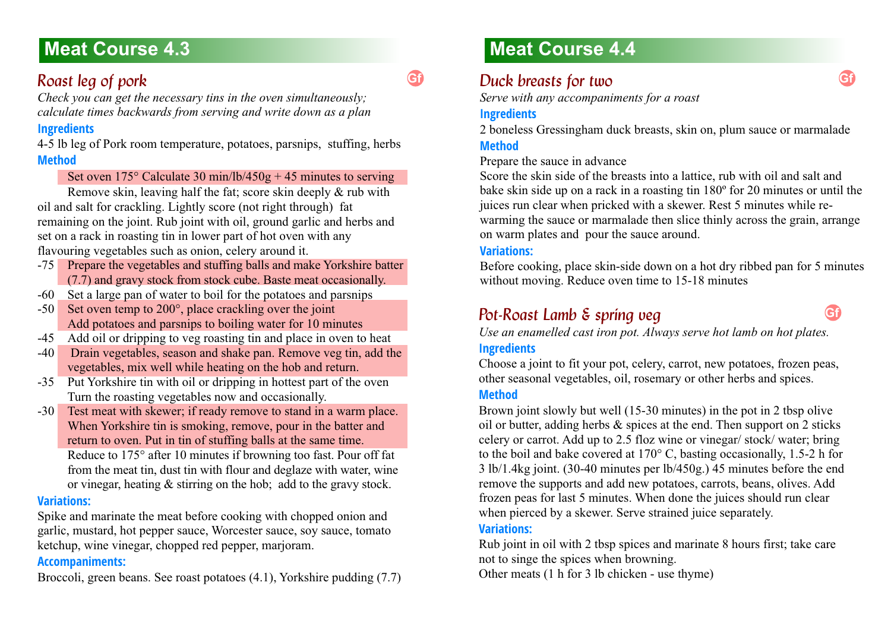# Meat Course 4.3

## *Roast leg of pork*

Gf

*Check you can get the necessary tins in the oven simultaneously; calculate times backwards from serving and write down as a plan*

### Ingredients

4-5 lb leg of Pork room temperature, potatoes, parsnips, stuffing, herbs

### Method

Set oven 175° Calculate 30 min/lb/450g + 45 minutes to serving

Remove skin, leaving half the fat; score skin deeply & rub with oil and salt for crackling. Lightly score (not right through) fat remaining on the joint. Rub joint with oil, ground garlic and herbs and set on a rack in roasting tin in lower part of hot oven with any flavouring vegetables such as onion, celery around it.

- -75 Prepare the vegetables and stuffing balls and make Yorkshire batter (7.7) and gravy stock from stock cube. Baste meat occasionally.
- -60 Set a large pan of water to boil for the potatoes and parsnips
- -50 Set oven temp to 200°, place crackling over the joint. Add potatoes and parsnips to boiling water for 10 minutes
- -45 Add oil or dripping to veg roasting tin and place in oven to heat
- -40 Drain vegetables, season and shake pan. Remove veg tin, add the vegetables, mix well while heating on the hob and return.
- -35 Put Yorkshire tin with oil or dripping in hottest part of the oven. Turn the roasting vegetables now and occasionally.
- -30 Test meat with skewer; if ready remove to stand in a warm place. When Yorkshire tin is smoking, remove, pour in the batter and return to oven. Put in tin of stuffing balls at the same time.

Reduce to 175° after 10 minutes if browning too fast. Pour off fat from the meat tin, dust tin with flour and deglaze with water, wine or vinegar, heating & stirring on the hob; add to the gravy stock.

### Variations:

Spike and marinate the meat before cooking with chopped onion and garlic, mustard, hot pepper sauce, Worcester sauce, soy sauce, tomato ketchup, wine vinegar, chopped red pepper, marjoram.

### Accompaniments:

Broccoli, green beans. See roast potatoes (4.1), Yorkshire pudding (7.7)

# Meat Course 4.4

## *Duck breasts for two*

Gf

*Serve with any accompaniments for a roast*

### Ingredients

2 boneless Gressingham duck breasts, skin on, plum sauce or marmalade

### Method

Prepare the sauce in advance

Score the skin side of the breasts into a lattice, rub with oil and salt and bake skin side up on a rack in a roasting tin 180º for 20 minutes or until the juices run clear when pricked with a skewer. Rest 5 minutes while re-warming the sauce or marmalade then slice thinly across the grain, arrange on warm plates and pour the sauce around.

### Variations:

Before cooking, place skin-side down on a hot dry ribbed pan for 5 minutes without moving. Reduce oven time to 15-18 minutes

## *Pot-Roast Lamb & spring veg*

Gf

*Use an enamelled cast iron pot. Always serve hot lamb on hot plates.*

### Ingredients

Choose a joint to fit your pot, celery, carrot, new potatoes, frozen peas, other seasonal vegetables, oil, rosemary or other herbs and spices.

### Method

Brown joint slowly but well (15-30 minutes) in the pot in 2 tbsp olive oil or butter, adding herbs & spices at the end. Then support on 2 sticks celery or carrot. Add up to 2.5 floz wine or vinegar/ stock/ water; bring to the boil and bake covered at 170° C, basting occasionally, 1.5-2 h for 3 lb/1.4kg joint. (30-40 minutes per lb/450g.) 45 minutes before the end remove the supports and add new potatoes, carrots, beans, olives. Add frozen peas for last 5 minutes. When done the juices should run clear when pierced by a skewer. Serve strained juice separately.

### Variations:

Rub joint in oil with 2 tbsp spices and marinate 8 hours first; take care not to singe the spices when browning.

Other meats (1 h for 3 lb chicken - use thyme)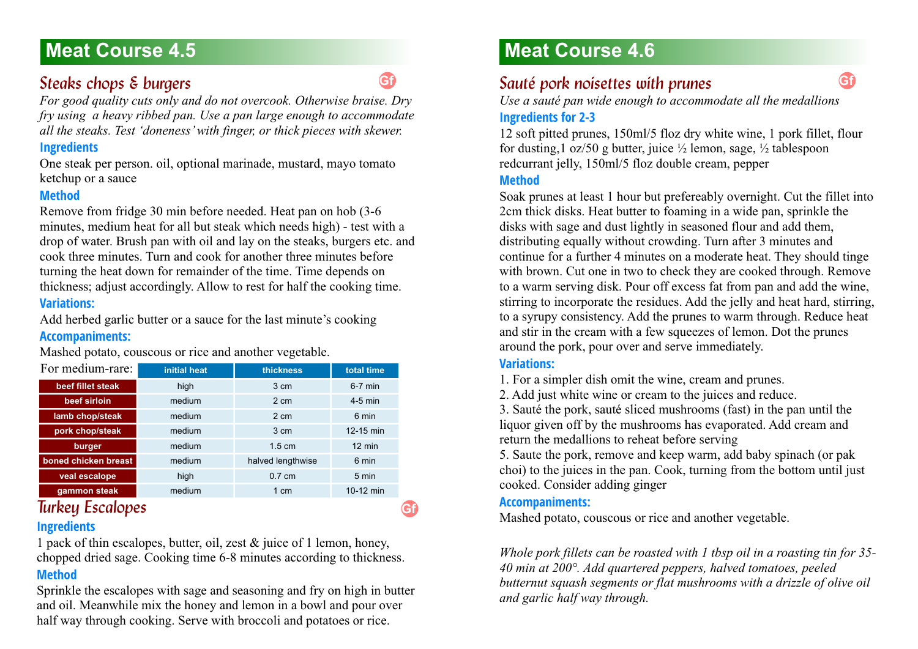# Meat Course 4.5

## Steaks chops & burgers

Gf

*For good quality cuts only and do not overcook. Otherwise braise. Dry fry using a heavy ribbed pan. Use a pan large enough to accommodate all the steaks. Test 'doneness' with finger, or thick pieces with skewer.*

### Ingredients

One steak per person. oil, optional marinade, mustard, mayo tomato ketchup or a sauce

### Method

Remove from fridge 30 min before needed. Heat pan on hob (3-6 minutes, medium heat for all but steak which needs high) - test with a drop of water. Brush pan with oil and lay on the steaks, burgers etc. and cook three minutes. Turn and cook for another three minutes before turning the heat down for remainder of the time. Time depends on thickness; adjust accordingly. Allow to rest for half the cooking time.

### Variations:

Add herbed garlic butter or a sauce for the last minute's cooking

### Accompaniments:

Mashed potato, couscous or rice and another vegetable.

| For medium-rare: | initial heat | thickness | total time |
|---|---|---|---|
| beef fillet steak | high | 3 cm | 6-7 min |
| beef sirloin | medium | 2 cm | 4-5 min |
| lamb chop/steak | medium | 2 cm | 6 min |
| pork chop/steak | medium | 3 cm | 12-15 min |
| burger | medium | 1.5 cm | 12 min |
| boned chicken breast | medium | halved lengthwise | 6 min |
| veal escalope | high | 0.7 cm | 5 min |
| gammon steak | medium | 1 cm | 10-12 min |

## Turkey Escalopes

Gf

### Ingredients

1 pack of thin escalopes, butter, oil, zest & juice of 1 lemon, honey, chopped dried sage. Cooking time 6-8 minutes according to thickness.

### Method

Sprinkle the escalopes with sage and seasoning and fry on high in butter and oil. Meanwhile mix the honey and lemon in a bowl and pour over half way through cooking. Serve with broccoli and potatoes or rice.

# Meat Course 4.6

## Sauté pork noisettes with prunes

Gf

*Use a sauté pan wide enough to accommodate all the medallions*

### Ingredients for 2-3

12 soft pitted prunes, 150ml/5 floz dry white wine, 1 pork fillet, flour for dusting,1 oz/50 g butter, juice ½ lemon, sage, ½ tablespoon redcurrant jelly, 150ml/5 floz double cream, pepper

### Method

Soak prunes at least 1 hour but prefereably overnight. Cut the fillet into 2cm thick disks. Heat butter to foaming in a wide pan, sprinkle the disks with sage and dust lightly in seasoned flour and add them, distributing equally without crowding. Turn after 3 minutes and continue for a further 4 minutes on a moderate heat. They should tinge with brown. Cut one in two to check they are cooked through. Remove to a warm serving disk. Pour off excess fat from pan and add the wine, stirring to incorporate the residues. Add the jelly and heat hard, stirring, to a syrupy consistency. Add the prunes to warm through. Reduce heat and stir in the cream with a few squeezes of lemon. Dot the prunes around the pork, pour over and serve immediately.

### Variations:

1. For a simpler dish omit the wine, cream and prunes.
2. Add just white wine or cream to the juices and reduce.
3. Sauté the pork, sauté sliced mushrooms (fast) in the pan until the liquor given off by the mushrooms has evaporated. Add cream and return the medallions to reheat before serving
5. Saute the pork, remove and keep warm, add baby spinach (or pak choi) to the juices in the pan. Cook, turning from the bottom until just cooked. Consider adding ginger

### Accompaniments:

Mashed potato, couscous or rice and another vegetable.

*Whole pork fillets can be roasted with 1 tbsp oil in a roasting tin for 35-40 min at 200°. Add quartered peppers, halved tomatoes, peeled butternut squash segments or flat mushrooms with a drizzle of olive oil and garlic half way through.*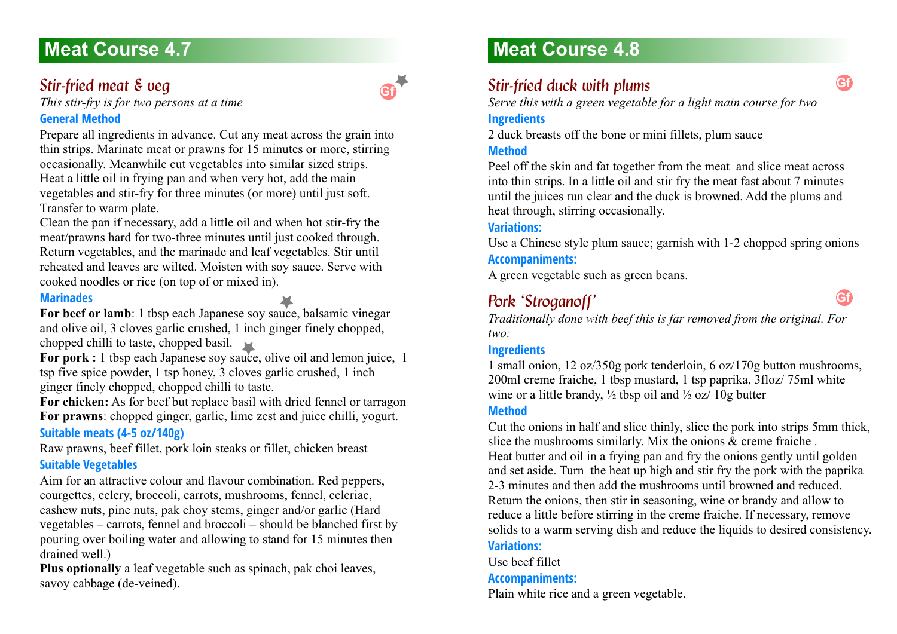# Meat Course 4.7

## *Stir-fried meat & veg*

Gf

*This stir-fry is for two persons at a time*

### General Method

Prepare all ingredients in advance. Cut any meat across the grain into thin strips. Marinate meat or prawns for 15 minutes or more, stirring occasionally. Meanwhile cut vegetables into similar sized strips. Heat a little oil in frying pan and when very hot, add the main vegetables and stir-fry for three minutes (or more) until just soft. Transfer to warm plate.

Clean the pan if necessary, add a little oil and when hot stir-fry the meat/prawns hard for two-three minutes until just cooked through. Return vegetables, and the marinade and leaf vegetables. Stir until reheated and leaves are wilted. Moisten with soy sauce. Serve with cooked noodles or rice (on top of or mixed in).

### Marinades

**For beef or lamb**: 1 tbsp each Japanese soy sauce, balsamic vinegar and olive oil, 3 cloves garlic crushed, 1 inch ginger finely chopped, chopped chilli to taste, chopped basil.

**For pork :** 1 tbsp each Japanese soy sauce, olive oil and lemon juice, 1 tsp five spice powder, 1 tsp honey, 3 cloves garlic crushed, 1 inch ginger finely chopped, chopped chilli to taste.

**For chicken:** As for beef but replace basil with dried fennel or tarragon

**For prawns**: chopped ginger, garlic, lime zest and juice chilli, yogurt.

### Suitable meats (4-5 oz/140g)

Raw prawns, beef fillet, pork loin steaks or fillet, chicken breast

### Suitable Vegetables

Aim for an attractive colour and flavour combination. Red peppers, courgettes, celery, broccoli, carrots, mushrooms, fennel, celeriac, cashew nuts, pine nuts, pak choy stems, ginger and/or garlic (Hard vegetables – carrots, fennel and broccoli – should be blanched first by pouring over boiling water and allowing to stand for 15 minutes then drained well.)

**Plus optionally** a leaf vegetable such as spinach, pak choi leaves, savoy cabbage (de-veined).

# Meat Course 4.8

## *Stir-fried duck with plums*

Gf

*Serve this with a green vegetable for a light main course for two*

### Ingredients

2 duck breasts off the bone or mini fillets, plum sauce

### Method

Peel off the skin and fat together from the meat and slice meat across into thin strips. In a little oil and stir fry the meat fast about 7 minutes until the juices run clear and the duck is browned. Add the plums and heat through, stirring occasionally.

### Variations:

Use a Chinese style plum sauce; garnish with 1-2 chopped spring onions

### Accompaniments:

A green vegetable such as green beans.

## *Pork 'Stroganoff'*

Gf

*Traditionally done with beef this is far removed from the original. For two:*

### Ingredients

1 small onion, 12 oz/350g pork tenderloin, 6 oz/170g button mushrooms, 200ml creme fraiche, 1 tbsp mustard, 1 tsp paprika, 3floz/ 75ml white wine or a little brandy, ½ tbsp oil and ½ oz/ 10g butter

### Method

Cut the onions in half and slice thinly, slice the pork into strips 5mm thick, slice the mushrooms similarly. Mix the onions & creme fraiche .

Heat butter and oil in a frying pan and fry the onions gently until golden and set aside. Turn the heat up high and stir fry the pork with the paprika 2-3 minutes and then add the mushrooms until browned and reduced. Return the onions, then stir in seasoning, wine or brandy and allow to reduce a little before stirring in the creme fraiche. If necessary, remove solids to a warm serving dish and reduce the liquids to desired consistency.

### Variations:

Use beef fillet

### Accompaniments:

Plain white rice and a green vegetable.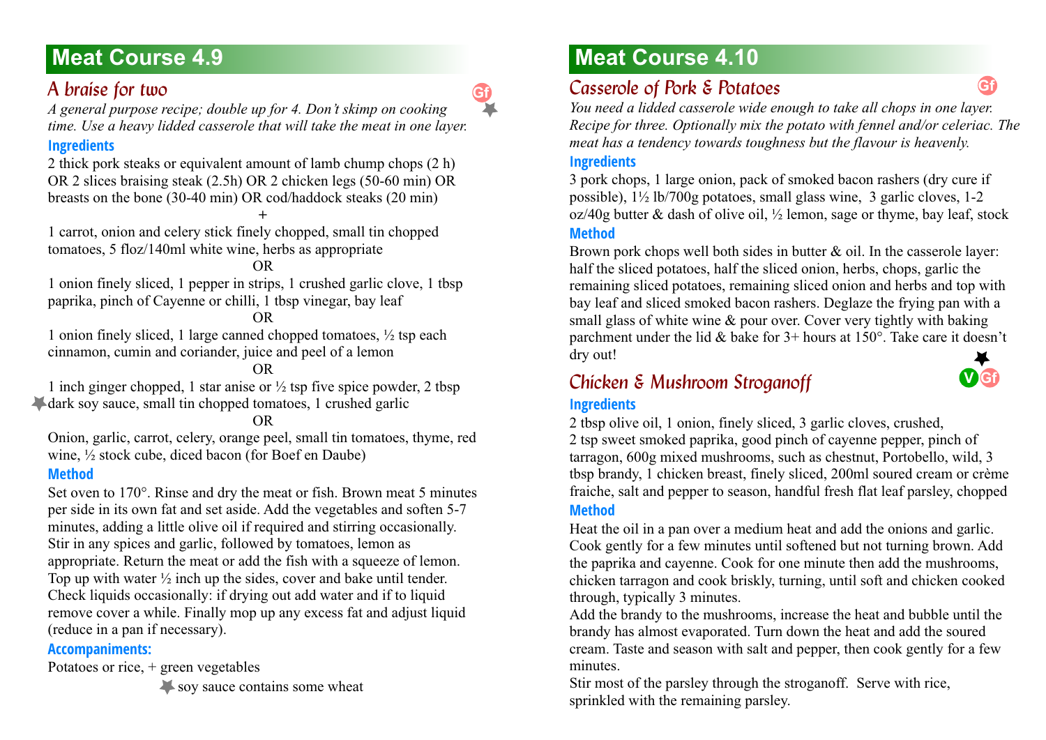# Meat Course 4.9

## A braise for two

Gf ★

*A general purpose recipe; double up for 4. Don't skimp on cooking time. Use a heavy lidded casserole that will take the meat in one layer.*

### Ingredients

2 thick pork steaks or equivalent amount of lamb chump chops (2 h) OR 2 slices braising steak (2.5h) OR 2 chicken legs (50-60 min) OR breasts on the bone (30-40 min) OR cod/haddock steaks (20 min)

+

1 carrot, onion and celery stick finely chopped, small tin chopped tomatoes, 5 floz/140ml white wine, herbs as appropriate

OR

1 onion finely sliced, 1 pepper in strips, 1 crushed garlic clove, 1 tbsp paprika, pinch of Cayenne or chilli, 1 tbsp vinegar, bay leaf

OR

1 onion finely sliced, 1 large canned chopped tomatoes, ½ tsp each cinnamon, cumin and coriander, juice and peel of a lemon

OR

★ 1 inch ginger chopped, 1 star anise or ½ tsp five spice powder, 2 tbsp dark soy sauce, small tin chopped tomatoes, 1 crushed garlic

OR

Onion, garlic, carrot, celery, orange peel, small tin tomatoes, thyme, red wine, ½ stock cube, diced bacon (for Boef en Daube)

### Method

Set oven to 170°. Rinse and dry the meat or fish. Brown meat 5 minutes per side in its own fat and set aside. Add the vegetables and soften 5-7 minutes, adding a little olive oil if required and stirring occasionally. Stir in any spices and garlic, followed by tomatoes, lemon as appropriate. Return the meat or add the fish with a squeeze of lemon. Top up with water ½ inch up the sides, cover and bake until tender. Check liquids occasionally: if drying out add water and if to liquid remove cover a while. Finally mop up any excess fat and adjust liquid (reduce in a pan if necessary).

### Accompaniments:

Potatoes or rice, + green vegetables

★ soy sauce contains some wheat

# Meat Course 4.10

## Casserole of Pork & Potatoes

Gf

*You need a lidded casserole wide enough to take all chops in one layer. Recipe for three. Optionally mix the potato with fennel and/or celeriac. The meat has a tendency towards toughness but the flavour is heavenly.*

### Ingredients

3 pork chops, 1 large onion, pack of smoked bacon rashers (dry cure if possible), 1½ lb/700g potatoes, small glass wine, 3 garlic cloves, 1-2 oz/40g butter & dash of olive oil, ½ lemon, sage or thyme, bay leaf, stock

### Method

Brown pork chops well both sides in butter & oil. In the casserole layer: half the sliced potatoes, half the sliced onion, herbs, chops, garlic the remaining sliced potatoes, remaining sliced onion and herbs and top with bay leaf and sliced smoked bacon rashers. Deglaze the frying pan with a small glass of white wine & pour over. Cover very tightly with baking parchment under the lid & bake for 3+ hours at 150°. Take care it doesn't dry out!

## Chicken & Mushroom Stroganoff

★ V Gf

### Ingredients

2 tbsp olive oil, 1 onion, finely sliced, 3 garlic cloves, crushed, 2 tsp sweet smoked paprika, good pinch of cayenne pepper, pinch of tarragon, 600g mixed mushrooms, such as chestnut, Portobello, wild, 3 tbsp brandy, 1 chicken breast, finely sliced, 200ml soured cream or crème fraiche, salt and pepper to season, handful fresh flat leaf parsley, chopped

### Method

Heat the oil in a pan over a medium heat and add the onions and garlic. Cook gently for a few minutes until softened but not turning brown. Add the paprika and cayenne. Cook for one minute then add the mushrooms, chicken tarragon and cook briskly, turning, until soft and chicken cooked through, typically 3 minutes.

Add the brandy to the mushrooms, increase the heat and bubble until the brandy has almost evaporated. Turn down the heat and add the soured cream. Taste and season with salt and pepper, then cook gently for a few minutes.

Stir most of the parsley through the stroganoff. Serve with rice, sprinkled with the remaining parsley.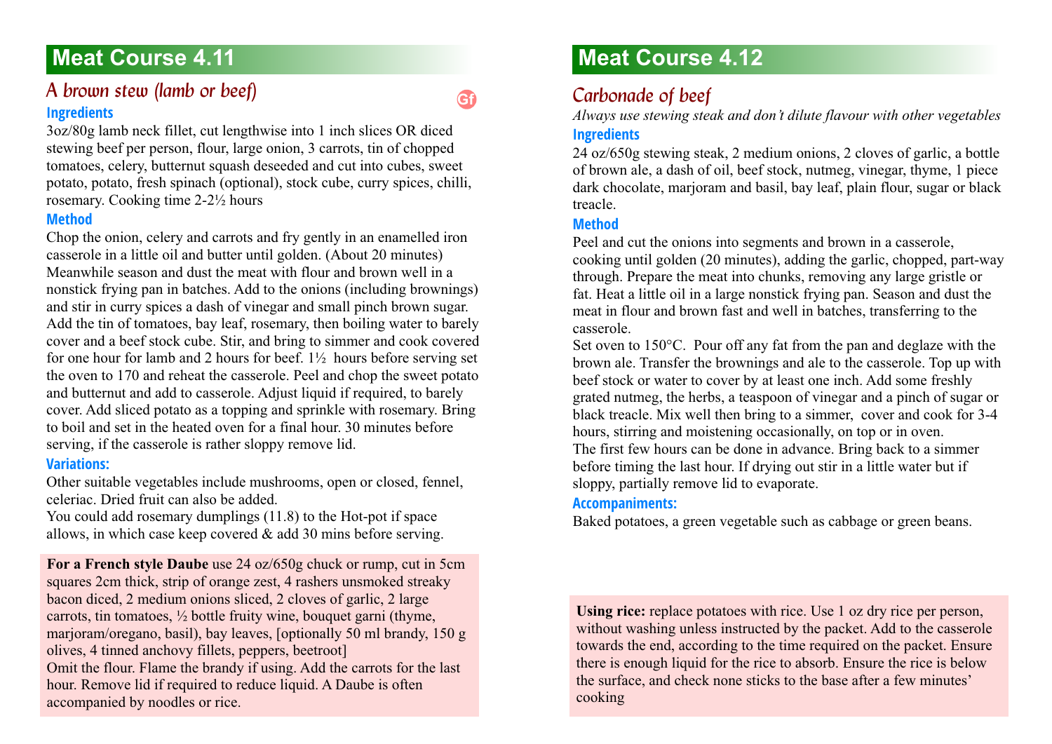# Meat Course 4.11

## *A brown stew (lamb or beef)*

Gf

### Ingredients

3oz/80g lamb neck fillet, cut lengthwise into 1 inch slices OR diced stewing beef per person, flour, large onion, 3 carrots, tin of chopped tomatoes, celery, butternut squash deseeded and cut into cubes, sweet potato, potato, fresh spinach (optional), stock cube, curry spices, chilli, rosemary. Cooking time 2-2½ hours

### Method

Chop the onion, celery and carrots and fry gently in an enamelled iron casserole in a little oil and butter until golden. (About 20 minutes) Meanwhile season and dust the meat with flour and brown well in a nonstick frying pan in batches. Add to the onions (including brownings) and stir in curry spices a dash of vinegar and small pinch brown sugar. Add the tin of tomatoes, bay leaf, rosemary, then boiling water to barely cover and a beef stock cube. Stir, and bring to simmer and cook covered for one hour for lamb and 2 hours for beef. 1½ hours before serving set the oven to 170 and reheat the casserole. Peel and chop the sweet potato and butternut and add to casserole. Adjust liquid if required, to barely cover. Add sliced potato as a topping and sprinkle with rosemary. Bring to boil and set in the heated oven for a final hour. 30 minutes before serving, if the casserole is rather sloppy remove lid.

### Variations:

Other suitable vegetables include mushrooms, open or closed, fennel, celeriac. Dried fruit can also be added.

You could add rosemary dumplings (11.8) to the Hot-pot if space allows, in which case keep covered & add 30 mins before serving.

**For a French style Daube** use 24 oz/650g chuck or rump, cut in 5cm squares 2cm thick, strip of orange zest, 4 rashers unsmoked streaky bacon diced, 2 medium onions sliced, 2 cloves of garlic, 2 large carrots, tin tomatoes, ½ bottle fruity wine, bouquet garni (thyme, marjoram/oregano, basil), bay leaves, [optionally 50 ml brandy, 150 g olives, 4 tinned anchovy fillets, peppers, beetroot]
Omit the flour. Flame the brandy if using. Add the carrots for the last hour. Remove lid if required to reduce liquid. A Daube is often accompanied by noodles or rice.

# Meat Course 4.12

## *Carbonade of beef*

*Always use stewing steak and don't dilute flavour with other vegetables*

### Ingredients

24 oz/650g stewing steak, 2 medium onions, 2 cloves of garlic, a bottle of brown ale, a dash of oil, beef stock, nutmeg, vinegar, thyme, 1 piece dark chocolate, marjoram and basil, bay leaf, plain flour, sugar or black treacle.

### Method

Peel and cut the onions into segments and brown in a casserole, cooking until golden (20 minutes), adding the garlic, chopped, part-way through. Prepare the meat into chunks, removing any large gristle or fat. Heat a little oil in a large nonstick frying pan. Season and dust the meat in flour and brown fast and well in batches, transferring to the casserole.

Set oven to 150°C. Pour off any fat from the pan and deglaze with the brown ale. Transfer the brownings and ale to the casserole. Top up with beef stock or water to cover by at least one inch. Add some freshly grated nutmeg, the herbs, a teaspoon of vinegar and a pinch of sugar or black treacle. Mix well then bring to a simmer, cover and cook for 3-4 hours, stirring and moistening occasionally, on top or in oven.

The first few hours can be done in advance. Bring back to a simmer before timing the last hour. If drying out stir in a little water but if sloppy, partially remove lid to evaporate.

### Accompaniments:

Baked potatoes, a green vegetable such as cabbage or green beans.

**Using rice:** replace potatoes with rice. Use 1 oz dry rice per person, without washing unless instructed by the packet. Add to the casserole towards the end, according to the time required on the packet. Ensure there is enough liquid for the rice to absorb. Ensure the rice is below the surface, and check none sticks to the base after a few minutes' cooking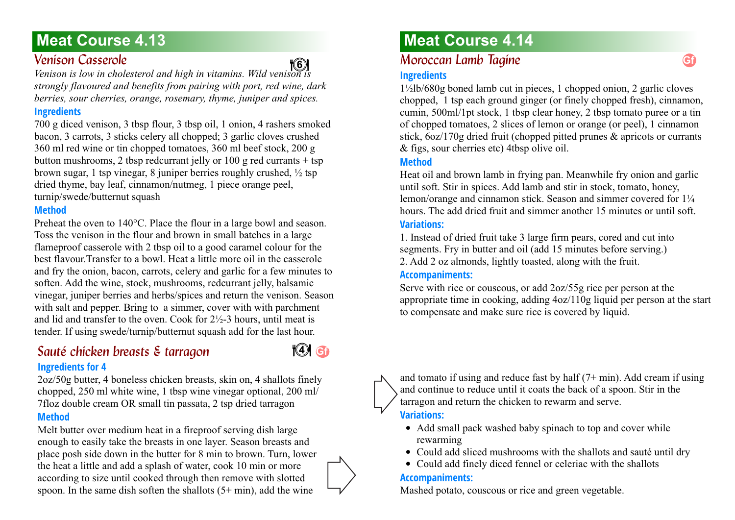## Meat Course 4.13

### *Venison Casserole*

6

*Venison is low in cholesterol and high in vitamins. Wild venison is strongly flavoured and benefits from pairing with port, red wine, dark berries, sour cherries, orange, rosemary, thyme, juniper and spices.*

**Ingredients**

700 g diced venison, 3 tbsp flour, 3 tbsp oil, 1 onion, 4 rashers smoked bacon, 3 carrots, 3 sticks celery all chopped; 3 garlic cloves crushed 360 ml red wine or tin chopped tomatoes, 360 ml beef stock, 200 g button mushrooms, 2 tbsp redcurrant jelly or 100 g red currants + tsp brown sugar, 1 tsp vinegar, 8 juniper berries roughly crushed, ½ tsp dried thyme, bay leaf, cinnamon/nutmeg, 1 piece orange peel, turnip/swede/butternut squash

**Method**

Preheat the oven to 140°C. Place the flour in a large bowl and season. Toss the venison in the flour and brown in small batches in a large flameproof casserole with 2 tbsp oil to a good caramel colour for the best flavour.Transfer to a bowl. Heat a little more oil in the casserole and fry the onion, bacon, carrots, celery and garlic for a few minutes to soften. Add the wine, stock, mushrooms, redcurrant jelly, balsamic vinegar, juniper berries and herbs/spices and return the venison. Season with salt and pepper. Bring to a simmer, cover with with parchment and lid and transfer to the oven. Cook for 2½-3 hours, until meat is tender. If using swede/turnip/butternut squash add for the last hour.

### *Sauté chicken breasts & tarragon*

4 Gf

**Ingredients for 4**

2oz/50g butter, 4 boneless chicken breasts, skin on, 4 shallots finely chopped, 250 ml white wine, 1 tbsp wine vinegar optional, 200 ml/ 7floz double cream OR small tin passata, 2 tsp dried tarragon

**Method**

Melt butter over medium heat in a fireproof serving dish large enough to easily take the breasts in one layer. Season breasts and place posh side down in the butter for 8 min to brown. Turn, lower the heat a little and add a splash of water, cook 10 min or more according to size until cooked through then remove with slotted spoon. In the same dish soften the shallots (5+ min), add the wine and tomato if using and reduce fast by half (7+ min). Add cream if using and continue to reduce until it coats the back of a spoon. Stir in the tarragon and return the chicken to rewarm and serve.

**Variations:**

- Add small pack washed baby spinach to top and cover while rewarming
- Could add sliced mushrooms with the shallots and sauté until dry
- Could add finely diced fennel or celeriac with the shallots

**Accompaniments:**

Mashed potato, couscous or rice and green vegetable.

## Meat Course 4.14

### *Moroccan Lamb Tagine*

Gf

**Ingredients**

1½lb/680g boned lamb cut in pieces, 1 chopped onion, 2 garlic cloves chopped, 1 tsp each ground ginger (or finely chopped fresh), cinnamon, cumin, 500ml/1pt stock, 1 tbsp clear honey, 2 tbsp tomato puree or a tin of chopped tomatoes, 2 slices of lemon or orange (or peel), 1 cinnamon stick, 6oz/170g dried fruit (chopped pitted prunes & apricots or currants & figs, sour cherries etc) 4tbsp olive oil.

**Method**

Heat oil and brown lamb in frying pan. Meanwhile fry onion and garlic until soft. Stir in spices. Add lamb and stir in stock, tomato, honey, lemon/orange and cinnamon stick. Season and simmer covered for 1¼ hours. The add dried fruit and simmer another 15 minutes or until soft.

**Variations:**

1. Instead of dried fruit take 3 large firm pears, cored and cut into segments. Fry in butter and oil (add 15 minutes before serving.)
2. Add 2 oz almonds, lightly toasted, along with the fruit.

**Accompaniments:**

Serve with rice or couscous, or add 2oz/55g rice per person at the appropriate time in cooking, adding 4oz/110g liquid per person at the start to compensate and make sure rice is covered by liquid.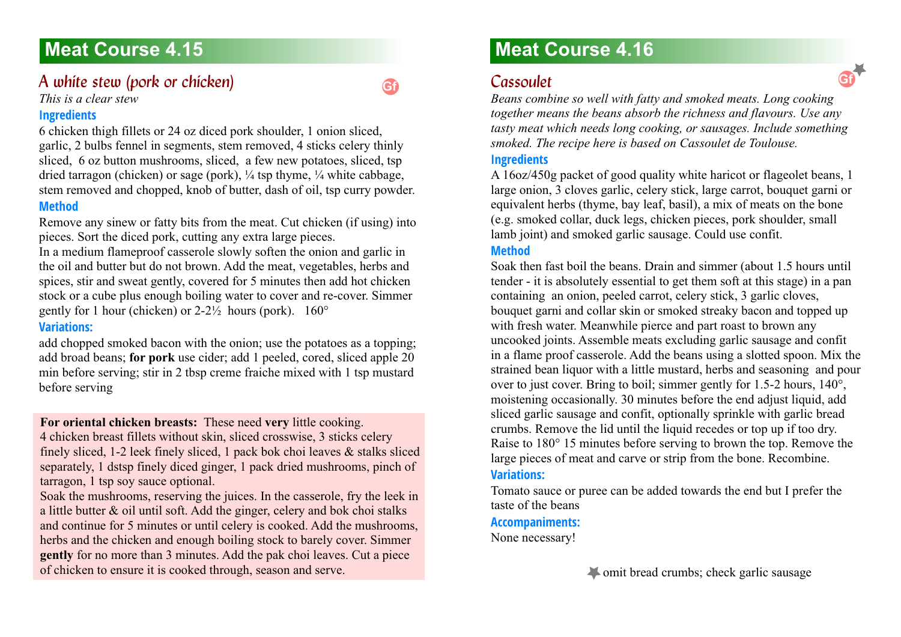# Meat Course 4.15

## A white stew (pork or chicken)

Gf

*This is a clear stew*

### Ingredients

6 chicken thigh fillets or 24 oz diced pork shoulder, 1 onion sliced, garlic, 2 bulbs fennel in segments, stem removed, 4 sticks celery thinly sliced, 6 oz button mushrooms, sliced, a few new potatoes, sliced, tsp dried tarragon (chicken) or sage (pork), ¼ tsp thyme, ¼ white cabbage, stem removed and chopped, knob of butter, dash of oil, tsp curry powder.

### Method

Remove any sinew or fatty bits from the meat. Cut chicken (if using) into pieces. Sort the diced pork, cutting any extra large pieces.
In a medium flameproof casserole slowly soften the onion and garlic in the oil and butter but do not brown. Add the meat, vegetables, herbs and spices, stir and sweat gently, covered for 5 minutes then add hot chicken stock or a cube plus enough boiling water to cover and re-cover. Simmer gently for 1 hour (chicken) or 2-2½ hours (pork). 160°

### Variations:

add chopped smoked bacon with the onion; use the potatoes as a topping; add broad beans; **for pork** use cider; add 1 peeled, cored, sliced apple 20 min before serving; stir in 2 tbsp creme fraiche mixed with 1 tsp mustard before serving

**For oriental chicken breasts:** These need **very** little cooking.
4 chicken breast fillets without skin, sliced crosswise, 3 sticks celery finely sliced, 1-2 leek finely sliced, 1 pack bok choi leaves & stalks sliced separately, 1 dstsp finely diced ginger, 1 pack dried mushrooms, pinch of tarragon, 1 tsp soy sauce optional.
Soak the mushrooms, reserving the juices. In the casserole, fry the leek in a little butter & oil until soft. Add the ginger, celery and bok choi stalks and continue for 5 minutes or until celery is cooked. Add the mushrooms, herbs and the chicken and enough boiling stock to barely cover. Simmer **gently** for no more than 3 minutes. Add the pak choi leaves. Cut a piece of chicken to ensure it is cooked through, season and serve.

# Meat Course 4.16

## Cassoulet

Gf ★

*Beans combine so well with fatty and smoked meats. Long cooking together means the beans absorb the richness and flavours. Use any tasty meat which needs long cooking, or sausages. Include something smoked. The recipe here is based on Cassoulet de Toulouse.*

### Ingredients

A 16oz/450g packet of good quality white haricot or flageolet beans, 1 large onion, 3 cloves garlic, celery stick, large carrot, bouquet garni or equivalent herbs (thyme, bay leaf, basil), a mix of meats on the bone (e.g. smoked collar, duck legs, chicken pieces, pork shoulder, small lamb joint) and smoked garlic sausage. Could use confit.

### Method

Soak then fast boil the beans. Drain and simmer (about 1.5 hours until tender - it is absolutely essential to get them soft at this stage) in a pan containing an onion, peeled carrot, celery stick, 3 garlic cloves, bouquet garni and collar skin or smoked streaky bacon and topped up with fresh water. Meanwhile pierce and part roast to brown any uncooked joints. Assemble meats excluding garlic sausage and confit in a flame proof casserole. Add the beans using a slotted spoon. Mix the strained bean liquor with a little mustard, herbs and seasoning and pour over to just cover. Bring to boil; simmer gently for 1.5-2 hours, 140°, moistening occasionally. 30 minutes before the end adjust liquid, add sliced garlic sausage and confit, optionally sprinkle with garlic bread crumbs. Remove the lid until the liquid recedes or top up if too dry. Raise to 180° 15 minutes before serving to brown the top. Remove the large pieces of meat and carve or strip from the bone. Recombine.

### Variations:

Tomato sauce or puree can be added towards the end but I prefer the taste of the beans

### Accompaniments:

None necessary!

★ omit bread crumbs; check garlic sausage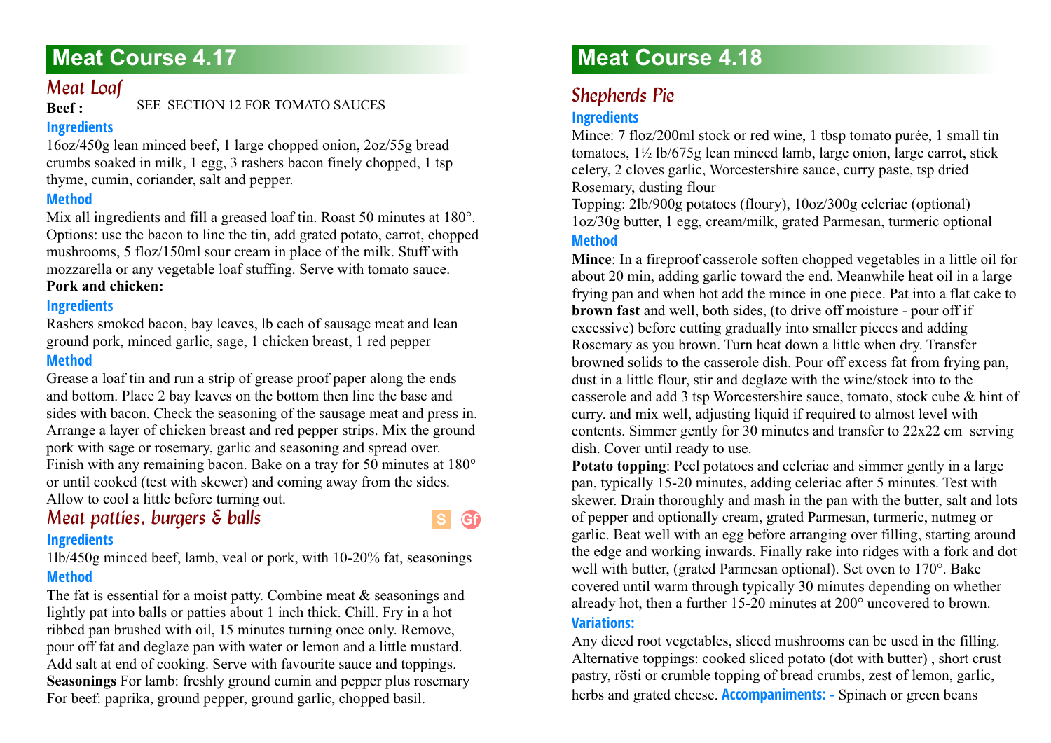# Meat Course 4.17

## Meat Loaf

**Beef :** SEE SECTION 12 FOR TOMATO SAUCES

### Ingredients

16oz/450g lean minced beef, 1 large chopped onion, 2oz/55g bread crumbs soaked in milk, 1 egg, 3 rashers bacon finely chopped, 1 tsp thyme, cumin, coriander, salt and pepper.

### Method

Mix all ingredients and fill a greased loaf tin. Roast 50 minutes at 180°. Options: use the bacon to line the tin, add grated potato, carrot, chopped mushrooms, 5 floz/150ml sour cream in place of the milk. Stuff with mozzarella or any vegetable loaf stuffing. Serve with tomato sauce.

**Pork and chicken:**

### Ingredients

Rashers smoked bacon, bay leaves, lb each of sausage meat and lean ground pork, minced garlic, sage, 1 chicken breast, 1 red pepper

### Method

Grease a loaf tin and run a strip of grease proof paper along the ends and bottom. Place 2 bay leaves on the bottom then line the base and sides with bacon. Check the seasoning of the sausage meat and press in. Arrange a layer of chicken breast and red pepper strips. Mix the ground pork with sage or rosemary, garlic and seasoning and spread over. Finish with any remaining bacon. Bake on a tray for 50 minutes at 180° or until cooked (test with skewer) and coming away from the sides. Allow to cool a little before turning out.

## Meat patties, burgers & balls

S Gf

### Ingredients

1lb/450g minced beef, lamb, veal or pork, with 10-20% fat, seasonings

### Method

The fat is essential for a moist patty. Combine meat & seasonings and lightly pat into balls or patties about 1 inch thick. Chill. Fry in a hot ribbed pan brushed with oil, 15 minutes turning once only. Remove, pour off fat and deglaze pan with water or lemon and a little mustard. Add salt at end of cooking. Serve with favourite sauce and toppings.

**Seasonings** For lamb: freshly ground cumin and pepper plus rosemary For beef: paprika, ground pepper, ground garlic, chopped basil.

# Meat Course 4.18

## Shepherds Pie

### Ingredients

Mince: 7 floz/200ml stock or red wine, 1 tbsp tomato purée, 1 small tin tomatoes, 1½ lb/675g lean minced lamb, large onion, large carrot, stick celery, 2 cloves garlic, Worcestershire sauce, curry paste, tsp dried Rosemary, dusting flour

Topping: 2lb/900g potatoes (floury), 10oz/300g celeriac (optional) 1oz/30g butter, 1 egg, cream/milk, grated Parmesan, turmeric optional

### Method

**Mince**: In a fireproof casserole soften chopped vegetables in a little oil for about 20 min, adding garlic toward the end. Meanwhile heat oil in a large frying pan and when hot add the mince in one piece. Pat into a flat cake to **brown fast** and well, both sides, (to drive off moisture - pour off if excessive) before cutting gradually into smaller pieces and adding Rosemary as you brown. Turn heat down a little when dry. Transfer browned solids to the casserole dish. Pour off excess fat from frying pan, dust in a little flour, stir and deglaze with the wine/stock into to the casserole and add 3 tsp Worcestershire sauce, tomato, stock cube & hint of curry. and mix well, adjusting liquid if required to almost level with contents. Simmer gently for 30 minutes and transfer to 22x22 cm serving dish. Cover until ready to use.

**Potato topping**: Peel potatoes and celeriac and simmer gently in a large pan, typically 15-20 minutes, adding celeriac after 5 minutes. Test with skewer. Drain thoroughly and mash in the pan with the butter, salt and lots of pepper and optionally cream, grated Parmesan, turmeric, nutmeg or garlic. Beat well with an egg before arranging over filling, starting around the edge and working inwards. Finally rake into ridges with a fork and dot well with butter, (grated Parmesan optional). Set oven to 170°. Bake covered until warm through typically 30 minutes depending on whether already hot, then a further 15-20 minutes at 200° uncovered to brown.

### Variations:

Any diced root vegetables, sliced mushrooms can be used in the filling. Alternative toppings: cooked sliced potato (dot with butter) , short crust pastry, rösti or crumble topping of bread crumbs, zest of lemon, garlic, herbs and grated cheese. **Accompaniments: -** Spinach or green beans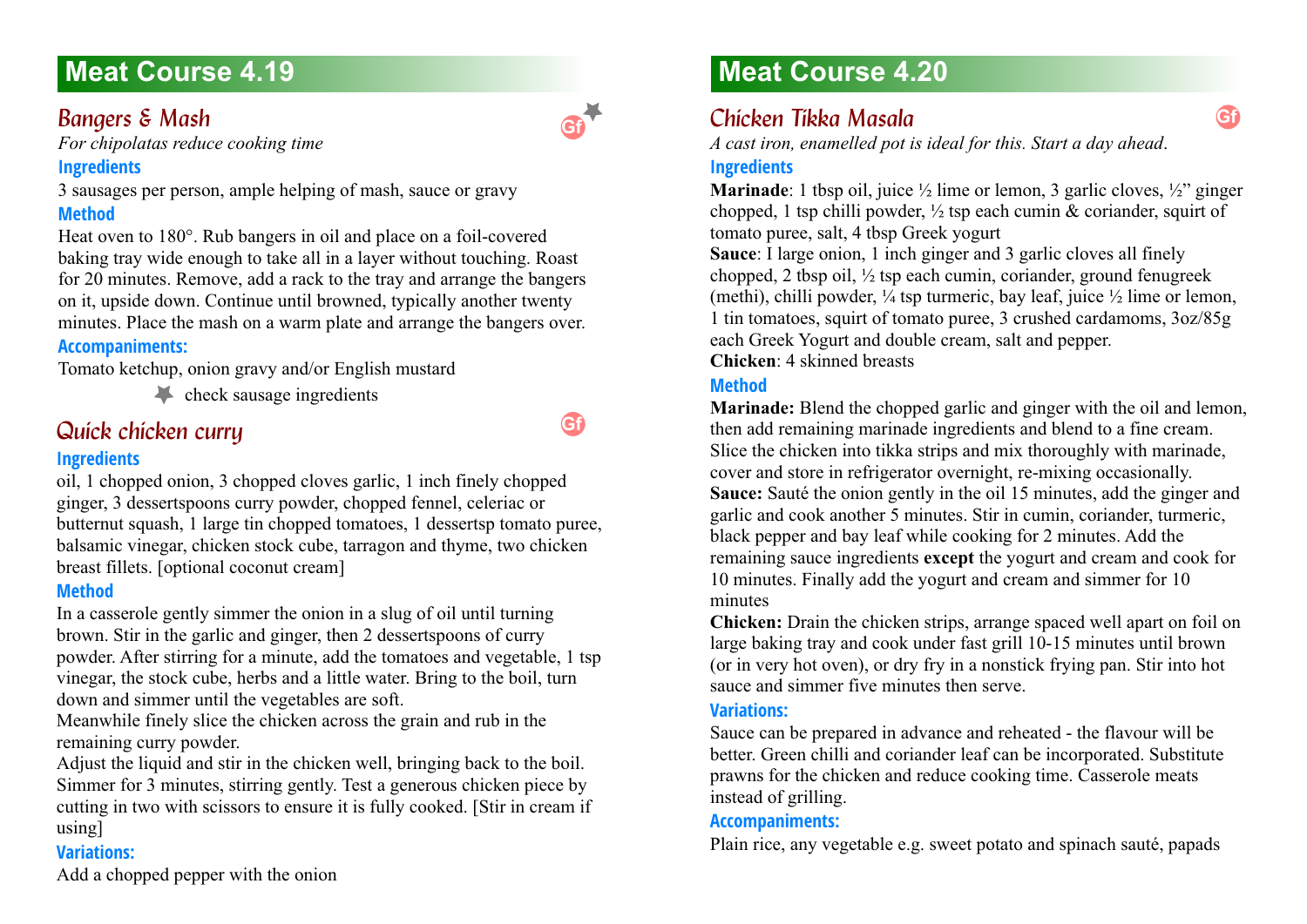# Meat Course 4.19

## Bangers & Mash

Gf ★

*For chipolatas reduce cooking time*

### Ingredients

3 sausages per person, ample helping of mash, sauce or gravy

### Method

Heat oven to 180°. Rub bangers in oil and place on a foil-covered baking tray wide enough to take all in a layer without touching. Roast for 20 minutes. Remove, add a rack to the tray and arrange the bangers on it, upside down. Continue until browned, typically another twenty minutes. Place the mash on a warm plate and arrange the bangers over.

### Accompaniments:

Tomato ketchup, onion gravy and/or English mustard

★ check sausage ingredients

## Quick chicken curry

Gf

### Ingredients

oil, 1 chopped onion, 3 chopped cloves garlic, 1 inch finely chopped ginger, 3 dessertspoons curry powder, chopped fennel, celeriac or butternut squash, 1 large tin chopped tomatoes, 1 dessertsp tomato puree, balsamic vinegar, chicken stock cube, tarragon and thyme, two chicken breast fillets. [optional coconut cream]

### Method

In a casserole gently simmer the onion in a slug of oil until turning brown. Stir in the garlic and ginger, then 2 dessertspoons of curry powder. After stirring for a minute, add the tomatoes and vegetable, 1 tsp vinegar, the stock cube, herbs and a little water. Bring to the boil, turn down and simmer until the vegetables are soft.

Meanwhile finely slice the chicken across the grain and rub in the remaining curry powder.

Adjust the liquid and stir in the chicken well, bringing back to the boil. Simmer for 3 minutes, stirring gently. Test a generous chicken piece by cutting in two with scissors to ensure it is fully cooked. [Stir in cream if using]

### Variations:

Add a chopped pepper with the onion

# Meat Course 4.20

## Chicken Tikka Masala

Gf

*A cast iron, enamelled pot is ideal for this. Start a day ahead.*

### Ingredients

**Marinade**: 1 tbsp oil, juice ½ lime or lemon, 3 garlic cloves, ½" ginger chopped, 1 tsp chilli powder, ½ tsp each cumin & coriander, squirt of tomato puree, salt, 4 tbsp Greek yogurt

**Sauce**: I large onion, 1 inch ginger and 3 garlic cloves all finely chopped, 2 tbsp oil, ½ tsp each cumin, coriander, ground fenugreek (methi), chilli powder, ¼ tsp turmeric, bay leaf, juice ½ lime or lemon, 1 tin tomatoes, squirt of tomato puree, 3 crushed cardamoms, 3oz/85g each Greek Yogurt and double cream, salt and pepper.

**Chicken**: 4 skinned breasts

### Method

**Marinade:** Blend the chopped garlic and ginger with the oil and lemon, then add remaining marinade ingredients and blend to a fine cream. Slice the chicken into tikka strips and mix thoroughly with marinade, cover and store in refrigerator overnight, re-mixing occasionally.

**Sauce:** Sauté the onion gently in the oil 15 minutes, add the ginger and garlic and cook another 5 minutes. Stir in cumin, coriander, turmeric, black pepper and bay leaf while cooking for 2 minutes. Add the remaining sauce ingredients **except** the yogurt and cream and cook for 10 minutes. Finally add the yogurt and cream and simmer for 10 minutes

**Chicken:** Drain the chicken strips, arrange spaced well apart on foil on large baking tray and cook under fast grill 10-15 minutes until brown (or in very hot oven), or dry fry in a nonstick frying pan. Stir into hot sauce and simmer five minutes then serve.

### Variations:

Sauce can be prepared in advance and reheated - the flavour will be better. Green chilli and coriander leaf can be incorporated. Substitute prawns for the chicken and reduce cooking time. Casserole meats instead of grilling.

### Accompaniments:

Plain rice, any vegetable e.g. sweet potato and spinach sauté, papads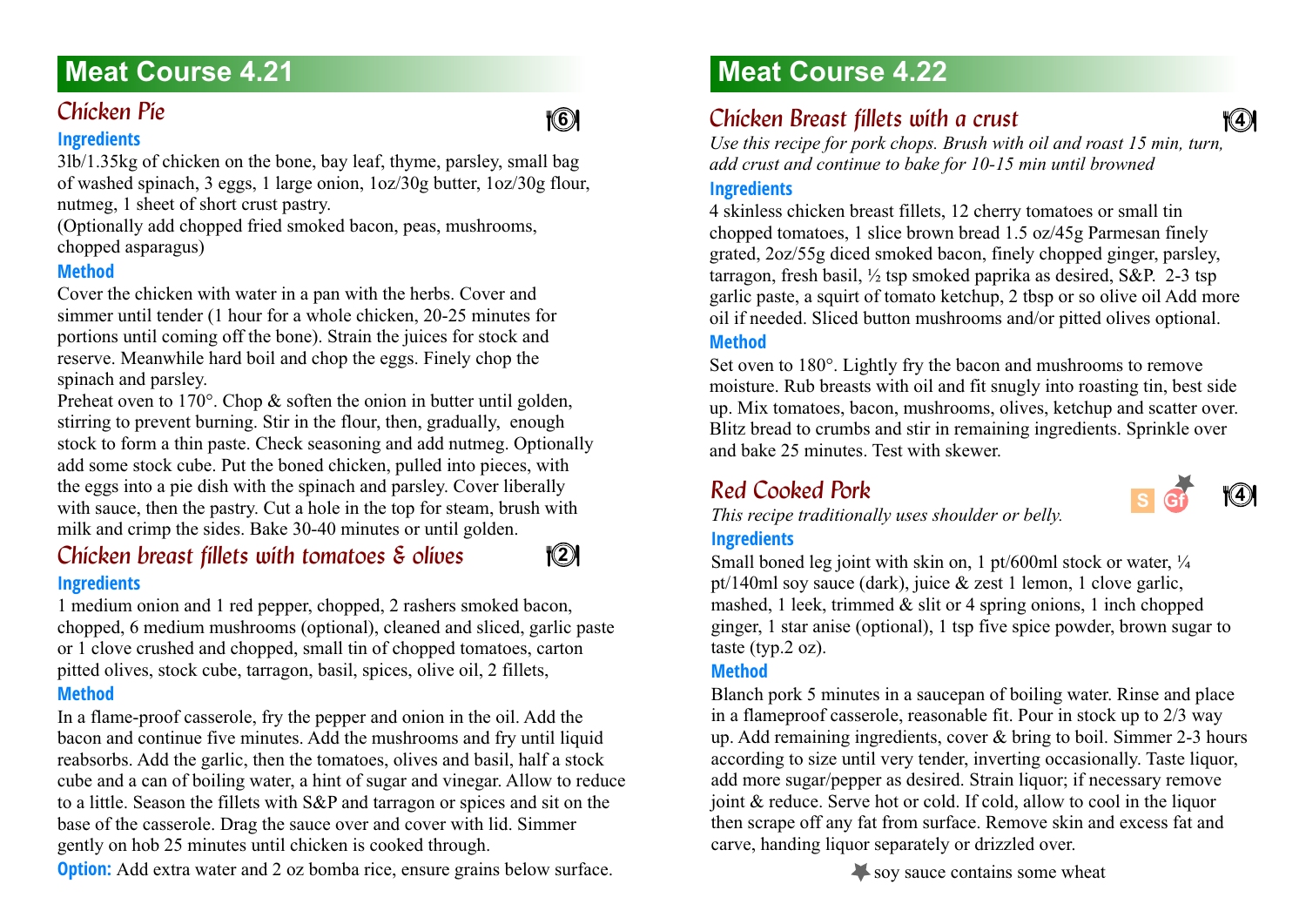## Meat Course 4.21

### Chicken Pie

Serves 6

**Ingredients**

3lb/1.35kg of chicken on the bone, bay leaf, thyme, parsley, small bag of washed spinach, 3 eggs, 1 large onion, 1oz/30g butter, 1oz/30g flour, nutmeg, 1 sheet of short crust pastry.
(Optionally add chopped fried smoked bacon, peas, mushrooms, chopped asparagus)

**Method**

Cover the chicken with water in a pan with the herbs. Cover and simmer until tender (1 hour for a whole chicken, 20-25 minutes for portions until coming off the bone). Strain the juices for stock and reserve. Meanwhile hard boil and chop the eggs. Finely chop the spinach and parsley.
Preheat oven to 170°. Chop & soften the onion in butter until golden, stirring to prevent burning. Stir in the flour, then, gradually, enough stock to form a thin paste. Check seasoning and add nutmeg. Optionally add some stock cube. Put the boned chicken, pulled into pieces, with the eggs into a pie dish with the spinach and parsley. Cover liberally with sauce, then the pastry. Cut a hole in the top for steam, brush with milk and crimp the sides. Bake 30-40 minutes or until golden.

### Chicken breast fillets with tomatoes & olives

Serves 2

**Ingredients**

1 medium onion and 1 red pepper, chopped, 2 rashers smoked bacon, chopped, 6 medium mushrooms (optional), cleaned and sliced, garlic paste or 1 clove crushed and chopped, small tin of chopped tomatoes, carton pitted olives, stock cube, tarragon, basil, spices, olive oil, 2 fillets,

**Method**

In a flame-proof casserole, fry the pepper and onion in the oil. Add the bacon and continue five minutes. Add the mushrooms and fry until liquid reabsorbs. Add the garlic, then the tomatoes, olives and basil, half a stock cube and a can of boiling water, a hint of sugar and vinegar. Allow to reduce to a little. Season the fillets with S&P and tarragon or spices and sit on the base of the casserole. Drag the sauce over and cover with lid. Simmer gently on hob 25 minutes until chicken is cooked through.

**Option:** Add extra water and 2 oz bomba rice, ensure grains below surface.

## Meat Course 4.22

### Chicken Breast fillets with a crust

Serves 4

*Use this recipe for pork chops. Brush with oil and roast 15 min, turn, add crust and continue to bake for 10-15 min until browned*

**Ingredients**

4 skinless chicken breast fillets, 12 cherry tomatoes or small tin chopped tomatoes, 1 slice brown bread 1.5 oz/45g Parmesan finely grated, 2oz/55g diced smoked bacon, finely chopped ginger, parsley, tarragon, fresh basil, ½ tsp smoked paprika as desired, S&P. 2-3 tsp garlic paste, a squirt of tomato ketchup, 2 tbsp or so olive oil Add more oil if needed. Sliced button mushrooms and/or pitted olives optional.

**Method**

Set oven to 180°. Lightly fry the bacon and mushrooms to remove moisture. Rub breasts with oil and fit snugly into roasting tin, best side up. Mix tomatoes, bacon, mushrooms, olives, ketchup and scatter over. Blitz bread to crumbs and stir in remaining ingredients. Sprinkle over and bake 25 minutes. Test with skewer.

### Red Cooked Pork

S Gf* — Serves 4

*This recipe traditionally uses shoulder or belly.*

**Ingredients**

Small boned leg joint with skin on, 1 pt/600ml stock or water, ¼ pt/140ml soy sauce (dark), juice & zest 1 lemon, 1 clove garlic, mashed, 1 leek, trimmed & slit or 4 spring onions, 1 inch chopped ginger, 1 star anise (optional), 1 tsp five spice powder, brown sugar to taste (typ.2 oz).

**Method**

Blanch pork 5 minutes in a saucepan of boiling water. Rinse and place in a flameproof casserole, reasonable fit. Pour in stock up to 2/3 way up. Add remaining ingredients, cover & bring to boil. Simmer 2-3 hours according to size until very tender, inverting occasionally. Taste liquor, add more sugar/pepper as desired. Strain liquor; if necessary remove joint & reduce. Serve hot or cold. If cold, allow to cool in the liquor then scrape off any fat from surface. Remove skin and excess fat and carve, handing liquor separately or drizzled over.

\* soy sauce contains some wheat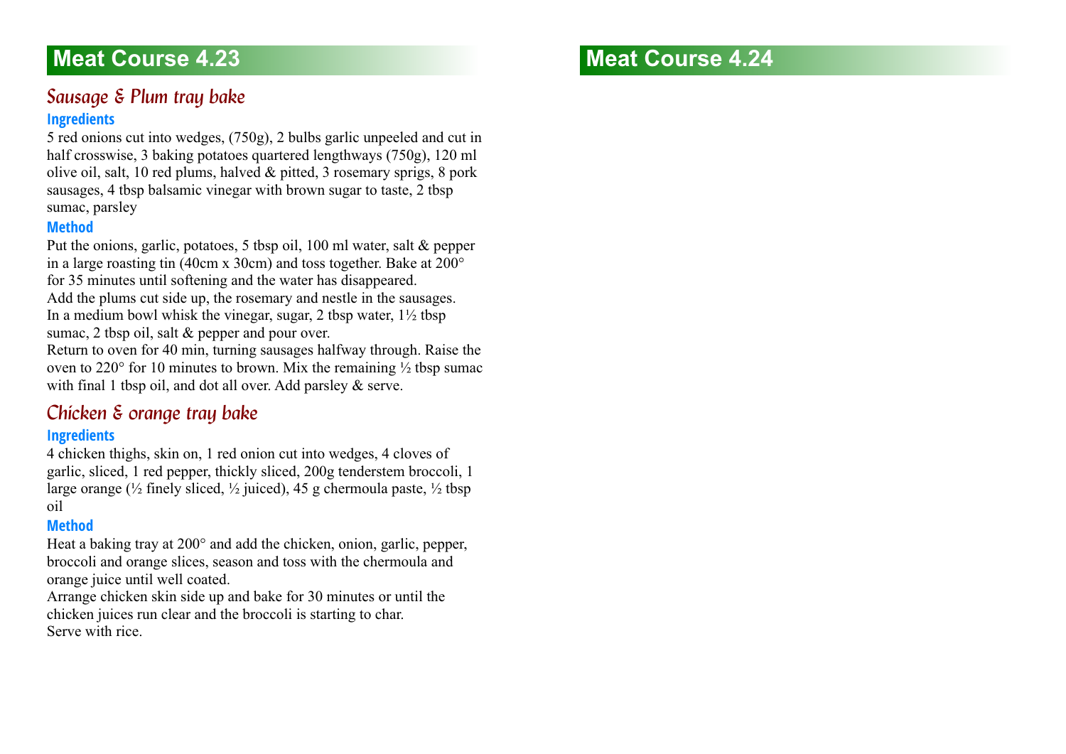# Meat Course 4.23

## Sausage & Plum tray bake

### Ingredients

5 red onions cut into wedges, (750g), 2 bulbs garlic unpeeled and cut in half crosswise, 3 baking potatoes quartered lengthways (750g), 120 ml olive oil, salt, 10 red plums, halved & pitted, 3 rosemary sprigs, 8 pork sausages, 4 tbsp balsamic vinegar with brown sugar to taste, 2 tbsp sumac, parsley

### Method

Put the onions, garlic, potatoes, 5 tbsp oil, 100 ml water, salt & pepper in a large roasting tin (40cm x 30cm) and toss together. Bake at 200° for 35 minutes until softening and the water has disappeared.
Add the plums cut side up, the rosemary and nestle in the sausages.
In a medium bowl whisk the vinegar, sugar, 2 tbsp water, 1½ tbsp sumac, 2 tbsp oil, salt & pepper and pour over.
Return to oven for 40 min, turning sausages halfway through. Raise the oven to 220° for 10 minutes to brown. Mix the remaining ½ tbsp sumac with final 1 tbsp oil, and dot all over. Add parsley & serve.

## Chicken & orange tray bake

### Ingredients

4 chicken thighs, skin on, 1 red onion cut into wedges, 4 cloves of garlic, sliced, 1 red pepper, thickly sliced, 200g tenderstem broccoli, 1 large orange (½ finely sliced, ½ juiced), 45 g chermoula paste, ½ tbsp oil

### Method

Heat a baking tray at 200° and add the chicken, onion, garlic, pepper, broccoli and orange slices, season and toss with the chermoula and orange juice until well coated.
Arrange chicken skin side up and bake for 30 minutes or until the chicken juices run clear and the broccoli is starting to char.
Serve with rice.

# Meat Course 4.24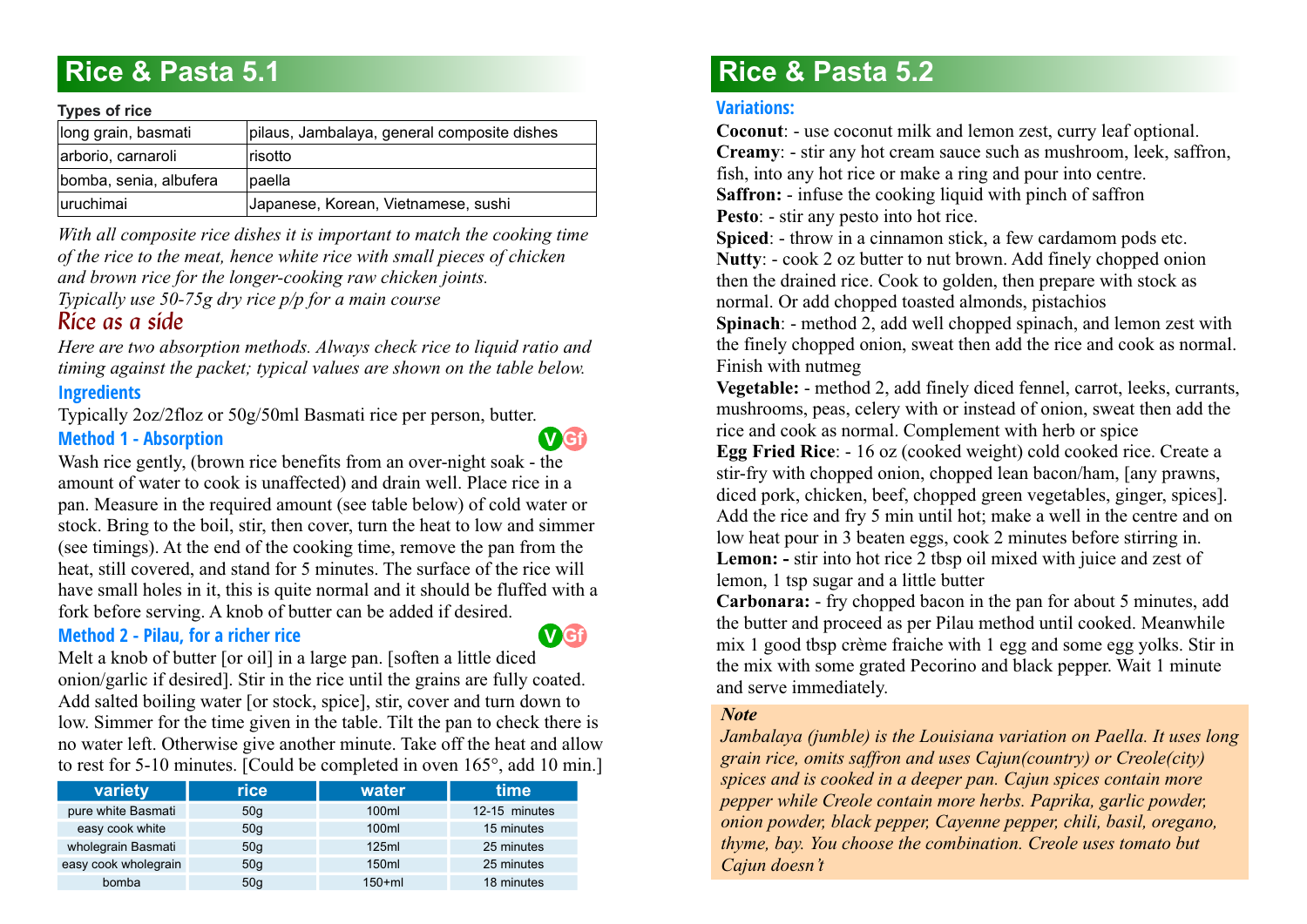# Rice & Pasta 5.1

**Types of rice**

| | |
|---|---|
| long grain, basmati | pilaus, Jambalaya, general composite dishes |
| arborio, carnaroli | risotto |
| bomba, senia, albufera | paella |
| uruchimai | Japanese, Korean, Vietnamese, sushi |

*With all composite rice dishes it is important to match the cooking time of the rice to the meat, hence white rice with small pieces of chicken and brown rice for the longer-cooking raw chicken joints.*
*Typically use 50-75g dry rice p/p for a main course*

## Rice as a side

*Here are two absorption methods. Always check rice to liquid ratio and timing against the packet; typical values are shown on the table below.*

### Ingredients

Typically 2oz/2floz or 50g/50ml Basmati rice per person, butter.

### Method 1 - Absorption

V Gf

Wash rice gently, (brown rice benefits from an over-night soak - the amount of water to cook is unaffected) and drain well. Place rice in a pan. Measure in the required amount (see table below) of cold water or stock. Bring to the boil, stir, then cover, turn the heat to low and simmer (see timings). At the end of the cooking time, remove the pan from the heat, still covered, and stand for 5 minutes. The surface of the rice will have small holes in it, this is quite normal and it should be fluffed with a fork before serving. A knob of butter can be added if desired.

### Method 2 - Pilau, for a richer rice

V Gf

Melt a knob of butter [or oil] in a large pan. [soften a little diced onion/garlic if desired]. Stir in the rice until the grains are fully coated. Add salted boiling water [or stock, spice], stir, cover and turn down to low. Simmer for the time given in the table. Tilt the pan to check there is no water left. Otherwise give another minute. Take off the heat and allow to rest for 5-10 minutes. [Could be completed in oven 165°, add 10 min.]

| variety | rice | water | time |
|---|---|---|---|
| pure white Basmati | 50g | 100ml | 12-15 minutes |
| easy cook white | 50g | 100ml | 15 minutes |
| wholegrain Basmati | 50g | 125ml | 25 minutes |
| easy cook wholegrain | 50g | 150ml | 25 minutes |
| bomba | 50g | 150+ml | 18 minutes |

# Rice & Pasta 5.2

### Variations:

**Coconut**: - use coconut milk and lemon zest, curry leaf optional.
**Creamy**: - stir any hot cream sauce such as mushroom, leek, saffron, fish, into any hot rice or make a ring and pour into centre.
**Saffron:** - infuse the cooking liquid with pinch of saffron
**Pesto**: - stir any pesto into hot rice.
**Spiced**: - throw in a cinnamon stick, a few cardamom pods etc.
**Nutty**: - cook 2 oz butter to nut brown. Add finely chopped onion then the drained rice. Cook to golden, then prepare with stock as normal. Or add chopped toasted almonds, pistachios
**Spinach**: - method 2, add well chopped spinach, and lemon zest with the finely chopped onion, sweat then add the rice and cook as normal. Finish with nutmeg
**Vegetable:** - method 2, add finely diced fennel, carrot, leeks, currants, mushrooms, peas, celery with or instead of onion, sweat then add the rice and cook as normal. Complement with herb or spice
**Egg Fried Rice**: - 16 oz (cooked weight) cold cooked rice. Create a stir-fry with chopped onion, chopped lean bacon/ham, [any prawns, diced pork, chicken, beef, chopped green vegetables, ginger, spices]. Add the rice and fry 5 min until hot; make a well in the centre and on low heat pour in 3 beaten eggs, cook 2 minutes before stirring in.
**Lemon: -** stir into hot rice 2 tbsp oil mixed with juice and zest of lemon, 1 tsp sugar and a little butter
**Carbonara:** - fry chopped bacon in the pan for about 5 minutes, add the butter and proceed as per Pilau method until cooked. Meanwhile mix 1 good tbsp crème fraiche with 1 egg and some egg yolks. Stir in the mix with some grated Pecorino and black pepper. Wait 1 minute and serve immediately.

***Note***
*Jambalaya (jumble) is the Louisiana variation on Paella. It uses long grain rice, omits saffron and uses Cajun(country) or Creole(city) spices and is cooked in a deeper pan. Cajun spices contain more pepper while Creole contain more herbs. Paprika, garlic powder, onion powder, black pepper, Cayenne pepper, chili, basil, oregano, thyme, bay. You choose the combination. Creole uses tomato but Cajun doesn't*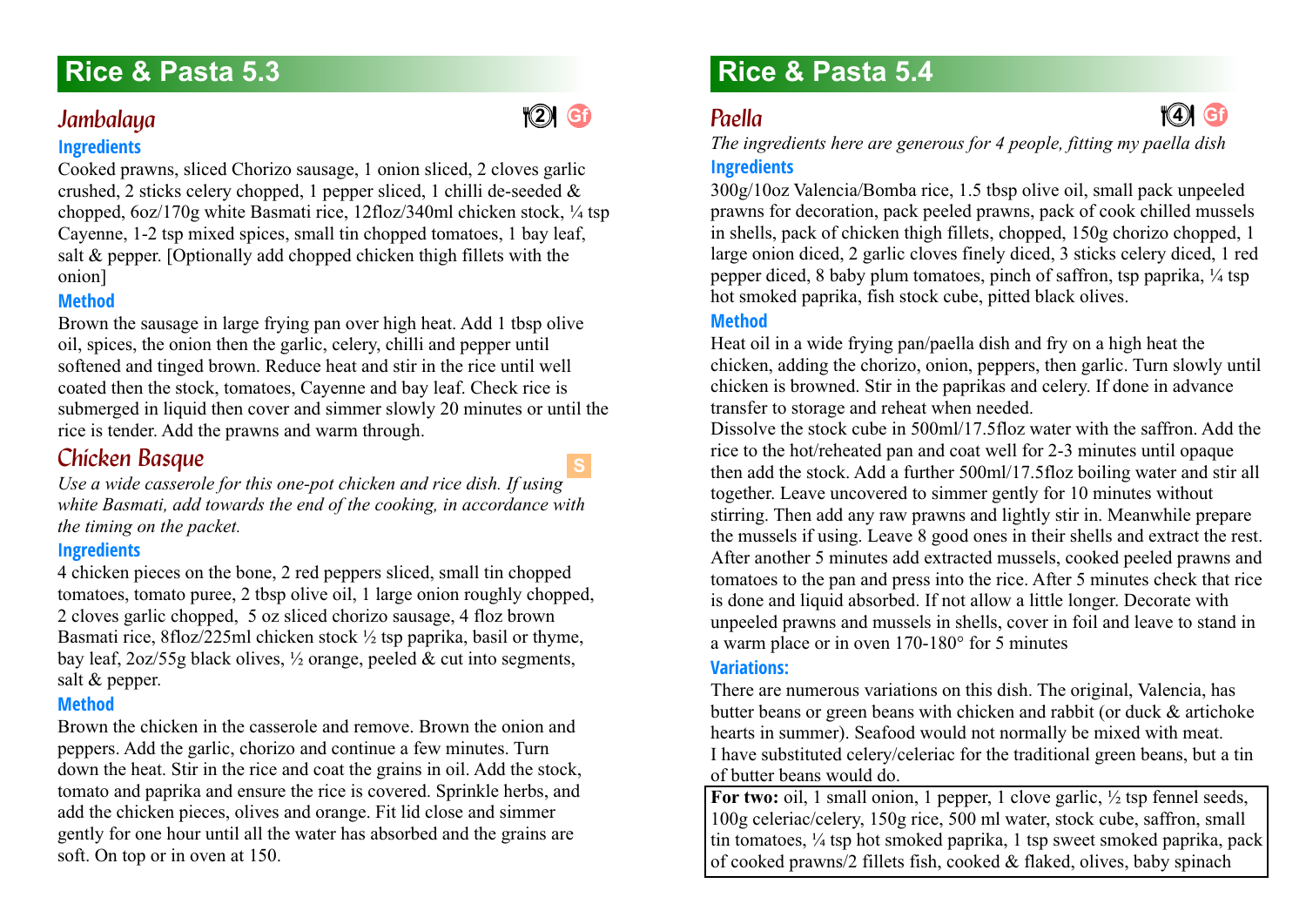# Rice & Pasta 5.3

## Jambalaya

2 Gf

### Ingredients

Cooked prawns, sliced Chorizo sausage, 1 onion sliced, 2 cloves garlic crushed, 2 sticks celery chopped, 1 pepper sliced, 1 chilli de-seeded & chopped, 6oz/170g white Basmati rice, 12floz/340ml chicken stock, ¼ tsp Cayenne, 1-2 tsp mixed spices, small tin chopped tomatoes, 1 bay leaf, salt & pepper. [Optionally add chopped chicken thigh fillets with the onion]

### Method

Brown the sausage in large frying pan over high heat. Add 1 tbsp olive oil, spices, the onion then the garlic, celery, chilli and pepper until softened and tinged brown. Reduce heat and stir in the rice until well coated then the stock, tomatoes, Cayenne and bay leaf. Check rice is submerged in liquid then cover and simmer slowly 20 minutes or until the rice is tender. Add the prawns and warm through.

## Chicken Basque

S

*Use a wide casserole for this one-pot chicken and rice dish. If using white Basmati, add towards the end of the cooking, in accordance with the timing on the packet.*

### Ingredients

4 chicken pieces on the bone, 2 red peppers sliced, small tin chopped tomatoes, tomato puree, 2 tbsp olive oil, 1 large onion roughly chopped, 2 cloves garlic chopped, 5 oz sliced chorizo sausage, 4 floz brown Basmati rice, 8floz/225ml chicken stock ½ tsp paprika, basil or thyme, bay leaf, 2oz/55g black olives, ½ orange, peeled & cut into segments, salt & pepper.

### Method

Brown the chicken in the casserole and remove. Brown the onion and peppers. Add the garlic, chorizo and continue a few minutes. Turn down the heat. Stir in the rice and coat the grains in oil. Add the stock, tomato and paprika and ensure the rice is covered. Sprinkle herbs, and add the chicken pieces, olives and orange. Fit lid close and simmer gently for one hour until all the water has absorbed and the grains are soft. On top or in oven at 150.

# Rice & Pasta 5.4

## Paella

4 Gf

*The ingredients here are generous for 4 people, fitting my paella dish*

### Ingredients

300g/10oz Valencia/Bomba rice, 1.5 tbsp olive oil, small pack unpeeled prawns for decoration, pack peeled prawns, pack of cook chilled mussels in shells, pack of chicken thigh fillets, chopped, 150g chorizo chopped, 1 large onion diced, 2 garlic cloves finely diced, 3 sticks celery diced, 1 red pepper diced, 8 baby plum tomatoes, pinch of saffron, tsp paprika, ¼ tsp hot smoked paprika, fish stock cube, pitted black olives.

### Method

Heat oil in a wide frying pan/paella dish and fry on a high heat the chicken, adding the chorizo, onion, peppers, then garlic. Turn slowly until chicken is browned. Stir in the paprikas and celery. If done in advance transfer to storage and reheat when needed.

Dissolve the stock cube in 500ml/17.5floz water with the saffron. Add the rice to the hot/reheated pan and coat well for 2-3 minutes until opaque then add the stock. Add a further 500ml/17.5floz boiling water and stir all together. Leave uncovered to simmer gently for 10 minutes without stirring. Then add any raw prawns and lightly stir in. Meanwhile prepare the mussels if using. Leave 8 good ones in their shells and extract the rest. After another 5 minutes add extracted mussels, cooked peeled prawns and tomatoes to the pan and press into the rice. After 5 minutes check that rice is done and liquid absorbed. If not allow a little longer. Decorate with unpeeled prawns and mussels in shells, cover in foil and leave to stand in a warm place or in oven 170-180° for 5 minutes

### Variations:

There are numerous variations on this dish. The original, Valencia, has butter beans or green beans with chicken and rabbit (or duck & artichoke hearts in summer). Seafood would not normally be mixed with meat.
I have substituted celery/celeriac for the traditional green beans, but a tin of butter beans would do.

**For two:** oil, 1 small onion, 1 pepper, 1 clove garlic, ½ tsp fennel seeds, 100g celeriac/celery, 150g rice, 500 ml water, stock cube, saffron, small tin tomatoes, ¼ tsp hot smoked paprika, 1 tsp sweet smoked paprika, pack of cooked prawns/2 fillets fish, cooked & flaked, olives, baby spinach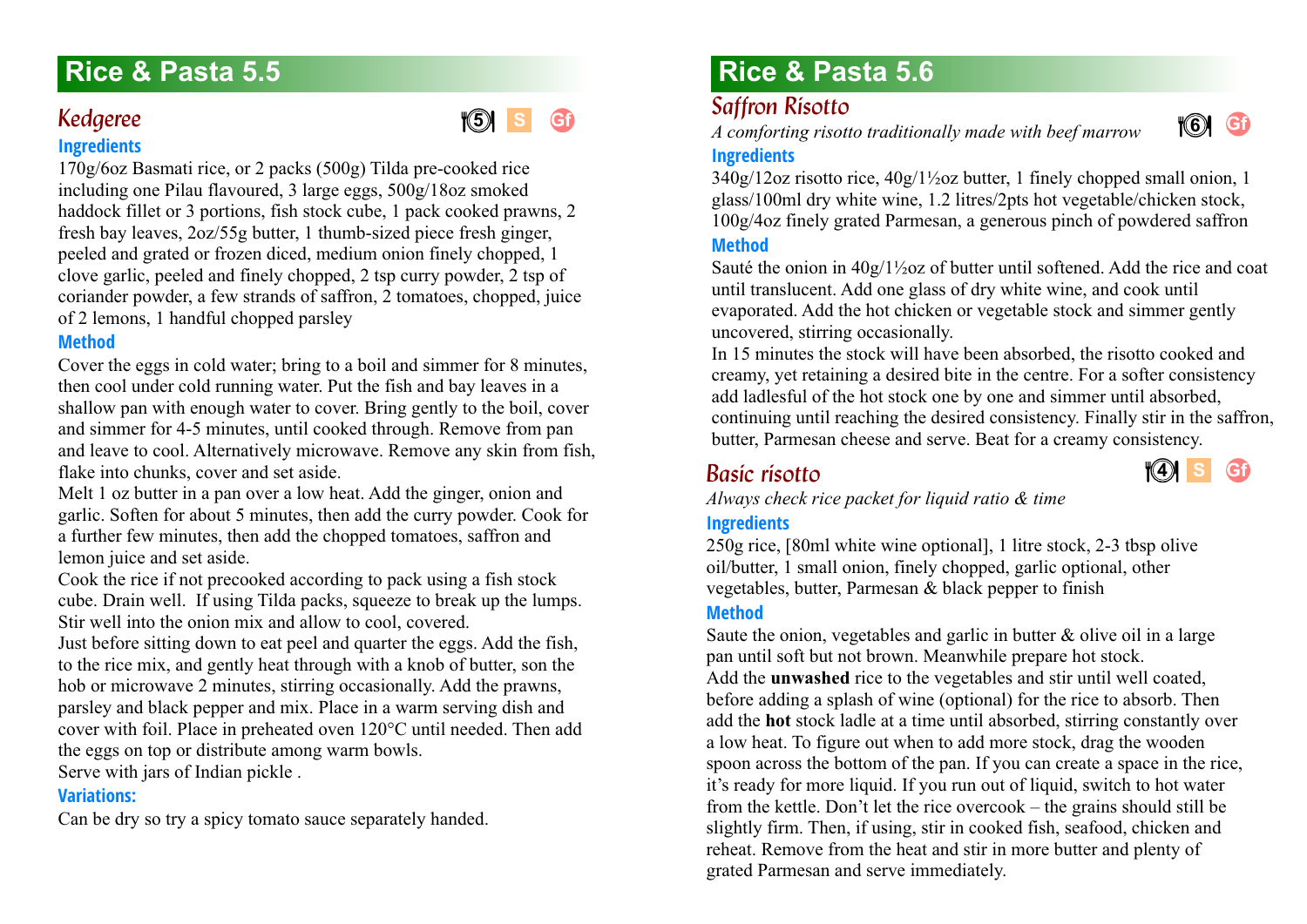# Rice & Pasta 5.5

## Kedgeree

5 S Gf

### Ingredients

170g/6oz Basmati rice, or 2 packs (500g) Tilda pre-cooked rice including one Pilau flavoured, 3 large eggs, 500g/18oz smoked haddock fillet or 3 portions, fish stock cube, 1 pack cooked prawns, 2 fresh bay leaves, 2oz/55g butter, 1 thumb-sized piece fresh ginger, peeled and grated or frozen diced, medium onion finely chopped, 1 clove garlic, peeled and finely chopped, 2 tsp curry powder, 2 tsp of coriander powder, a few strands of saffron, 2 tomatoes, chopped, juice of 2 lemons, 1 handful chopped parsley

### Method

Cover the eggs in cold water; bring to a boil and simmer for 8 minutes, then cool under cold running water. Put the fish and bay leaves in a shallow pan with enough water to cover. Bring gently to the boil, cover and simmer for 4-5 minutes, until cooked through. Remove from pan and leave to cool. Alternatively microwave. Remove any skin from fish, flake into chunks, cover and set aside.

Melt 1 oz butter in a pan over a low heat. Add the ginger, onion and garlic. Soften for about 5 minutes, then add the curry powder. Cook for a further few minutes, then add the chopped tomatoes, saffron and lemon juice and set aside.

Cook the rice if not precooked according to pack using a fish stock cube. Drain well. If using Tilda packs, squeeze to break up the lumps. Stir well into the onion mix and allow to cool, covered.

Just before sitting down to eat peel and quarter the eggs. Add the fish, to the rice mix, and gently heat through with a knob of butter, son the hob or microwave 2 minutes, stirring occasionally. Add the prawns, parsley and black pepper and mix. Place in a warm serving dish and cover with foil. Place in preheated oven 120°C until needed. Then add the eggs on top or distribute among warm bowls.

Serve with jars of Indian pickle .

### Variations:

Can be dry so try a spicy tomato sauce separately handed.

# Rice & Pasta 5.6

## Saffron Risotto

*A comforting risotto traditionally made with beef marrow*

6 Gf

### Ingredients

340g/12oz risotto rice, 40g/1½oz butter, 1 finely chopped small onion, 1 glass/100ml dry white wine, 1.2 litres/2pts hot vegetable/chicken stock, 100g/4oz finely grated Parmesan, a generous pinch of powdered saffron

### Method

Sauté the onion in 40g/1½oz of butter until softened. Add the rice and coat until translucent. Add one glass of dry white wine, and cook until evaporated. Add the hot chicken or vegetable stock and simmer gently uncovered, stirring occasionally.

In 15 minutes the stock will have been absorbed, the risotto cooked and creamy, yet retaining a desired bite in the centre. For a softer consistency add ladlesful of the hot stock one by one and simmer until absorbed, continuing until reaching the desired consistency. Finally stir in the saffron, butter, Parmesan cheese and serve. Beat for a creamy consistency.

## Basic risotto

4 S Gf

*Always check rice packet for liquid ratio & time*

### Ingredients

250g rice, [80ml white wine optional], 1 litre stock, 2-3 tbsp olive oil/butter, 1 small onion, finely chopped, garlic optional, other vegetables, butter, Parmesan & black pepper to finish

### Method

Saute the onion, vegetables and garlic in butter & olive oil in a large pan until soft but not brown. Meanwhile prepare hot stock.

Add the **unwashed** rice to the vegetables and stir until well coated, before adding a splash of wine (optional) for the rice to absorb. Then add the **hot** stock ladle at a time until absorbed, stirring constantly over a low heat. To figure out when to add more stock, drag the wooden spoon across the bottom of the pan. If you can create a space in the rice, it's ready for more liquid. If you run out of liquid, switch to hot water from the kettle. Don't let the rice overcook – the grains should still be slightly firm. Then, if using, stir in cooked fish, seafood, chicken and reheat. Remove from the heat and stir in more butter and plenty of grated Parmesan and serve immediately.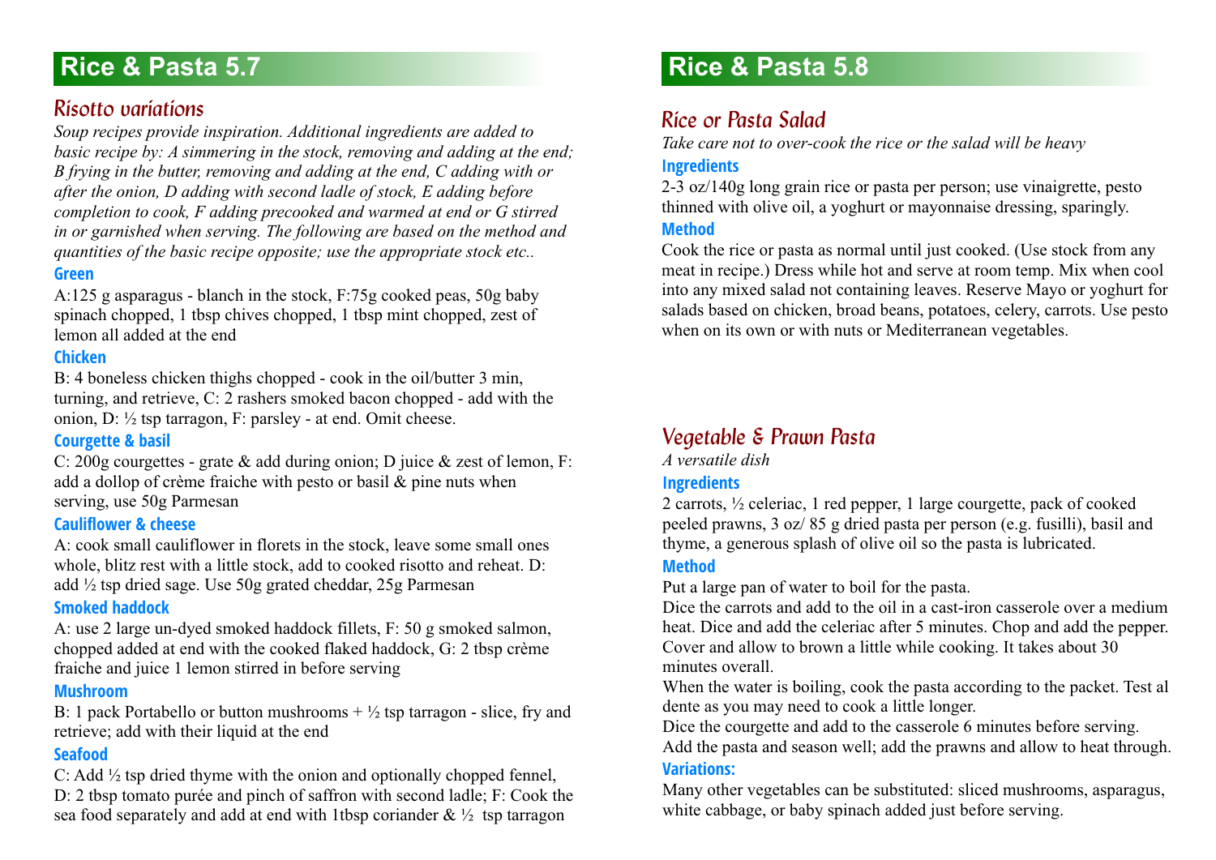# Rice & Pasta 5.7

## Risotto variations

*Soup recipes provide inspiration. Additional ingredients are added to basic recipe by: A simmering in the stock, removing and adding at the end; B frying in the butter, removing and adding at the end, C adding with or after the onion, D adding with second ladle of stock, E adding before completion to cook, F adding precooked and warmed at end or G stirred in or garnished when serving. The following are based on the method and quantities of the basic recipe opposite; use the appropriate stock etc..*

### Green

A:125 g asparagus - blanch in the stock, F:75g cooked peas, 50g baby spinach chopped, 1 tbsp chives chopped, 1 tbsp mint chopped, zest of lemon all added at the end

### Chicken

B: 4 boneless chicken thighs chopped - cook in the oil/butter 3 min, turning, and retrieve, C: 2 rashers smoked bacon chopped - add with the onion, D: ½ tsp tarragon, F: parsley - at end. Omit cheese.

### Courgette & basil

C: 200g courgettes - grate & add during onion; D juice & zest of lemon, F: add a dollop of crème fraiche with pesto or basil & pine nuts when serving, use 50g Parmesan

### Cauliflower & cheese

A: cook small cauliflower in florets in the stock, leave some small ones whole, blitz rest with a little stock, add to cooked risotto and reheat. D: add ½ tsp dried sage. Use 50g grated cheddar, 25g Parmesan

### Smoked haddock

A: use 2 large un-dyed smoked haddock fillets, F: 50 g smoked salmon, chopped added at end with the cooked flaked haddock, G: 2 tbsp crème fraiche and juice 1 lemon stirred in before serving

### Mushroom

B: 1 pack Portabello or button mushrooms + ½ tsp tarragon - slice, fry and retrieve; add with their liquid at the end

### Seafood

C: Add ½ tsp dried thyme with the onion and optionally chopped fennel, D: 2 tbsp tomato purée and pinch of saffron with second ladle; F: Cook the sea food separately and add at end with 1tbsp coriander & ½ tsp tarragon

# Rice & Pasta 5.8

## Rice or Pasta Salad

*Take care not to over-cook the rice or the salad will be heavy*

### Ingredients

2-3 oz/140g long grain rice or pasta per person; use vinaigrette, pesto thinned with olive oil, a yoghurt or mayonnaise dressing, sparingly.

### Method

Cook the rice or pasta as normal until just cooked. (Use stock from any meat in recipe.) Dress while hot and serve at room temp. Mix when cool into any mixed salad not containing leaves. Reserve Mayo or yoghurt for salads based on chicken, broad beans, potatoes, celery, carrots. Use pesto when on its own or with nuts or Mediterranean vegetables.

## Vegetable & Prawn Pasta

*A versatile dish*

### Ingredients

2 carrots, ½ celeriac, 1 red pepper, 1 large courgette, pack of cooked peeled prawns, 3 oz/ 85 g dried pasta per person (e.g. fusilli), basil and thyme, a generous splash of olive oil so the pasta is lubricated.

### Method

Put a large pan of water to boil for the pasta.

Dice the carrots and add to the oil in a cast-iron casserole over a medium heat. Dice and add the celeriac after 5 minutes. Chop and add the pepper. Cover and allow to brown a little while cooking. It takes about 30 minutes overall.

When the water is boiling, cook the pasta according to the packet. Test al dente as you may need to cook a little longer.

Dice the courgette and add to the casserole 6 minutes before serving.

Add the pasta and season well; add the prawns and allow to heat through.

### Variations:

Many other vegetables can be substituted: sliced mushrooms, asparagus, white cabbage, or baby spinach added just before serving.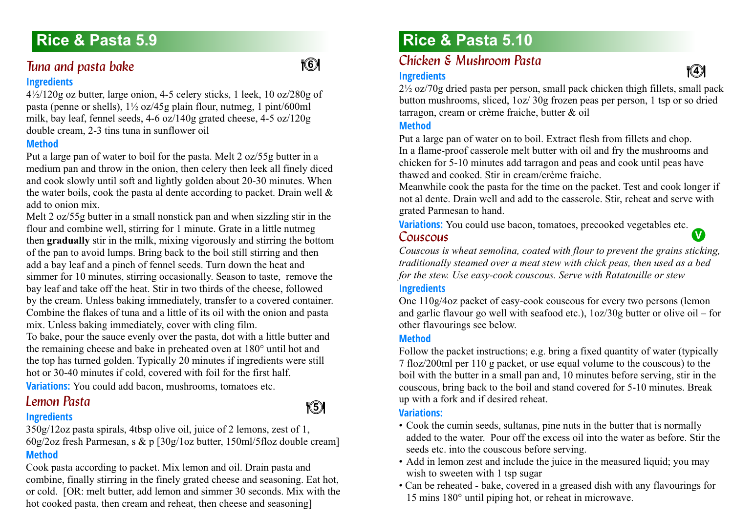# Rice & Pasta 5.9

## Tuna and pasta bake

6

### Ingredients

4½/120g oz butter, large onion, 4-5 celery sticks, 1 leek, 10 oz/280g of pasta (penne or shells), 1½ oz/45g plain flour, nutmeg, 1 pint/600ml milk, bay leaf, fennel seeds, 4-6 oz/140g grated cheese, 4-5 oz/120g double cream, 2-3 tins tuna in sunflower oil

### Method

Put a large pan of water to boil for the pasta. Melt 2 oz/55g butter in a medium pan and throw in the onion, then celery then leek all finely diced and cook slowly until soft and lightly golden about 20-30 minutes. When the water boils, cook the pasta al dente according to packet. Drain well & add to onion mix.

Melt 2 oz/55g butter in a small nonstick pan and when sizzling stir in the flour and combine well, stirring for 1 minute. Grate in a little nutmeg then **gradually** stir in the milk, mixing vigorously and stirring the bottom of the pan to avoid lumps. Bring back to the boil still stirring and then add a bay leaf and a pinch of fennel seeds. Turn down the heat and simmer for 10 minutes, stirring occasionally. Season to taste, remove the bay leaf and take off the heat. Stir in two thirds of the cheese, followed by the cream. Unless baking immediately, transfer to a covered container. Combine the flakes of tuna and a little of its oil with the onion and pasta mix. Unless baking immediately, cover with cling film.

To bake, pour the sauce evenly over the pasta, dot with a little butter and the remaining cheese and bake in preheated oven at 180° until hot and the top has turned golden. Typically 20 minutes if ingredients were still hot or 30-40 minutes if cold, covered with foil for the first half.

**Variations:** You could add bacon, mushrooms, tomatoes etc.

## Lemon Pasta

5

### Ingredients

350g/12oz pasta spirals, 4tbsp olive oil, juice of 2 lemons, zest of 1, 60g/2oz fresh Parmesan, s & p [30g/1oz butter, 150ml/5floz double cream]

### Method

Cook pasta according to packet. Mix lemon and oil. Drain pasta and combine, finally stirring in the finely grated cheese and seasoning. Eat hot, or cold. [OR: melt butter, add lemon and simmer 30 seconds. Mix with the hot cooked pasta, then cream and reheat, then cheese and seasoning]

# Rice & Pasta 5.10

## Chicken & Mushroom Pasta

4

### Ingredients

2½ oz/70g dried pasta per person, small pack chicken thigh fillets, small pack button mushrooms, sliced, 1oz/ 30g frozen peas per person, 1 tsp or so dried tarragon, cream or crème fraiche, butter & oil

### Method

Put a large pan of water on to boil. Extract flesh from fillets and chop.
In a flame-proof casserole melt butter with oil and fry the mushrooms and chicken for 5-10 minutes add tarragon and peas and cook until peas have thawed and cooked. Stir in cream/crème fraiche.
Meanwhile cook the pasta for the time on the packet. Test and cook longer if not al dente. Drain well and add to the casserole. Stir, reheat and serve with grated Parmesan to hand.

**Variations:** You could use bacon, tomatoes, precooked vegetables etc.

## Couscous

V

*Couscous is wheat semolina, coated with flour to prevent the grains sticking, traditionally steamed over a meat stew with chick peas, then used as a bed for the stew. Use easy-cook couscous. Serve with Ratatouille or stew*

### Ingredients

One 110g/4oz packet of easy-cook couscous for every two persons (lemon and garlic flavour go well with seafood etc.), 1oz/30g butter or olive oil – for other flavourings see below.

### Method

Follow the packet instructions; e.g. bring a fixed quantity of water (typically 7 floz/200ml per 110 g packet, or use equal volume to the couscous) to the boil with the butter in a small pan and, 10 minutes before serving, stir in the couscous, bring back to the boil and stand covered for 5-10 minutes. Break up with a fork and if desired reheat.

### Variations:

- Cook the cumin seeds, sultanas, pine nuts in the butter that is normally added to the water. Pour off the excess oil into the water as before. Stir the seeds etc. into the couscous before serving.
- Add in lemon zest and include the juice in the measured liquid; you may wish to sweeten with 1 tsp sugar
- Can be reheated - bake, covered in a greased dish with any flavourings for 15 mins 180° until piping hot, or reheat in microwave.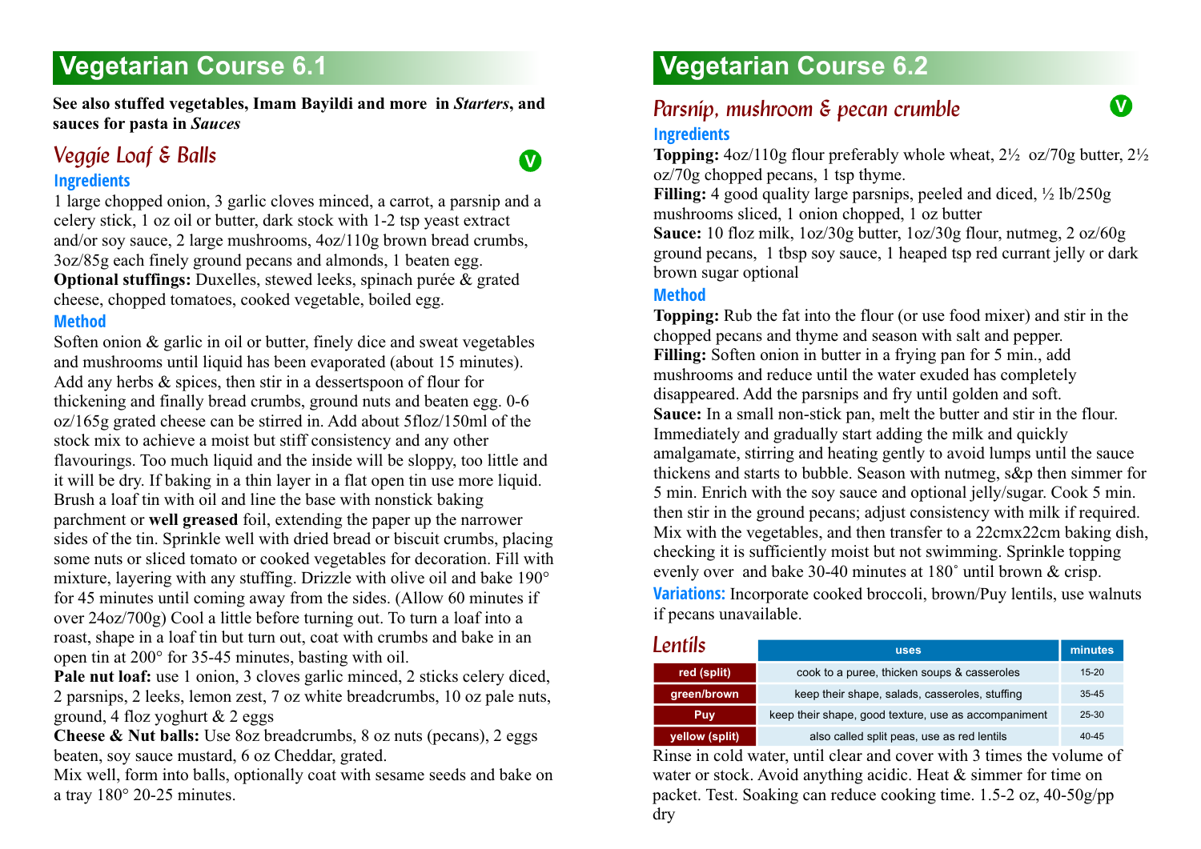# Vegetarian Course 6.1

**See also stuffed vegetables, Imam Bayildi and more in *Starters*, and sauces for pasta in *Sauces***

## *Veggie Loaf & Balls*

V

### Ingredients

1 large chopped onion, 3 garlic cloves minced, a carrot, a parsnip and a celery stick, 1 oz oil or butter, dark stock with 1-2 tsp yeast extract and/or soy sauce, 2 large mushrooms, 4oz/110g brown bread crumbs, 3oz/85g each finely ground pecans and almonds, 1 beaten egg.
**Optional stuffings:** Duxelles, stewed leeks, spinach purée & grated cheese, chopped tomatoes, cooked vegetable, boiled egg.

### Method

Soften onion & garlic in oil or butter, finely dice and sweat vegetables and mushrooms until liquid has been evaporated (about 15 minutes). Add any herbs & spices, then stir in a dessertspoon of flour for thickening and finally bread crumbs, ground nuts and beaten egg. 0-6 oz/165g grated cheese can be stirred in. Add about 5floz/150ml of the stock mix to achieve a moist but stiff consistency and any other flavourings. Too much liquid and the inside will be sloppy, too little and it will be dry. If baking in a thin layer in a flat open tin use more liquid. Brush a loaf tin with oil and line the base with nonstick baking parchment or **well greased** foil, extending the paper up the narrower sides of the tin. Sprinkle well with dried bread or biscuit crumbs, placing some nuts or sliced tomato or cooked vegetables for decoration. Fill with mixture, layering with any stuffing. Drizzle with olive oil and bake 190° for 45 minutes until coming away from the sides. (Allow 60 minutes if over 24oz/700g) Cool a little before turning out. To turn a loaf into a roast, shape in a loaf tin but turn out, coat with crumbs and bake in an open tin at 200° for 35-45 minutes, basting with oil.
**Pale nut loaf:** use 1 onion, 3 cloves garlic minced, 2 sticks celery diced, 2 parsnips, 2 leeks, lemon zest, 7 oz white breadcrumbs, 10 oz pale nuts, ground, 4 floz yoghurt & 2 eggs
**Cheese & Nut balls:** Use 8oz breadcrumbs, 8 oz nuts (pecans), 2 eggs beaten, soy sauce mustard, 6 oz Cheddar, grated.
Mix well, form into balls, optionally coat with sesame seeds and bake on a tray 180° 20-25 minutes.

# Vegetarian Course 6.2

## *Parsnip, mushroom & pecan crumble*

V

### Ingredients

**Topping:** 4oz/110g flour preferably whole wheat, 2½ oz/70g butter, 2½ oz/70g chopped pecans, 1 tsp thyme.
**Filling:** 4 good quality large parsnips, peeled and diced, ½ lb/250g mushrooms sliced, 1 onion chopped, 1 oz butter
**Sauce:** 10 floz milk, 1oz/30g butter, 1oz/30g flour, nutmeg, 2 oz/60g ground pecans, 1 tbsp soy sauce, 1 heaped tsp red currant jelly or dark brown sugar optional

### Method

**Topping:** Rub the fat into the flour (or use food mixer) and stir in the chopped pecans and thyme and season with salt and pepper.
**Filling:** Soften onion in butter in a frying pan for 5 min., add mushrooms and reduce until the water exuded has completely disappeared. Add the parsnips and fry until golden and soft.
**Sauce:** In a small non-stick pan, melt the butter and stir in the flour. Immediately and gradually start adding the milk and quickly amalgamate, stirring and heating gently to avoid lumps until the sauce thickens and starts to bubble. Season with nutmeg, s&p then simmer for 5 min. Enrich with the soy sauce and optional jelly/sugar. Cook 5 min. then stir in the ground pecans; adjust consistency with milk if required. Mix with the vegetables, and then transfer to a 22cmx22cm baking dish, checking it is sufficiently moist but not swimming. Sprinkle topping evenly over and bake 30-40 minutes at 180˚ until brown & crisp.
**Variations:** Incorporate cooked broccoli, brown/Puy lentils, use walnuts if pecans unavailable.

## *Lentils*

| Lentils | uses | minutes |
|---|---|---|
| red (split) | cook to a puree, thicken soups & casseroles | 15-20 |
| green/brown | keep their shape, salads, casseroles, stuffing | 35-45 |
| Puy | keep their shape, good texture, use as accompaniment | 25-30 |
| yellow (split) | also called split peas, use as red lentils | 40-45 |

Rinse in cold water, until clear and cover with 3 times the volume of water or stock. Avoid anything acidic. Heat & simmer for time on packet. Test. Soaking can reduce cooking time. 1.5-2 oz, 40-50g/pp dry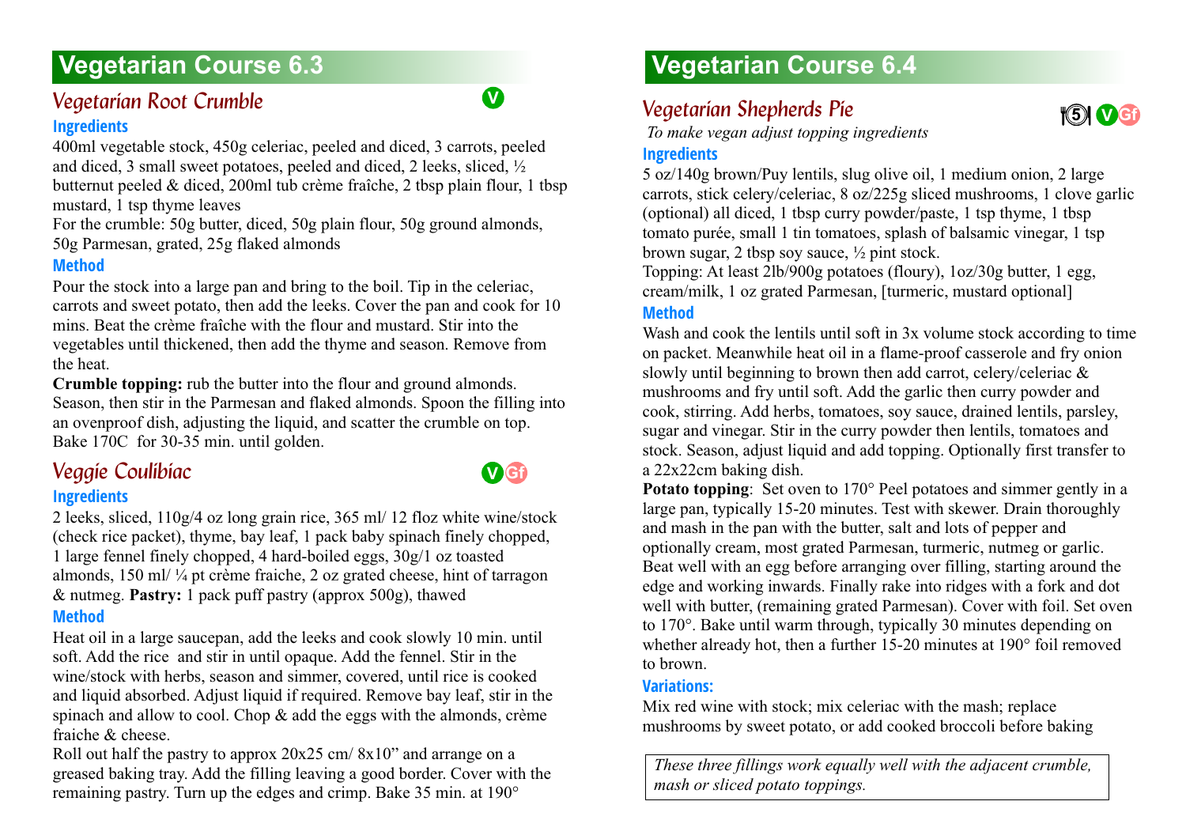## Vegetarian Course 6.3

### *Vegetarian Root Crumble*

V

**Ingredients**

400ml vegetable stock, 450g celeriac, peeled and diced, 3 carrots, peeled and diced, 3 small sweet potatoes, peeled and diced, 2 leeks, sliced, ½ butternut peeled & diced, 200ml tub crème fraîche, 2 tbsp plain flour, 1 tbsp mustard, 1 tsp thyme leaves

For the crumble: 50g butter, diced, 50g plain flour, 50g ground almonds, 50g Parmesan, grated, 25g flaked almonds

**Method**

Pour the stock into a large pan and bring to the boil. Tip in the celeriac, carrots and sweet potato, then add the leeks. Cover the pan and cook for 10 mins. Beat the crème fraîche with the flour and mustard. Stir into the vegetables until thickened, then add the thyme and season. Remove from the heat.

**Crumble topping:** rub the butter into the flour and ground almonds. Season, then stir in the Parmesan and flaked almonds. Spoon the filling into an ovenproof dish, adjusting the liquid, and scatter the crumble on top. Bake 170C for 30-35 min. until golden.

### *Veggie Coulibiac*

V Gf

**Ingredients**

2 leeks, sliced, 110g/4 oz long grain rice, 365 ml/ 12 floz white wine/stock (check rice packet), thyme, bay leaf, 1 pack baby spinach finely chopped, 1 large fennel finely chopped, 4 hard-boiled eggs, 30g/1 oz toasted almonds, 150 ml/ ¼ pt crème fraiche, 2 oz grated cheese, hint of tarragon & nutmeg. **Pastry:** 1 pack puff pastry (approx 500g), thawed

**Method**

Heat oil in a large saucepan, add the leeks and cook slowly 10 min. until soft. Add the rice and stir in until opaque. Add the fennel. Stir in the wine/stock with herbs, season and simmer, covered, until rice is cooked and liquid absorbed. Adjust liquid if required. Remove bay leaf, stir in the spinach and allow to cool. Chop & add the eggs with the almonds, crème fraiche & cheese.

Roll out half the pastry to approx 20x25 cm/ 8x10" and arrange on a greased baking tray. Add the filling leaving a good border. Cover with the remaining pastry. Turn up the edges and crimp. Bake 35 min. at 190°

## Vegetarian Course 6.4

### *Vegetarian Shepherds Pie*

5 V Gf

*To make vegan adjust topping ingredients*

**Ingredients**

5 oz/140g brown/Puy lentils, slug olive oil, 1 medium onion, 2 large carrots, stick celery/celeriac, 8 oz/225g sliced mushrooms, 1 clove garlic (optional) all diced, 1 tbsp curry powder/paste, 1 tsp thyme, 1 tbsp tomato purée, small 1 tin tomatoes, splash of balsamic vinegar, 1 tsp brown sugar, 2 tbsp soy sauce, ½ pint stock.

Topping: At least 2lb/900g potatoes (floury), 1oz/30g butter, 1 egg, cream/milk, 1 oz grated Parmesan, [turmeric, mustard optional]

**Method**

Wash and cook the lentils until soft in 3x volume stock according to time on packet. Meanwhile heat oil in a flame-proof casserole and fry onion slowly until beginning to brown then add carrot, celery/celeriac & mushrooms and fry until soft. Add the garlic then curry powder and cook, stirring. Add herbs, tomatoes, soy sauce, drained lentils, parsley, sugar and vinegar. Stir in the curry powder then lentils, tomatoes and stock. Season, adjust liquid and add topping. Optionally first transfer to a 22x22cm baking dish.

**Potato topping**: Set oven to 170° Peel potatoes and simmer gently in a large pan, typically 15-20 minutes. Test with skewer. Drain thoroughly and mash in the pan with the butter, salt and lots of pepper and optionally cream, most grated Parmesan, turmeric, nutmeg or garlic. Beat well with an egg before arranging over filling, starting around the edge and working inwards. Finally rake into ridges with a fork and dot well with butter, (remaining grated Parmesan). Cover with foil. Set oven to 170°. Bake until warm through, typically 30 minutes depending on whether already hot, then a further 15-20 minutes at 190° foil removed to brown.

**Variations:**

Mix red wine with stock; mix celeriac with the mash; replace mushrooms by sweet potato, or add cooked broccoli before baking

*These three fillings work equally well with the adjacent crumble, mash or sliced potato toppings.*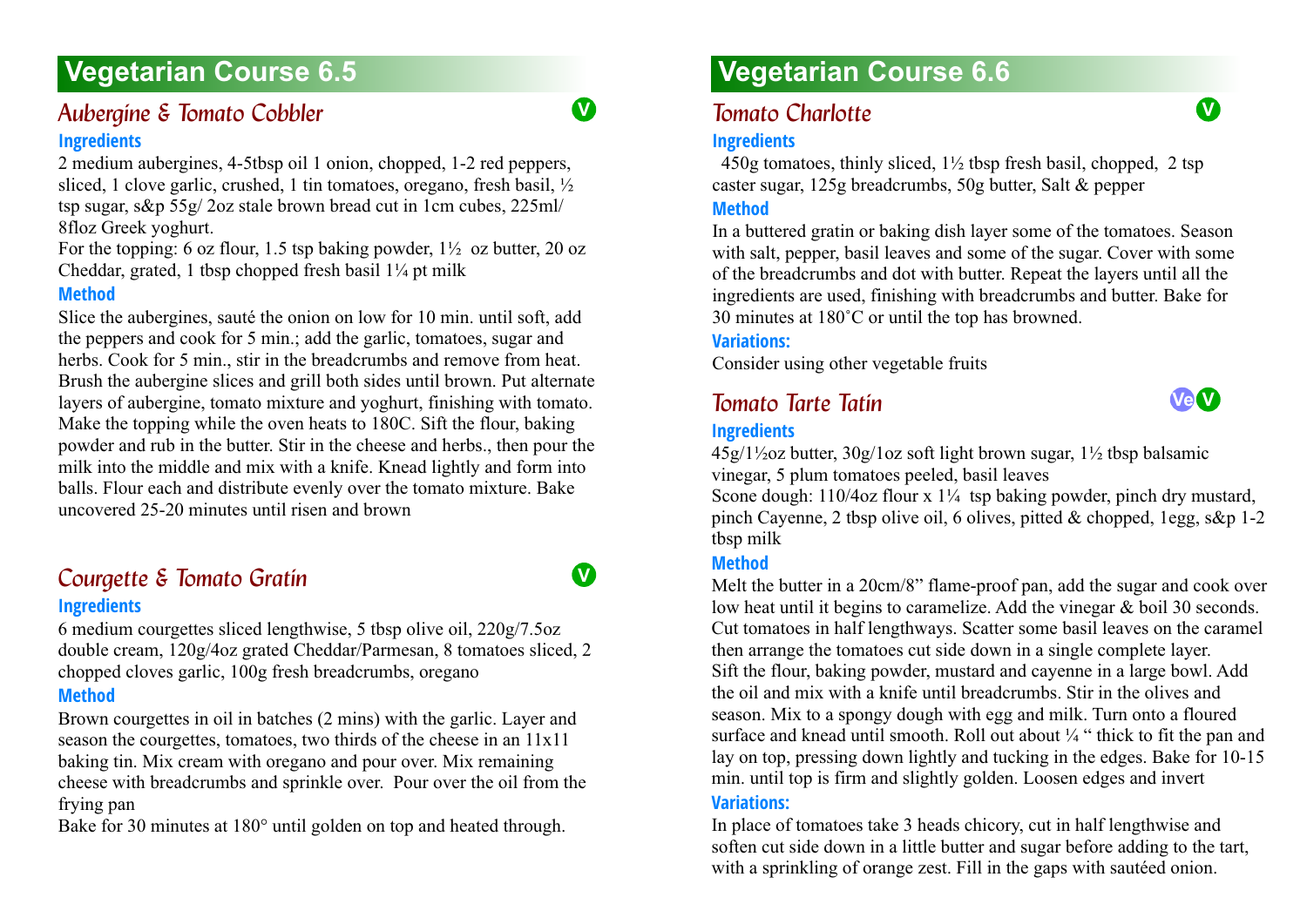## Vegetarian Course 6.5

### *Aubergine & Tomato Cobbler*

V

**Ingredients**

2 medium aubergines, 4-5tbsp oil 1 onion, chopped, 1-2 red peppers, sliced, 1 clove garlic, crushed, 1 tin tomatoes, oregano, fresh basil, ½ tsp sugar, s&p 55g/ 2oz stale brown bread cut in 1cm cubes, 225ml/ 8floz Greek yoghurt.

For the topping: 6 oz flour, 1.5 tsp baking powder, 1½ oz butter, 20 oz Cheddar, grated, 1 tbsp chopped fresh basil 1¼ pt milk

**Method**

Slice the aubergines, sauté the onion on low for 10 min. until soft, add the peppers and cook for 5 min.; add the garlic, tomatoes, sugar and herbs. Cook for 5 min., stir in the breadcrumbs and remove from heat. Brush the aubergine slices and grill both sides until brown. Put alternate layers of aubergine, tomato mixture and yoghurt, finishing with tomato. Make the topping while the oven heats to 180C. Sift the flour, baking powder and rub in the butter. Stir in the cheese and herbs., then pour the milk into the middle and mix with a knife. Knead lightly and form into balls. Flour each and distribute evenly over the tomato mixture. Bake uncovered 25-20 minutes until risen and brown

### *Courgette & Tomato Gratin*

V

**Ingredients**

6 medium courgettes sliced lengthwise, 5 tbsp olive oil, 220g/7.5oz double cream, 120g/4oz grated Cheddar/Parmesan, 8 tomatoes sliced, 2 chopped cloves garlic, 100g fresh breadcrumbs, oregano

**Method**

Brown courgettes in oil in batches (2 mins) with the garlic. Layer and season the courgettes, tomatoes, two thirds of the cheese in an 11x11 baking tin. Mix cream with oregano and pour over. Mix remaining cheese with breadcrumbs and sprinkle over. Pour over the oil from the frying pan

Bake for 30 minutes at 180° until golden on top and heated through.

## Vegetarian Course 6.6

### *Tomato Charlotte*

V

**Ingredients**

450g tomatoes, thinly sliced, 1½ tbsp fresh basil, chopped, 2 tsp caster sugar, 125g breadcrumbs, 50g butter, Salt & pepper

**Method**

In a buttered gratin or baking dish layer some of the tomatoes. Season with salt, pepper, basil leaves and some of the sugar. Cover with some of the breadcrumbs and dot with butter. Repeat the layers until all the ingredients are used, finishing with breadcrumbs and butter. Bake for 30 minutes at 180˚C or until the top has browned.

**Variations:**

Consider using other vegetable fruits

### *Tomato Tarte Tatin*

Ve V

**Ingredients**

45g/1½oz butter, 30g/1oz soft light brown sugar, 1½ tbsp balsamic vinegar, 5 plum tomatoes peeled, basil leaves

Scone dough: 110/4oz flour x 1¼ tsp baking powder, pinch dry mustard, pinch Cayenne, 2 tbsp olive oil, 6 olives, pitted & chopped, 1egg, s&p 1-2 tbsp milk

**Method**

Melt the butter in a 20cm/8" flame-proof pan, add the sugar and cook over low heat until it begins to caramelize. Add the vinegar & boil 30 seconds. Cut tomatoes in half lengthways. Scatter some basil leaves on the caramel then arrange the tomatoes cut side down in a single complete layer.

Sift the flour, baking powder, mustard and cayenne in a large bowl. Add the oil and mix with a knife until breadcrumbs. Stir in the olives and season. Mix to a spongy dough with egg and milk. Turn onto a floured surface and knead until smooth. Roll out about ¼ " thick to fit the pan and lay on top, pressing down lightly and tucking in the edges. Bake for 10-15 min. until top is firm and slightly golden. Loosen edges and invert

**Variations:**

In place of tomatoes take 3 heads chicory, cut in half lengthwise and soften cut side down in a little butter and sugar before adding to the tart, with a sprinkling of orange zest. Fill in the gaps with sautéed onion.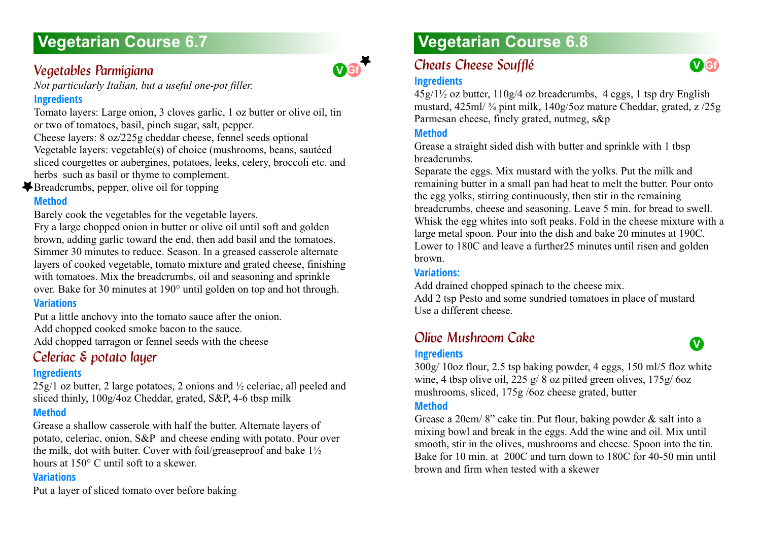## Vegetarian Course 6.7

### *Vegetables Parmigiana*

V Gf ★

*Not particularly Italian, but a useful one-pot filler.*

**Ingredients**

Tomato layers: Large onion, 3 cloves garlic, 1 oz butter or olive oil, tin or two of tomatoes, basil, pinch sugar, salt, pepper.
Cheese layers: 8 oz/225g cheddar cheese, fennel seeds optional
Vegetable layers: vegetable(s) of choice (mushrooms, beans, sautéed sliced courgettes or aubergines, potatoes, leeks, celery, broccoli etc. and herbs such as basil or thyme to complement.
★Breadcrumbs, pepper, olive oil for topping

**Method**

Barely cook the vegetables for the vegetable layers.
Fry a large chopped onion in butter or olive oil until soft and golden brown, adding garlic toward the end, then add basil and the tomatoes. Simmer 30 minutes to reduce. Season. In a greased casserole alternate layers of cooked vegetable, tomato mixture and grated cheese, finishing with tomatoes. Mix the breadcrumbs, oil and seasoning and sprinkle over. Bake for 30 minutes at 190° until golden on top and hot through.

**Variations**

Put a little anchovy into the tomato sauce after the onion.
Add chopped cooked smoke bacon to the sauce.
Add chopped tarragon or fennel seeds with the cheese

### *Celeriac & potato layer*

**Ingredients**

25g/1 oz butter, 2 large potatoes, 2 onions and ½ celeriac, all peeled and sliced thinly, 100g/4oz Cheddar, grated, S&P, 4-6 tbsp milk

**Method**

Grease a shallow casserole with half the butter. Alternate layers of potato, celeriac, onion, S&P and cheese ending with potato. Pour over the milk, dot with butter. Cover with foil/greaseproof and bake 1½ hours at 150° C until soft to a skewer.

**Variations**

Put a layer of sliced tomato over before baking

## Vegetarian Course 6.8

### *Cheats Cheese Soufflé*

V Gf

**Ingredients**

45g/1½ oz butter, 110g/4 oz breadcrumbs, 4 eggs, 1 tsp dry English mustard, 425ml/ ¾ pint milk, 140g/5oz mature Cheddar, grated, z /25g Parmesan cheese, finely grated, nutmeg, s&p

**Method**

Grease a straight sided dish with butter and sprinkle with 1 tbsp breadcrumbs.
Separate the eggs. Mix mustard with the yolks. Put the milk and remaining butter in a small pan had heat to melt the butter. Pour onto the egg yolks, stirring continuously, then stir in the remaining breadcrumbs, cheese and seasoning. Leave 5 min. for bread to swell. Whisk the egg whites into soft peaks. Fold in the cheese mixture with a large metal spoon. Pour into the dish and bake 20 minutes at 190C. Lower to 180C and leave a further25 minutes until risen and golden brown.

**Variations:**

Add drained chopped spinach to the cheese mix.
Add 2 tsp Pesto and some sundried tomatoes in place of mustard
Use a different cheese.

### *Olive Mushroom Cake*

V

**Ingredients**

300g/ 10oz flour, 2.5 tsp baking powder, 4 eggs, 150 ml/5 floz white wine, 4 tbsp olive oil, 225 g/ 8 oz pitted green olives, 175g/ 6oz mushrooms, sliced, 175g /6oz cheese grated, butter

**Method**

Grease a 20cm/ 8" cake tin. Put flour, baking powder & salt into a mixing bowl and break in the eggs. Add the wine and oil. Mix until smooth, stir in the olives, mushrooms and cheese. Spoon into the tin. Bake for 10 min. at 200C and turn down to 180C for 40-50 min until brown and firm when tested with a skewer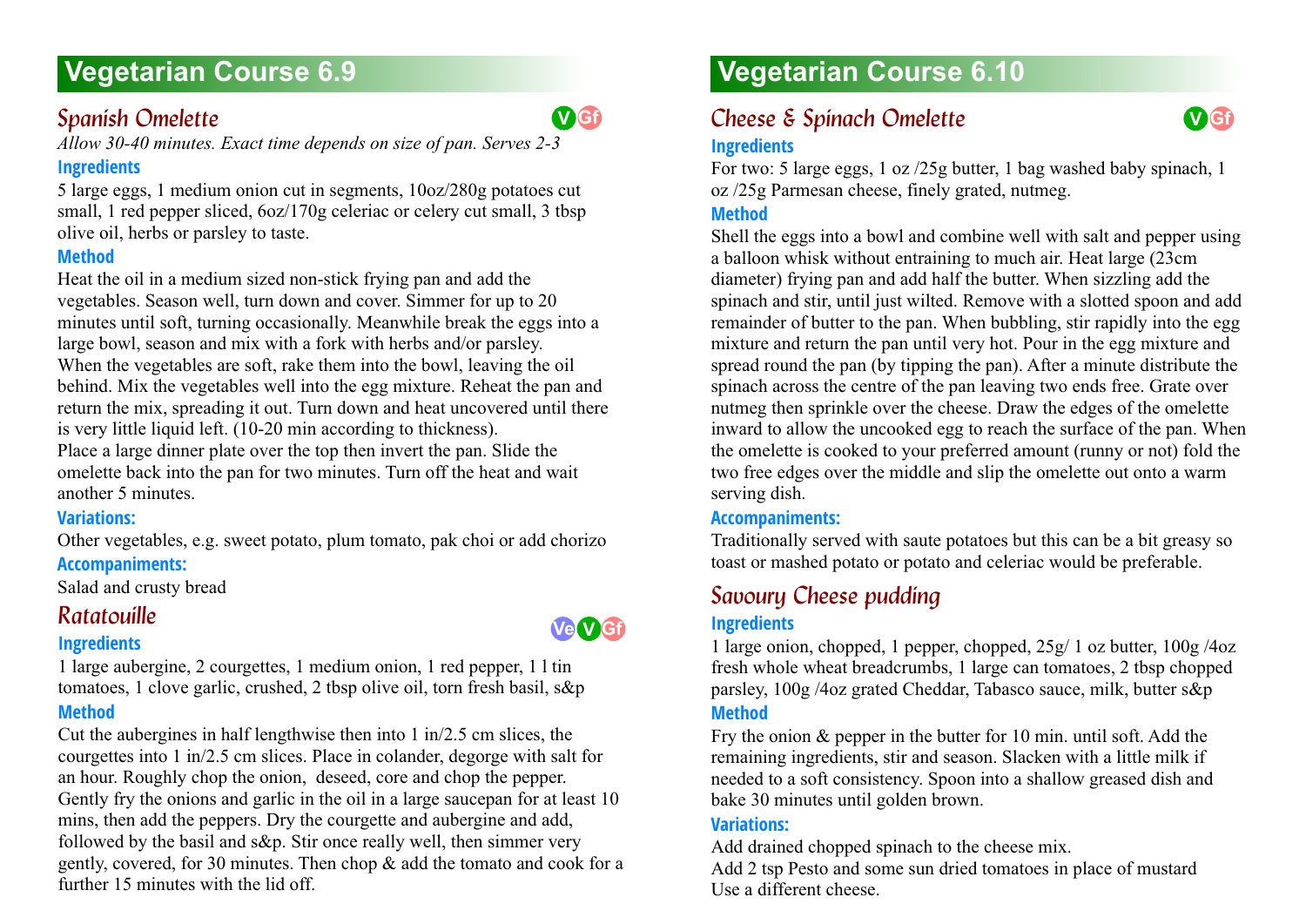# Vegetarian Course 6.9

## Spanish Omelette

V Gf

*Allow 30-40 minutes. Exact time depends on size of pan. Serves 2-3*

### Ingredients

5 large eggs, 1 medium onion cut in segments, 10oz/280g potatoes cut small, 1 red pepper sliced, 6oz/170g celeriac or celery cut small, 3 tbsp olive oil, herbs or parsley to taste.

### Method

Heat the oil in a medium sized non-stick frying pan and add the vegetables. Season well, turn down and cover. Simmer for up to 20 minutes until soft, turning occasionally. Meanwhile break the eggs into a large bowl, season and mix with a fork with herbs and/or parsley. When the vegetables are soft, rake them into the bowl, leaving the oil behind. Mix the vegetables well into the egg mixture. Reheat the pan and return the mix, spreading it out. Turn down and heat uncovered until there is very little liquid left. (10-20 min according to thickness).
Place a large dinner plate over the top then invert the pan. Slide the omelette back into the pan for two minutes. Turn off the heat and wait another 5 minutes.

### Variations:

Other vegetables, e.g. sweet potato, plum tomato, pak choi or add chorizo

### Accompaniments:

Salad and crusty bread

## Ratatouille

Ve V Gf

### Ingredients

1 large aubergine, 2 courgettes, 1 medium onion, 1 red pepper, 1 l tin tomatoes, 1 clove garlic, crushed, 2 tbsp olive oil, torn fresh basil, s&p

### Method

Cut the aubergines in half lengthwise then into 1 in/2.5 cm slices, the courgettes into 1 in/2.5 cm slices. Place in colander, degorge with salt for an hour. Roughly chop the onion, deseed, core and chop the pepper. Gently fry the onions and garlic in the oil in a large saucepan for at least 10 mins, then add the peppers. Dry the courgette and aubergine and add, followed by the basil and s&p. Stir once really well, then simmer very gently, covered, for 30 minutes. Then chop & add the tomato and cook for a further 15 minutes with the lid off.

# Vegetarian Course 6.10

## Cheese & Spinach Omelette

V Gf

### Ingredients

For two: 5 large eggs, 1 oz /25g butter, 1 bag washed baby spinach, 1 oz /25g Parmesan cheese, finely grated, nutmeg.

### Method

Shell the eggs into a bowl and combine well with salt and pepper using a balloon whisk without entraining to much air. Heat large (23cm diameter) frying pan and add half the butter. When sizzling add the spinach and stir, until just wilted. Remove with a slotted spoon and add remainder of butter to the pan. When bubbling, stir rapidly into the egg mixture and return the pan until very hot. Pour in the egg mixture and spread round the pan (by tipping the pan). After a minute distribute the spinach across the centre of the pan leaving two ends free. Grate over nutmeg then sprinkle over the cheese. Draw the edges of the omelette inward to allow the uncooked egg to reach the surface of the pan. When the omelette is cooked to your preferred amount (runny or not) fold the two free edges over the middle and slip the omelette out onto a warm serving dish.

### Accompaniments:

Traditionally served with saute potatoes but this can be a bit greasy so toast or mashed potato or potato and celeriac would be preferable.

## Savoury Cheese pudding

### Ingredients

1 large onion, chopped, 1 pepper, chopped, 25g/ 1 oz butter, 100g /4oz fresh whole wheat breadcrumbs, 1 large can tomatoes, 2 tbsp chopped parsley, 100g /4oz grated Cheddar, Tabasco sauce, milk, butter s&p

### Method

Fry the onion & pepper in the butter for 10 min. until soft. Add the remaining ingredients, stir and season. Slacken with a little milk if needed to a soft consistency. Spoon into a shallow greased dish and bake 30 minutes until golden brown.

### Variations:

Add drained chopped spinach to the cheese mix.
Add 2 tsp Pesto and some sun dried tomatoes in place of mustard
Use a different cheese.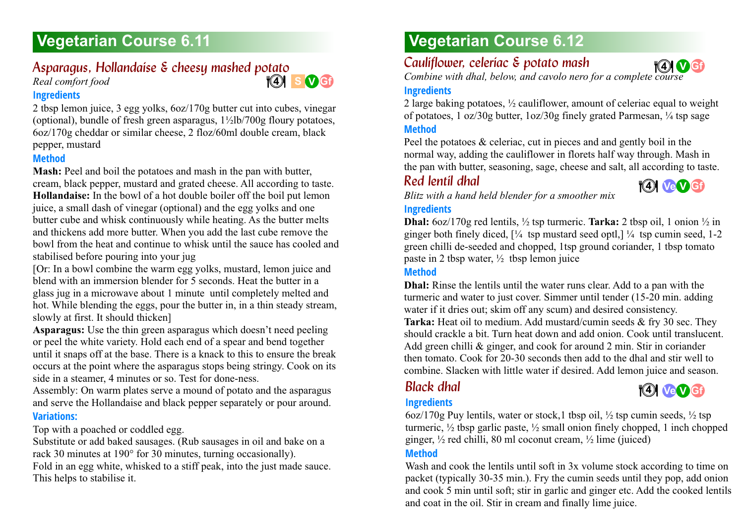# Vegetarian Course 6.11

## Asparagus, Hollandaise & cheesy mashed potato

*Real comfort food*

4 S V Gf

### Ingredients

2 tbsp lemon juice, 3 egg yolks, 6oz/170g butter cut into cubes, vinegar (optional), bundle of fresh green asparagus, 1½lb/700g floury potatoes, 6oz/170g cheddar or similar cheese, 2 floz/60ml double cream, black pepper, mustard

### Method

**Mash:** Peel and boil the potatoes and mash in the pan with butter, cream, black pepper, mustard and grated cheese. All according to taste.
**Hollandaise:** In the bowl of a hot double boiler off the boil put lemon juice, a small dash of vinegar (optional) and the egg yolks and one butter cube and whisk continuously while heating. As the butter melts and thickens add more butter. When you add the last cube remove the bowl from the heat and continue to whisk until the sauce has cooled and stabilised before pouring into your jug
[Or: In a bowl combine the warm egg yolks, mustard, lemon juice and blend with an immersion blender for 5 seconds. Heat the butter in a glass jug in a microwave about 1 minute until completely melted and hot. While blending the eggs, pour the butter in, in a thin steady stream, slowly at first. It should thicken]
**Asparagus:** Use the thin green asparagus which doesn't need peeling or peel the white variety. Hold each end of a spear and bend together until it snaps off at the base. There is a knack to this to ensure the break occurs at the point where the asparagus stops being stringy. Cook on its side in a steamer, 4 minutes or so. Test for done-ness.
Assembly: On warm plates serve a mound of potato and the asparagus and serve the Hollandaise and black pepper separately or pour around.

### Variations:

Top with a poached or coddled egg.
Substitute or add baked sausages. (Rub sausages in oil and bake on a rack 30 minutes at 190° for 30 minutes, turning occasionally).
Fold in an egg white, whisked to a stiff peak, into the just made sauce. This helps to stabilise it.

# Vegetarian Course 6.12

## Cauliflower, celeriac & potato mash

4 V Gf

*Combine with dhal, below, and cavolo nero for a complete course*

### Ingredients

2 large baking potatoes, ½ cauliflower, amount of celeriac equal to weight of potatoes, 1 oz/30g butter, 1oz/30g finely grated Parmesan, ¼ tsp sage

### Method

Peel the potatoes & celeriac, cut in pieces and and gently boil in the normal way, adding the cauliflower in florets half way through. Mash in the pan with butter, seasoning, sage, cheese and salt, all according to taste.

## Red lentil dhal

4 Ve V Gf

*Blitz with a hand held blender for a smoother mix*

### Ingredients

**Dhal:** 6oz/170g red lentils, ½ tsp turmeric. **Tarka:** 2 tbsp oil, 1 onion ½ in ginger both finely diced, [¼ tsp mustard seed optl,] ¼ tsp cumin seed, 1-2 green chilli de-seeded and chopped, 1tsp ground coriander, 1 tbsp tomato paste in 2 tbsp water, ½ tbsp lemon juice

### Method

**Dhal:** Rinse the lentils until the water runs clear. Add to a pan with the turmeric and water to just cover. Simmer until tender (15-20 min. adding water if it dries out; skim off any scum) and desired consistency.
**Tarka:** Heat oil to medium. Add mustard/cumin seeds & fry 30 sec. They should crackle a bit. Turn heat down and add onion. Cook until translucent. Add green chilli & ginger, and cook for around 2 min. Stir in coriander then tomato. Cook for 20-30 seconds then add to the dhal and stir well to combine. Slacken with little water if desired. Add lemon juice and season.

## Black dhal

4 Ve V Gf

### Ingredients

6oz/170g Puy lentils, water or stock,1 tbsp oil, ½ tsp cumin seeds, ½ tsp turmeric, ½ tbsp garlic paste, ½ small onion finely chopped, 1 inch chopped ginger, ½ red chilli, 80 ml coconut cream, ½ lime (juiced)

### Method

Wash and cook the lentils until soft in 3x volume stock according to time on packet (typically 30-35 min.). Fry the cumin seeds until they pop, add onion and cook 5 min until soft; stir in garlic and ginger etc. Add the cooked lentils and coat in the oil. Stir in cream and finally lime juice.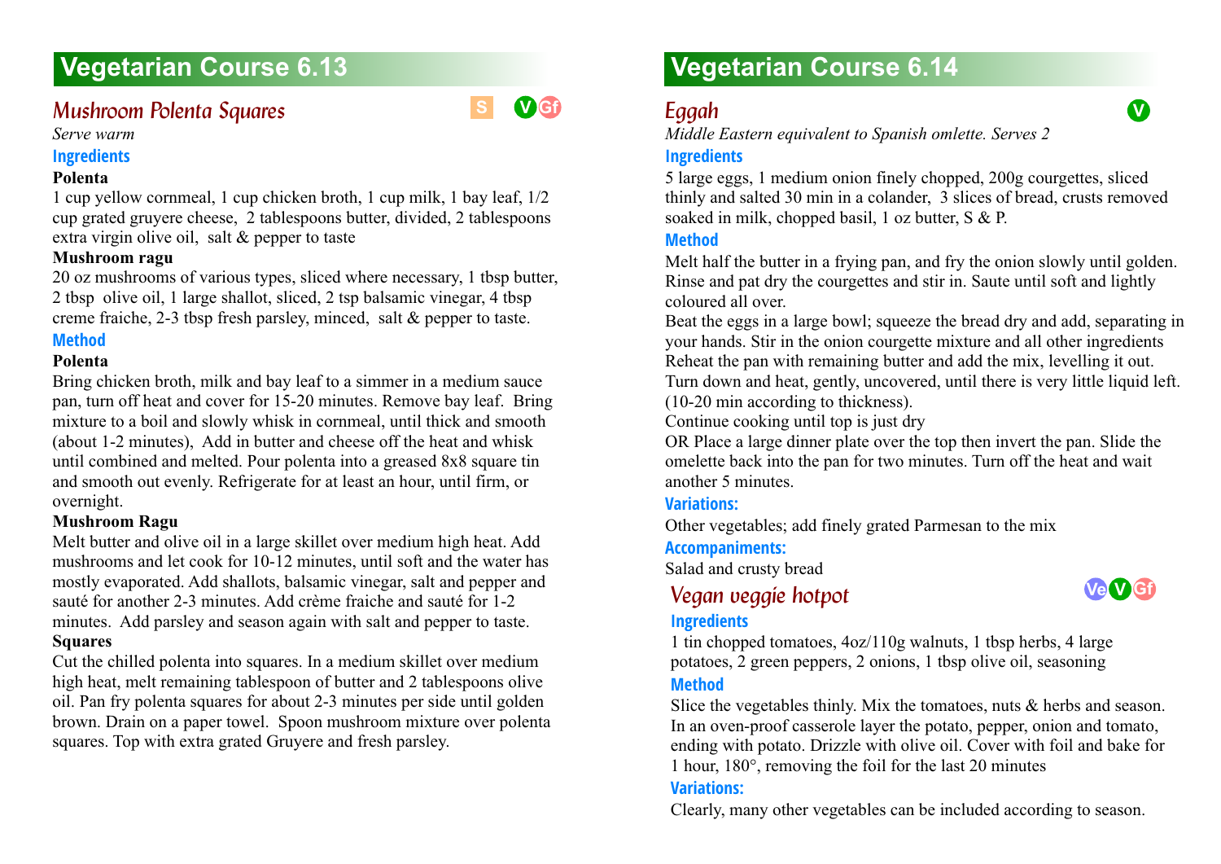## Vegetarian Course 6.13

### *Mushroom Polenta Squares*

S V Gf

*Serve warm*

**Ingredients**

**Polenta**

1 cup yellow cornmeal, 1 cup chicken broth, 1 cup milk, 1 bay leaf, 1/2 cup grated gruyere cheese, 2 tablespoons butter, divided, 2 tablespoons extra virgin olive oil, salt & pepper to taste

**Mushroom ragu**

20 oz mushrooms of various types, sliced where necessary, 1 tbsp butter, 2 tbsp olive oil, 1 large shallot, sliced, 2 tsp balsamic vinegar, 4 tbsp creme fraiche, 2-3 tbsp fresh parsley, minced, salt & pepper to taste.

**Method**

**Polenta**

Bring chicken broth, milk and bay leaf to a simmer in a medium sauce pan, turn off heat and cover for 15-20 minutes. Remove bay leaf. Bring mixture to a boil and slowly whisk in cornmeal, until thick and smooth (about 1-2 minutes), Add in butter and cheese off the heat and whisk until combined and melted. Pour polenta into a greased 8x8 square tin and smooth out evenly. Refrigerate for at least an hour, until firm, or overnight.

**Mushroom Ragu**

Melt butter and olive oil in a large skillet over medium high heat. Add mushrooms and let cook for 10-12 minutes, until soft and the water has mostly evaporated. Add shallots, balsamic vinegar, salt and pepper and sauté for another 2-3 minutes. Add crème fraiche and sauté for 1-2 minutes. Add parsley and season again with salt and pepper to taste.

**Squares**

Cut the chilled polenta into squares. In a medium skillet over medium high heat, melt remaining tablespoon of butter and 2 tablespoons olive oil. Pan fry polenta squares for about 2-3 minutes per side until golden brown. Drain on a paper towel. Spoon mushroom mixture over polenta squares. Top with extra grated Gruyere and fresh parsley.

## Vegetarian Course 6.14

### *Eggah*

V

*Middle Eastern equivalent to Spanish omlette. Serves 2*

**Ingredients**

5 large eggs, 1 medium onion finely chopped, 200g courgettes, sliced thinly and salted 30 min in a colander, 3 slices of bread, crusts removed soaked in milk, chopped basil, 1 oz butter, S & P.

**Method**

Melt half the butter in a frying pan, and fry the onion slowly until golden. Rinse and pat dry the courgettes and stir in. Saute until soft and lightly coloured all over.

Beat the eggs in a large bowl; squeeze the bread dry and add, separating in your hands. Stir in the onion courgette mixture and all other ingredients

Reheat the pan with remaining butter and add the mix, levelling it out.

Turn down and heat, gently, uncovered, until there is very little liquid left. (10-20 min according to thickness).

Continue cooking until top is just dry

OR Place a large dinner plate over the top then invert the pan. Slide the omelette back into the pan for two minutes. Turn off the heat and wait another 5 minutes.

**Variations:**

Other vegetables; add finely grated Parmesan to the mix

**Accompaniments:**

Salad and crusty bread

### *Vegan veggie hotpot*

Ve V Gf

**Ingredients**

1 tin chopped tomatoes, 4oz/110g walnuts, 1 tbsp herbs, 4 large potatoes, 2 green peppers, 2 onions, 1 tbsp olive oil, seasoning

**Method**

Slice the vegetables thinly. Mix the tomatoes, nuts & herbs and season. In an oven-proof casserole layer the potato, pepper, onion and tomato, ending with potato. Drizzle with olive oil. Cover with foil and bake for 1 hour, 180°, removing the foil for the last 20 minutes

**Variations:**

Clearly, many other vegetables can be included according to season.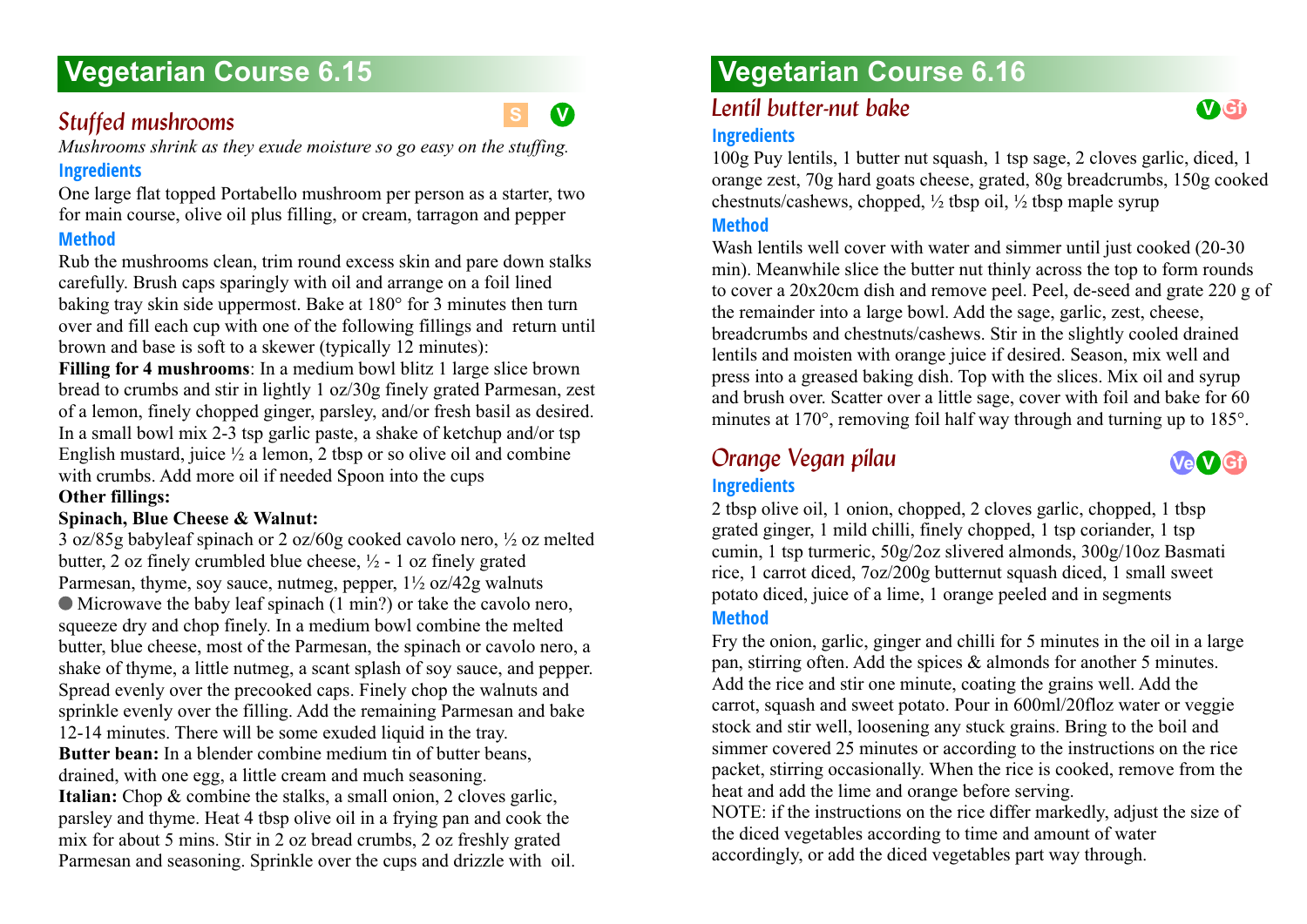# Vegetarian Course 6.15

## *Stuffed mushrooms*

S V

*Mushrooms shrink as they exude moisture so go easy on the stuffing.*

### Ingredients

One large flat topped Portabello mushroom per person as a starter, two for main course, olive oil plus filling, or cream, tarragon and pepper

### Method

Rub the mushrooms clean, trim round excess skin and pare down stalks carefully. Brush caps sparingly with oil and arrange on a foil lined baking tray skin side uppermost. Bake at 180° for 3 minutes then turn over and fill each cup with one of the following fillings and return until brown and base is soft to a skewer (typically 12 minutes):

**Filling for 4 mushrooms**: In a medium bowl blitz 1 large slice brown bread to crumbs and stir in lightly 1 oz/30g finely grated Parmesan, zest of a lemon, finely chopped ginger, parsley, and/or fresh basil as desired. In a small bowl mix 2-3 tsp garlic paste, a shake of ketchup and/or tsp English mustard, juice ½ a lemon, 2 tbsp or so olive oil and combine with crumbs. Add more oil if needed Spoon into the cups

**Other fillings:**

**Spinach, Blue Cheese & Walnut:**

3 oz/85g babyleaf spinach or 2 oz/60g cooked cavolo nero, ½ oz melted butter, 2 oz finely crumbled blue cheese, ½ - 1 oz finely grated Parmesan, thyme, soy sauce, nutmeg, pepper, 1½ oz/42g walnuts

● Microwave the baby leaf spinach (1 min?) or take the cavolo nero, squeeze dry and chop finely. In a medium bowl combine the melted butter, blue cheese, most of the Parmesan, the spinach or cavolo nero, a shake of thyme, a little nutmeg, a scant splash of soy sauce, and pepper. Spread evenly over the precooked caps. Finely chop the walnuts and sprinkle evenly over the filling. Add the remaining Parmesan and bake 12-14 minutes. There will be some exuded liquid in the tray.

**Butter bean:** In a blender combine medium tin of butter beans, drained, with one egg, a little cream and much seasoning.

**Italian:** Chop & combine the stalks, a small onion, 2 cloves garlic, parsley and thyme. Heat 4 tbsp olive oil in a frying pan and cook the mix for about 5 mins. Stir in 2 oz bread crumbs, 2 oz freshly grated Parmesan and seasoning. Sprinkle over the cups and drizzle with oil.

# Vegetarian Course 6.16

## *Lentil butter-nut bake*

V Gf

### Ingredients

100g Puy lentils, 1 butter nut squash, 1 tsp sage, 2 cloves garlic, diced, 1 orange zest, 70g hard goats cheese, grated, 80g breadcrumbs, 150g cooked chestnuts/cashews, chopped, ½ tbsp oil, ½ tbsp maple syrup

### Method

Wash lentils well cover with water and simmer until just cooked (20-30 min). Meanwhile slice the butter nut thinly across the top to form rounds to cover a 20x20cm dish and remove peel. Peel, de-seed and grate 220 g of the remainder into a large bowl. Add the sage, garlic, zest, cheese, breadcrumbs and chestnuts/cashews. Stir in the slightly cooled drained lentils and moisten with orange juice if desired. Season, mix well and press into a greased baking dish. Top with the slices. Mix oil and syrup and brush over. Scatter over a little sage, cover with foil and bake for 60 minutes at 170°, removing foil half way through and turning up to 185°.

## *Orange Vegan pilau*

Ve V Gf

### Ingredients

2 tbsp olive oil, 1 onion, chopped, 2 cloves garlic, chopped, 1 tbsp grated ginger, 1 mild chilli, finely chopped, 1 tsp coriander, 1 tsp cumin, 1 tsp turmeric, 50g/2oz slivered almonds, 300g/10oz Basmati rice, 1 carrot diced, 7oz/200g butternut squash diced, 1 small sweet potato diced, juice of a lime, 1 orange peeled and in segments

### Method

Fry the onion, garlic, ginger and chilli for 5 minutes in the oil in a large pan, stirring often. Add the spices & almonds for another 5 minutes. Add the rice and stir one minute, coating the grains well. Add the carrot, squash and sweet potato. Pour in 600ml/20floz water or veggie stock and stir well, loosening any stuck grains. Bring to the boil and simmer covered 25 minutes or according to the instructions on the rice packet, stirring occasionally. When the rice is cooked, remove from the heat and add the lime and orange before serving.

NOTE: if the instructions on the rice differ markedly, adjust the size of the diced vegetables according to time and amount of water accordingly, or add the diced vegetables part way through.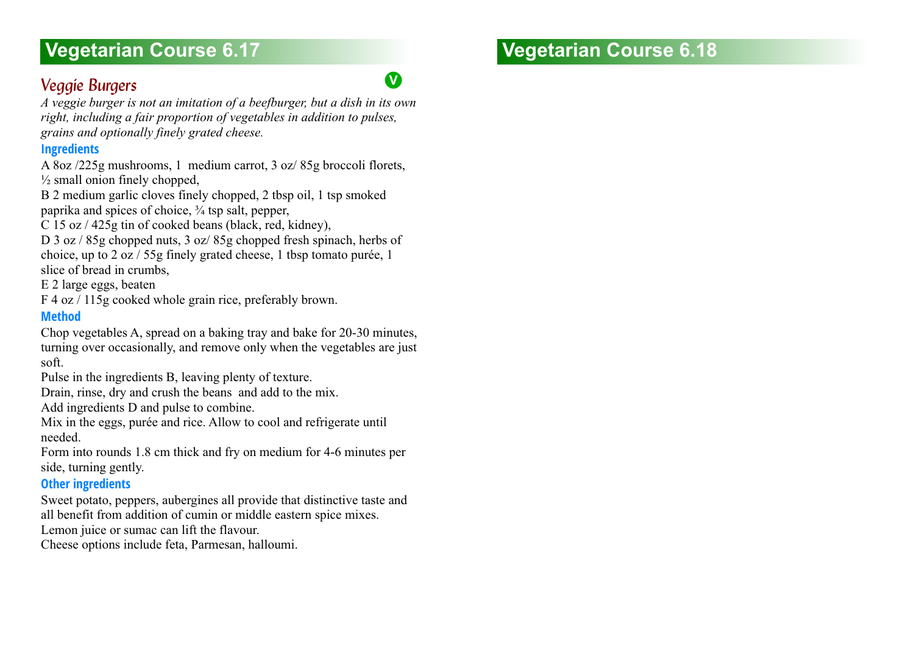# Vegetarian Course 6.17

## *Veggie Burgers*

V

*A veggie burger is not an imitation of a beefburger, but a dish in its own right, including a fair proportion of vegetables in addition to pulses, grains and optionally finely grated cheese.*

### Ingredients

A 8oz /225g mushrooms, 1 medium carrot, 3 oz/ 85g broccoli florets, ½ small onion finely chopped,

B 2 medium garlic cloves finely chopped, 2 tbsp oil, 1 tsp smoked paprika and spices of choice, ¾ tsp salt, pepper,

C 15 oz / 425g tin of cooked beans (black, red, kidney),

D 3 oz / 85g chopped nuts, 3 oz/ 85g chopped fresh spinach, herbs of choice, up to 2 oz / 55g finely grated cheese, 1 tbsp tomato purée, 1 slice of bread in crumbs,

E 2 large eggs, beaten

F 4 oz / 115g cooked whole grain rice, preferably brown.

### Method

Chop vegetables A, spread on a baking tray and bake for 20-30 minutes, turning over occasionally, and remove only when the vegetables are just soft.

Pulse in the ingredients B, leaving plenty of texture.

Drain, rinse, dry and crush the beans and add to the mix.

Add ingredients D and pulse to combine.

Mix in the eggs, purée and rice. Allow to cool and refrigerate until needed.

Form into rounds 1.8 cm thick and fry on medium for 4-6 minutes per side, turning gently.

### Other ingredients

Sweet potato, peppers, aubergines all provide that distinctive taste and all benefit from addition of cumin or middle eastern spice mixes.

Lemon juice or sumac can lift the flavour.

Cheese options include feta, Parmesan, halloumi.

# Vegetarian Course 6.18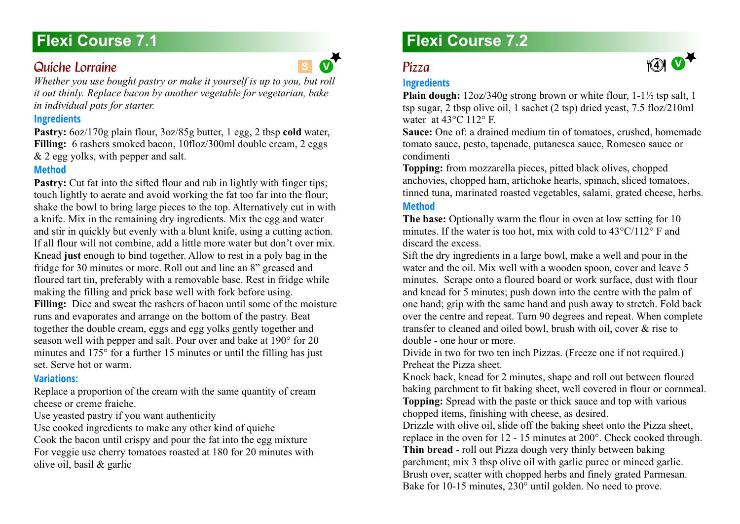# Flexi Course 7.1

## *Quiche Lorraine*

S V

*Whether you use bought pastry or make it yourself is up to you, but roll it out thinly. Replace bacon by another vegetable for vegetarian, bake in individual pots for starter.*

### Ingredients

**Pastry:** 6oz/170g plain flour, 3oz/85g butter, 1 egg, 2 tbsp **cold** water,
**Filling:** 6 rashers smoked bacon, 10floz/300ml double cream, 2 eggs & 2 egg yolks, with pepper and salt.

### Method

**Pastry:** Cut fat into the sifted flour and rub in lightly with finger tips; touch lightly to aerate and avoid working the fat too far into the flour; shake the bowl to bring large pieces to the top. Alternatively cut in with a knife. Mix in the remaining dry ingredients. Mix the egg and water and stir in quickly but evenly with a blunt knife, using a cutting action. If all flour will not combine, add a little more water but don't over mix. Knead **just** enough to bind together. Allow to rest in a poly bag in the fridge for 30 minutes or more. Roll out and line an 8" greased and floured tart tin, preferably with a removable base. Rest in fridge while making the filling and prick base well with fork before using.
**Filling:** Dice and sweat the rashers of bacon until some of the moisture runs and evaporates and arrange on the bottom of the pastry. Beat together the double cream, eggs and egg yolks gently together and season well with pepper and salt. Pour over and bake at 190° for 20 minutes and 175° for a further 15 minutes or until the filling has just set. Serve hot or warm.

### Variations:

Replace a proportion of the cream with the same quantity of cream cheese or creme fraiche.
Use yeasted pastry if you want authenticity
Use cooked ingredients to make any other kind of quiche
Cook the bacon until crispy and pour the fat into the egg mixture
For veggie use cherry tomatoes roasted at 180 for 20 minutes with olive oil, basil & garlic

# Flexi Course 7.2

## *Pizza*

4 V

### Ingredients

**Plain dough:** 12oz/340g strong brown or white flour, 1-1½ tsp salt, 1 tsp sugar, 2 tbsp olive oil, 1 sachet (2 tsp) dried yeast, 7.5 floz/210ml water at 43°C 112° F.
**Sauce:** One of: a drained medium tin of tomatoes, crushed, homemade tomato sauce, pesto, tapenade, putanesca sauce, Romesco sauce or condimenti
**Topping:** from mozzarella pieces, pitted black olives, chopped anchovies, chopped ham, artichoke hearts, spinach, sliced tomatoes, tinned tuna, marinated roasted vegetables, salami, grated cheese, herbs.

### Method

**The base:** Optionally warm the flour in oven at low setting for 10 minutes. If the water is too hot, mix with cold to 43°C/112° F and discard the excess.
Sift the dry ingredients in a large bowl, make a well and pour in the water and the oil. Mix well with a wooden spoon, cover and leave 5 minutes. Scrape onto a floured board or work surface, dust with flour and knead for 5 minutes; push down into the centre with the palm of one hand; grip with the same hand and push away to stretch. Fold back over the centre and repeat. Turn 90 degrees and repeat. When complete transfer to cleaned and oiled bowl, brush with oil, cover & rise to double - one hour or more.
Divide in two for two ten inch Pizzas. (Freeze one if not required.)
Preheat the Pizza sheet.
Knock back, knead for 2 minutes, shape and roll out between floured baking parchment to fit baking sheet, well covered in flour or cornmeal.
**Topping:** Spread with the paste or thick sauce and top with various chopped items, finishing with cheese, as desired.
Drizzle with olive oil, slide off the baking sheet onto the Pizza sheet, replace in the oven for 12 - 15 minutes at 200°. Check cooked through.
**Thin bread** - roll out Pizza dough very thinly between baking parchment; mix 3 tbsp olive oil with garlic puree or minced garlic. Brush over, scatter with chopped herbs and finely grated Parmesan. Bake for 10-15 minutes, 230° until golden. No need to prove.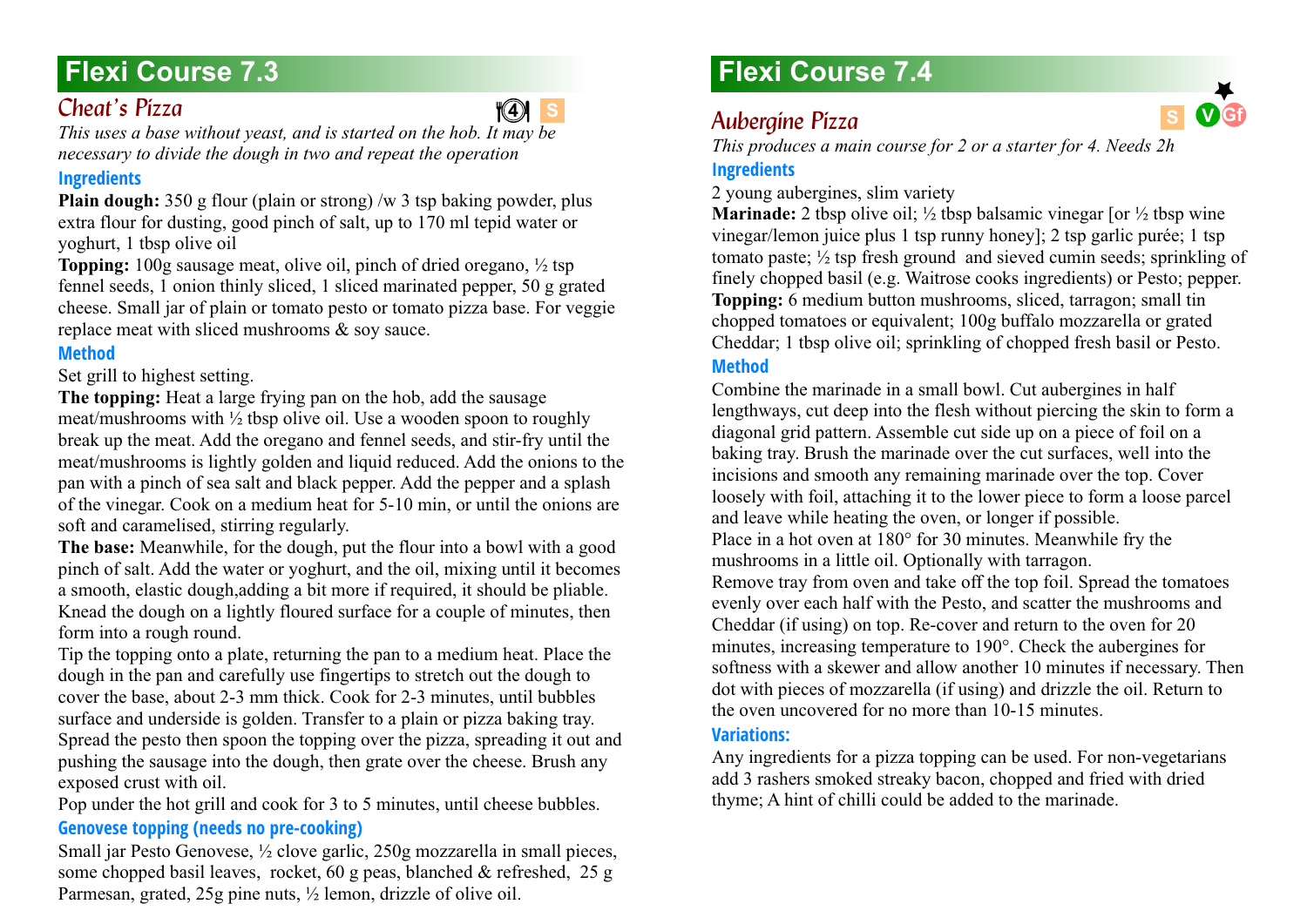# Flexi Course 7.3

## *Cheat's Pizza*

4 S

*This uses a base without yeast, and is started on the hob. It may be necessary to divide the dough in two and repeat the operation*

### Ingredients

**Plain dough:** 350 g flour (plain or strong) /w 3 tsp baking powder, plus extra flour for dusting, good pinch of salt, up to 170 ml tepid water or yoghurt, 1 tbsp olive oil

**Topping:** 100g sausage meat, olive oil, pinch of dried oregano, ½ tsp fennel seeds, 1 onion thinly sliced, 1 sliced marinated pepper, 50 g grated cheese. Small jar of plain or tomato pesto or tomato pizza base. For veggie replace meat with sliced mushrooms & soy sauce.

### Method

Set grill to highest setting.

**The topping:** Heat a large frying pan on the hob, add the sausage meat/mushrooms with ½ tbsp olive oil. Use a wooden spoon to roughly break up the meat. Add the oregano and fennel seeds, and stir-fry until the meat/mushrooms is lightly golden and liquid reduced. Add the onions to the pan with a pinch of sea salt and black pepper. Add the pepper and a splash of the vinegar. Cook on a medium heat for 5-10 min, or until the onions are soft and caramelised, stirring regularly.

**The base:** Meanwhile, for the dough, put the flour into a bowl with a good pinch of salt. Add the water or yoghurt, and the oil, mixing until it becomes a smooth, elastic dough,adding a bit more if required, it should be pliable. Knead the dough on a lightly floured surface for a couple of minutes, then form into a rough round.

Tip the topping onto a plate, returning the pan to a medium heat. Place the dough in the pan and carefully use fingertips to stretch out the dough to cover the base, about 2-3 mm thick. Cook for 2-3 minutes, until bubbles surface and underside is golden. Transfer to a plain or pizza baking tray. Spread the pesto then spoon the topping over the pizza, spreading it out and pushing the sausage into the dough, then grate over the cheese. Brush any exposed crust with oil.

Pop under the hot grill and cook for 3 to 5 minutes, until cheese bubbles.

### Genovese topping (needs no pre-cooking)

Small jar Pesto Genovese, ½ clove garlic, 250g mozzarella in small pieces, some chopped basil leaves, rocket, 60 g peas, blanched & refreshed, 25 g Parmesan, grated, 25g pine nuts, ½ lemon, drizzle of olive oil.

# Flexi Course 7.4

## *Aubergine Pizza*

S V Gf

*This produces a main course for 2 or a starter for 4. Needs 2h*

### Ingredients

2 young aubergines, slim variety

**Marinade:** 2 tbsp olive oil; ½ tbsp balsamic vinegar [or ½ tbsp wine vinegar/lemon juice plus 1 tsp runny honey]; 2 tsp garlic purée; 1 tsp tomato paste; ½ tsp fresh ground and sieved cumin seeds; sprinkling of finely chopped basil (e.g. Waitrose cooks ingredients) or Pesto; pepper.

**Topping:** 6 medium button mushrooms, sliced, tarragon; small tin chopped tomatoes or equivalent; 100g buffalo mozzarella or grated Cheddar; 1 tbsp olive oil; sprinkling of chopped fresh basil or Pesto.

### Method

Combine the marinade in a small bowl. Cut aubergines in half lengthways, cut deep into the flesh without piercing the skin to form a diagonal grid pattern. Assemble cut side up on a piece of foil on a baking tray. Brush the marinade over the cut surfaces, well into the incisions and smooth any remaining marinade over the top. Cover loosely with foil, attaching it to the lower piece to form a loose parcel and leave while heating the oven, or longer if possible.

Place in a hot oven at 180° for 30 minutes. Meanwhile fry the mushrooms in a little oil. Optionally with tarragon.

Remove tray from oven and take off the top foil. Spread the tomatoes evenly over each half with the Pesto, and scatter the mushrooms and Cheddar (if using) on top. Re-cover and return to the oven for 20 minutes, increasing temperature to 190°. Check the aubergines for softness with a skewer and allow another 10 minutes if necessary. Then dot with pieces of mozzarella (if using) and drizzle the oil. Return to the oven uncovered for no more than 10-15 minutes.

### Variations:

Any ingredients for a pizza topping can be used. For non-vegetarians add 3 rashers smoked streaky bacon, chopped and fried with dried thyme; A hint of chilli could be added to the marinade.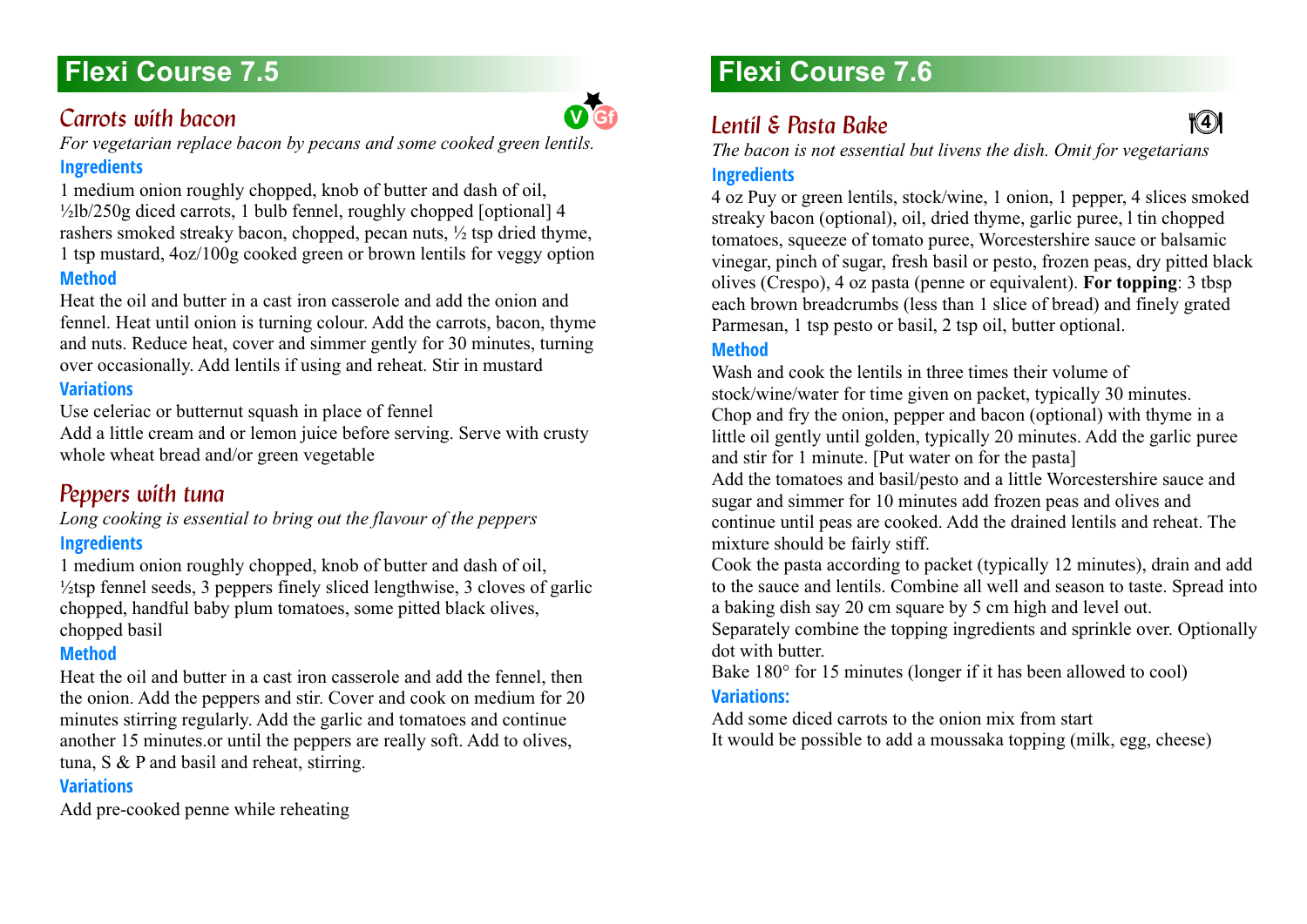## Flexi Course 7.5

### Carrots with bacon

V Gf

*For vegetarian replace bacon by pecans and some cooked green lentils.*

**Ingredients**

1 medium onion roughly chopped, knob of butter and dash of oil, ½lb/250g diced carrots, 1 bulb fennel, roughly chopped [optional] 4 rashers smoked streaky bacon, chopped, pecan nuts, ½ tsp dried thyme, 1 tsp mustard, 4oz/100g cooked green or brown lentils for veggy option

**Method**

Heat the oil and butter in a cast iron casserole and add the onion and fennel. Heat until onion is turning colour. Add the carrots, bacon, thyme and nuts. Reduce heat, cover and simmer gently for 30 minutes, turning over occasionally. Add lentils if using and reheat. Stir in mustard

**Variations**

Use celeriac or butternut squash in place of fennel

Add a little cream and or lemon juice before serving. Serve with crusty whole wheat bread and/or green vegetable

### Peppers with tuna

*Long cooking is essential to bring out the flavour of the peppers*

**Ingredients**

1 medium onion roughly chopped, knob of butter and dash of oil, ½tsp fennel seeds, 3 peppers finely sliced lengthwise, 3 cloves of garlic chopped, handful baby plum tomatoes, some pitted black olives, chopped basil

**Method**

Heat the oil and butter in a cast iron casserole and add the fennel, then the onion. Add the peppers and stir. Cover and cook on medium for 20 minutes stirring regularly. Add the garlic and tomatoes and continue another 15 minutes.or until the peppers are really soft. Add to olives, tuna, S & P and basil and reheat, stirring.

**Variations**

Add pre-cooked penne while reheating

## Flexi Course 7.6

### Lentil & Pasta Bake

4

*The bacon is not essential but livens the dish. Omit for vegetarians*

**Ingredients**

4 oz Puy or green lentils, stock/wine, 1 onion, 1 pepper, 4 slices smoked streaky bacon (optional), oil, dried thyme, garlic puree, l tin chopped tomatoes, squeeze of tomato puree, Worcestershire sauce or balsamic vinegar, pinch of sugar, fresh basil or pesto, frozen peas, dry pitted black olives (Crespo), 4 oz pasta (penne or equivalent). **For topping**: 3 tbsp each brown breadcrumbs (less than 1 slice of bread) and finely grated Parmesan, 1 tsp pesto or basil, 2 tsp oil, butter optional.

**Method**

Wash and cook the lentils in three times their volume of stock/wine/water for time given on packet, typically 30 minutes.

Chop and fry the onion, pepper and bacon (optional) with thyme in a little oil gently until golden, typically 20 minutes. Add the garlic puree and stir for 1 minute. [Put water on for the pasta]

Add the tomatoes and basil/pesto and a little Worcestershire sauce and sugar and simmer for 10 minutes add frozen peas and olives and continue until peas are cooked. Add the drained lentils and reheat. The mixture should be fairly stiff.

Cook the pasta according to packet (typically 12 minutes), drain and add to the sauce and lentils. Combine all well and season to taste. Spread into a baking dish say 20 cm square by 5 cm high and level out.

Separately combine the topping ingredients and sprinkle over. Optionally dot with butter.

Bake 180° for 15 minutes (longer if it has been allowed to cool)

**Variations:**

Add some diced carrots to the onion mix from start

It would be possible to add a moussaka topping (milk, egg, cheese)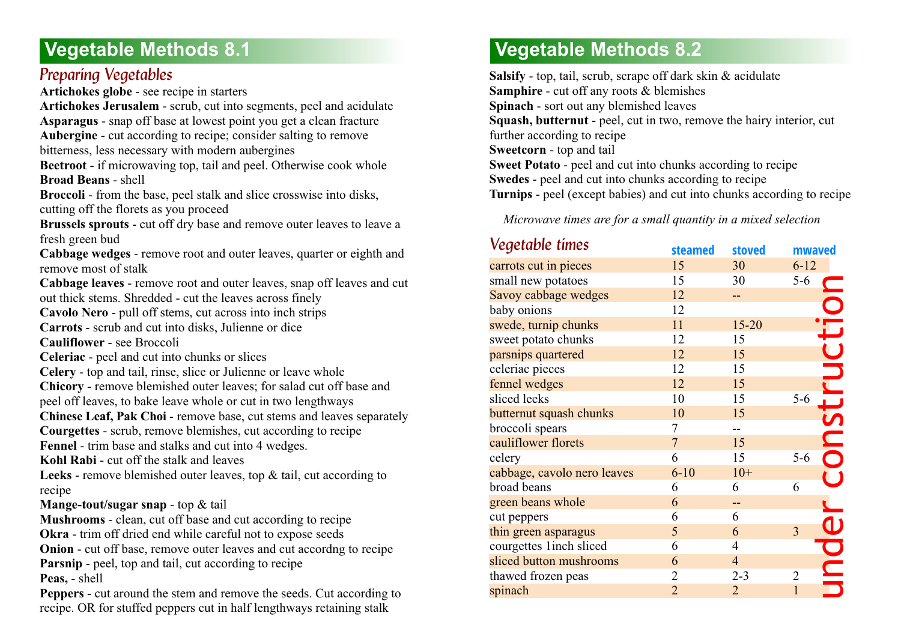# Vegetable Methods 8.1

## *Preparing Vegetables*

**Artichokes globe** - see recipe in starters
**Artichokes Jerusalem** - scrub, cut into segments, peel and acidulate
**Asparagus** - snap off base at lowest point you get a clean fracture
**Aubergine** - cut according to recipe; consider salting to remove bitterness, less necessary with modern aubergines
**Beetroot** - if microwaving top, tail and peel. Otherwise cook whole
**Broad Beans** - shell
**Broccoli** - from the base, peel stalk and slice crosswise into disks, cutting off the florets as you proceed
**Brussels sprouts** - cut off dry base and remove outer leaves to leave a fresh green bud
**Cabbage wedges** - remove root and outer leaves, quarter or eighth and remove most of stalk
**Cabbage leaves** - remove root and outer leaves, snap off leaves and cut out thick stems. Shredded - cut the leaves across finely
**Cavolo Nero** - pull off stems, cut across into inch strips
**Carrots** - scrub and cut into disks, Julienne or dice
**Cauliflower** - see Broccoli
**Celeriac** - peel and cut into chunks or slices
**Celery** - top and tail, rinse, slice or Julienne or leave whole
**Chicory** - remove blemished outer leaves; for salad cut off base and peel off leaves, to bake leave whole or cut in two lengthways
**Chinese Leaf, Pak Choi** - remove base, cut stems and leaves separately
**Courgettes** - scrub, remove blemishes, cut according to recipe
**Fennel** - trim base and stalks and cut into 4 wedges.
**Kohl Rabi** - cut off the stalk and leaves
**Leeks** - remove blemished outer leaves, top & tail, cut according to recipe
**Mange-tout/sugar snap** - top & tail
**Mushrooms** - clean, cut off base and cut according to recipe
**Okra** - trim off dried end while careful not to expose seeds
**Onion** - cut off base, remove outer leaves and cut accordng to recipe
**Parsnip** - peel, top and tail, cut according to recipe
**Peas,** - shell
**Peppers** - cut around the stem and remove the seeds. Cut according to recipe. OR for stuffed peppers cut in half lengthways retaining stalk

# Vegetable Methods 8.2

**Salsify** - top, tail, scrub, scrape off dark skin & acidulate
**Samphire** - cut off any roots & blemishes
**Spinach** - sort out any blemished leaves
**Squash, butternut** - peel, cut in two, remove the hairy interior, cut further according to recipe
**Sweetcorn** - top and tail
**Sweet Potato** - peel and cut into chunks according to recipe
**Swedes** - peel and cut into chunks according to recipe
**Turnips** - peel (except babies) and cut into chunks according to recipe

*Microwave times are for a small quantity in a mixed selection*

## *Vegetable times*

| | steamed | stoved | mwaved |
|---|---|---|---|
| carrots cut in pieces | 15 | 30 | 6-12 |
| small new potatoes | 15 | 30 | 5-6 |
| Savoy cabbage wedges | 12 | -- | |
| baby onions | 12 | | |
| swede, turnip chunks | 11 | 15-20 | |
| sweet potato chunks | 12 | 15 | |
| parsnips quartered | 12 | 15 | |
| celeriac pieces | 12 | 15 | |
| fennel wedges | 12 | 15 | |
| sliced leeks | 10 | 15 | 5-6 |
| butternut squash chunks | 10 | 15 | |
| broccoli spears | 7 | -- | |
| cauliflower florets | 7 | 15 | |
| celery | 6 | 15 | 5-6 |
| cabbage, cavolo nero leaves | 6-10 | 10+ | |
| broad beans | 6 | 6 | 6 |
| green beans whole | 6 | -- | |
| cut peppers | 6 | 6 | |
| thin green asparagus | 5 | 6 | 3 |
| courgettes 1inch sliced | 6 | 4 | |
| sliced button mushrooms | 6 | 4 | |
| thawed frozen peas | 2 | 2-3 | 2 |
| spinach | 2 | 2 | 1 |

under construction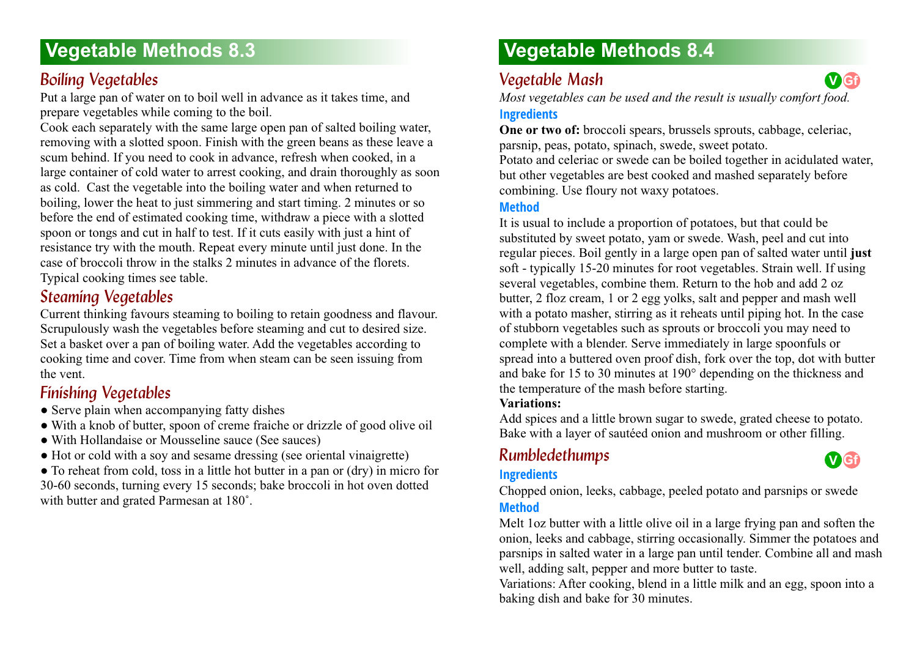# Vegetable Methods 8.3

## Boiling Vegetables

Put a large pan of water on to boil well in advance as it takes time, and prepare vegetables while coming to the boil.

Cook each separately with the same large open pan of salted boiling water, removing with a slotted spoon. Finish with the green beans as these leave a scum behind. If you need to cook in advance, refresh when cooked, in a large container of cold water to arrest cooking, and drain thoroughly as soon as cold. Cast the vegetable into the boiling water and when returned to boiling, lower the heat to just simmering and start timing. 2 minutes or so before the end of estimated cooking time, withdraw a piece with a slotted spoon or tongs and cut in half to test. If it cuts easily with just a hint of resistance try with the mouth. Repeat every minute until just done. In the case of broccoli throw in the stalks 2 minutes in advance of the florets. Typical cooking times see table.

## Steaming Vegetables

Current thinking favours steaming to boiling to retain goodness and flavour. Scrupulously wash the vegetables before steaming and cut to desired size. Set a basket over a pan of boiling water. Add the vegetables according to cooking time and cover. Time from when steam can be seen issuing from the vent.

## Finishing Vegetables

- Serve plain when accompanying fatty dishes
- With a knob of butter, spoon of creme fraiche or drizzle of good olive oil
- With Hollandaise or Mousseline sauce (See sauces)
- Hot or cold with a soy and sesame dressing (see oriental vinaigrette)
- To reheat from cold, toss in a little hot butter in a pan or (dry) in micro for 30-60 seconds, turning every 15 seconds; bake broccoli in hot oven dotted with butter and grated Parmesan at 180˚.

# Vegetable Methods 8.4

## Vegetable Mash

V Gf

*Most vegetables can be used and the result is usually comfort food.*

### Ingredients

**One or two of:** broccoli spears, brussels sprouts, cabbage, celeriac, parsnip, peas, potato, spinach, swede, sweet potato.

Potato and celeriac or swede can be boiled together in acidulated water, but other vegetables are best cooked and mashed separately before combining. Use floury not waxy potatoes.

### Method

It is usual to include a proportion of potatoes, but that could be substituted by sweet potato, yam or swede. Wash, peel and cut into regular pieces. Boil gently in a large open pan of salted water until **just** soft - typically 15-20 minutes for root vegetables. Strain well. If using several vegetables, combine them. Return to the hob and add 2 oz butter, 2 floz cream, 1 or 2 egg yolks, salt and pepper and mash well with a potato masher, stirring as it reheats until piping hot. In the case of stubborn vegetables such as sprouts or broccoli you may need to complete with a blender. Serve immediately in large spoonfuls or spread into a buttered oven proof dish, fork over the top, dot with butter and bake for 15 to 30 minutes at 190° depending on the thickness and the temperature of the mash before starting.

**Variations:**

Add spices and a little brown sugar to swede, grated cheese to potato. Bake with a layer of sautéed onion and mushroom or other filling.

## Rumbledethumps

V Gf

### Ingredients

Chopped onion, leeks, cabbage, peeled potato and parsnips or swede

### Method

Melt 1oz butter with a little olive oil in a large frying pan and soften the onion, leeks and cabbage, stirring occasionally. Simmer the potatoes and parsnips in salted water in a large pan until tender. Combine all and mash well, adding salt, pepper and more butter to taste.

Variations: After cooking, blend in a little milk and an egg, spoon into a baking dish and bake for 30 minutes.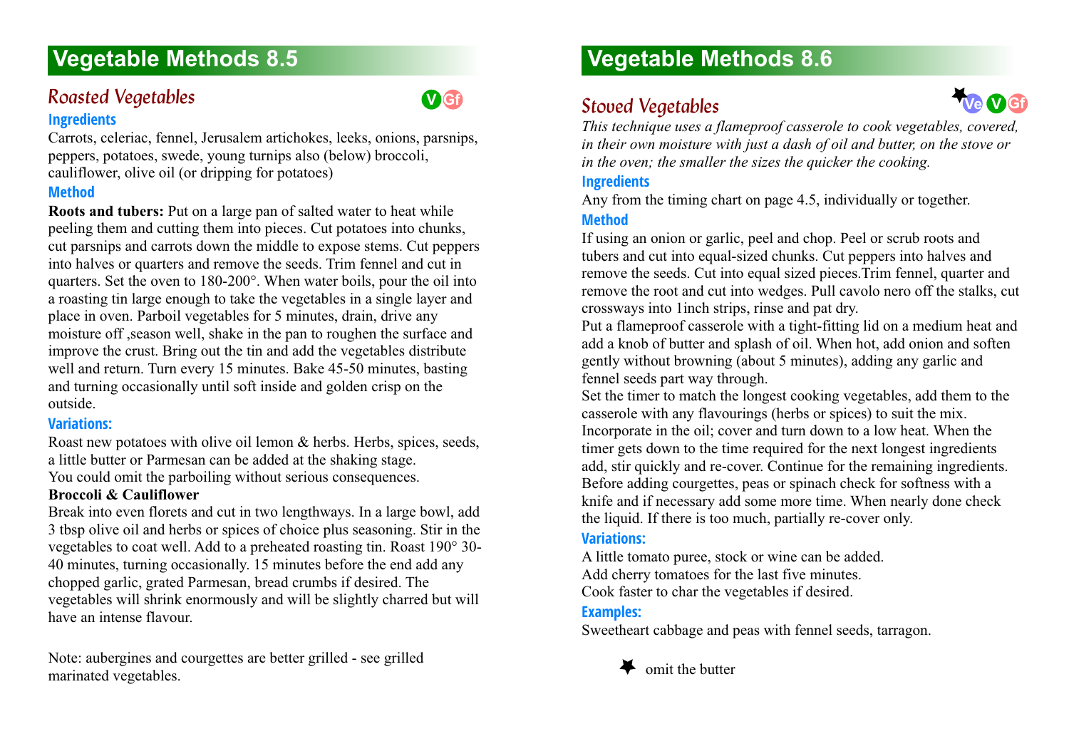# Vegetable Methods 8.5

## *Roasted Vegetables*

V Gf

### Ingredients

Carrots, celeriac, fennel, Jerusalem artichokes, leeks, onions, parsnips, peppers, potatoes, swede, young turnips also (below) broccoli, cauliflower, olive oil (or dripping for potatoes)

### Method

**Roots and tubers:** Put on a large pan of salted water to heat while peeling them and cutting them into pieces. Cut potatoes into chunks, cut parsnips and carrots down the middle to expose stems. Cut peppers into halves or quarters and remove the seeds. Trim fennel and cut in quarters. Set the oven to 180-200°. When water boils, pour the oil into a roasting tin large enough to take the vegetables in a single layer and place in oven. Parboil vegetables for 5 minutes, drain, drive any moisture off ,season well, shake in the pan to roughen the surface and improve the crust. Bring out the tin and add the vegetables distribute well and return. Turn every 15 minutes. Bake 45-50 minutes, basting and turning occasionally until soft inside and golden crisp on the outside.

### Variations:

Roast new potatoes with olive oil lemon & herbs. Herbs, spices, seeds, a little butter or Parmesan can be added at the shaking stage.
You could omit the parboiling without serious consequences.

**Broccoli & Cauliflower**

Break into even florets and cut in two lengthways. In a large bowl, add 3 tbsp olive oil and herbs or spices of choice plus seasoning. Stir in the vegetables to coat well. Add to a preheated roasting tin. Roast 190° 30-40 minutes, turning occasionally. 15 minutes before the end add any chopped garlic, grated Parmesan, bread crumbs if desired. The vegetables will shrink enormously and will be slightly charred but will have an intense flavour.

Note: aubergines and courgettes are better grilled - see grilled marinated vegetables.

# Vegetable Methods 8.6

## *Stoved Vegetables*

★Ve V Gf

*This technique uses a flameproof casserole to cook vegetables, covered, in their own moisture with just a dash of oil and butter, on the stove or in the oven; the smaller the sizes the quicker the cooking.*

### Ingredients

Any from the timing chart on page 4.5, individually or together.

### Method

If using an onion or garlic, peel and chop. Peel or scrub roots and tubers and cut into equal-sized chunks. Cut peppers into halves and remove the seeds. Cut into equal sized pieces.Trim fennel, quarter and remove the root and cut into wedges. Pull cavolo nero off the stalks, cut crossways into 1inch strips, rinse and pat dry.

Put a flameproof casserole with a tight-fitting lid on a medium heat and add a knob of butter and splash of oil. When hot, add onion and soften gently without browning (about 5 minutes), adding any garlic and fennel seeds part way through.

Set the timer to match the longest cooking vegetables, add them to the casserole with any flavourings (herbs or spices) to suit the mix. Incorporate in the oil; cover and turn down to a low heat. When the timer gets down to the time required for the next longest ingredients add, stir quickly and re-cover. Continue for the remaining ingredients. Before adding courgettes, peas or spinach check for softness with a knife and if necessary add some more time. When nearly done check the liquid. If there is too much, partially re-cover only.

### Variations:

A little tomato puree, stock or wine can be added.
Add cherry tomatoes for the last five minutes.
Cook faster to char the vegetables if desired.

### Examples:

Sweetheart cabbage and peas with fennel seeds, tarragon.

★ omit the butter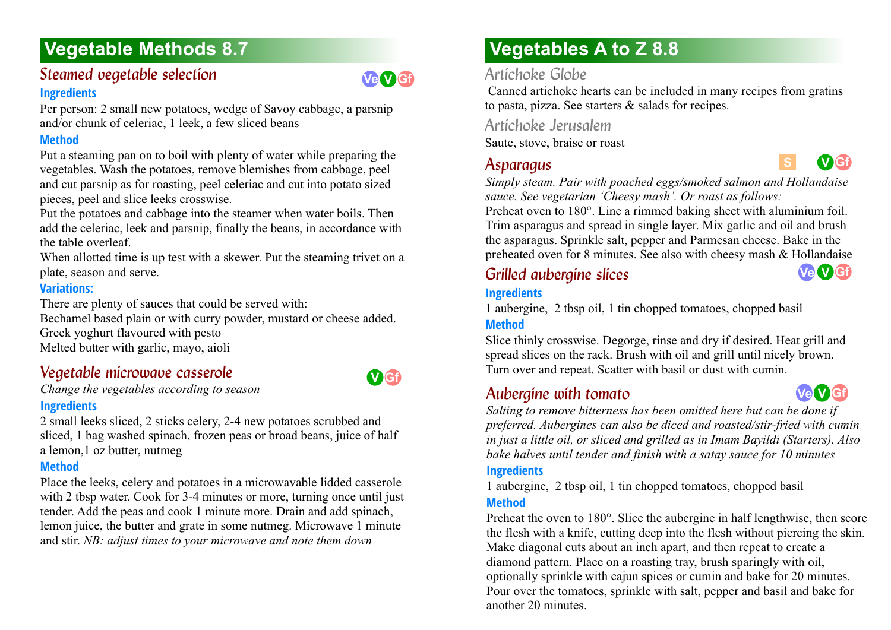## Vegetable Methods 8.7

### Steamed vegetable selection

Ve V Gf

**Ingredients**

Per person: 2 small new potatoes, wedge of Savoy cabbage, a parsnip and/or chunk of celeriac, 1 leek, a few sliced beans

**Method**

Put a steaming pan on to boil with plenty of water while preparing the vegetables. Wash the potatoes, remove blemishes from cabbage, peel and cut parsnip as for roasting, peel celeriac and cut into potato sized pieces, peel and slice leeks crosswise.

Put the potatoes and cabbage into the steamer when water boils. Then add the celeriac, leek and parsnip, finally the beans, in accordance with the table overleaf.

When allotted time is up test with a skewer. Put the steaming trivet on a plate, season and serve.

**Variations:**

There are plenty of sauces that could be served with:
Bechamel based plain or with curry powder, mustard or cheese added.
Greek yoghurt flavoured with pesto
Melted butter with garlic, mayo, aioli

### Vegetable microwave casserole

V Gf

*Change the vegetables according to season*

**Ingredients**

2 small leeks sliced, 2 sticks celery, 2-4 new potatoes scrubbed and sliced, 1 bag washed spinach, frozen peas or broad beans, juice of half a lemon,1 oz butter, nutmeg

**Method**

Place the leeks, celery and potatoes in a microwavable lidded casserole with 2 tbsp water. Cook for 3-4 minutes or more, turning once until just tender. Add the peas and cook 1 minute more. Drain and add spinach, lemon juice, the butter and grate in some nutmeg. Microwave 1 minute and stir. *NB: adjust times to your microwave and note them down*

## Vegetables A to Z 8.8

### Artichoke Globe

Canned artichoke hearts can be included in many recipes from gratins to pasta, pizza. See starters & salads for recipes.

### Artichoke Jerusalem

Saute, stove, braise or roast

### Asparagus

S V Gf

*Simply steam. Pair with poached eggs/smoked salmon and Hollandaise sauce. See vegetarian 'Cheesy mash'. Or roast as follows:*

Preheat oven to 180°. Line a rimmed baking sheet with aluminium foil. Trim asparagus and spread in single layer. Mix garlic and oil and brush the asparagus. Sprinkle salt, pepper and Parmesan cheese. Bake in the preheated oven for 8 minutes. See also with cheesy mash & Hollandaise

### Grilled aubergine slices

Ve V Gf

**Ingredients**

1 aubergine, 2 tbsp oil, 1 tin chopped tomatoes, chopped basil

**Method**

Slice thinly crosswise. Degorge, rinse and dry if desired. Heat grill and spread slices on the rack. Brush with oil and grill until nicely brown. Turn over and repeat. Scatter with basil or dust with cumin.

### Aubergine with tomato

Ve V Gf

*Salting to remove bitterness has been omitted here but can be done if preferred. Aubergines can also be diced and roasted/stir-fried with cumin in just a little oil, or sliced and grilled as in Imam Bayildi (Starters). Also bake halves until tender and finish with a satay sauce for 10 minutes*

**Ingredients**

1 aubergine, 2 tbsp oil, 1 tin chopped tomatoes, chopped basil

**Method**

Preheat the oven to 180°. Slice the aubergine in half lengthwise, then score the flesh with a knife, cutting deep into the flesh without piercing the skin. Make diagonal cuts about an inch apart, and then repeat to create a diamond pattern. Place on a roasting tray, brush sparingly with oil, optionally sprinkle with cajun spices or cumin and bake for 20 minutes. Pour over the tomatoes, sprinkle with salt, pepper and basil and bake for another 20 minutes.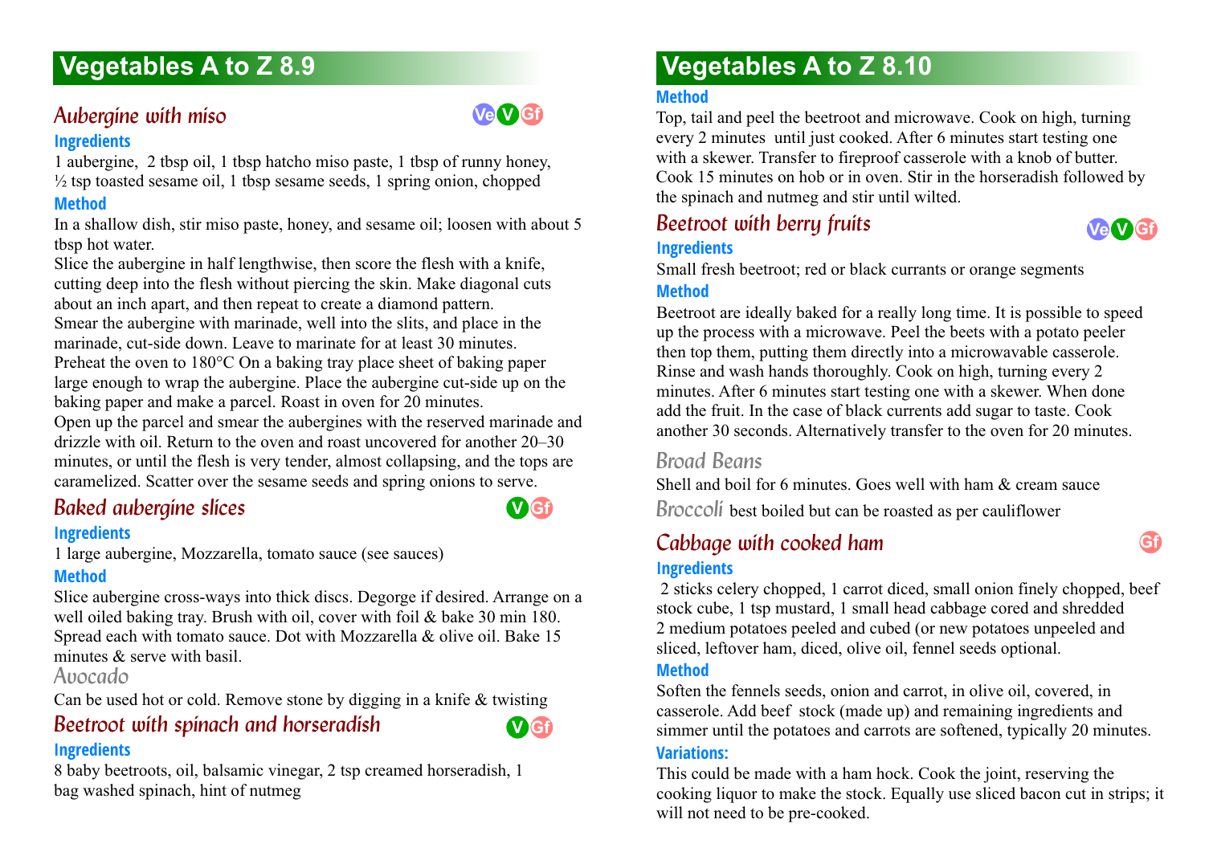# Vegetables A to Z 8.9

## *Aubergine with miso*

Ve V Gf

### Ingredients

1 aubergine, 2 tbsp oil, 1 tbsp hatcho miso paste, 1 tbsp of runny honey, ½ tsp toasted sesame oil, 1 tbsp sesame seeds, 1 spring onion, chopped

### Method

In a shallow dish, stir miso paste, honey, and sesame oil; loosen with about 5 tbsp hot water.

Slice the aubergine in half lengthwise, then score the flesh with a knife, cutting deep into the flesh without piercing the skin. Make diagonal cuts about an inch apart, and then repeat to create a diamond pattern.

Smear the aubergine with marinade, well into the slits, and place in the marinade, cut-side down. Leave to marinate for at least 30 minutes.

Preheat the oven to 180°C On a baking tray place sheet of baking paper large enough to wrap the aubergine. Place the aubergine cut-side up on the baking paper and make a parcel. Roast in oven for 20 minutes.

Open up the parcel and smear the aubergines with the reserved marinade and drizzle with oil. Return to the oven and roast uncovered for another 20–30 minutes, or until the flesh is very tender, almost collapsing, and the tops are caramelized. Scatter over the sesame seeds and spring onions to serve.

## *Baked aubergine slices*

V Gf

### Ingredients

1 large aubergine, Mozzarella, tomato sauce (see sauces)

### Method

Slice aubergine cross-ways into thick discs. Degorge if desired. Arrange on a well oiled baking tray. Brush with oil, cover with foil & bake 30 min 180. Spread each with tomato sauce. Dot with Mozzarella & olive oil. Bake 15 minutes & serve with basil.

## Avocado

Can be used hot or cold. Remove stone by digging in a knife & twisting

## *Beetroot with spinach and horseradish*

V Gf

### Ingredients

8 baby beetroots, oil, balsamic vinegar, 2 tsp creamed horseradish, 1 bag washed spinach, hint of nutmeg

# Vegetables A to Z 8.10

### Method

Top, tail and peel the beetroot and microwave. Cook on high, turning every 2 minutes until just cooked. After 6 minutes start testing one with a skewer. Transfer to fireproof casserole with a knob of butter. Cook 15 minutes on hob or in oven. Stir in the horseradish followed by the spinach and nutmeg and stir until wilted.

## *Beetroot with berry fruits*

Ve V Gf

### Ingredients

Small fresh beetroot; red or black currants or orange segments

### Method

Beetroot are ideally baked for a really long time. It is possible to speed up the process with a microwave. Peel the beets with a potato peeler then top them, putting them directly into a microwavable casserole. Rinse and wash hands thoroughly. Cook on high, turning every 2 minutes. After 6 minutes start testing one with a skewer. When done add the fruit. In the case of black currants add sugar to taste. Cook another 30 seconds. Alternatively transfer to the oven for 20 minutes.

## Broad Beans

Shell and boil for 6 minutes. Goes well with ham & cream sauce

**Broccoli** best boiled but can be roasted as per cauliflower

## *Cabbage with cooked ham*

Gf

### Ingredients

2 sticks celery chopped, 1 carrot diced, small onion finely chopped, beef stock cube, 1 tsp mustard, 1 small head cabbage cored and shredded 2 medium potatoes peeled and cubed (or new potatoes unpeeled and sliced, leftover ham, diced, olive oil, fennel seeds optional.

### Method

Soften the fennels seeds, onion and carrot, in olive oil, covered, in casserole. Add beef stock (made up) and remaining ingredients and simmer until the potatoes and carrots are softened, typically 20 minutes.

### Variations:

This could be made with a ham hock. Cook the joint, reserving the cooking liquor to make the stock. Equally use sliced bacon cut in strips; it will not need to be pre-cooked.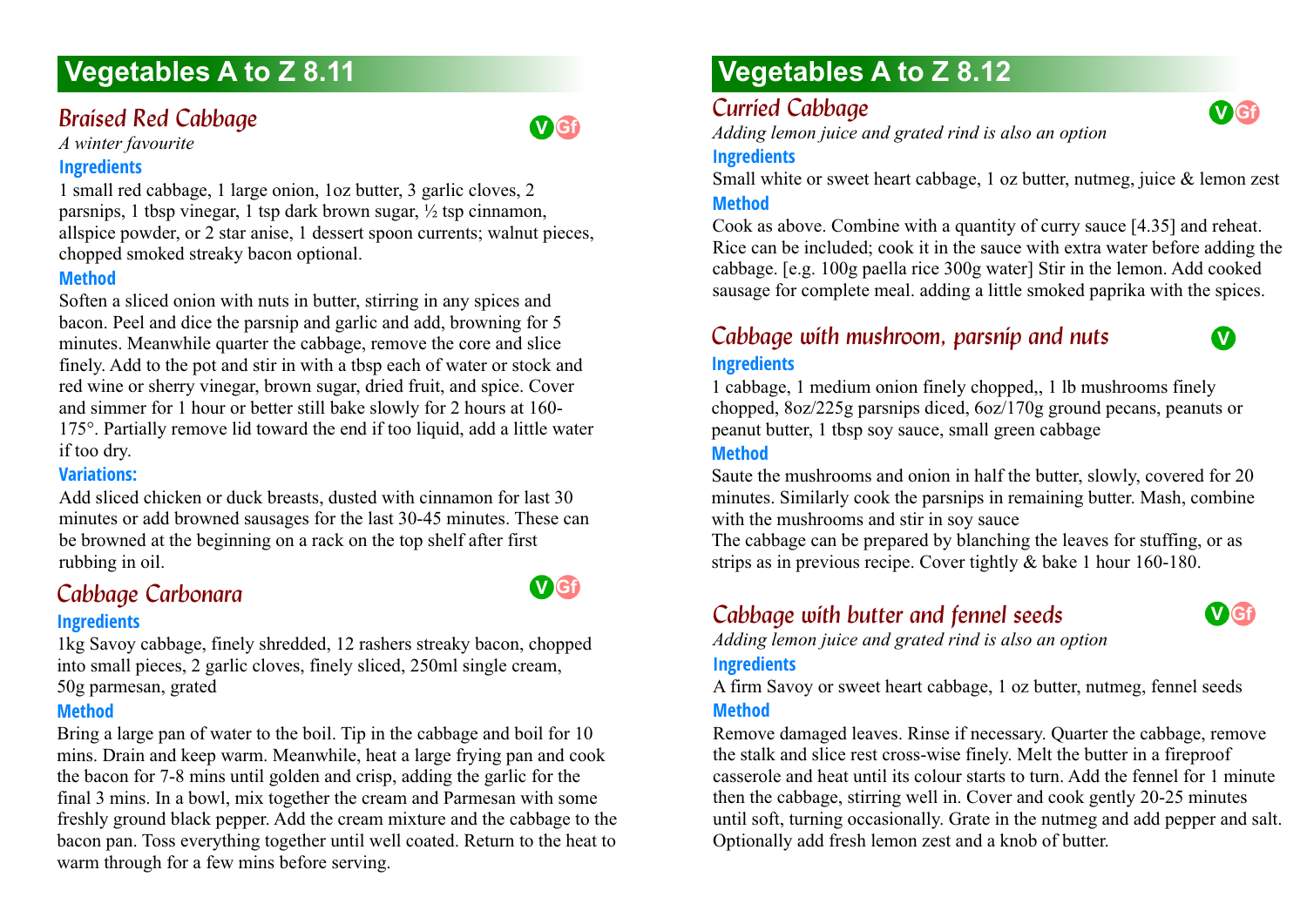# Vegetables A to Z 8.11

## Braised Red Cabbage

V Gf

*A winter favourite*

### Ingredients

1 small red cabbage, 1 large onion, 1oz butter, 3 garlic cloves, 2 parsnips, 1 tbsp vinegar, 1 tsp dark brown sugar, ½ tsp cinnamon, allspice powder, or 2 star anise, 1 dessert spoon currents; walnut pieces, chopped smoked streaky bacon optional.

### Method

Soften a sliced onion with nuts in butter, stirring in any spices and bacon. Peel and dice the parsnip and garlic and add, browning for 5 minutes. Meanwhile quarter the cabbage, remove the core and slice finely. Add to the pot and stir in with a tbsp each of water or stock and red wine or sherry vinegar, brown sugar, dried fruit, and spice. Cover and simmer for 1 hour or better still bake slowly for 2 hours at 160-175°. Partially remove lid toward the end if too liquid, add a little water if too dry.

### Variations:

Add sliced chicken or duck breasts, dusted with cinnamon for last 30 minutes or add browned sausages for the last 30-45 minutes. These can be browned at the beginning on a rack on the top shelf after first rubbing in oil.

## Cabbage Carbonara

V Gf

### Ingredients

1kg Savoy cabbage, finely shredded, 12 rashers streaky bacon, chopped into small pieces, 2 garlic cloves, finely sliced, 250ml single cream, 50g parmesan, grated

### Method

Bring a large pan of water to the boil. Tip in the cabbage and boil for 10 mins. Drain and keep warm. Meanwhile, heat a large frying pan and cook the bacon for 7-8 mins until golden and crisp, adding the garlic for the final 3 mins. In a bowl, mix together the cream and Parmesan with some freshly ground black pepper. Add the cream mixture and the cabbage to the bacon pan. Toss everything together until well coated. Return to the heat to warm through for a few mins before serving.

# Vegetables A to Z 8.12

## Curried Cabbage

V Gf

*Adding lemon juice and grated rind is also an option*

### Ingredients

Small white or sweet heart cabbage, 1 oz butter, nutmeg, juice & lemon zest

### Method

Cook as above. Combine with a quantity of curry sauce [4.35] and reheat. Rice can be included; cook it in the sauce with extra water before adding the cabbage. [e.g. 100g paella rice 300g water] Stir in the lemon. Add cooked sausage for complete meal. adding a little smoked paprika with the spices.

## Cabbage with mushroom, parsnip and nuts

V

### Ingredients

1 cabbage, 1 medium onion finely chopped,, 1 lb mushrooms finely chopped, 8oz/225g parsnips diced, 6oz/170g ground pecans, peanuts or peanut butter, 1 tbsp soy sauce, small green cabbage

### Method

Saute the mushrooms and onion in half the butter, slowly, covered for 20 minutes. Similarly cook the parsnips in remaining butter. Mash, combine with the mushrooms and stir in soy sauce

The cabbage can be prepared by blanching the leaves for stuffing, or as strips as in previous recipe. Cover tightly & bake 1 hour 160-180.

## Cabbage with butter and fennel seeds

V Gf

*Adding lemon juice and grated rind is also an option*

### Ingredients

A firm Savoy or sweet heart cabbage, 1 oz butter, nutmeg, fennel seeds

### Method

Remove damaged leaves. Rinse if necessary. Quarter the cabbage, remove the stalk and slice rest cross-wise finely. Melt the butter in a fireproof casserole and heat until its colour starts to turn. Add the fennel for 1 minute then the cabbage, stirring well in. Cover and cook gently 20-25 minutes until soft, turning occasionally. Grate in the nutmeg and add pepper and salt. Optionally add fresh lemon zest and a knob of butter.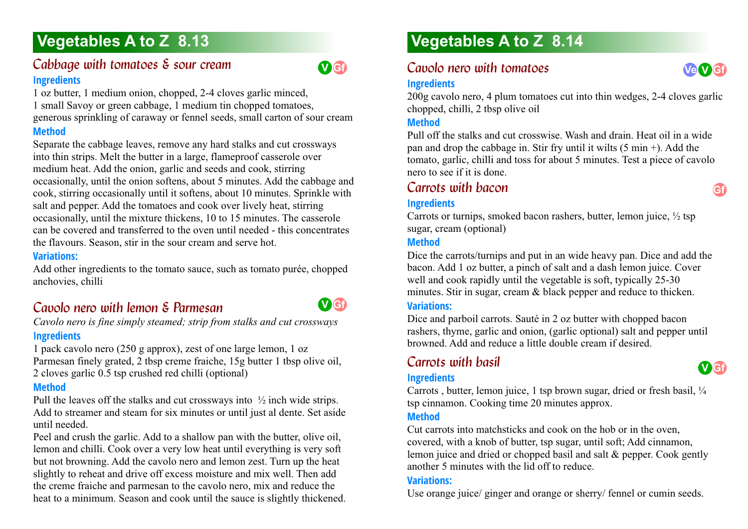# Vegetables A to Z 8.13

## Cabbage with tomatoes & sour cream

V Gf

### Ingredients

1 oz butter, 1 medium onion, chopped, 2-4 cloves garlic minced, 1 small Savoy or green cabbage, 1 medium tin chopped tomatoes, generous sprinkling of caraway or fennel seeds, small carton of sour cream

### Method

Separate the cabbage leaves, remove any hard stalks and cut crossways into thin strips. Melt the butter in a large, flameproof casserole over medium heat. Add the onion, garlic and seeds and cook, stirring occasionally, until the onion softens, about 5 minutes. Add the cabbage and cook, stirring occasionally until it softens, about 10 minutes. Sprinkle with salt and pepper. Add the tomatoes and cook over lively heat, stirring occasionally, until the mixture thickens, 10 to 15 minutes. The casserole can be covered and transferred to the oven until needed - this concentrates the flavours. Season, stir in the sour cream and serve hot.

### Variations:

Add other ingredients to the tomato sauce, such as tomato purée, chopped anchovies, chilli

## Cavolo nero with lemon & Parmesan

V Gf

*Cavolo nero is fine simply steamed; strip from stalks and cut crossways*

### Ingredients

1 pack cavolo nero (250 g approx), zest of one large lemon, 1 oz Parmesan finely grated, 2 tbsp creme fraiche, 15g butter 1 tbsp olive oil, 2 cloves garlic 0.5 tsp crushed red chilli (optional)

### Method

Pull the leaves off the stalks and cut crossways into ½ inch wide strips. Add to streamer and steam for six minutes or until just al dente. Set aside until needed.

Peel and crush the garlic. Add to a shallow pan with the butter, olive oil, lemon and chilli. Cook over a very low heat until everything is very soft but not browning. Add the cavolo nero and lemon zest. Turn up the heat slightly to reheat and drive off excess moisture and mix well. Then add the creme fraiche and parmesan to the cavolo nero, mix and reduce the heat to a minimum. Season and cook until the sauce is slightly thickened.

# Vegetables A to Z 8.14

## Cavolo nero with tomatoes

Ve V Gf

### Ingredients

200g cavolo nero, 4 plum tomatoes cut into thin wedges, 2-4 cloves garlic chopped, chilli, 2 tbsp olive oil

### Method

Pull off the stalks and cut crosswise. Wash and drain. Heat oil in a wide pan and drop the cabbage in. Stir fry until it wilts (5 min +). Add the tomato, garlic, chilli and toss for about 5 minutes. Test a piece of cavolo nero to see if it is done.

## Carrots with bacon

Gf

### Ingredients

Carrots or turnips, smoked bacon rashers, butter, lemon juice, ½ tsp sugar, cream (optional)

### Method

Dice the carrots/turnips and put in an wide heavy pan. Dice and add the bacon. Add 1 oz butter, a pinch of salt and a dash lemon juice. Cover well and cook rapidly until the vegetable is soft, typically 25-30 minutes. Stir in sugar, cream & black pepper and reduce to thicken.

### Variations:

Dice and parboil carrots. Sauté in 2 oz butter with chopped bacon rashers, thyme, garlic and onion, (garlic optional) salt and pepper until browned. Add and reduce a little double cream if desired.

## Carrots with basil

V Gf

### Ingredients

Carrots , butter, lemon juice, 1 tsp brown sugar, dried or fresh basil, ¼ tsp cinnamon. Cooking time 20 minutes approx.

### Method

Cut carrots into matchsticks and cook on the hob or in the oven, covered, with a knob of butter, tsp sugar, until soft; Add cinnamon, lemon juice and dried or chopped basil and salt & pepper. Cook gently another 5 minutes with the lid off to reduce.

### Variations:

Use orange juice/ ginger and orange or sherry/ fennel or cumin seeds.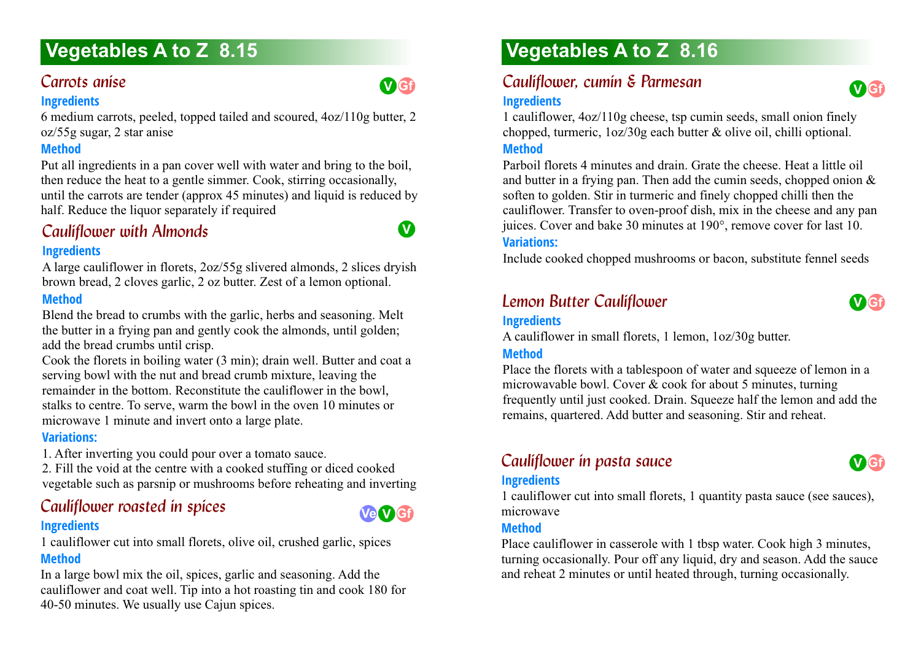# Vegetables A to Z 8.15

## Carrots anise

V Gf

### Ingredients

6 medium carrots, peeled, topped tailed and scoured, 4oz/110g butter, 2 oz/55g sugar, 2 star anise

### Method

Put all ingredients in a pan cover well with water and bring to the boil, then reduce the heat to a gentle simmer. Cook, stirring occasionally, until the carrots are tender (approx 45 minutes) and liquid is reduced by half. Reduce the liquor separately if required

## Cauliflower with Almonds

V

### Ingredients

A large cauliflower in florets, 2oz/55g slivered almonds, 2 slices dryish brown bread, 2 cloves garlic, 2 oz butter. Zest of a lemon optional.

### Method

Blend the bread to crumbs with the garlic, herbs and seasoning. Melt the butter in a frying pan and gently cook the almonds, until golden; add the bread crumbs until crisp.

Cook the florets in boiling water (3 min); drain well. Butter and coat a serving bowl with the nut and bread crumb mixture, leaving the remainder in the bottom. Reconstitute the cauliflower in the bowl, stalks to centre. To serve, warm the bowl in the oven 10 minutes or microwave 1 minute and invert onto a large plate.

### Variations:

1. After inverting you could pour over a tomato sauce.
2. Fill the void at the centre with a cooked stuffing or diced cooked vegetable such as parsnip or mushrooms before reheating and inverting

## Cauliflower roasted in spices

Ve V Gf

### Ingredients

1 cauliflower cut into small florets, olive oil, crushed garlic, spices

### Method

In a large bowl mix the oil, spices, garlic and seasoning. Add the cauliflower and coat well. Tip into a hot roasting tin and cook 180 for 40-50 minutes. We usually use Cajun spices.

# Vegetables A to Z 8.16

## Cauliflower, cumin & Parmesan

V Gf

### Ingredients

1 cauliflower, 4oz/110g cheese, tsp cumin seeds, small onion finely chopped, turmeric, 1oz/30g each butter & olive oil, chilli optional.

### Method

Parboil florets 4 minutes and drain. Grate the cheese. Heat a little oil and butter in a frying pan. Then add the cumin seeds, chopped onion & soften to golden. Stir in turmeric and finely chopped chilli then the cauliflower. Transfer to oven-proof dish, mix in the cheese and any pan juices. Cover and bake 30 minutes at 190°, remove cover for last 10.

### Variations:

Include cooked chopped mushrooms or bacon, substitute fennel seeds

## Lemon Butter Cauliflower

V Gf

### Ingredients

A cauliflower in small florets, 1 lemon, 1oz/30g butter.

### Method

Place the florets with a tablespoon of water and squeeze of lemon in a microwavable bowl. Cover & cook for about 5 minutes, turning frequently until just cooked. Drain. Squeeze half the lemon and add the remains, quartered. Add butter and seasoning. Stir and reheat.

## Cauliflower in pasta sauce

V Gf

### Ingredients

1 cauliflower cut into small florets, 1 quantity pasta sauce (see sauces), microwave

### Method

Place cauliflower in casserole with 1 tbsp water. Cook high 3 minutes, turning occasionally. Pour off any liquid, dry and season. Add the sauce and reheat 2 minutes or until heated through, turning occasionally.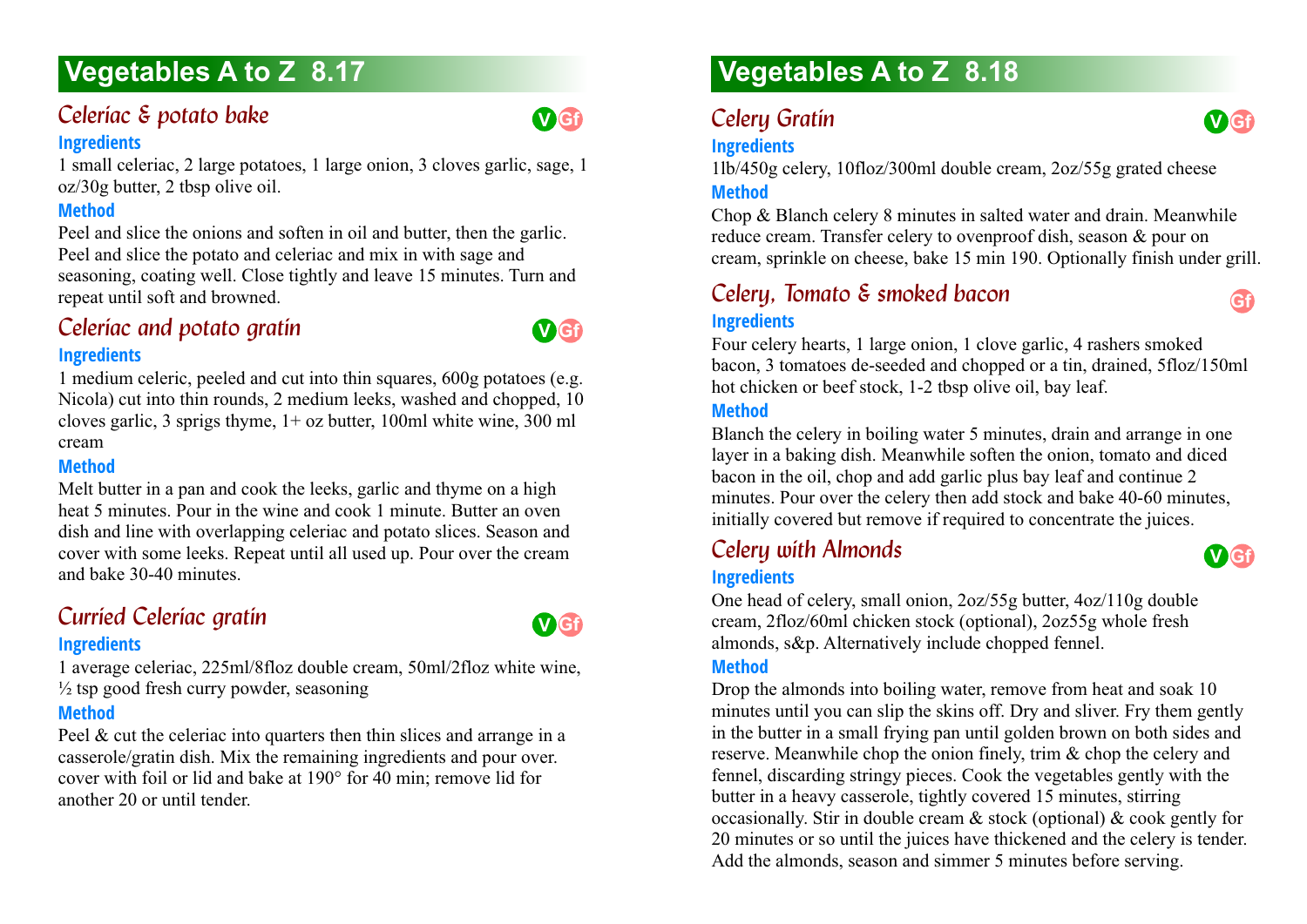## Vegetables A to Z 8.17

### *Celeriac & potato bake*

V Gf

**Ingredients**

1 small celeriac, 2 large potatoes, 1 large onion, 3 cloves garlic, sage, 1 oz/30g butter, 2 tbsp olive oil.

**Method**

Peel and slice the onions and soften in oil and butter, then the garlic. Peel and slice the potato and celeriac and mix in with sage and seasoning, coating well. Close tightly and leave 15 minutes. Turn and repeat until soft and browned.

### *Celeriac and potato gratin*

V Gf

**Ingredients**

1 medium celeric, peeled and cut into thin squares, 600g potatoes (e.g. Nicola) cut into thin rounds, 2 medium leeks, washed and chopped, 10 cloves garlic, 3 sprigs thyme, 1+ oz butter, 100ml white wine, 300 ml cream

**Method**

Melt butter in a pan and cook the leeks, garlic and thyme on a high heat 5 minutes. Pour in the wine and cook 1 minute. Butter an oven dish and line with overlapping celeriac and potato slices. Season and cover with some leeks. Repeat until all used up. Pour over the cream and bake 30-40 minutes.

### *Curried Celeriac gratin*

V Gf

**Ingredients**

1 average celeriac, 225ml/8floz double cream, 50ml/2floz white wine, ½ tsp good fresh curry powder, seasoning

**Method**

Peel & cut the celeriac into quarters then thin slices and arrange in a casserole/gratin dish. Mix the remaining ingredients and pour over. cover with foil or lid and bake at 190° for 40 min; remove lid for another 20 or until tender.

## Vegetables A to Z 8.18

### *Celery Gratin*

V Gf

**Ingredients**

1lb/450g celery, 10floz/300ml double cream, 2oz/55g grated cheese

**Method**

Chop & Blanch celery 8 minutes in salted water and drain. Meanwhile reduce cream. Transfer celery to ovenproof dish, season & pour on cream, sprinkle on cheese, bake 15 min 190. Optionally finish under grill.

### *Celery, Tomato & smoked bacon*

Gf

**Ingredients**

Four celery hearts, 1 large onion, 1 clove garlic, 4 rashers smoked bacon, 3 tomatoes de-seeded and chopped or a tin, drained, 5floz/150ml hot chicken or beef stock, 1-2 tbsp olive oil, bay leaf.

**Method**

Blanch the celery in boiling water 5 minutes, drain and arrange in one layer in a baking dish. Meanwhile soften the onion, tomato and diced bacon in the oil, chop and add garlic plus bay leaf and continue 2 minutes. Pour over the celery then add stock and bake 40-60 minutes, initially covered but remove if required to concentrate the juices.

### *Celery with Almonds*

V Gf

**Ingredients**

One head of celery, small onion, 2oz/55g butter, 4oz/110g double cream, 2floz/60ml chicken stock (optional), 2oz55g whole fresh almonds, s&p. Alternatively include chopped fennel.

**Method**

Drop the almonds into boiling water, remove from heat and soak 10 minutes until you can slip the skins off. Dry and sliver. Fry them gently in the butter in a small frying pan until golden brown on both sides and reserve. Meanwhile chop the onion finely, trim & chop the celery and fennel, discarding stringy pieces. Cook the vegetables gently with the butter in a heavy casserole, tightly covered 15 minutes, stirring occasionally. Stir in double cream & stock (optional) & cook gently for 20 minutes or so until the juices have thickened and the celery is tender. Add the almonds, season and simmer 5 minutes before serving.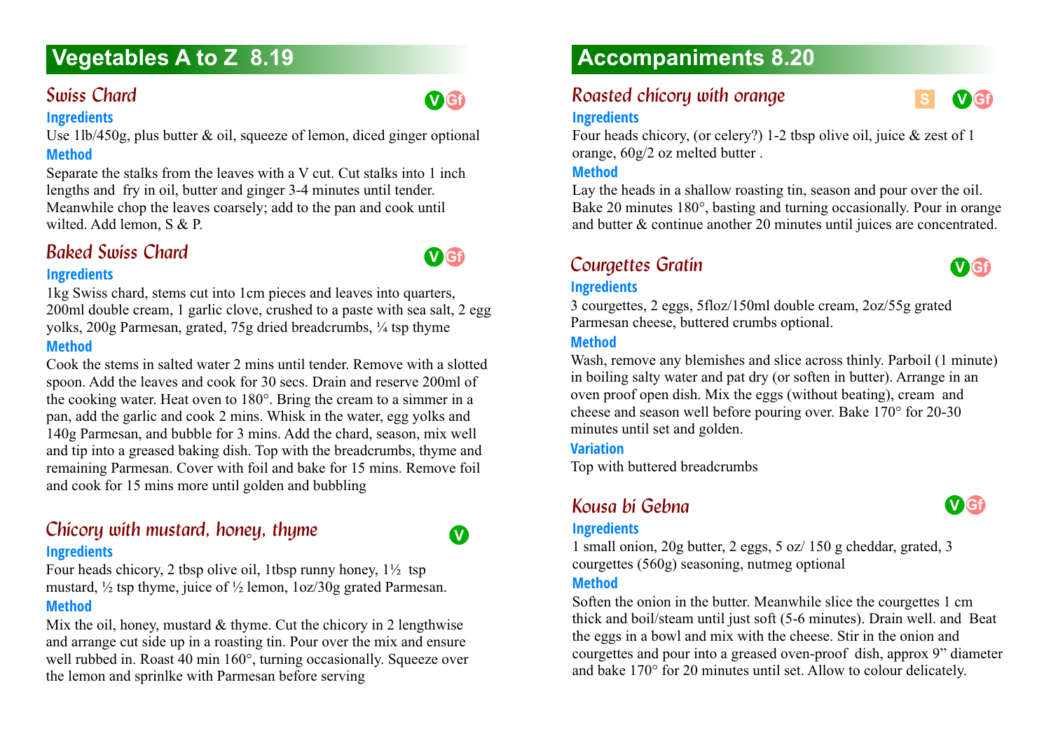# Vegetables A to Z 8.19

## Swiss Chard

V Gf

### Ingredients

Use 1lb/450g, plus butter & oil, squeeze of lemon, diced ginger optional

### Method

Separate the stalks from the leaves with a V cut. Cut stalks into 1 inch lengths and fry in oil, butter and ginger 3-4 minutes until tender. Meanwhile chop the leaves coarsely; add to the pan and cook until wilted. Add lemon, S & P.

## Baked Swiss Chard

V Gf

### Ingredients

1kg Swiss chard, stems cut into 1cm pieces and leaves into quarters, 200ml double cream, 1 garlic clove, crushed to a paste with sea salt, 2 egg yolks, 200g Parmesan, grated, 75g dried breadcrumbs, ¼ tsp thyme

### Method

Cook the stems in salted water 2 mins until tender. Remove with a slotted spoon. Add the leaves and cook for 30 secs. Drain and reserve 200ml of the cooking water. Heat oven to 180°. Bring the cream to a simmer in a pan, add the garlic and cook 2 mins. Whisk in the water, egg yolks and 140g Parmesan, and bubble for 3 mins. Add the chard, season, mix well and tip into a greased baking dish. Top with the breadcrumbs, thyme and remaining Parmesan. Cover with foil and bake for 15 mins. Remove foil and cook for 15 mins more until golden and bubbling

## Chicory with mustard, honey, thyme

V

### Ingredients

Four heads chicory, 2 tbsp olive oil, 1tbsp runny honey, 1½ tsp mustard, ½ tsp thyme, juice of ½ lemon, 1oz/30g grated Parmesan.

### Method

Mix the oil, honey, mustard & thyme. Cut the chicory in 2 lengthwise and arrange cut side up in a roasting tin. Pour over the mix and ensure well rubbed in. Roast 40 min 160°, turning occasionally. Squeeze over the lemon and sprinlke with Parmesan before serving

# Accompaniments 8.20

## Roasted chicory with orange

S V Gf

### Ingredients

Four heads chicory, (or celery?) 1-2 tbsp olive oil, juice & zest of 1 orange, 60g/2 oz melted butter .

### Method

Lay the heads in a shallow roasting tin, season and pour over the oil. Bake 20 minutes 180°, basting and turning occasionally. Pour in orange and butter & continue another 20 minutes until juices are concentrated.

## Courgettes Gratin

V Gf

### Ingredients

3 courgettes, 2 eggs, 5floz/150ml double cream, 2oz/55g grated Parmesan cheese, buttered crumbs optional.

### Method

Wash, remove any blemishes and slice across thinly. Parboil (1 minute) in boiling salty water and pat dry (or soften in butter). Arrange in an oven proof open dish. Mix the eggs (without beating), cream and cheese and season well before pouring over. Bake 170° for 20-30 minutes until set and golden.

### Variation

Top with buttered breadcrumbs

## Kousa bi Gebna

V Gf

### Ingredients

1 small onion, 20g butter, 2 eggs, 5 oz/ 150 g cheddar, grated, 3 courgettes (560g) seasoning, nutmeg optional

### Method

Soften the onion in the butter. Meanwhile slice the courgettes 1 cm thick and boil/steam until just soft (5-6 minutes). Drain well. and Beat the eggs in a bowl and mix with the cheese. Stir in the onion and courgettes and pour into a greased oven-proof dish, approx 9” diameter and bake 170° for 20 minutes until set. Allow to colour delicately.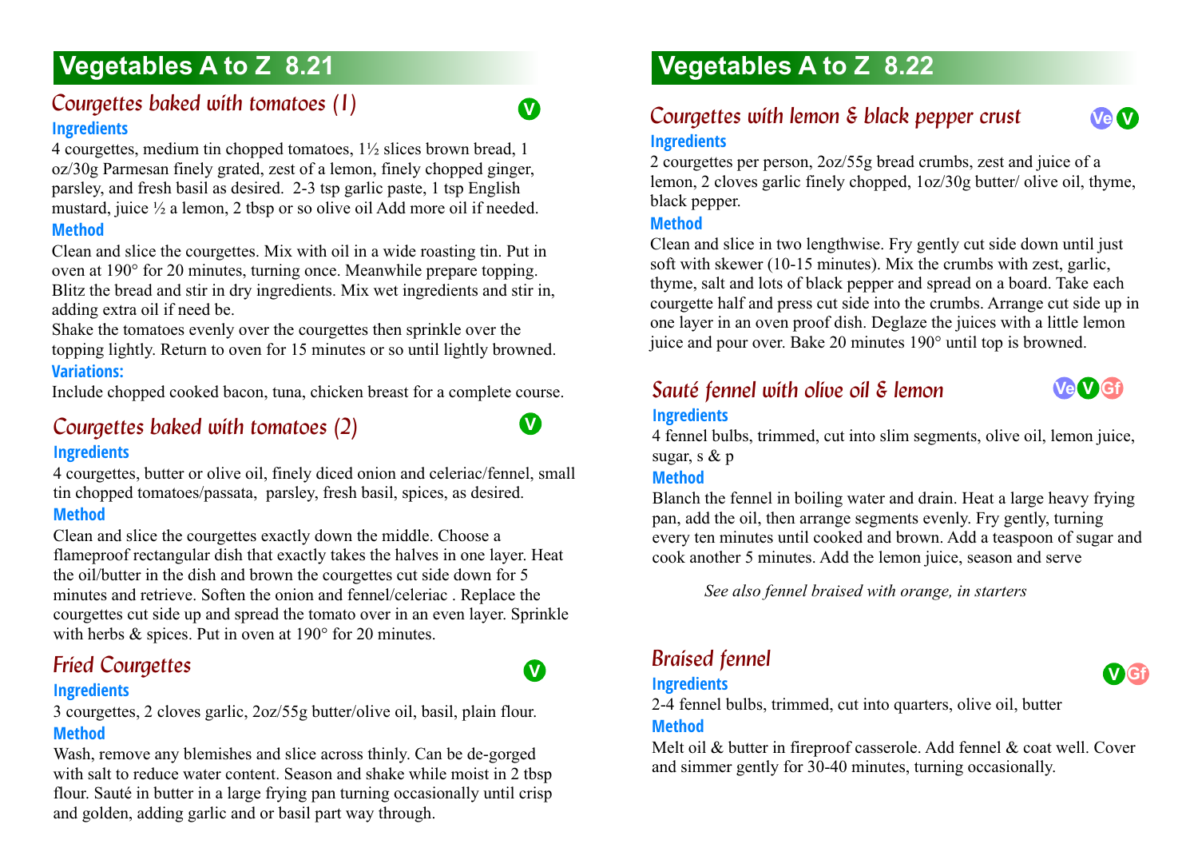## Vegetables A to Z 8.21

### Courgettes baked with tomatoes (1)

V

**Ingredients**

4 courgettes, medium tin chopped tomatoes, 1½ slices brown bread, 1 oz/30g Parmesan finely grated, zest of a lemon, finely chopped ginger, parsley, and fresh basil as desired. 2-3 tsp garlic paste, 1 tsp English mustard, juice ½ a lemon, 2 tbsp or so olive oil Add more oil if needed.

**Method**

Clean and slice the courgettes. Mix with oil in a wide roasting tin. Put in oven at 190° for 20 minutes, turning once. Meanwhile prepare topping. Blitz the bread and stir in dry ingredients. Mix wet ingredients and stir in, adding extra oil if need be.

Shake the tomatoes evenly over the courgettes then sprinkle over the topping lightly. Return to oven for 15 minutes or so until lightly browned.

**Variations:**

Include chopped cooked bacon, tuna, chicken breast for a complete course.

### Courgettes baked with tomatoes (2)

V

**Ingredients**

4 courgettes, butter or olive oil, finely diced onion and celeriac/fennel, small tin chopped tomatoes/passata, parsley, fresh basil, spices, as desired.

**Method**

Clean and slice the courgettes exactly down the middle. Choose a flameproof rectangular dish that exactly takes the halves in one layer. Heat the oil/butter in the dish and brown the courgettes cut side down for 5 minutes and retrieve. Soften the onion and fennel/celeriac . Replace the courgettes cut side up and spread the tomato over in an even layer. Sprinkle with herbs & spices. Put in oven at 190° for 20 minutes.

### Fried Courgettes

V

**Ingredients**

3 courgettes, 2 cloves garlic, 2oz/55g butter/olive oil, basil, plain flour.

**Method**

Wash, remove any blemishes and slice across thinly. Can be de-gorged with salt to reduce water content. Season and shake while moist in 2 tbsp flour. Sauté in butter in a large frying pan turning occasionally until crisp and golden, adding garlic and or basil part way through.

## Vegetables A to Z 8.22

### Courgettes with lemon & black pepper crust

Ve V

**Ingredients**

2 courgettes per person, 2oz/55g bread crumbs, zest and juice of a lemon, 2 cloves garlic finely chopped, 1oz/30g butter/ olive oil, thyme, black pepper.

**Method**

Clean and slice in two lengthwise. Fry gently cut side down until just soft with skewer (10-15 minutes). Mix the crumbs with zest, garlic, thyme, salt and lots of black pepper and spread on a board. Take each courgette half and press cut side into the crumbs. Arrange cut side up in one layer in an oven proof dish. Deglaze the juices with a little lemon juice and pour over. Bake 20 minutes 190° until top is browned.

### Sauté fennel with olive oil & lemon

Ve V Gf

**Ingredients**

4 fennel bulbs, trimmed, cut into slim segments, olive oil, lemon juice, sugar, s & p

**Method**

Blanch the fennel in boiling water and drain. Heat a large heavy frying pan, add the oil, then arrange segments evenly. Fry gently, turning every ten minutes until cooked and brown. Add a teaspoon of sugar and cook another 5 minutes. Add the lemon juice, season and serve

*See also fennel braised with orange, in starters*

### Braised fennel

V Gf

**Ingredients**

2-4 fennel bulbs, trimmed, cut into quarters, olive oil, butter

**Method**

Melt oil & butter in fireproof casserole. Add fennel & coat well. Cover and simmer gently for 30-40 minutes, turning occasionally.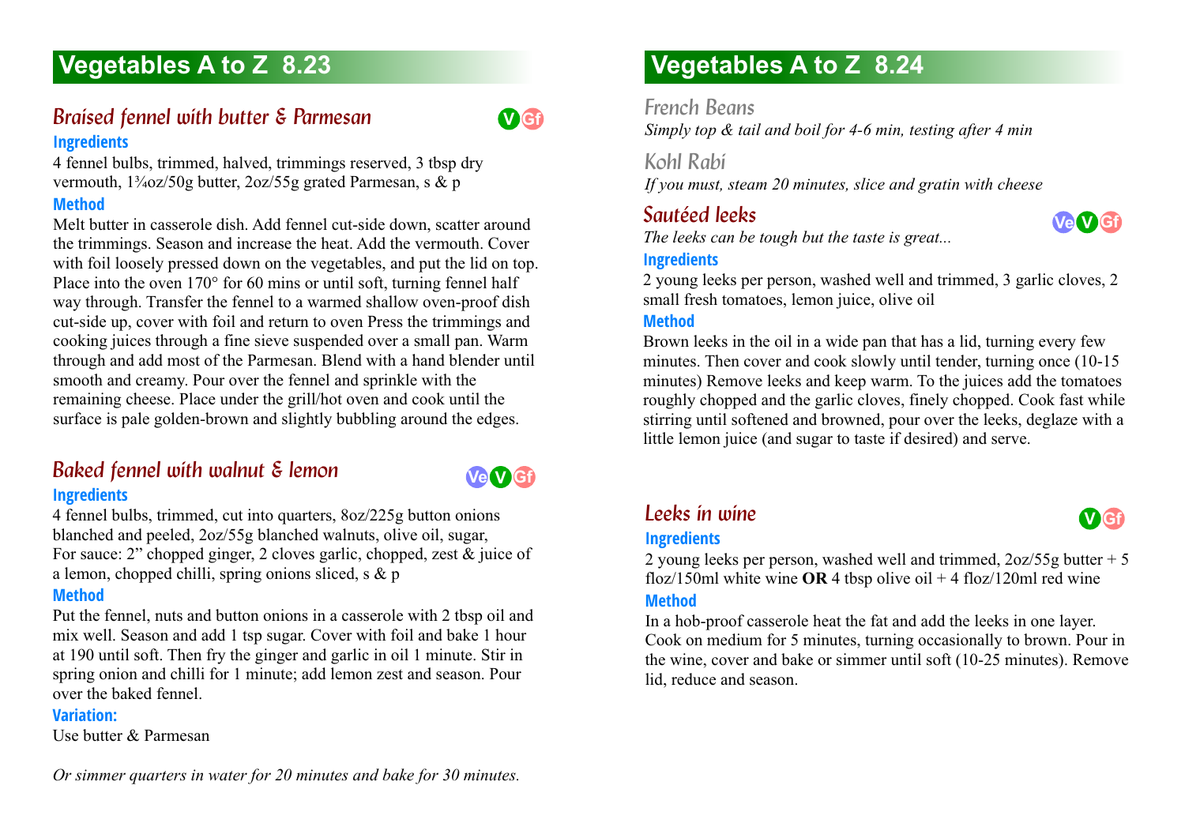# Vegetables A to Z 8.23

## *Braised fennel with butter & Parmesan*

V Gf

### Ingredients

4 fennel bulbs, trimmed, halved, trimmings reserved, 3 tbsp dry vermouth, 1¾oz/50g butter, 2oz/55g grated Parmesan, s & p

### Method

Melt butter in casserole dish. Add fennel cut-side down, scatter around the trimmings. Season and increase the heat. Add the vermouth. Cover with foil loosely pressed down on the vegetables, and put the lid on top. Place into the oven 170° for 60 mins or until soft, turning fennel half way through. Transfer the fennel to a warmed shallow oven-proof dish cut-side up, cover with foil and return to oven Press the trimmings and cooking juices through a fine sieve suspended over a small pan. Warm through and add most of the Parmesan. Blend with a hand blender until smooth and creamy. Pour over the fennel and sprinkle with the remaining cheese. Place under the grill/hot oven and cook until the surface is pale golden-brown and slightly bubbling around the edges.

## *Baked fennel with walnut & lemon*

Ve V Gf

### Ingredients

4 fennel bulbs, trimmed, cut into quarters, 8oz/225g button onions blanched and peeled, 2oz/55g blanched walnuts, olive oil, sugar,
For sauce: 2” chopped ginger, 2 cloves garlic, chopped, zest & juice of a lemon, chopped chilli, spring onions sliced, s & p

### Method

Put the fennel, nuts and button onions in a casserole with 2 tbsp oil and mix well. Season and add 1 tsp sugar. Cover with foil and bake 1 hour at 190 until soft. Then fry the ginger and garlic in oil 1 minute. Stir in spring onion and chilli for 1 minute; add lemon zest and season. Pour over the baked fennel.

### Variation:

Use butter & Parmesan

*Or simmer quarters in water for 20 minutes and bake for 30 minutes.*

# Vegetables A to Z 8.24

## French Beans

*Simply top & tail and boil for 4-6 min, testing after 4 min*

## Kohl Rabi

*If you must, steam 20 minutes, slice and gratin with cheese*

## *Sautéed leeks*

Ve V Gf

*The leeks can be tough but the taste is great...*

### Ingredients

2 young leeks per person, washed well and trimmed, 3 garlic cloves, 2 small fresh tomatoes, lemon juice, olive oil

### Method

Brown leeks in the oil in a wide pan that has a lid, turning every few minutes. Then cover and cook slowly until tender, turning once (10-15 minutes) Remove leeks and keep warm. To the juices add the tomatoes roughly chopped and the garlic cloves, finely chopped. Cook fast while stirring until softened and browned, pour over the leeks, deglaze with a little lemon juice (and sugar to taste if desired) and serve.

## *Leeks in wine*

V Gf

### Ingredients

2 young leeks per person, washed well and trimmed, 2oz/55g butter + 5 floz/150ml white wine **OR** 4 tbsp olive oil + 4 floz/120ml red wine

### Method

In a hob-proof casserole heat the fat and add the leeks in one layer. Cook on medium for 5 minutes, turning occasionally to brown. Pour in the wine, cover and bake or simmer until soft (10-25 minutes). Remove lid, reduce and season.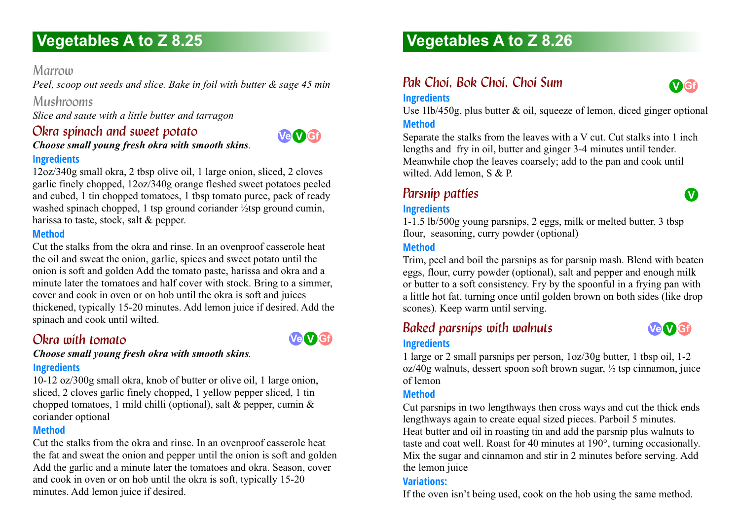## Vegetables A to Z 8.25

### Marrow

*Peel, scoop out seeds and slice. Bake in foil with butter & sage 45 min*

### Mushrooms

*Slice and saute with a little butter and tarragon*

### Okra spinach and sweet potato

Ve V Gf

***Choose small young fresh okra with smooth skins**.*

**Ingredients**

12oz/340g small okra, 2 tbsp olive oil, 1 large onion, sliced, 2 cloves garlic finely chopped, 12oz/340g orange fleshed sweet potatoes peeled and cubed, 1 tin chopped tomatoes, 1 tbsp tomato puree, pack of ready washed spinach chopped, 1 tsp ground coriander ½tsp ground cumin, harissa to taste, stock, salt & pepper.

**Method**

Cut the stalks from the okra and rinse. In an ovenproof casserole heat the oil and sweat the onion, garlic, spices and sweet potato until the onion is soft and golden Add the tomato paste, harissa and okra and a minute later the tomatoes and half cover with stock. Bring to a simmer, cover and cook in oven or on hob until the okra is soft and juices thickened, typically 15-20 minutes. Add lemon juice if desired. Add the spinach and cook until wilted.

### Okra with tomato

Ve V Gf

***Choose small young fresh okra with smooth skins**.*

**Ingredients**

10-12 oz/300g small okra, knob of butter or olive oil, 1 large onion, sliced, 2 cloves garlic finely chopped, 1 yellow pepper sliced, 1 tin chopped tomatoes, 1 mild chilli (optional), salt & pepper, cumin & coriander optional

**Method**

Cut the stalks from the okra and rinse. In an ovenproof casserole heat the fat and sweat the onion and pepper until the onion is soft and golden Add the garlic and a minute later the tomatoes and okra. Season, cover and cook in oven or on hob until the okra is soft, typically 15-20 minutes. Add lemon juice if desired.

## Vegetables A to Z 8.26

### Pak Choi, Bok Choi, Choi Sum

V Gf

**Ingredients**

Use 1lb/450g, plus butter & oil, squeeze of lemon, diced ginger optional

**Method**

Separate the stalks from the leaves with a V cut. Cut stalks into 1 inch lengths and fry in oil, butter and ginger 3-4 minutes until tender. Meanwhile chop the leaves coarsely; add to the pan and cook until wilted. Add lemon, S & P.

### Parsnip patties

V

**Ingredients**

1-1.5 lb/500g young parsnips, 2 eggs, milk or melted butter, 3 tbsp flour, seasoning, curry powder (optional)

**Method**

Trim, peel and boil the parsnips as for parsnip mash. Blend with beaten eggs, flour, curry powder (optional), salt and pepper and enough milk or butter to a soft consistency. Fry by the spoonful in a frying pan with a little hot fat, turning once until golden brown on both sides (like drop scones). Keep warm until serving.

### Baked parsnips with walnuts

Ve V Gf

**Ingredients**

1 large or 2 small parsnips per person, 1oz/30g butter, 1 tbsp oil, 1-2 oz/40g walnuts, dessert spoon soft brown sugar, ½ tsp cinnamon, juice of lemon

**Method**

Cut parsnips in two lengthways then cross ways and cut the thick ends lengthways again to create equal sized pieces. Parboil 5 minutes. Heat butter and oil in roasting tin and add the parsnip plus walnuts to taste and coat well. Roast for 40 minutes at 190°, turning occasionally. Mix the sugar and cinnamon and stir in 2 minutes before serving. Add the lemon juice

**Variations:**

If the oven isn't being used, cook on the hob using the same method.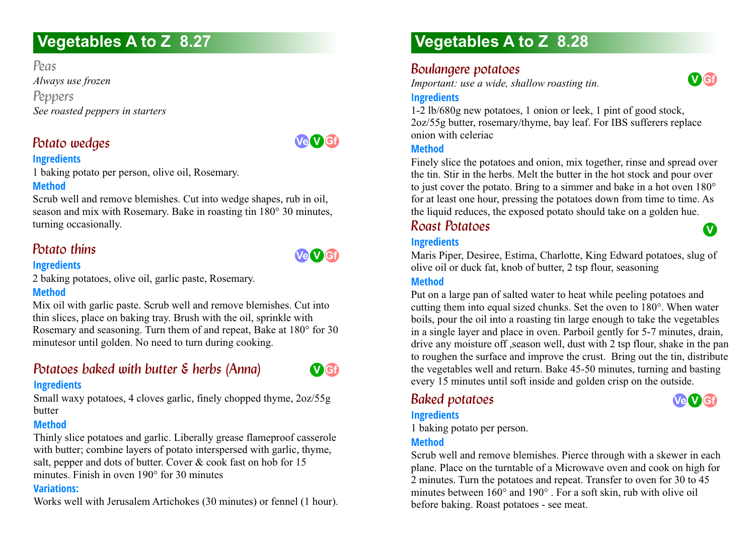## Vegetables A to Z 8.27

### Peas

*Always use frozen*

### Peppers

*See roasted peppers in starters*

### Potato wedges

Ve V Gf

**Ingredients**

1 baking potato per person, olive oil, Rosemary.

**Method**

Scrub well and remove blemishes. Cut into wedge shapes, rub in oil, season and mix with Rosemary. Bake in roasting tin 180° 30 minutes, turning occasionally.

### Potato thins

Ve V Gf

**Ingredients**

2 baking potatoes, olive oil, garlic paste, Rosemary.

**Method**

Mix oil with garlic paste. Scrub well and remove blemishes. Cut into thin slices, place on baking tray. Brush with the oil, sprinkle with Rosemary and seasoning. Turn them of and repeat, Bake at 180° for 30 minutesor until golden. No need to turn during cooking.

### Potatoes baked with butter & herbs (Anna)

V Gf

**Ingredients**

Small waxy potatoes, 4 cloves garlic, finely chopped thyme, 2oz/55g butter

**Method**

Thinly slice potatoes and garlic. Liberally grease flameproof casserole with butter; combine layers of potato interspersed with garlic, thyme, salt, pepper and dots of butter. Cover & cook fast on hob for 15 minutes. Finish in oven 190° for 30 minutes

**Variations:**

Works well with Jerusalem Artichokes (30 minutes) or fennel (1 hour).

## Vegetables A to Z 8.28

### Boulangere potatoes

V Gf

*Important: use a wide, shallow roasting tin.*

**Ingredients**

1-2 lb/680g new potatoes, 1 onion or leek, 1 pint of good stock, 2oz/55g butter, rosemary/thyme, bay leaf. For IBS sufferers replace onion with celeriac

**Method**

Finely slice the potatoes and onion, mix together, rinse and spread over the tin. Stir in the herbs. Melt the butter in the hot stock and pour over to just cover the potato. Bring to a simmer and bake in a hot oven 180° for at least one hour, pressing the potatoes down from time to time. As the liquid reduces, the exposed potato should take on a golden hue.

### Roast Potatoes

V

**Ingredients**

Maris Piper, Desiree, Estima, Charlotte, King Edward potatoes, slug of olive oil or duck fat, knob of butter, 2 tsp flour, seasoning

**Method**

Put on a large pan of salted water to heat while peeling potatoes and cutting them into equal sized chunks. Set the oven to 180°. When water boils, pour the oil into a roasting tin large enough to take the vegetables in a single layer and place in oven. Parboil gently for 5-7 minutes, drain, drive any moisture off ,season well, dust with 2 tsp flour, shake in the pan to roughen the surface and improve the crust. Bring out the tin, distribute the vegetables well and return. Bake 45-50 minutes, turning and basting every 15 minutes until soft inside and golden crisp on the outside.

### Baked potatoes

Ve V Gf

**Ingredients**

1 baking potato per person.

**Method**

Scrub well and remove blemishes. Pierce through with a skewer in each plane. Place on the turntable of a Microwave oven and cook on high for 2 minutes. Turn the potatoes and repeat. Transfer to oven for 30 to 45 minutes between 160° and 190° . For a soft skin, rub with olive oil before baking. Roast potatoes - see meat.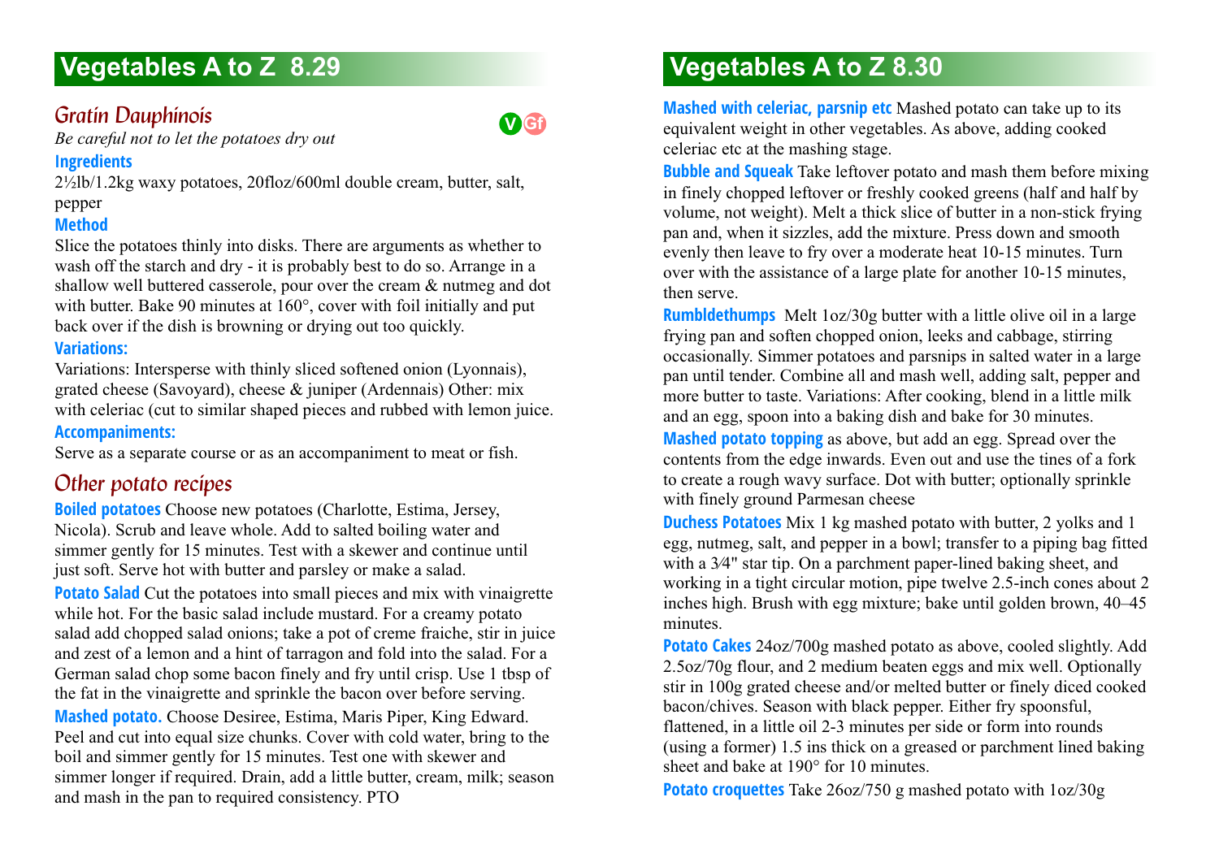## Vegetables A to Z 8.29

### Gratin Dauphinois

V Gf

*Be careful not to let the potatoes dry out*

**Ingredients**

2½lb/1.2kg waxy potatoes, 20floz/600ml double cream, butter, salt, pepper

**Method**

Slice the potatoes thinly into disks. There are arguments as whether to wash off the starch and dry - it is probably best to do so. Arrange in a shallow well buttered casserole, pour over the cream & nutmeg and dot with butter. Bake 90 minutes at 160°, cover with foil initially and put back over if the dish is browning or drying out too quickly.

**Variations:**

Variations: Intersperse with thinly sliced softened onion (Lyonnais), grated cheese (Savoyard), cheese & juniper (Ardennais) Other: mix with celeriac (cut to similar shaped pieces and rubbed with lemon juice.

**Accompaniments:**

Serve as a separate course or as an accompaniment to meat or fish.

### Other potato recipes

**Boiled potatoes** Choose new potatoes (Charlotte, Estima, Jersey, Nicola). Scrub and leave whole. Add to salted boiling water and simmer gently for 15 minutes. Test with a skewer and continue until just soft. Serve hot with butter and parsley or make a salad.

**Potato Salad** Cut the potatoes into small pieces and mix with vinaigrette while hot. For the basic salad include mustard. For a creamy potato salad add chopped salad onions; take a pot of creme fraiche, stir in juice and zest of a lemon and a hint of tarragon and fold into the salad. For a German salad chop some bacon finely and fry until crisp. Use 1 tbsp of the fat in the vinaigrette and sprinkle the bacon over before serving.

**Mashed potato.** Choose Desiree, Estima, Maris Piper, King Edward. Peel and cut into equal size chunks. Cover with cold water, bring to the boil and simmer gently for 15 minutes. Test one with skewer and simmer longer if required. Drain, add a little butter, cream, milk; season and mash in the pan to required consistency. PTO

## Vegetables A to Z 8.30

**Mashed with celeriac, parsnip etc** Mashed potato can take up to its equivalent weight in other vegetables. As above, adding cooked celeriac etc at the mashing stage.

**Bubble and Squeak** Take leftover potato and mash them before mixing in finely chopped leftover or freshly cooked greens (half and half by volume, not weight). Melt a thick slice of butter in a non-stick frying pan and, when it sizzles, add the mixture. Press down and smooth evenly then leave to fry over a moderate heat 10-15 minutes. Turn over with the assistance of a large plate for another 10-15 minutes, then serve.

**Rumbldethumps** Melt 1oz/30g butter with a little olive oil in a large frying pan and soften chopped onion, leeks and cabbage, stirring occasionally. Simmer potatoes and parsnips in salted water in a large pan until tender. Combine all and mash well, adding salt, pepper and more butter to taste. Variations: After cooking, blend in a little milk and an egg, spoon into a baking dish and bake for 30 minutes.

**Mashed potato topping** as above, but add an egg. Spread over the contents from the edge inwards. Even out and use the tines of a fork to create a rough wavy surface. Dot with butter; optionally sprinkle with finely ground Parmesan cheese

**Duchess Potatoes** Mix 1 kg mashed potato with butter, 2 yolks and 1 egg, nutmeg, salt, and pepper in a bowl; transfer to a piping bag fitted with a 3⁄4" star tip. On a parchment paper-lined baking sheet, and working in a tight circular motion, pipe twelve 2.5-inch cones about 2 inches high. Brush with egg mixture; bake until golden brown, 40–45 minutes.

**Potato Cakes** 24oz/700g mashed potato as above, cooled slightly. Add 2.5oz/70g flour, and 2 medium beaten eggs and mix well. Optionally stir in 100g grated cheese and/or melted butter or finely diced cooked bacon/chives. Season with black pepper. Either fry spoonsful, flattened, in a little oil 2-3 minutes per side or form into rounds (using a former) 1.5 ins thick on a greased or parchment lined baking sheet and bake at 190° for 10 minutes.

**Potato croquettes** Take 26oz/750 g mashed potato with 1oz/30g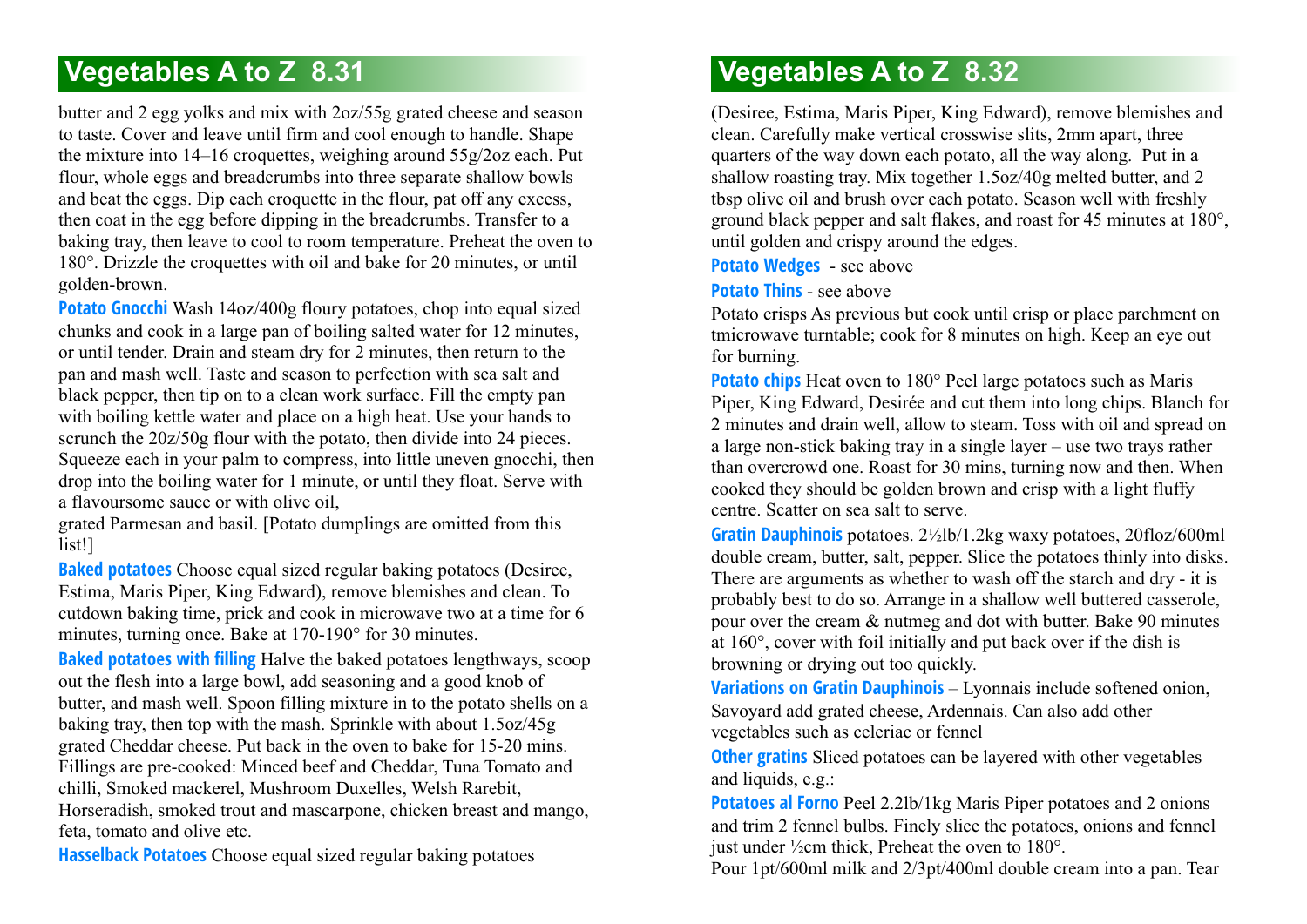## Vegetables A to Z 8.31

butter and 2 egg yolks and mix with 2oz/55g grated cheese and season to taste. Cover and leave until firm and cool enough to handle. Shape the mixture into 14–16 croquettes, weighing around 55g/2oz each. Put flour, whole eggs and breadcrumbs into three separate shallow bowls and beat the eggs. Dip each croquette in the flour, pat off any excess, then coat in the egg before dipping in the breadcrumbs. Transfer to a baking tray, then leave to cool to room temperature. Preheat the oven to 180°. Drizzle the croquettes with oil and bake for 20 minutes, or until golden-brown.

**Potato Gnocchi** Wash 14oz/400g floury potatoes, chop into equal sized chunks and cook in a large pan of boiling salted water for 12 minutes, or until tender. Drain and steam dry for 2 minutes, then return to the pan and mash well. Taste and season to perfection with sea salt and black pepper, then tip on to a clean work surface. Fill the empty pan with boiling kettle water and place on a high heat. Use your hands to scrunch the 20z/50g flour with the potato, then divide into 24 pieces. Squeeze each in your palm to compress, into little uneven gnocchi, then drop into the boiling water for 1 minute, or until they float. Serve with a flavoursome sauce or with olive oil,

grated Parmesan and basil. [Potato dumplings are omitted from this list!]

**Baked potatoes** Choose equal sized regular baking potatoes (Desiree, Estima, Maris Piper, King Edward), remove blemishes and clean. To cutdown baking time, prick and cook in microwave two at a time for 6 minutes, turning once. Bake at 170-190° for 30 minutes.

**Baked potatoes with filling** Halve the baked potatoes lengthways, scoop out the flesh into a large bowl, add seasoning and a good knob of butter, and mash well. Spoon filling mixture in to the potato shells on a baking tray, then top with the mash. Sprinkle with about 1.5oz/45g grated Cheddar cheese. Put back in the oven to bake for 15-20 mins. Fillings are pre-cooked: Minced beef and Cheddar, Tuna Tomato and chilli, Smoked mackerel, Mushroom Duxelles, Welsh Rarebit, Horseradish, smoked trout and mascarpone, chicken breast and mango, feta, tomato and olive etc.

**Hasselback Potatoes** Choose equal sized regular baking potatoes

## Vegetables A to Z 8.32

(Desiree, Estima, Maris Piper, King Edward), remove blemishes and clean. Carefully make vertical crosswise slits, 2mm apart, three quarters of the way down each potato, all the way along. Put in a shallow roasting tray. Mix together 1.5oz/40g melted butter, and 2 tbsp olive oil and brush over each potato. Season well with freshly ground black pepper and salt flakes, and roast for 45 minutes at 180°, until golden and crispy around the edges.

**Potato Wedges** - see above

**Potato Thins** - see above

Potato crisps As previous but cook until crisp or place parchment on tmicrowave turntable; cook for 8 minutes on high. Keep an eye out for burning.

**Potato chips** Heat oven to 180° Peel large potatoes such as Maris Piper, King Edward, Desirée and cut them into long chips. Blanch for 2 minutes and drain well, allow to steam. Toss with oil and spread on a large non-stick baking tray in a single layer – use two trays rather than overcrowd one. Roast for 30 mins, turning now and then. When cooked they should be golden brown and crisp with a light fluffy centre. Scatter on sea salt to serve.

**Gratin Dauphinois** potatoes. 2½lb/1.2kg waxy potatoes, 20floz/600ml double cream, butter, salt, pepper. Slice the potatoes thinly into disks. There are arguments as whether to wash off the starch and dry - it is probably best to do so. Arrange in a shallow well buttered casserole, pour over the cream & nutmeg and dot with butter. Bake 90 minutes at 160°, cover with foil initially and put back over if the dish is browning or drying out too quickly.

**Variations on Gratin Dauphinois** – Lyonnais include softened onion, Savoyard add grated cheese, Ardennais. Can also add other vegetables such as celeriac or fennel

**Other gratins** Sliced potatoes can be layered with other vegetables and liquids, e.g.:

**Potatoes al Forno** Peel 2.2lb/1kg Maris Piper potatoes and 2 onions and trim 2 fennel bulbs. Finely slice the potatoes, onions and fennel just under ½cm thick, Preheat the oven to 180°.

Pour 1pt/600ml milk and 2/3pt/400ml double cream into a pan. Tear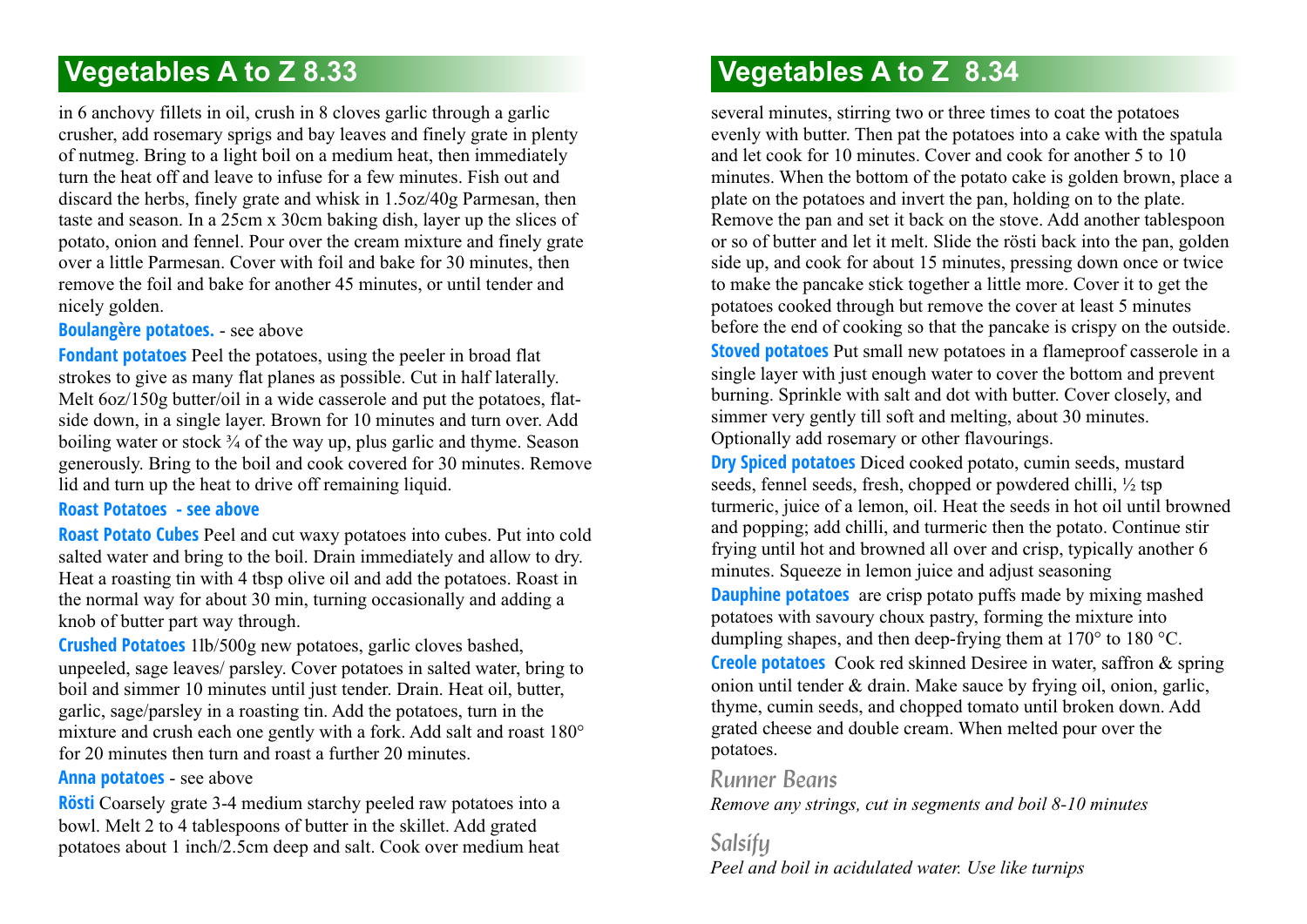# Vegetables A to Z 8.33

in 6 anchovy fillets in oil, crush in 8 cloves garlic through a garlic crusher, add rosemary sprigs and bay leaves and finely grate in plenty of nutmeg. Bring to a light boil on a medium heat, then immediately turn the heat off and leave to infuse for a few minutes. Fish out and discard the herbs, finely grate and whisk in 1.5oz/40g Parmesan, then taste and season. In a 25cm x 30cm baking dish, layer up the slices of potato, onion and fennel. Pour over the cream mixture and finely grate over a little Parmesan. Cover with foil and bake for 30 minutes, then remove the foil and bake for another 45 minutes, or until tender and nicely golden.

**Boulangère potatoes.** - see above

**Fondant potatoes** Peel the potatoes, using the peeler in broad flat strokes to give as many flat planes as possible. Cut in half laterally. Melt 6oz/150g butter/oil in a wide casserole and put the potatoes, flat-side down, in a single layer. Brown for 10 minutes and turn over. Add boiling water or stock ¾ of the way up, plus garlic and thyme. Season generously. Bring to the boil and cook covered for 30 minutes. Remove lid and turn up the heat to drive off remaining liquid.

**Roast Potatoes - see above**

**Roast Potato Cubes** Peel and cut waxy potatoes into cubes. Put into cold salted water and bring to the boil. Drain immediately and allow to dry. Heat a roasting tin with 4 tbsp olive oil and add the potatoes. Roast in the normal way for about 30 min, turning occasionally and adding a knob of butter part way through.

**Crushed Potatoes** 1lb/500g new potatoes, garlic cloves bashed, unpeeled, sage leaves/ parsley. Cover potatoes in salted water, bring to boil and simmer 10 minutes until just tender. Drain. Heat oil, butter, garlic, sage/parsley in a roasting tin. Add the potatoes, turn in the mixture and crush each one gently with a fork. Add salt and roast 180° for 20 minutes then turn and roast a further 20 minutes.

**Anna potatoes** - see above

**Rösti** Coarsely grate 3-4 medium starchy peeled raw potatoes into a bowl. Melt 2 to 4 tablespoons of butter in the skillet. Add grated potatoes about 1 inch/2.5cm deep and salt. Cook over medium heat

# Vegetables A to Z 8.34

several minutes, stirring two or three times to coat the potatoes evenly with butter. Then pat the potatoes into a cake with the spatula and let cook for 10 minutes. Cover and cook for another 5 to 10 minutes. When the bottom of the potato cake is golden brown, place a plate on the potatoes and invert the pan, holding on to the plate. Remove the pan and set it back on the stove. Add another tablespoon or so of butter and let it melt. Slide the rösti back into the pan, golden side up, and cook for about 15 minutes, pressing down once or twice to make the pancake stick together a little more. Cover it to get the potatoes cooked through but remove the cover at least 5 minutes before the end of cooking so that the pancake is crispy on the outside.

**Stoved potatoes** Put small new potatoes in a flameproof casserole in a single layer with just enough water to cover the bottom and prevent burning. Sprinkle with salt and dot with butter. Cover closely, and simmer very gently till soft and melting, about 30 minutes. Optionally add rosemary or other flavourings.

**Dry Spiced potatoes** Diced cooked potato, cumin seeds, mustard seeds, fennel seeds, fresh, chopped or powdered chilli, ½ tsp turmeric, juice of a lemon, oil. Heat the seeds in hot oil until browned and popping; add chilli, and turmeric then the potato. Continue stir frying until hot and browned all over and crisp, typically another 6 minutes. Squeeze in lemon juice and adjust seasoning

**Dauphine potatoes** are crisp potato puffs made by mixing mashed potatoes with savoury choux pastry, forming the mixture into dumpling shapes, and then deep-frying them at 170° to 180 °C.

**Creole potatoes** Cook red skinned Desiree in water, saffron & spring onion until tender & drain. Make sauce by frying oil, onion, garlic, thyme, cumin seeds, and chopped tomato until broken down. Add grated cheese and double cream. When melted pour over the potatoes.

## Runner Beans

*Remove any strings, cut in segments and boil 8-10 minutes*

## Salsify

*Peel and boil in acidulated water. Use like turnips*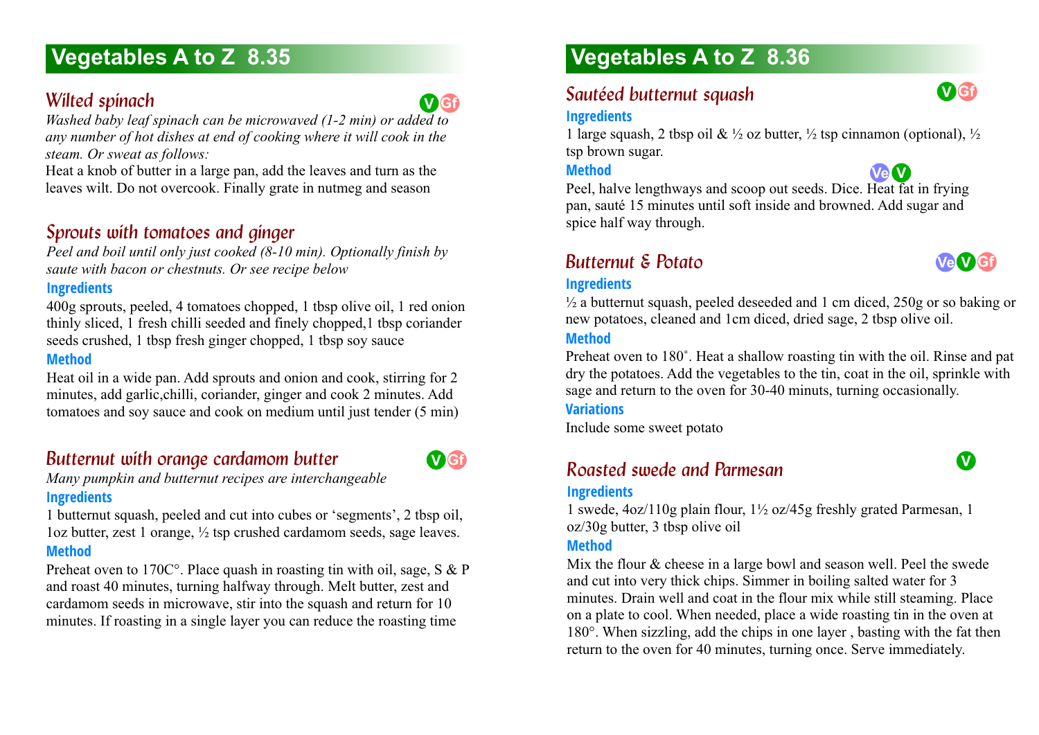## Vegetables A to Z 8.35

### Wilted spinach

V Gf

*Washed baby leaf spinach can be microwaved (1-2 min) or added to any number of hot dishes at end of cooking where it will cook in the steam. Or sweat as follows:*

Heat a knob of butter in a large pan, add the leaves and turn as the leaves wilt. Do not overcook. Finally grate in nutmeg and season

### Sprouts with tomatoes and ginger

*Peel and boil until only just cooked (8-10 min). Optionally finish by saute with bacon or chestnuts. Or see recipe below*

**Ingredients**

400g sprouts, peeled, 4 tomatoes chopped, 1 tbsp olive oil, 1 red onion thinly sliced, 1 fresh chilli seeded and finely chopped,1 tbsp coriander seeds crushed, 1 tbsp fresh ginger chopped, 1 tbsp soy sauce

**Method**

Heat oil in a wide pan. Add sprouts and onion and cook, stirring for 2 minutes, add garlic,chilli, coriander, ginger and cook 2 minutes. Add tomatoes and soy sauce and cook on medium until just tender (5 min)

### Butternut with orange cardamom butter

V Gf

*Many pumpkin and butternut recipes are interchangeable*

**Ingredients**

1 butternut squash, peeled and cut into cubes or 'segments', 2 tbsp oil, 1oz butter, zest 1 orange, ½ tsp crushed cardamom seeds, sage leaves.

**Method**

Preheat oven to 170C°. Place quash in roasting tin with oil, sage, S & P and roast 40 minutes, turning halfway through. Melt butter, zest and cardamom seeds in microwave, stir into the squash and return for 10 minutes. If roasting in a single layer you can reduce the roasting time

## Vegetables A to Z 8.36

### Sautéed butternut squash

V Gf

**Ingredients**

1 large squash, 2 tbsp oil & ½ oz butter, ½ tsp cinnamon (optional), ½ tsp brown sugar.

**Method**

Ve V

Peel, halve lengthways and scoop out seeds. Dice. Heat fat in frying pan, sauté 15 minutes until soft inside and browned. Add sugar and spice half way through.

### Butternut & Potato

Ve V Gf

**Ingredients**

½ a butternut squash, peeled deseeded and 1 cm diced, 250g or so baking or new potatoes, cleaned and 1cm diced, dried sage, 2 tbsp olive oil.

**Method**

Preheat oven to 180˚. Heat a shallow roasting tin with the oil. Rinse and pat dry the potatoes. Add the vegetables to the tin, coat in the oil, sprinkle with sage and return to the oven for 30-40 minuts, turning occasionally.

**Variations**

Include some sweet potato

### Roasted swede and Parmesan

V

**Ingredients**

1 swede, 4oz/110g plain flour, 1½ oz/45g freshly grated Parmesan, 1 oz/30g butter, 3 tbsp olive oil

**Method**

Mix the flour & cheese in a large bowl and season well. Peel the swede and cut into very thick chips. Simmer in boiling salted water for 3 minutes. Drain well and coat in the flour mix while still steaming. Place on a plate to cool. When needed, place a wide roasting tin in the oven at 180°. When sizzling, add the chips in one layer , basting with the fat then return to the oven for 40 minutes, turning once. Serve immediately.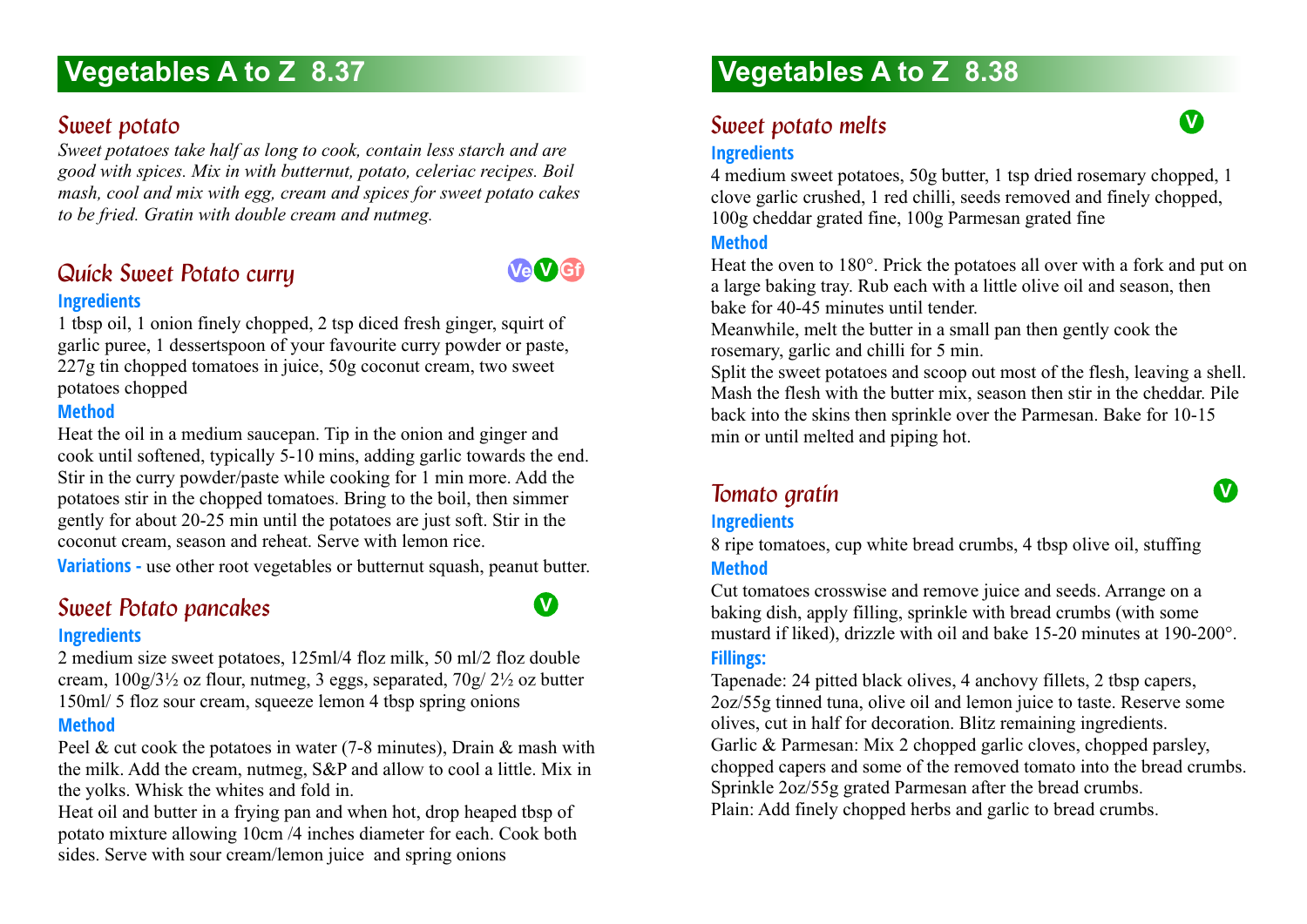## Vegetables A to Z 8.37

### Sweet potato

*Sweet potatoes take half as long to cook, contain less starch and are good with spices. Mix in with butternut, potato, celeriac recipes. Boil mash, cool and mix with egg, cream and spices for sweet potato cakes to be fried. Gratin with double cream and nutmeg.*

### Quick Sweet Potato curry

Ve V Gf

**Ingredients**

1 tbsp oil, 1 onion finely chopped, 2 tsp diced fresh ginger, squirt of garlic puree, 1 dessertspoon of your favourite curry powder or paste, 227g tin chopped tomatoes in juice, 50g coconut cream, two sweet potatoes chopped

**Method**

Heat the oil in a medium saucepan. Tip in the onion and ginger and cook until softened, typically 5-10 mins, adding garlic towards the end. Stir in the curry powder/paste while cooking for 1 min more. Add the potatoes stir in the chopped tomatoes. Bring to the boil, then simmer gently for about 20-25 min until the potatoes are just soft. Stir in the coconut cream, season and reheat. Serve with lemon rice.

**Variations -** use other root vegetables or butternut squash, peanut butter.

### Sweet Potato pancakes

V

**Ingredients**

2 medium size sweet potatoes, 125ml/4 floz milk, 50 ml/2 floz double cream, 100g/3½ oz flour, nutmeg, 3 eggs, separated, 70g/ 2½ oz butter 150ml/ 5 floz sour cream, squeeze lemon 4 tbsp spring onions

**Method**

Peel & cut cook the potatoes in water (7-8 minutes), Drain & mash with the milk. Add the cream, nutmeg, S&P and allow to cool a little. Mix in the yolks. Whisk the whites and fold in.

Heat oil and butter in a frying pan and when hot, drop heaped tbsp of potato mixture allowing 10cm /4 inches diameter for each. Cook both sides. Serve with sour cream/lemon juice and spring onions

## Vegetables A to Z 8.38

### Sweet potato melts

V

**Ingredients**

4 medium sweet potatoes, 50g butter, 1 tsp dried rosemary chopped, 1 clove garlic crushed, 1 red chilli, seeds removed and finely chopped, 100g cheddar grated fine, 100g Parmesan grated fine

**Method**

Heat the oven to 180°. Prick the potatoes all over with a fork and put on a large baking tray. Rub each with a little olive oil and season, then bake for 40-45 minutes until tender.

Meanwhile, melt the butter in a small pan then gently cook the rosemary, garlic and chilli for 5 min.

Split the sweet potatoes and scoop out most of the flesh, leaving a shell. Mash the flesh with the butter mix, season then stir in the cheddar. Pile back into the skins then sprinkle over the Parmesan. Bake for 10-15 min or until melted and piping hot.

### Tomato gratin

V

**Ingredients**

8 ripe tomatoes, cup white bread crumbs, 4 tbsp olive oil, stuffing

**Method**

Cut tomatoes crosswise and remove juice and seeds. Arrange on a baking dish, apply filling, sprinkle with bread crumbs (with some mustard if liked), drizzle with oil and bake 15-20 minutes at 190-200°.

**Fillings:**

Tapenade: 24 pitted black olives, 4 anchovy fillets, 2 tbsp capers, 2oz/55g tinned tuna, olive oil and lemon juice to taste. Reserve some olives, cut in half for decoration. Blitz remaining ingredients.

Garlic & Parmesan: Mix 2 chopped garlic cloves, chopped parsley, chopped capers and some of the removed tomato into the bread crumbs. Sprinkle 2oz/55g grated Parmesan after the bread crumbs.

Plain: Add finely chopped herbs and garlic to bread crumbs.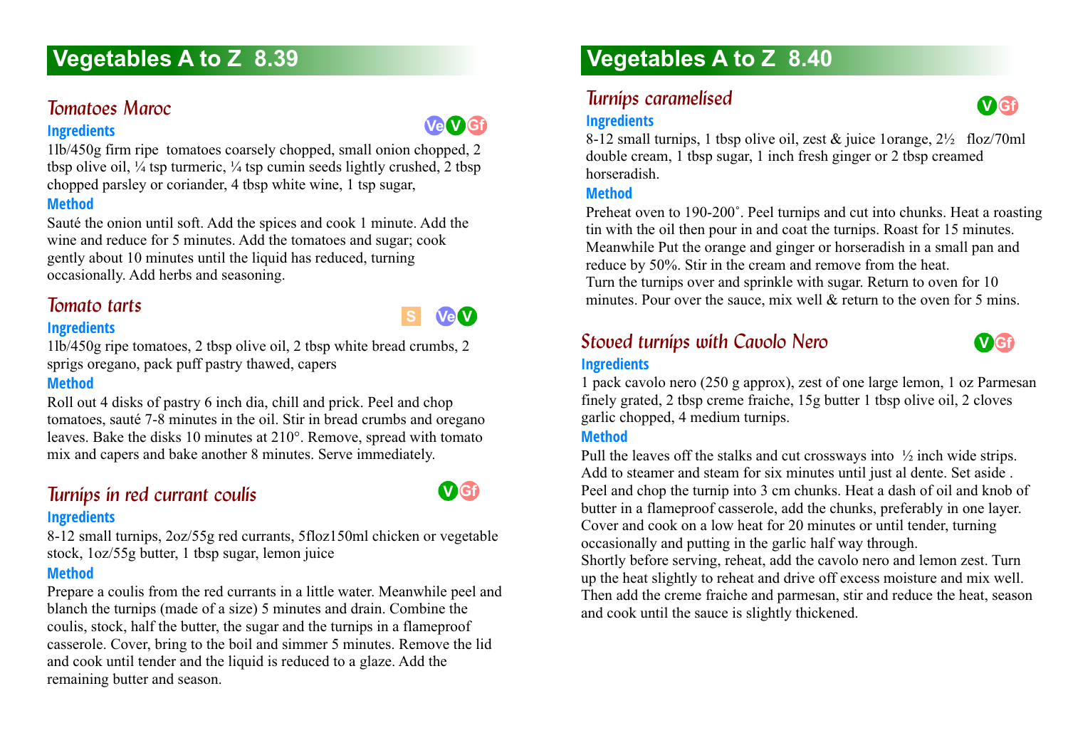# Vegetables A to Z 8.39

## Tomatoes Maroc

Ve V Gf

### Ingredients

1lb/450g firm ripe tomatoes coarsely chopped, small onion chopped, 2 tbsp olive oil, ¼ tsp turmeric, ¼ tsp cumin seeds lightly crushed, 2 tbsp chopped parsley or coriander, 4 tbsp white wine, 1 tsp sugar,

### Method

Sauté the onion until soft. Add the spices and cook 1 minute. Add the wine and reduce for 5 minutes. Add the tomatoes and sugar; cook gently about 10 minutes until the liquid has reduced, turning occasionally. Add herbs and seasoning.

## Tomato tarts

S Ve V

### Ingredients

1lb/450g ripe tomatoes, 2 tbsp olive oil, 2 tbsp white bread crumbs, 2 sprigs oregano, pack puff pastry thawed, capers

### Method

Roll out 4 disks of pastry 6 inch dia, chill and prick. Peel and chop tomatoes, sauté 7-8 minutes in the oil. Stir in bread crumbs and oregano leaves. Bake the disks 10 minutes at 210°. Remove, spread with tomato mix and capers and bake another 8 minutes. Serve immediately.

## Turnips in red currant coulis

V Gf

### Ingredients

8-12 small turnips, 2oz/55g red currants, 5floz150ml chicken or vegetable stock, 1oz/55g butter, 1 tbsp sugar, lemon juice

### Method

Prepare a coulis from the red currants in a little water. Meanwhile peel and blanch the turnips (made of a size) 5 minutes and drain. Combine the coulis, stock, half the butter, the sugar and the turnips in a flameproof casserole. Cover, bring to the boil and simmer 5 minutes. Remove the lid and cook until tender and the liquid is reduced to a glaze. Add the remaining butter and season.

# Vegetables A to Z 8.40

## Turnips caramelised

V Gf

### Ingredients

8-12 small turnips, 1 tbsp olive oil, zest & juice 1orange, 2½ floz/70ml double cream, 1 tbsp sugar, 1 inch fresh ginger or 2 tbsp creamed horseradish.

### Method

Preheat oven to 190-200˚. Peel turnips and cut into chunks. Heat a roasting tin with the oil then pour in and coat the turnips. Roast for 15 minutes. Meanwhile Put the orange and ginger or horseradish in a small pan and reduce by 50%. Stir in the cream and remove from the heat.
Turn the turnips over and sprinkle with sugar. Return to oven for 10 minutes. Pour over the sauce, mix well & return to the oven for 5 mins.

## Stoved turnips with Cavolo Nero

V Gf

### Ingredients

1 pack cavolo nero (250 g approx), zest of one large lemon, 1 oz Parmesan finely grated, 2 tbsp creme fraiche, 15g butter 1 tbsp olive oil, 2 cloves garlic chopped, 4 medium turnips.

### Method

Pull the leaves off the stalks and cut crossways into ½ inch wide strips. Add to steamer and steam for six minutes until just al dente. Set aside . Peel and chop the turnip into 3 cm chunks. Heat a dash of oil and knob of butter in a flameproof casserole, add the chunks, preferably in one layer. Cover and cook on a low heat for 20 minutes or until tender, turning occasionally and putting in the garlic half way through.
Shortly before serving, reheat, add the cavolo nero and lemon zest. Turn up the heat slightly to reheat and drive off excess moisture and mix well. Then add the creme fraiche and parmesan, stir and reduce the heat, season and cook until the sauce is slightly thickened.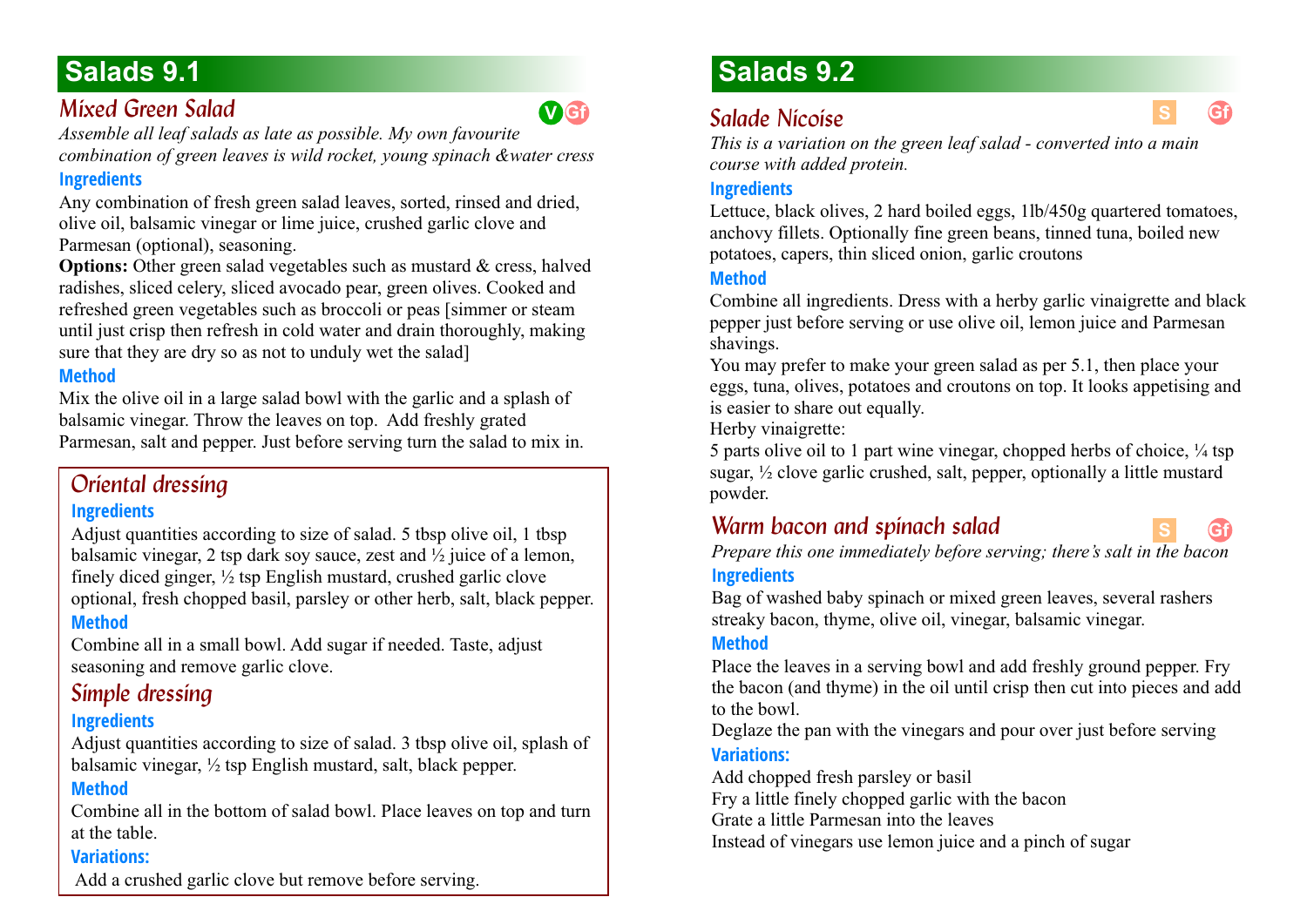## Salads 9.1

### Mixed Green Salad

V Gf

*Assemble all leaf salads as late as possible. My own favourite combination of green leaves is wild rocket, young spinach &water cress*

**Ingredients**

Any combination of fresh green salad leaves, sorted, rinsed and dried, olive oil, balsamic vinegar or lime juice, crushed garlic clove and Parmesan (optional), seasoning.

**Options:** Other green salad vegetables such as mustard & cress, halved radishes, sliced celery, sliced avocado pear, green olives. Cooked and refreshed green vegetables such as broccoli or peas [simmer or steam until just crisp then refresh in cold water and drain thoroughly, making sure that they are dry so as not to unduly wet the salad]

**Method**

Mix the olive oil in a large salad bowl with the garlic and a splash of balsamic vinegar. Throw the leaves on top. Add freshly grated Parmesan, salt and pepper. Just before serving turn the salad to mix in.

### Oriental dressing

**Ingredients**

Adjust quantities according to size of salad. 5 tbsp olive oil, 1 tbsp balsamic vinegar, 2 tsp dark soy sauce, zest and ½ juice of a lemon, finely diced ginger, ½ tsp English mustard, crushed garlic clove optional, fresh chopped basil, parsley or other herb, salt, black pepper.

**Method**

Combine all in a small bowl. Add sugar if needed. Taste, adjust seasoning and remove garlic clove.

### Simple dressing

**Ingredients**

Adjust quantities according to size of salad. 3 tbsp olive oil, splash of balsamic vinegar, ½ tsp English mustard, salt, black pepper.

**Method**

Combine all in the bottom of salad bowl. Place leaves on top and turn at the table.

**Variations:**

Add a crushed garlic clove but remove before serving.

## Salads 9.2

### Salade Nicoise

S Gf

*This is a variation on the green leaf salad - converted into a main course with added protein.*

**Ingredients**

Lettuce, black olives, 2 hard boiled eggs, 1lb/450g quartered tomatoes, anchovy fillets. Optionally fine green beans, tinned tuna, boiled new potatoes, capers, thin sliced onion, garlic croutons

**Method**

Combine all ingredients. Dress with a herby garlic vinaigrette and black pepper just before serving or use olive oil, lemon juice and Parmesan shavings.

You may prefer to make your green salad as per 5.1, then place your eggs, tuna, olives, potatoes and croutons on top. It looks appetising and is easier to share out equally.

Herby vinaigrette:

5 parts olive oil to 1 part wine vinegar, chopped herbs of choice, ¼ tsp sugar, ½ clove garlic crushed, salt, pepper, optionally a little mustard powder.

### Warm bacon and spinach salad

S Gf

*Prepare this one immediately before serving; there's salt in the bacon*

**Ingredients**

Bag of washed baby spinach or mixed green leaves, several rashers streaky bacon, thyme, olive oil, vinegar, balsamic vinegar.

**Method**

Place the leaves in a serving bowl and add freshly ground pepper. Fry the bacon (and thyme) in the oil until crisp then cut into pieces and add to the bowl.

Deglaze the pan with the vinegars and pour over just before serving

**Variations:**

Add chopped fresh parsley or basil

Fry a little finely chopped garlic with the bacon

Grate a little Parmesan into the leaves

Instead of vinegars use lemon juice and a pinch of sugar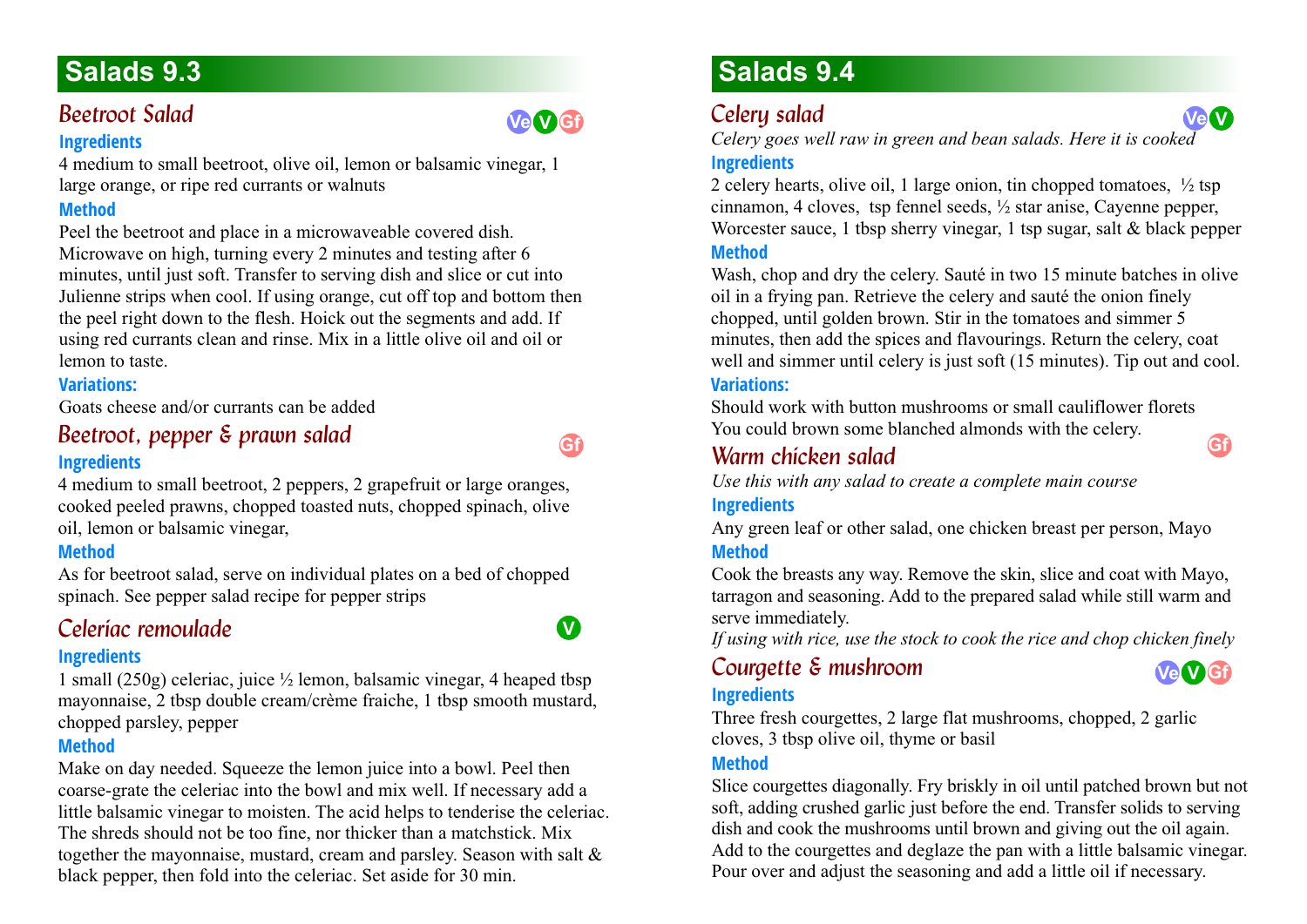# Salads 9.3

## Beetroot Salad

Ve V Gf

### Ingredients

4 medium to small beetroot, olive oil, lemon or balsamic vinegar, 1 large orange, or ripe red currants or walnuts

### Method

Peel the beetroot and place in a microwaveable covered dish. Microwave on high, turning every 2 minutes and testing after 6 minutes, until just soft. Transfer to serving dish and slice or cut into Julienne strips when cool. If using orange, cut off top and bottom then the peel right down to the flesh. Hoick out the segments and add. If using red currants clean and rinse. Mix in a little olive oil and oil or lemon to taste.

### Variations:

Goats cheese and/or currants can be added

## Beetroot, pepper & prawn salad

Gf

### Ingredients

4 medium to small beetroot, 2 peppers, 2 grapefruit or large oranges, cooked peeled prawns, chopped toasted nuts, chopped spinach, olive oil, lemon or balsamic vinegar,

### Method

As for beetroot salad, serve on individual plates on a bed of chopped spinach. See pepper salad recipe for pepper strips

## Celeriac remoulade

V

### Ingredients

1 small (250g) celeriac, juice ½ lemon, balsamic vinegar, 4 heaped tbsp mayonnaise, 2 tbsp double cream/crème fraiche, 1 tbsp smooth mustard, chopped parsley, pepper

### Method

Make on day needed. Squeeze the lemon juice into a bowl. Peel then coarse-grate the celeriac into the bowl and mix well. If necessary add a little balsamic vinegar to moisten. The acid helps to tenderise the celeriac. The shreds should not be too fine, nor thicker than a matchstick. Mix together the mayonnaise, mustard, cream and parsley. Season with salt & black pepper, then fold into the celeriac. Set aside for 30 min.

# Salads 9.4

## Celery salad

Ve V

*Celery goes well raw in green and bean salads. Here it is cooked*

### Ingredients

2 celery hearts, olive oil, 1 large onion, tin chopped tomatoes, ½ tsp cinnamon, 4 cloves, tsp fennel seeds, ½ star anise, Cayenne pepper, Worcester sauce, 1 tbsp sherry vinegar, 1 tsp sugar, salt & black pepper

### Method

Wash, chop and dry the celery. Sauté in two 15 minute batches in olive oil in a frying pan. Retrieve the celery and sauté the onion finely chopped, until golden brown. Stir in the tomatoes and simmer 5 minutes, then add the spices and flavourings. Return the celery, coat well and simmer until celery is just soft (15 minutes). Tip out and cool.

### Variations:

Should work with button mushrooms or small cauliflower florets
You could brown some blanched almonds with the celery.

## Warm chicken salad

Gf

*Use this with any salad to create a complete main course*

### Ingredients

Any green leaf or other salad, one chicken breast per person, Mayo

### Method

Cook the breasts any way. Remove the skin, slice and coat with Mayo, tarragon and seasoning. Add to the prepared salad while still warm and serve immediately.

*If using with rice, use the stock to cook the rice and chop chicken finely*

## Courgette & mushroom

Ve V Gf

### Ingredients

Three fresh courgettes, 2 large flat mushrooms, chopped, 2 garlic cloves, 3 tbsp olive oil, thyme or basil

### Method

Slice courgettes diagonally. Fry briskly in oil until patched brown but not soft, adding crushed garlic just before the end. Transfer solids to serving dish and cook the mushrooms until brown and giving out the oil again. Add to the courgettes and deglaze the pan with a little balsamic vinegar. Pour over and adjust the seasoning and add a little oil if necessary.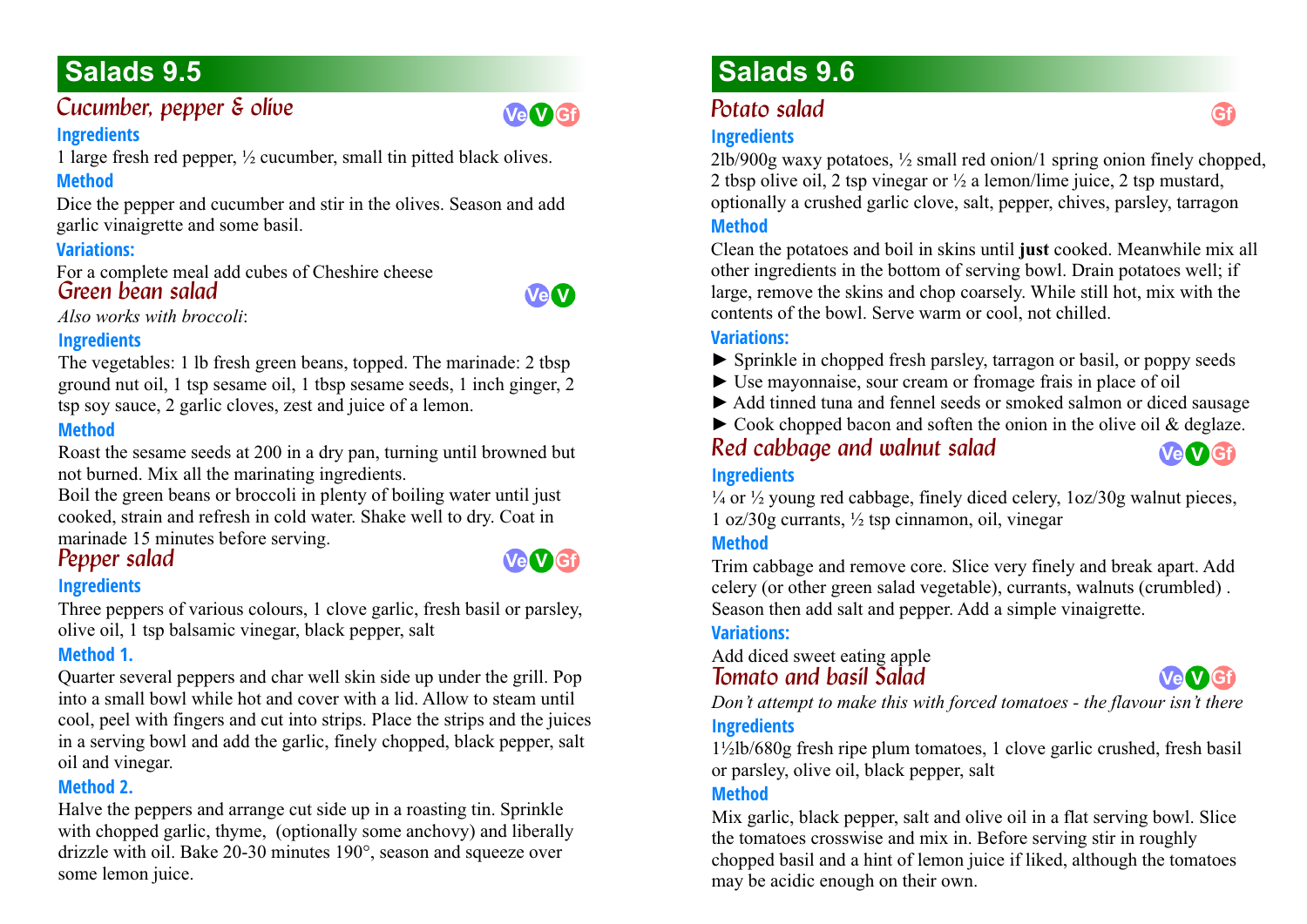# Salads 9.5

## Cucumber, pepper & olive

Ve V Gf

### Ingredients

1 large fresh red pepper, ½ cucumber, small tin pitted black olives.

### Method

Dice the pepper and cucumber and stir in the olives. Season and add garlic vinaigrette and some basil.

### Variations:

For a complete meal add cubes of Cheshire cheese

## Green bean salad

Ve V

*Also works with broccoli*:

### Ingredients

The vegetables: 1 lb fresh green beans, topped. The marinade: 2 tbsp ground nut oil, 1 tsp sesame oil, 1 tbsp sesame seeds, 1 inch ginger, 2 tsp soy sauce, 2 garlic cloves, zest and juice of a lemon.

### Method

Roast the sesame seeds at 200 in a dry pan, turning until browned but not burned. Mix all the marinating ingredients.

Boil the green beans or broccoli in plenty of boiling water until just cooked, strain and refresh in cold water. Shake well to dry. Coat in marinade 15 minutes before serving.

## Pepper salad

Ve V Gf

### Ingredients

Three peppers of various colours, 1 clove garlic, fresh basil or parsley, olive oil, 1 tsp balsamic vinegar, black pepper, salt

### Method 1.

Quarter several peppers and char well skin side up under the grill. Pop into a small bowl while hot and cover with a lid. Allow to steam until cool, peel with fingers and cut into strips. Place the strips and the juices in a serving bowl and add the garlic, finely chopped, black pepper, salt oil and vinegar.

### Method 2.

Halve the peppers and arrange cut side up in a roasting tin. Sprinkle with chopped garlic, thyme, (optionally some anchovy) and liberally drizzle with oil. Bake 20-30 minutes 190°, season and squeeze over some lemon juice.

# Salads 9.6

## Potato salad

Gf

### Ingredients

2lb/900g waxy potatoes, ½ small red onion/1 spring onion finely chopped, 2 tbsp olive oil, 2 tsp vinegar or ½ a lemon/lime juice, 2 tsp mustard, optionally a crushed garlic clove, salt, pepper, chives, parsley, tarragon

### Method

Clean the potatoes and boil in skins until **just** cooked. Meanwhile mix all other ingredients in the bottom of serving bowl. Drain potatoes well; if large, remove the skins and chop coarsely. While still hot, mix with the contents of the bowl. Serve warm or cool, not chilled.

### Variations:

- ► Sprinkle in chopped fresh parsley, tarragon or basil, or poppy seeds
- ► Use mayonnaise, sour cream or fromage frais in place of oil
- ► Add tinned tuna and fennel seeds or smoked salmon or diced sausage
- ► Cook chopped bacon and soften the onion in the olive oil & deglaze.

## Red cabbage and walnut salad

Ve V Gf

### Ingredients

¼ or ½ young red cabbage, finely diced celery, 1oz/30g walnut pieces, 1 oz/30g currants, ½ tsp cinnamon, oil, vinegar

### Method

Trim cabbage and remove core. Slice very finely and break apart. Add celery (or other green salad vegetable), currants, walnuts (crumbled) . Season then add salt and pepper. Add a simple vinaigrette.

### Variations:

Add diced sweet eating apple

## Tomato and basil Salad

Ve V Gf

*Don't attempt to make this with forced tomatoes - the flavour isn't there*

### Ingredients

1½lb/680g fresh ripe plum tomatoes, 1 clove garlic crushed, fresh basil or parsley, olive oil, black pepper, salt

### Method

Mix garlic, black pepper, salt and olive oil in a flat serving bowl. Slice the tomatoes crosswise and mix in. Before serving stir in roughly chopped basil and a hint of lemon juice if liked, although the tomatoes may be acidic enough on their own.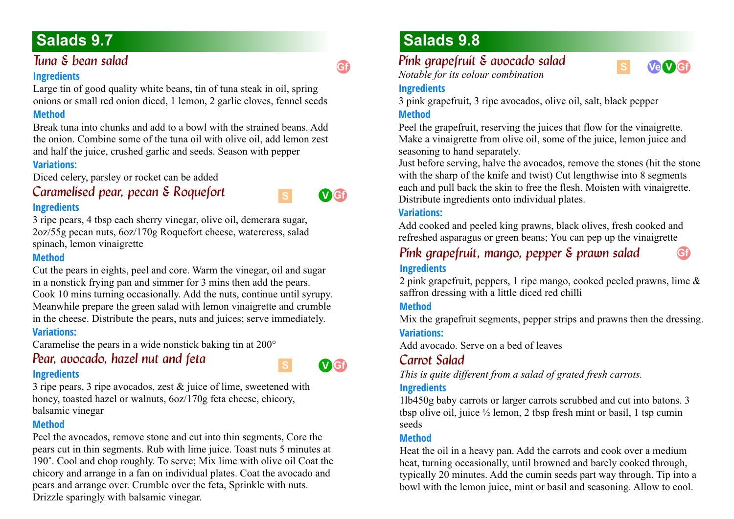## Salads 9.7

### Tuna & bean salad

Gf

**Ingredients**

Large tin of good quality white beans, tin of tuna steak in oil, spring onions or small red onion diced, 1 lemon, 2 garlic cloves, fennel seeds

**Method**

Break tuna into chunks and add to a bowl with the strained beans. Add the onion. Combine some of the tuna oil with olive oil, add lemon zest and half the juice, crushed garlic and seeds. Season with pepper

**Variations:**

Diced celery, parsley or rocket can be added

### Caramelised pear, pecan & Roquefort

S V Gf

**Ingredients**

3 ripe pears, 4 tbsp each sherry vinegar, olive oil, demerara sugar, 2oz/55g pecan nuts, 6oz/170g Roquefort cheese, watercress, salad spinach, lemon vinaigrette

**Method**

Cut the pears in eights, peel and core. Warm the vinegar, oil and sugar in a nonstick frying pan and simmer for 3 mins then add the pears. Cook 10 mins turning occasionally. Add the nuts, continue until syrupy. Meanwhile prepare the green salad with lemon vinaigrette and crumble in the cheese. Distribute the pears, nuts and juices; serve immediately.

**Variations:**

Caramelise the pears in a wide nonstick baking tin at 200°

### Pear, avocado, hazel nut and feta

S V Gf

**Ingredients**

3 ripe pears, 3 ripe avocados, zest & juice of lime, sweetened with honey, toasted hazel or walnuts, 6oz/170g feta cheese, chicory, balsamic vinegar

**Method**

Peel the avocados, remove stone and cut into thin segments, Core the pears cut in thin segments. Rub with lime juice. Toast nuts 5 minutes at 190˚. Cool and chop roughly. To serve; Mix lime with olive oil Coat the chicory and arrange in a fan on individual plates. Coat the avocado and pears and arrange over. Crumble over the feta, Sprinkle with nuts. Drizzle sparingly with balsamic vinegar.

## Salads 9.8

### Pink grapefruit & avocado salad

S Ve V Gf

*Notable for its colour combination*

**Ingredients**

3 pink grapefruit, 3 ripe avocados, olive oil, salt, black pepper

**Method**

Peel the grapefruit, reserving the juices that flow for the vinaigrette. Make a vinaigrette from olive oil, some of the juice, lemon juice and seasoning to hand separately.

Just before serving, halve the avocados, remove the stones (hit the stone with the sharp of the knife and twist) Cut lengthwise into 8 segments each and pull back the skin to free the flesh. Moisten with vinaigrette. Distribute ingredients onto individual plates.

**Variations:**

Add cooked and peeled king prawns, black olives, fresh cooked and refreshed asparagus or green beans; You can pep up the vinaigrette

### Pink grapefruit, mango, pepper & prawn salad

Gf

**Ingredients**

2 pink grapefruit, peppers, 1 ripe mango, cooked peeled prawns, lime & saffron dressing with a little diced red chilli

**Method**

Mix the grapefruit segments, pepper strips and prawns then the dressing.

**Variations:**

Add avocado. Serve on a bed of leaves

### Carrot Salad

*This is quite different from a salad of grated fresh carrots.*

**Ingredients**

1lb450g baby carrots or larger carrots scrubbed and cut into batons. 3 tbsp olive oil, juice ½ lemon, 2 tbsp fresh mint or basil, 1 tsp cumin seeds

**Method**

Heat the oil in a heavy pan. Add the carrots and cook over a medium heat, turning occasionally, until browned and barely cooked through, typically 20 minutes. Add the cumin seeds part way through. Tip into a bowl with the lemon juice, mint or basil and seasoning. Allow to cool.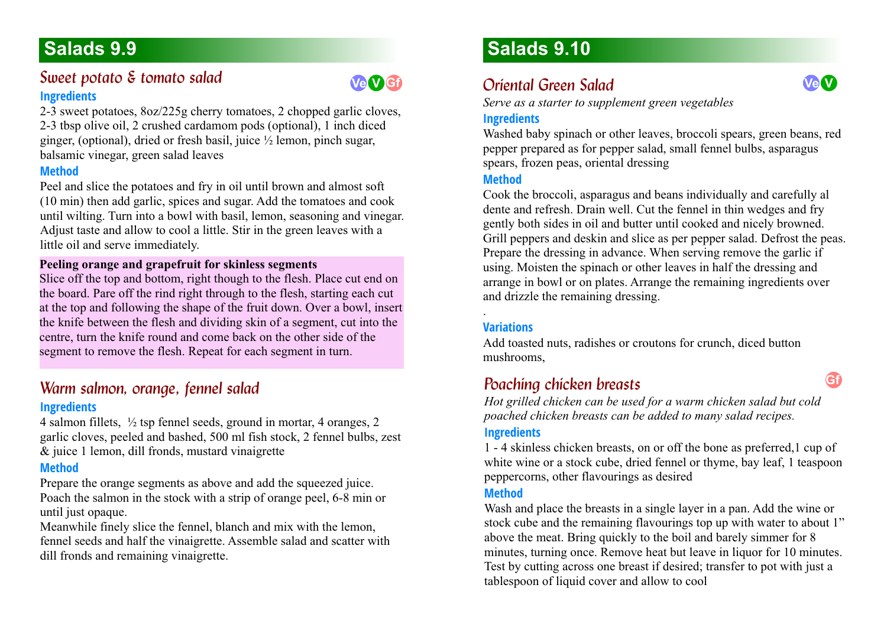## Salads 9.9

### Sweet potato & tomato salad

Ve V Gf

**Ingredients**

2-3 sweet potatoes, 8oz/225g cherry tomatoes, 2 chopped garlic cloves, 2-3 tbsp olive oil, 2 crushed cardamom pods (optional), 1 inch diced ginger, (optional), dried or fresh basil, juice ½ lemon, pinch sugar, balsamic vinegar, green salad leaves

**Method**

Peel and slice the potatoes and fry in oil until brown and almost soft (10 min) then add garlic, spices and sugar. Add the tomatoes and cook until wilting. Turn into a bowl with basil, lemon, seasoning and vinegar. Adjust taste and allow to cool a little. Stir in the green leaves with a little oil and serve immediately.

**Peeling orange and grapefruit for skinless segments**

Slice off the top and bottom, right though to the flesh. Place cut end on the board. Pare off the rind right through to the flesh, starting each cut at the top and following the shape of the fruit down. Over a bowl, insert the knife between the flesh and dividing skin of a segment, cut into the centre, turn the knife round and come back on the other side of the segment to remove the flesh. Repeat for each segment in turn.

### Warm salmon, orange, fennel salad

**Ingredients**

4 salmon fillets, ½ tsp fennel seeds, ground in mortar, 4 oranges, 2 garlic cloves, peeled and bashed, 500 ml fish stock, 2 fennel bulbs, zest & juice 1 lemon, dill fronds, mustard vinaigrette

**Method**

Prepare the orange segments as above and add the squeezed juice. Poach the salmon in the stock with a strip of orange peel, 6-8 min or until just opaque.

Meanwhile finely slice the fennel, blanch and mix with the lemon, fennel seeds and half the vinaigrette. Assemble salad and scatter with dill fronds and remaining vinaigrette.

## Salads 9.10

### Oriental Green Salad

Ve V

*Serve as a starter to supplement green vegetables*

**Ingredients**

Washed baby spinach or other leaves, broccoli spears, green beans, red pepper prepared as for pepper salad, small fennel bulbs, asparagus spears, frozen peas, oriental dressing

**Method**

Cook the broccoli, asparagus and beans individually and carefully al dente and refresh. Drain well. Cut the fennel in thin wedges and fry gently both sides in oil and butter until cooked and nicely browned. Grill peppers and deskin and slice as per pepper salad. Defrost the peas. Prepare the dressing in advance. When serving remove the garlic if using. Moisten the spinach or other leaves in half the dressing and arrange in bowl or on plates. Arrange the remaining ingredients over and drizzle the remaining dressing.

.

**Variations**

Add toasted nuts, radishes or croutons for crunch, diced button mushrooms,

### Poaching chicken breasts

Gf

*Hot grilled chicken can be used for a warm chicken salad but cold poached chicken breasts can be added to many salad recipes.*

**Ingredients**

1 - 4 skinless chicken breasts, on or off the bone as preferred,1 cup of white wine or a stock cube, dried fennel or thyme, bay leaf, 1 teaspoon peppercorns, other flavourings as desired

**Method**

Wash and place the breasts in a single layer in a pan. Add the wine or stock cube and the remaining flavourings top up with water to about 1" above the meat. Bring quickly to the boil and barely simmer for 8 minutes, turning once. Remove heat but leave in liquor for 10 minutes. Test by cutting across one breast if desired; transfer to pot with just a tablespoon of liquid cover and allow to cool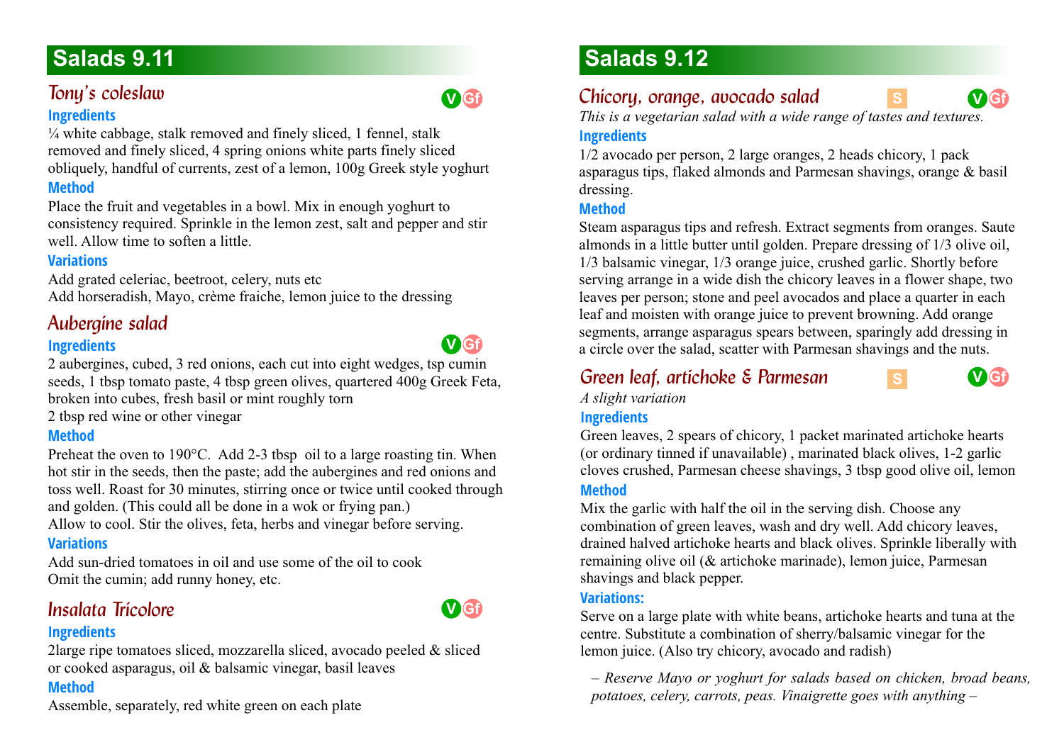## Salads 9.11

### Tony's coleslaw

V Gf

**Ingredients**

¼ white cabbage, stalk removed and finely sliced, 1 fennel, stalk removed and finely sliced, 4 spring onions white parts finely sliced obliquely, handful of currents, zest of a lemon, 100g Greek style yoghurt

**Method**

Place the fruit and vegetables in a bowl. Mix in enough yoghurt to consistency required. Sprinkle in the lemon zest, salt and pepper and stir well. Allow time to soften a little.

**Variations**

Add grated celeriac, beetroot, celery, nuts etc
Add horseradish, Mayo, crème fraiche, lemon juice to the dressing

### Aubergine salad

V Gf

**Ingredients**

2 aubergines, cubed, 3 red onions, each cut into eight wedges, tsp cumin seeds, 1 tbsp tomato paste, 4 tbsp green olives, quartered 400g Greek Feta, broken into cubes, fresh basil or mint roughly torn
2 tbsp red wine or other vinegar

**Method**

Preheat the oven to 190°C. Add 2-3 tbsp oil to a large roasting tin. When hot stir in the seeds, then the paste; add the aubergines and red onions and toss well. Roast for 30 minutes, stirring once or twice until cooked through and golden. (This could all be done in a wok or frying pan.)
Allow to cool. Stir the olives, feta, herbs and vinegar before serving.

**Variations**

Add sun-dried tomatoes in oil and use some of the oil to cook
Omit the cumin; add runny honey, etc.

### Insalata Tricolore

V Gf

**Ingredients**

2large ripe tomatoes sliced, mozzarella sliced, avocado peeled & sliced or cooked asparagus, oil & balsamic vinegar, basil leaves

**Method**

Assemble, separately, red white green on each plate

## Salads 9.12

### Chicory, orange, avocado salad

S V Gf

*This is a vegetarian salad with a wide range of tastes and textures.*

**Ingredients**

1/2 avocado per person, 2 large oranges, 2 heads chicory, 1 pack asparagus tips, flaked almonds and Parmesan shavings, orange & basil dressing.

**Method**

Steam asparagus tips and refresh. Extract segments from oranges. Saute almonds in a little butter until golden. Prepare dressing of 1/3 olive oil, 1/3 balsamic vinegar, 1/3 orange juice, crushed garlic. Shortly before serving arrange in a wide dish the chicory leaves in a flower shape, two leaves per person; stone and peel avocados and place a quarter in each leaf and moisten with orange juice to prevent browning. Add orange segments, arrange asparagus spears between, sparingly add dressing in a circle over the salad, scatter with Parmesan shavings and the nuts.

### Green leaf, artichoke & Parmesan

S V Gf

*A slight variation*

**Ingredients**

Green leaves, 2 spears of chicory, 1 packet marinated artichoke hearts (or ordinary tinned if unavailable) , marinated black olives, 1-2 garlic cloves crushed, Parmesan cheese shavings, 3 tbsp good olive oil, lemon

**Method**

Mix the garlic with half the oil in the serving dish. Choose any combination of green leaves, wash and dry well. Add chicory leaves, drained halved artichoke hearts and black olives. Sprinkle liberally with remaining olive oil (& artichoke marinade), lemon juice, Parmesan shavings and black pepper.

**Variations:**

Serve on a large plate with white beans, artichoke hearts and tuna at the centre. Substitute a combination of sherry/balsamic vinegar for the lemon juice. (Also try chicory, avocado and radish)

*– Reserve Mayo or yoghurt for salads based on chicken, broad beans, potatoes, celery, carrots, peas. Vinaigrette goes with anything –*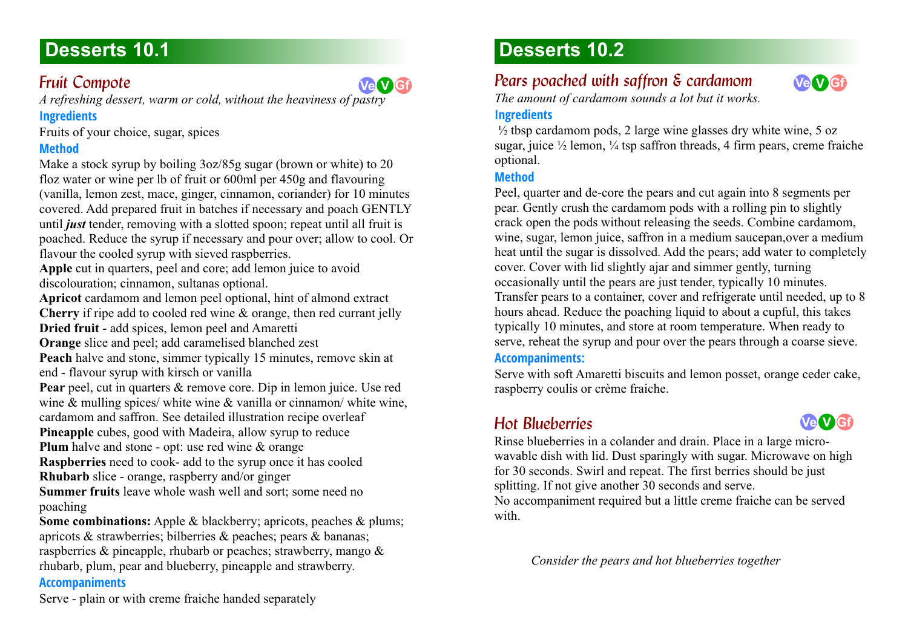# Desserts 10.1

## Fruit Compote

Ve V Gf

*A refreshing dessert, warm or cold, without the heaviness of pastry*

### Ingredients

Fruits of your choice, sugar, spices

### Method

Make a stock syrup by boiling 3oz/85g sugar (brown or white) to 20 floz water or wine per lb of fruit or 600ml per 450g and flavouring (vanilla, lemon zest, mace, ginger, cinnamon, coriander) for 10 minutes covered. Add prepared fruit in batches if necessary and poach GENTLY until ***just*** tender, removing with a slotted spoon; repeat until all fruit is poached. Reduce the syrup if necessary and pour over; allow to cool. Or flavour the cooled syrup with sieved raspberries.

**Apple** cut in quarters, peel and core; add lemon juice to avoid discolouration; cinnamon, sultanas optional.

**Apricot** cardamom and lemon peel optional, hint of almond extract

**Cherry** if ripe add to cooled red wine & orange, then red currant jelly

**Dried fruit** - add spices, lemon peel and Amaretti

**Orange** slice and peel; add caramelised blanched zest

**Peach** halve and stone, simmer typically 15 minutes, remove skin at end - flavour syrup with kirsch or vanilla

**Pear** peel, cut in quarters & remove core. Dip in lemon juice. Use red wine & mulling spices/ white wine & vanilla or cinnamon/ white wine, cardamom and saffron. See detailed illustration recipe overleaf

**Pineapple** cubes, good with Madeira, allow syrup to reduce

**Plum** halve and stone - opt: use red wine & orange

**Raspberries** need to cook- add to the syrup once it has cooled

**Rhubarb** slice - orange, raspberry and/or ginger

**Summer fruits** leave whole wash well and sort; some need no poaching

**Some combinations:** Apple & blackberry; apricots, peaches & plums; apricots & strawberries; bilberries & peaches; pears & bananas; raspberries & pineapple, rhubarb or peaches; strawberry, mango & rhubarb, plum, pear and blueberry, pineapple and strawberry.

### Accompaniments

Serve - plain or with creme fraiche handed separately

# Desserts 10.2

## Pears poached with saffron & cardamom

Ve V Gf

*The amount of cardamom sounds a lot but it works.*

### Ingredients

½ tbsp cardamom pods, 2 large wine glasses dry white wine, 5 oz sugar, juice ½ lemon, ¼ tsp saffron threads, 4 firm pears, creme fraiche optional.

### Method

Peel, quarter and de-core the pears and cut again into 8 segments per pear. Gently crush the cardamom pods with a rolling pin to slightly crack open the pods without releasing the seeds. Combine cardamom, wine, sugar, lemon juice, saffron in a medium saucepan,over a medium heat until the sugar is dissolved. Add the pears; add water to completely cover. Cover with lid slightly ajar and simmer gently, turning occasionally until the pears are just tender, typically 10 minutes. Transfer pears to a container, cover and refrigerate until needed, up to 8 hours ahead. Reduce the poaching liquid to about a cupful, this takes typically 10 minutes, and store at room temperature. When ready to serve, reheat the syrup and pour over the pears through a coarse sieve.

### Accompaniments:

Serve with soft Amaretti biscuits and lemon posset, orange ceder cake, raspberry coulis or crème fraiche.

## Hot Blueberries

Ve V Gf

Rinse blueberries in a colander and drain. Place in a large micro-wavable dish with lid. Dust sparingly with sugar. Microwave on high for 30 seconds. Swirl and repeat. The first berries should be just splitting. If not give another 30 seconds and serve.

No accompaniment required but a little creme fraiche can be served with.

*Consider the pears and hot blueberries together*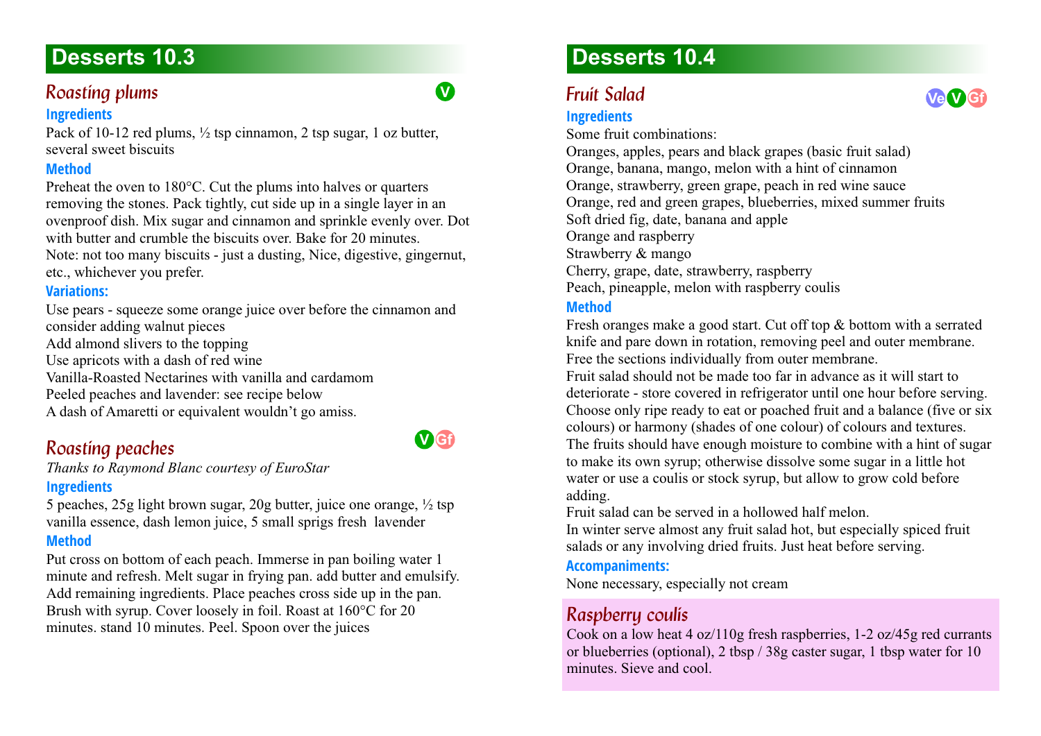## Desserts 10.3

### *Roasting plums*

V

**Ingredients**

Pack of 10-12 red plums, ½ tsp cinnamon, 2 tsp sugar, 1 oz butter, several sweet biscuits

**Method**

Preheat the oven to 180°C. Cut the plums into halves or quarters removing the stones. Pack tightly, cut side up in a single layer in an ovenproof dish. Mix sugar and cinnamon and sprinkle evenly over. Dot with butter and crumble the biscuits over. Bake for 20 minutes.
Note: not too many biscuits - just a dusting, Nice, digestive, gingernut, etc., whichever you prefer.

**Variations:**

Use pears - squeeze some orange juice over before the cinnamon and consider adding walnut pieces
Add almond slivers to the topping
Use apricots with a dash of red wine
Vanilla-Roasted Nectarines with vanilla and cardamom
Peeled peaches and lavender: see recipe below
A dash of Amaretti or equivalent wouldn't go amiss.

### *Roasting peaches*

V Gf

*Thanks to Raymond Blanc courtesy of EuroStar*

**Ingredients**

5 peaches, 25g light brown sugar, 20g butter, juice one orange, ½ tsp vanilla essence, dash lemon juice, 5 small sprigs fresh lavender

**Method**

Put cross on bottom of each peach. Immerse in pan boiling water 1 minute and refresh. Melt sugar in frying pan. add butter and emulsify. Add remaining ingredients. Place peaches cross side up in the pan. Brush with syrup. Cover loosely in foil. Roast at 160°C for 20 minutes. stand 10 minutes. Peel. Spoon over the juices

## Desserts 10.4

### *Fruit Salad*

Ve V Gf

**Ingredients**

Some fruit combinations:
Oranges, apples, pears and black grapes (basic fruit salad)
Orange, banana, mango, melon with a hint of cinnamon
Orange, strawberry, green grape, peach in red wine sauce
Orange, red and green grapes, blueberries, mixed summer fruits
Soft dried fig, date, banana and apple
Orange and raspberry
Strawberry & mango
Cherry, grape, date, strawberry, raspberry
Peach, pineapple, melon with raspberry coulis

**Method**

Fresh oranges make a good start. Cut off top & bottom with a serrated knife and pare down in rotation, removing peel and outer membrane. Free the sections individually from outer membrane.
Fruit salad should not be made too far in advance as it will start to deteriorate - store covered in refrigerator until one hour before serving.
Choose only ripe ready to eat or poached fruit and a balance (five or six colours) or harmony (shades of one colour) of colours and textures.
The fruits should have enough moisture to combine with a hint of sugar to make its own syrup; otherwise dissolve some sugar in a little hot water or use a coulis or stock syrup, but allow to grow cold before adding.
Fruit salad can be served in a hollowed half melon.
In winter serve almost any fruit salad hot, but especially spiced fruit salads or any involving dried fruits. Just heat before serving.

**Accompaniments:**

None necessary, especially not cream

### *Raspberry coulis*

Cook on a low heat 4 oz/110g fresh raspberries, 1-2 oz/45g red currants or blueberries (optional), 2 tbsp / 38g caster sugar, 1 tbsp water for 10 minutes. Sieve and cool.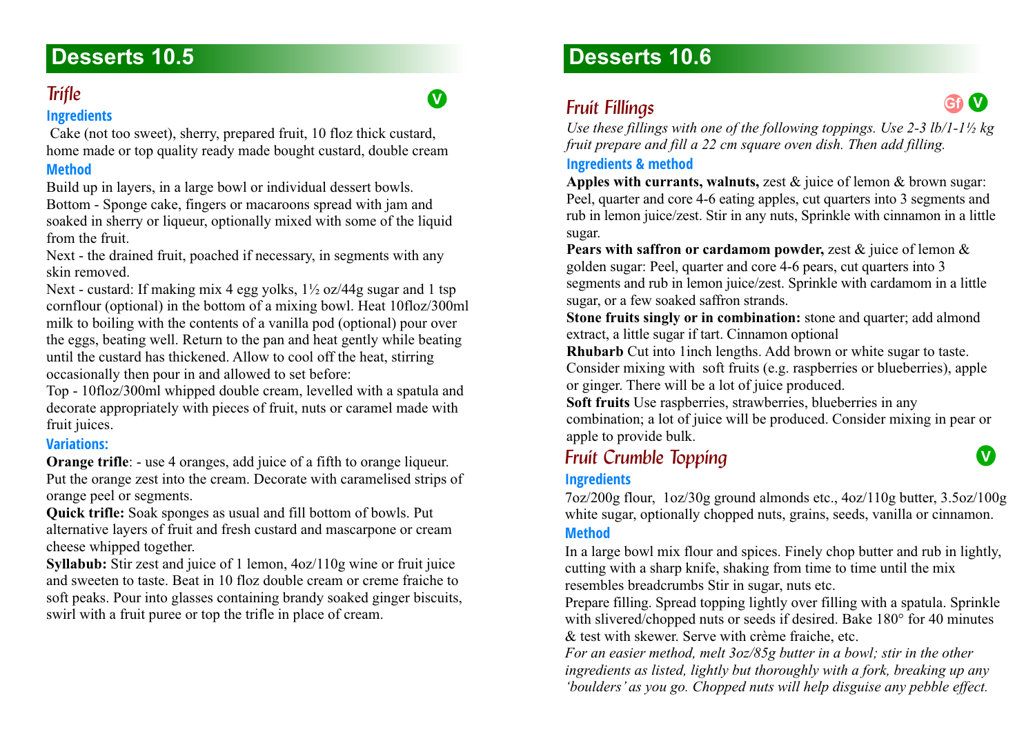# Desserts 10.5

## *Trifle*

V

### Ingredients

Cake (not too sweet), sherry, prepared fruit, 10 floz thick custard, home made or top quality ready made bought custard, double cream

### Method

Build up in layers, in a large bowl or individual dessert bowls.

Bottom - Sponge cake, fingers or macaroons spread with jam and soaked in sherry or liqueur, optionally mixed with some of the liquid from the fruit.

Next - the drained fruit, poached if necessary, in segments with any skin removed.

Next - custard: If making mix 4 egg yolks, 1½ oz/44g sugar and 1 tsp cornflour (optional) in the bottom of a mixing bowl. Heat 10floz/300ml milk to boiling with the contents of a vanilla pod (optional) pour over the eggs, beating well. Return to the pan and heat gently while beating until the custard has thickened. Allow to cool off the heat, stirring occasionally then pour in and allowed to set before:

Top - 10floz/300ml whipped double cream, levelled with a spatula and decorate appropriately with pieces of fruit, nuts or caramel made with fruit juices.

### Variations:

**Orange trifle**: - use 4 oranges, add juice of a fifth to orange liqueur. Put the orange zest into the cream. Decorate with caramelised strips of orange peel or segments.

**Quick trifle:** Soak sponges as usual and fill bottom of bowls. Put alternative layers of fruit and fresh custard and mascarpone or cream cheese whipped together.

**Syllabub:** Stir zest and juice of 1 lemon, 4oz/110g wine or fruit juice and sweeten to taste. Beat in 10 floz double cream or creme fraiche to soft peaks. Pour into glasses containing brandy soaked ginger biscuits, swirl with a fruit puree or top the trifle in place of cream.

# Desserts 10.6

## *Fruit Fillings*

Gf V

*Use these fillings with one of the following toppings. Use 2-3 lb/1-1½ kg fruit prepare and fill a 22 cm square oven dish. Then add filling.*

### Ingredients & method

**Apples with currants, walnuts,** zest & juice of lemon & brown sugar: Peel, quarter and core 4-6 eating apples, cut quarters into 3 segments and rub in lemon juice/zest. Stir in any nuts, Sprinkle with cinnamon in a little sugar.

**Pears with saffron or cardamom powder,** zest & juice of lemon & golden sugar: Peel, quarter and core 4-6 pears, cut quarters into 3 segments and rub in lemon juice/zest. Sprinkle with cardamom in a little sugar, or a few soaked saffron strands.

**Stone fruits singly or in combination:** stone and quarter; add almond extract, a little sugar if tart. Cinnamon optional

**Rhubarb** Cut into 1inch lengths. Add brown or white sugar to taste. Consider mixing with soft fruits (e.g. raspberries or blueberries), apple or ginger. There will be a lot of juice produced.

**Soft fruits** Use raspberries, strawberries, blueberries in any combination; a lot of juice will be produced. Consider mixing in pear or apple to provide bulk.

## *Fruit Crumble Topping*

V

### Ingredients

7oz/200g flour, 1oz/30g ground almonds etc., 4oz/110g butter, 3.5oz/100g white sugar, optionally chopped nuts, grains, seeds, vanilla or cinnamon.

### Method

In a large bowl mix flour and spices. Finely chop butter and rub in lightly, cutting with a sharp knife, shaking from time to time until the mix resembles breadcrumbs Stir in sugar, nuts etc.

Prepare filling. Spread topping lightly over filling with a spatula. Sprinkle with slivered/chopped nuts or seeds if desired. Bake 180° for 40 minutes & test with skewer. Serve with crème fraiche, etc.

*For an easier method, melt 3oz/85g butter in a bowl; stir in the other ingredients as listed, lightly but thoroughly with a fork, breaking up any 'boulders' as you go. Chopped nuts will help disguise any pebble effect.*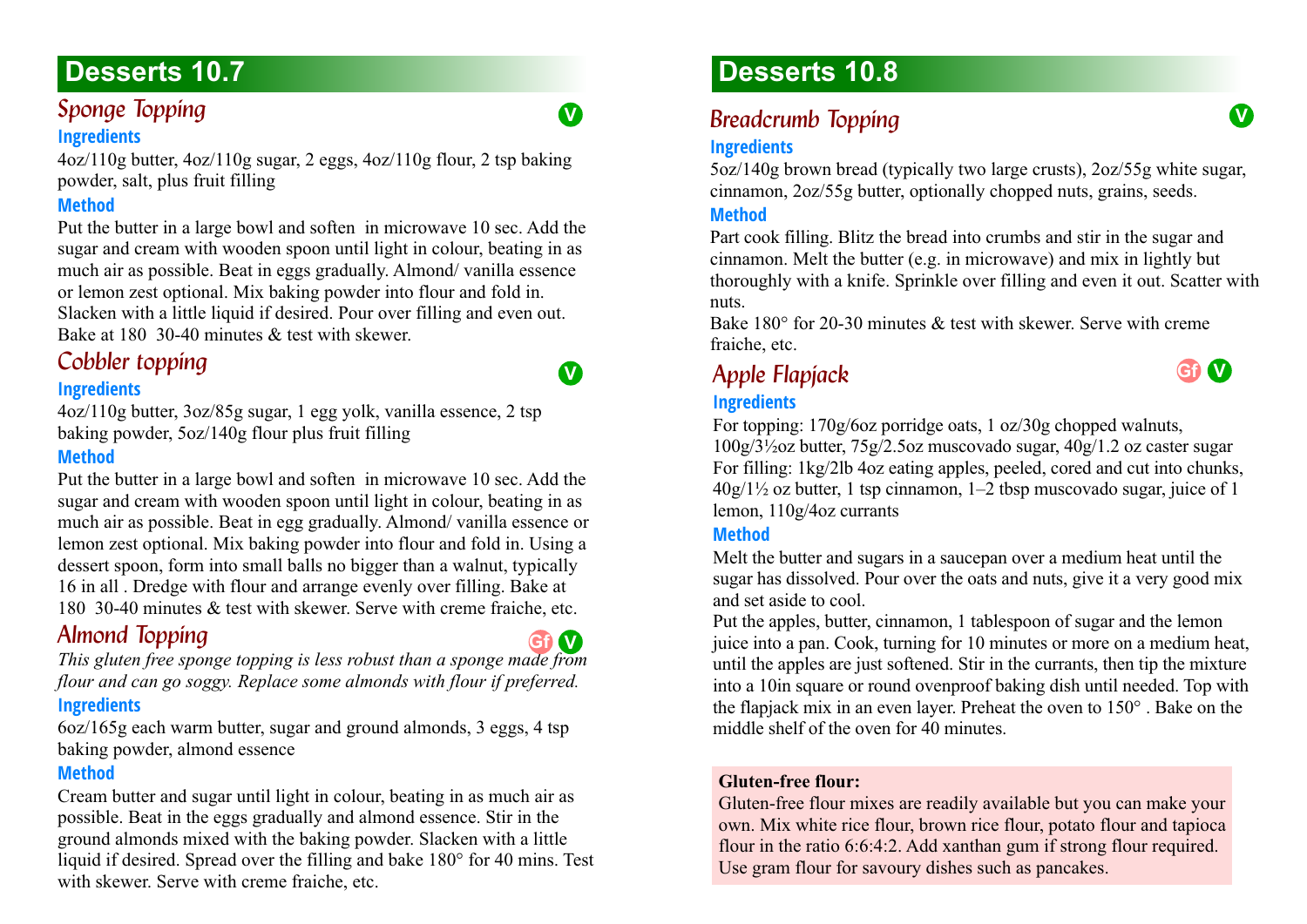# Desserts 10.7

## Sponge Topping

V

### Ingredients

4oz/110g butter, 4oz/110g sugar, 2 eggs, 4oz/110g flour, 2 tsp baking powder, salt, plus fruit filling

### Method

Put the butter in a large bowl and soften in microwave 10 sec. Add the sugar and cream with wooden spoon until light in colour, beating in as much air as possible. Beat in eggs gradually. Almond/ vanilla essence or lemon zest optional. Mix baking powder into flour and fold in. Slacken with a little liquid if desired. Pour over filling and even out. Bake at 180 30-40 minutes & test with skewer.

## Cobbler topping

V

### Ingredients

4oz/110g butter, 3oz/85g sugar, 1 egg yolk, vanilla essence, 2 tsp baking powder, 5oz/140g flour plus fruit filling

### Method

Put the butter in a large bowl and soften in microwave 10 sec. Add the sugar and cream with wooden spoon until light in colour, beating in as much air as possible. Beat in egg gradually. Almond/ vanilla essence or lemon zest optional. Mix baking powder into flour and fold in. Using a dessert spoon, form into small balls no bigger than a walnut, typically 16 in all . Dredge with flour and arrange evenly over filling. Bake at 180 30-40 minutes & test with skewer. Serve with creme fraiche, etc.

## Almond Topping

Gf V

*This gluten free sponge topping is less robust than a sponge made from flour and can go soggy. Replace some almonds with flour if preferred.*

### Ingredients

6oz/165g each warm butter, sugar and ground almonds, 3 eggs, 4 tsp baking powder, almond essence

### Method

Cream butter and sugar until light in colour, beating in as much air as possible. Beat in the eggs gradually and almond essence. Stir in the ground almonds mixed with the baking powder. Slacken with a little liquid if desired. Spread over the filling and bake 180° for 40 mins. Test with skewer. Serve with creme fraiche, etc.

# Desserts 10.8

## Breadcrumb Topping

V

### Ingredients

5oz/140g brown bread (typically two large crusts), 2oz/55g white sugar, cinnamon, 2oz/55g butter, optionally chopped nuts, grains, seeds.

### Method

Part cook filling. Blitz the bread into crumbs and stir in the sugar and cinnamon. Melt the butter (e.g. in microwave) and mix in lightly but thoroughly with a knife. Sprinkle over filling and even it out. Scatter with nuts.

Bake 180° for 20-30 minutes & test with skewer. Serve with creme fraiche, etc.

## Apple Flapjack

Gf V

### Ingredients

For topping: 170g/6oz porridge oats, 1 oz/30g chopped walnuts, 100g/3½oz butter, 75g/2.5oz muscovado sugar, 40g/1.2 oz caster sugar

For filling: 1kg/2lb 4oz eating apples, peeled, cored and cut into chunks, 40g/1½ oz butter, 1 tsp cinnamon, 1–2 tbsp muscovado sugar, juice of 1 lemon, 110g/4oz currants

### Method

Melt the butter and sugars in a saucepan over a medium heat until the sugar has dissolved. Pour over the oats and nuts, give it a very good mix and set aside to cool.

Put the apples, butter, cinnamon, 1 tablespoon of sugar and the lemon juice into a pan. Cook, turning for 10 minutes or more on a medium heat, until the apples are just softened. Stir in the currants, then tip the mixture into a 10in square or round ovenproof baking dish until needed. Top with the flapjack mix in an even layer. Preheat the oven to 150° . Bake on the middle shelf of the oven for 40 minutes.

**Gluten-free flour:**
Gluten-free flour mixes are readily available but you can make your own. Mix white rice flour, brown rice flour, potato flour and tapioca flour in the ratio 6:6:4:2. Add xanthan gum if strong flour required. Use gram flour for savoury dishes such as pancakes.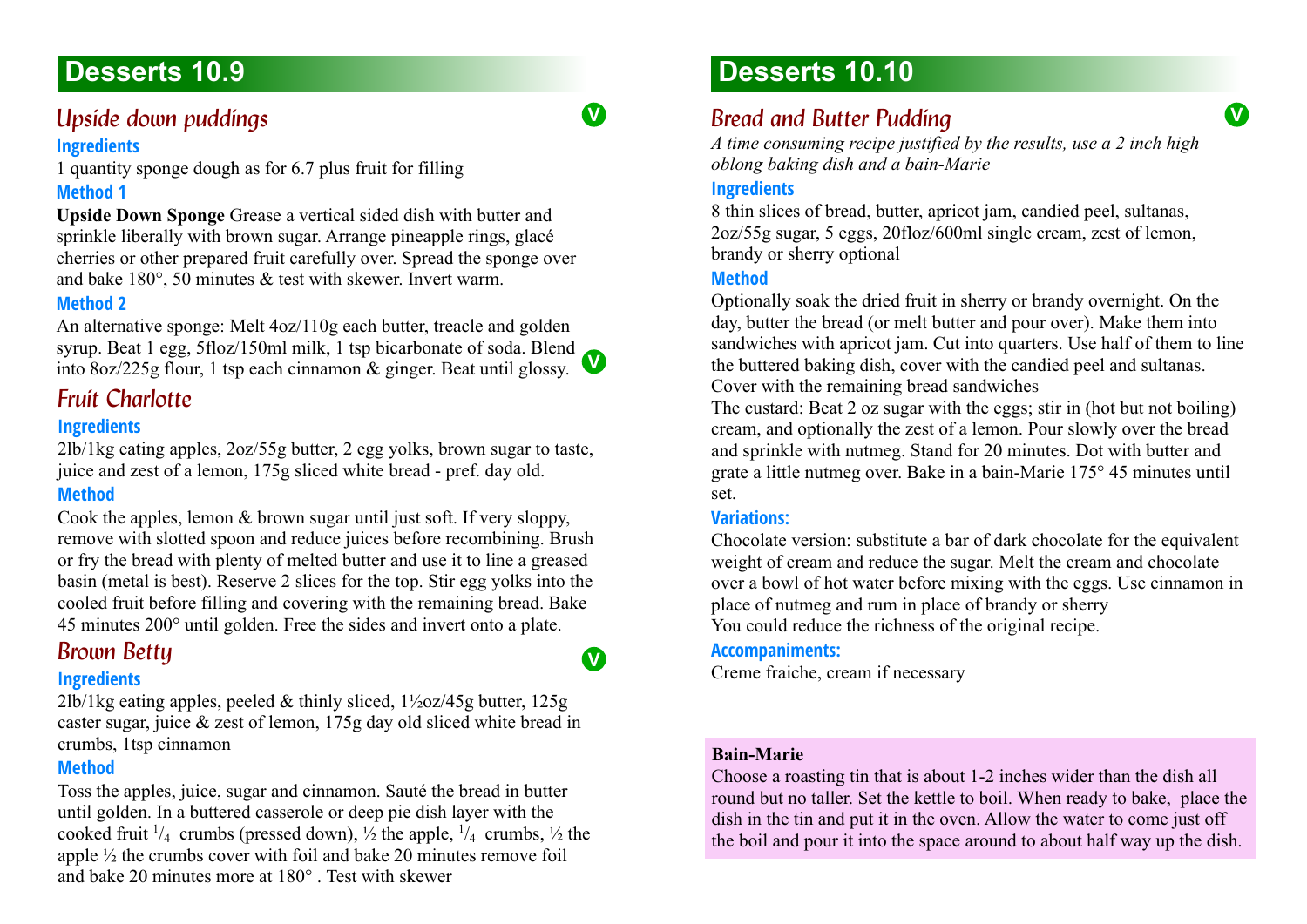# Desserts 10.9

## Upside down puddings

V

### Ingredients

1 quantity sponge dough as for 6.7 plus fruit for filling

### Method 1

**Upside Down Sponge** Grease a vertical sided dish with butter and sprinkle liberally with brown sugar. Arrange pineapple rings, glacé cherries or other prepared fruit carefully over. Spread the sponge over and bake 180°, 50 minutes & test with skewer. Invert warm.

### Method 2

An alternative sponge: Melt 4oz/110g each butter, treacle and golden syrup. Beat 1 egg, 5floz/150ml milk, 1 tsp bicarbonate of soda. Blend into 8oz/225g flour, 1 tsp each cinnamon & ginger. Beat until glossy.

V

## Fruit Charlotte

### Ingredients

2lb/1kg eating apples, 2oz/55g butter, 2 egg yolks, brown sugar to taste, juice and zest of a lemon, 175g sliced white bread - pref. day old.

### Method

Cook the apples, lemon & brown sugar until just soft. If very sloppy, remove with slotted spoon and reduce juices before recombining. Brush or fry the bread with plenty of melted butter and use it to line a greased basin (metal is best). Reserve 2 slices for the top. Stir egg yolks into the cooled fruit before filling and covering with the remaining bread. Bake 45 minutes 200° until golden. Free the sides and invert onto a plate.

## Brown Betty

V

### Ingredients

2lb/1kg eating apples, peeled & thinly sliced, 1½oz/45g butter, 125g caster sugar, juice & zest of lemon, 175g day old sliced white bread in crumbs, 1tsp cinnamon

### Method

Toss the apples, juice, sugar and cinnamon. Sauté the bread in butter until golden. In a buttered casserole or deep pie dish layer with the cooked fruit ¼ crumbs (pressed down), ½ the apple, ¼ crumbs, ½ the apple ½ the crumbs cover with foil and bake 20 minutes remove foil and bake 20 minutes more at 180° . Test with skewer

# Desserts 10.10

## Bread and Butter Pudding

V

*A time consuming recipe justified by the results, use a 2 inch high oblong baking dish and a bain-Marie*

### Ingredients

8 thin slices of bread, butter, apricot jam, candied peel, sultanas, 2oz/55g sugar, 5 eggs, 20floz/600ml single cream, zest of lemon, brandy or sherry optional

### Method

Optionally soak the dried fruit in sherry or brandy overnight. On the day, butter the bread (or melt butter and pour over). Make them into sandwiches with apricot jam. Cut into quarters. Use half of them to line the buttered baking dish, cover with the candied peel and sultanas. Cover with the remaining bread sandwiches

The custard: Beat 2 oz sugar with the eggs; stir in (hot but not boiling) cream, and optionally the zest of a lemon. Pour slowly over the bread and sprinkle with nutmeg. Stand for 20 minutes. Dot with butter and grate a little nutmeg over. Bake in a bain-Marie 175° 45 minutes until set.

### Variations:

Chocolate version: substitute a bar of dark chocolate for the equivalent weight of cream and reduce the sugar. Melt the cream and chocolate over a bowl of hot water before mixing with the eggs. Use cinnamon in place of nutmeg and rum in place of brandy or sherry

You could reduce the richness of the original recipe.

### Accompaniments:

Creme fraiche, cream if necessary

**Bain-Marie**

Choose a roasting tin that is about 1-2 inches wider than the dish all round but no taller. Set the kettle to boil. When ready to bake, place the dish in the tin and put it in the oven. Allow the water to come just off the boil and pour it into the space around to about half way up the dish.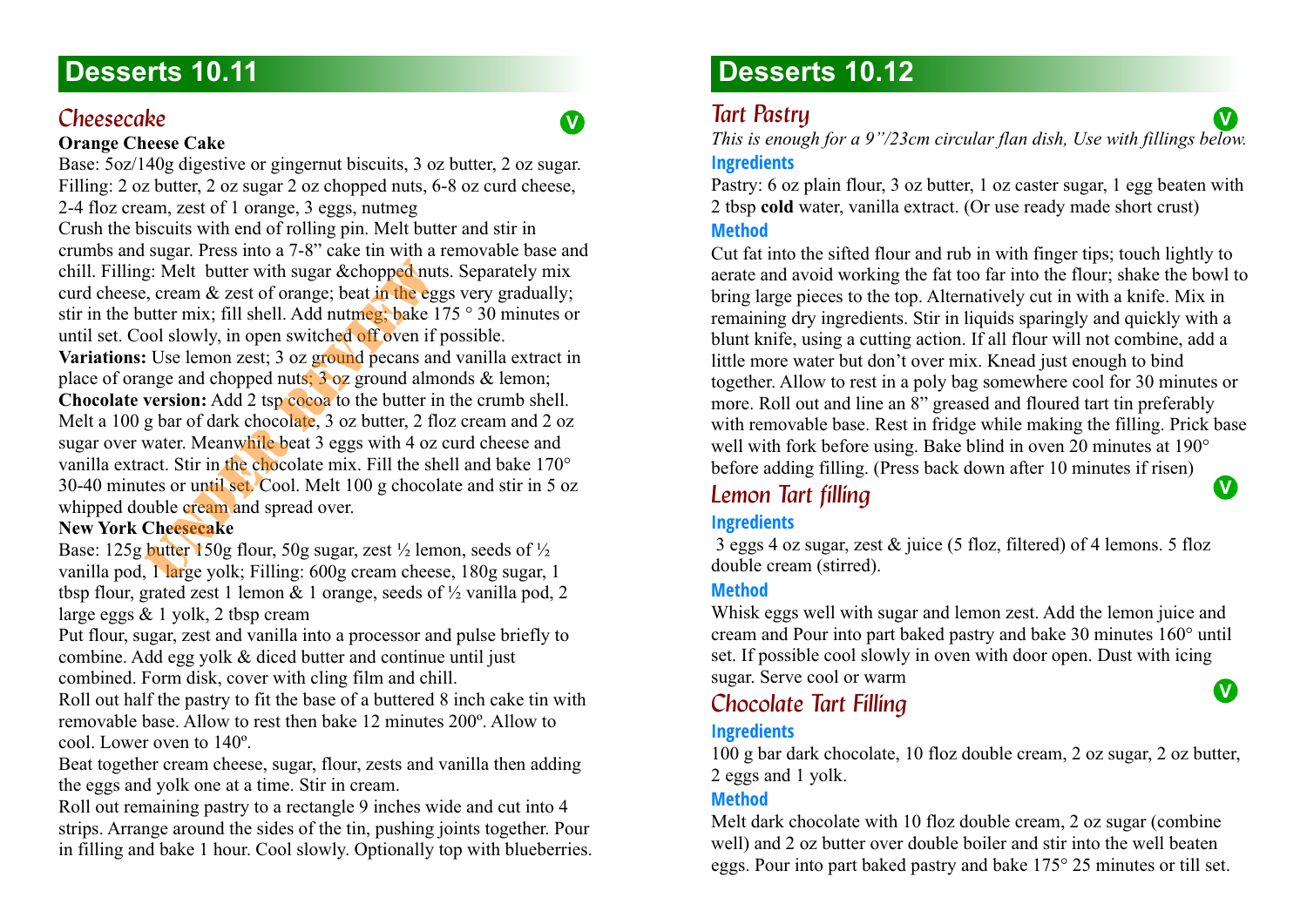# Desserts 10.11

## Cheesecake

V

**Orange Cheese Cake**

Base: 5oz/140g digestive or gingernut biscuits, 3 oz butter, 2 oz sugar. Filling: 2 oz butter, 2 oz sugar 2 oz chopped nuts, 6-8 oz curd cheese, 2-4 floz cream, zest of 1 orange, 3 eggs, nutmeg

Crush the biscuits with end of rolling pin. Melt butter and stir in crumbs and sugar. Press into a 7-8" cake tin with a removable base and chill. Filling: Melt butter with sugar &chopped nuts. Separately mix curd cheese, cream & zest of orange; beat in the eggs very gradually; stir in the butter mix; fill shell. Add nutmeg; bake 175 ° 30 minutes or until set. Cool slowly, in open switched off oven if possible.

**Variations:** Use lemon zest; 3 oz ground pecans and vanilla extract in place of orange and chopped nuts; 3 oz ground almonds & lemon;

**Chocolate version:** Add 2 tsp cocoa to the butter in the crumb shell. Melt a 100 g bar of dark chocolate, 3 oz butter, 2 floz cream and 2 oz sugar over water. Meanwhile beat 3 eggs with 4 oz curd cheese and vanilla extract. Stir in the chocolate mix. Fill the shell and bake 170° 30-40 minutes or until set. Cool. Melt 100 g chocolate and stir in 5 oz whipped double cream and spread over.

**New York Cheesecake**

Base: 125g butter 150g flour, 50g sugar, zest ½ lemon, seeds of ½ vanilla pod, 1 large yolk; Filling: 600g cream cheese, 180g sugar, 1 tbsp flour, grated zest 1 lemon & 1 orange, seeds of ½ vanilla pod, 2 large eggs & 1 yolk, 2 tbsp cream

Put flour, sugar, zest and vanilla into a processor and pulse briefly to combine. Add egg yolk & diced butter and continue until just combined. Form disk, cover with cling film and chill.

Roll out half the pastry to fit the base of a buttered 8 inch cake tin with removable base. Allow to rest then bake 12 minutes 200º. Allow to cool. Lower oven to 140º.

Beat together cream cheese, sugar, flour, zests and vanilla then adding the eggs and yolk one at a time. Stir in cream.

Roll out remaining pastry to a rectangle 9 inches wide and cut into 4 strips. Arrange around the sides of the tin, pushing joints together. Pour in filling and bake 1 hour. Cool slowly. Optionally top with blueberries.

# Desserts 10.12

## Tart Pastry

V

*This is enough for a 9"/23cm circular flan dish, Use with fillings below.*

### Ingredients

Pastry: 6 oz plain flour, 3 oz butter, 1 oz caster sugar, 1 egg beaten with 2 tbsp **cold** water, vanilla extract. (Or use ready made short crust)

### Method

Cut fat into the sifted flour and rub in with finger tips; touch lightly to aerate and avoid working the fat too far into the flour; shake the bowl to bring large pieces to the top. Alternatively cut in with a knife. Mix in remaining dry ingredients. Stir in liquids sparingly and quickly with a blunt knife, using a cutting action. If all flour will not combine, add a little more water but don't over mix. Knead just enough to bind together. Allow to rest in a poly bag somewhere cool for 30 minutes or more. Roll out and line an 8" greased and floured tart tin preferably with removable base. Rest in fridge while making the filling. Prick base well with fork before using. Bake blind in oven 20 minutes at 190° before adding filling. (Press back down after 10 minutes if risen)

## Lemon Tart filling

V

### Ingredients

3 eggs 4 oz sugar, zest & juice (5 floz, filtered) of 4 lemons. 5 floz double cream (stirred).

### Method

Whisk eggs well with sugar and lemon zest. Add the lemon juice and cream and Pour into part baked pastry and bake 30 minutes 160° until set. If possible cool slowly in oven with door open. Dust with icing sugar. Serve cool or warm

## Chocolate Tart Filling

V

### Ingredients

100 g bar dark chocolate, 10 floz double cream, 2 oz sugar, 2 oz butter, 2 eggs and 1 yolk.

### Method

Melt dark chocolate with 10 floz double cream, 2 oz sugar (combine well) and 2 oz butter over double boiler and stir into the well beaten eggs. Pour into part baked pastry and bake 175° 25 minutes or till set.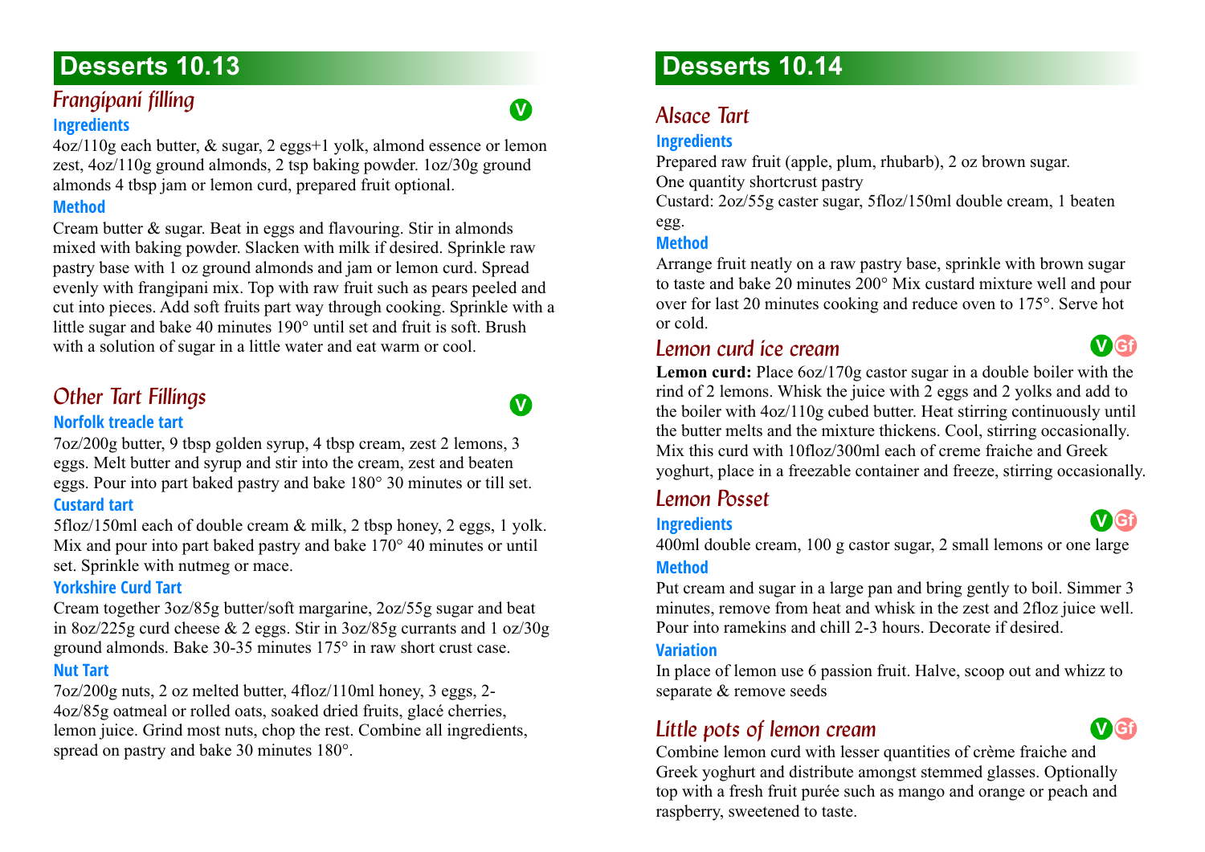# Desserts 10.13

## *Frangipani filling*

V

### Ingredients

4oz/110g each butter, & sugar, 2 eggs+1 yolk, almond essence or lemon zest, 4oz/110g ground almonds, 2 tsp baking powder. 1oz/30g ground almonds 4 tbsp jam or lemon curd, prepared fruit optional.

### Method

Cream butter & sugar. Beat in eggs and flavouring. Stir in almonds mixed with baking powder. Slacken with milk if desired. Sprinkle raw pastry base with 1 oz ground almonds and jam or lemon curd. Spread evenly with frangipani mix. Top with raw fruit such as pears peeled and cut into pieces. Add soft fruits part way through cooking. Sprinkle with a little sugar and bake 40 minutes 190° until set and fruit is soft. Brush with a solution of sugar in a little water and eat warm or cool.

## *Other Tart Fillings*

V

### Norfolk treacle tart

7oz/200g butter, 9 tbsp golden syrup, 4 tbsp cream, zest 2 lemons, 3 eggs. Melt butter and syrup and stir into the cream, zest and beaten eggs. Pour into part baked pastry and bake 180° 30 minutes or till set.

### Custard tart

5floz/150ml each of double cream & milk, 2 tbsp honey, 2 eggs, 1 yolk. Mix and pour into part baked pastry and bake 170° 40 minutes or until set. Sprinkle with nutmeg or mace.

### Yorkshire Curd Tart

Cream together 3oz/85g butter/soft margarine, 2oz/55g sugar and beat in 8oz/225g curd cheese & 2 eggs. Stir in 3oz/85g currants and 1 oz/30g ground almonds. Bake 30-35 minutes 175° in raw short crust case.

### Nut Tart

7oz/200g nuts, 2 oz melted butter, 4floz/110ml honey, 3 eggs, 2-4oz/85g oatmeal or rolled oats, soaked dried fruits, glacé cherries, lemon juice. Grind most nuts, chop the rest. Combine all ingredients, spread on pastry and bake 30 minutes 180°.

# Desserts 10.14

## *Alsace Tart*

### Ingredients

Prepared raw fruit (apple, plum, rhubarb), 2 oz brown sugar.
One quantity shortcrust pastry
Custard: 2oz/55g caster sugar, 5floz/150ml double cream, 1 beaten egg.

### Method

Arrange fruit neatly on a raw pastry base, sprinkle with brown sugar to taste and bake 20 minutes 200° Mix custard mixture well and pour over for last 20 minutes cooking and reduce oven to 175°. Serve hot or cold.

## *Lemon curd ice cream*

V Gf

**Lemon curd:** Place 6oz/170g castor sugar in a double boiler with the rind of 2 lemons. Whisk the juice with 2 eggs and 2 yolks and add to the boiler with 4oz/110g cubed butter. Heat stirring continuously until the butter melts and the mixture thickens. Cool, stirring occasionally. Mix this curd with 10floz/300ml each of creme fraiche and Greek yoghurt, place in a freezable container and freeze, stirring occasionally.

## *Lemon Posset*

V Gf

### Ingredients

400ml double cream, 100 g castor sugar, 2 small lemons or one large

### Method

Put cream and sugar in a large pan and bring gently to boil. Simmer 3 minutes, remove from heat and whisk in the zest and 2floz juice well. Pour into ramekins and chill 2-3 hours. Decorate if desired.

### Variation

In place of lemon use 6 passion fruit. Halve, scoop out and whizz to separate & remove seeds

## *Little pots of lemon cream*

V Gf

Combine lemon curd with lesser quantities of crème fraiche and Greek yoghurt and distribute amongst stemmed glasses. Optionally top with a fresh fruit purée such as mango and orange or peach and raspberry, sweetened to taste.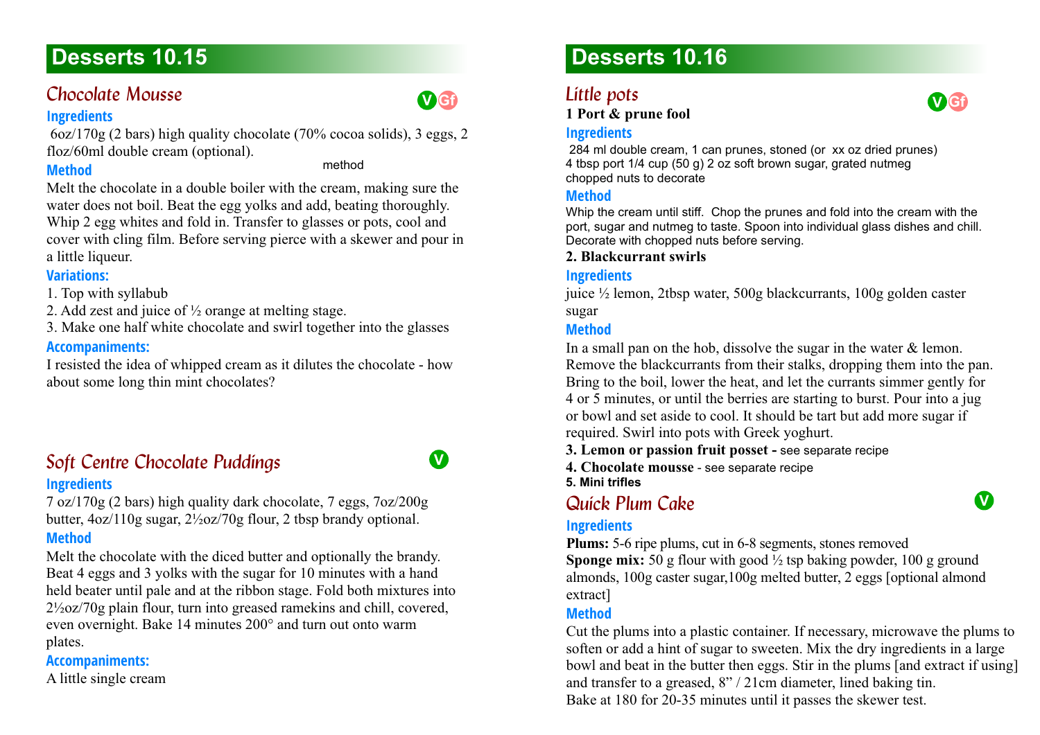# Desserts 10.15

## Chocolate Mousse

V Gf

### Ingredients

6oz/170g (2 bars) high quality chocolate (70% cocoa solids), 3 eggs, 2 floz/60ml double cream (optional).

### Method

method

Melt the chocolate in a double boiler with the cream, making sure the water does not boil. Beat the egg yolks and add, beating thoroughly. Whip 2 egg whites and fold in. Transfer to glasses or pots, cool and cover with cling film. Before serving pierce with a skewer and pour in a little liqueur.

### Variations:

1. Top with syllabub
2. Add zest and juice of ½ orange at melting stage.
3. Make one half white chocolate and swirl together into the glasses

### Accompaniments:

I resisted the idea of whipped cream as it dilutes the chocolate - how about some long thin mint chocolates?

## Soft Centre Chocolate Puddings

V

### Ingredients

7 oz/170g (2 bars) high quality dark chocolate, 7 eggs, 7oz/200g butter, 4oz/110g sugar, 2½oz/70g flour, 2 tbsp brandy optional.

### Method

Melt the chocolate with the diced butter and optionally the brandy. Beat 4 eggs and 3 yolks with the sugar for 10 minutes with a hand held beater until pale and at the ribbon stage. Fold both mixtures into 2½oz/70g plain flour, turn into greased ramekins and chill, covered, even overnight. Bake 14 minutes 200° and turn out onto warm plates.

### Accompaniments:

A little single cream

# Desserts 10.16

## Little pots

V Gf

**1 Port & prune fool**

### Ingredients

284 ml double cream, 1 can prunes, stoned (or xx oz dried prunes)
4 tbsp port 1/4 cup (50 g) 2 oz soft brown sugar, grated nutmeg
chopped nuts to decorate

### Method

Whip the cream until stiff. Chop the prunes and fold into the cream with the port, sugar and nutmeg to taste. Spoon into individual glass dishes and chill. Decorate with chopped nuts before serving.

**2. Blackcurrant swirls**

### Ingredients

juice ½ lemon, 2tbsp water, 500g blackcurrants, 100g golden caster sugar

### Method

In a small pan on the hob, dissolve the sugar in the water & lemon. Remove the blackcurrants from their stalks, dropping them into the pan. Bring to the boil, lower the heat, and let the currants simmer gently for 4 or 5 minutes, or until the berries are starting to burst. Pour into a jug or bowl and set aside to cool. It should be tart but add more sugar if required. Swirl into pots with Greek yoghurt.

**3. Lemon or passion fruit posset -** see separate recipe

**4. Chocolate mousse** - see separate recipe

**5. Mini trifles**

## Quick Plum Cake

V

### Ingredients

**Plums:** 5-6 ripe plums, cut in 6-8 segments, stones removed

**Sponge mix:** 50 g flour with good ½ tsp baking powder, 100 g ground almonds, 100g caster sugar,100g melted butter, 2 eggs [optional almond extract]

### Method

Cut the plums into a plastic container. If necessary, microwave the plums to soften or add a hint of sugar to sweeten. Mix the dry ingredients in a large bowl and beat in the butter then eggs. Stir in the plums [and extract if using] and transfer to a greased, 8" / 21cm diameter, lined baking tin.
Bake at 180 for 20-35 minutes until it passes the skewer test.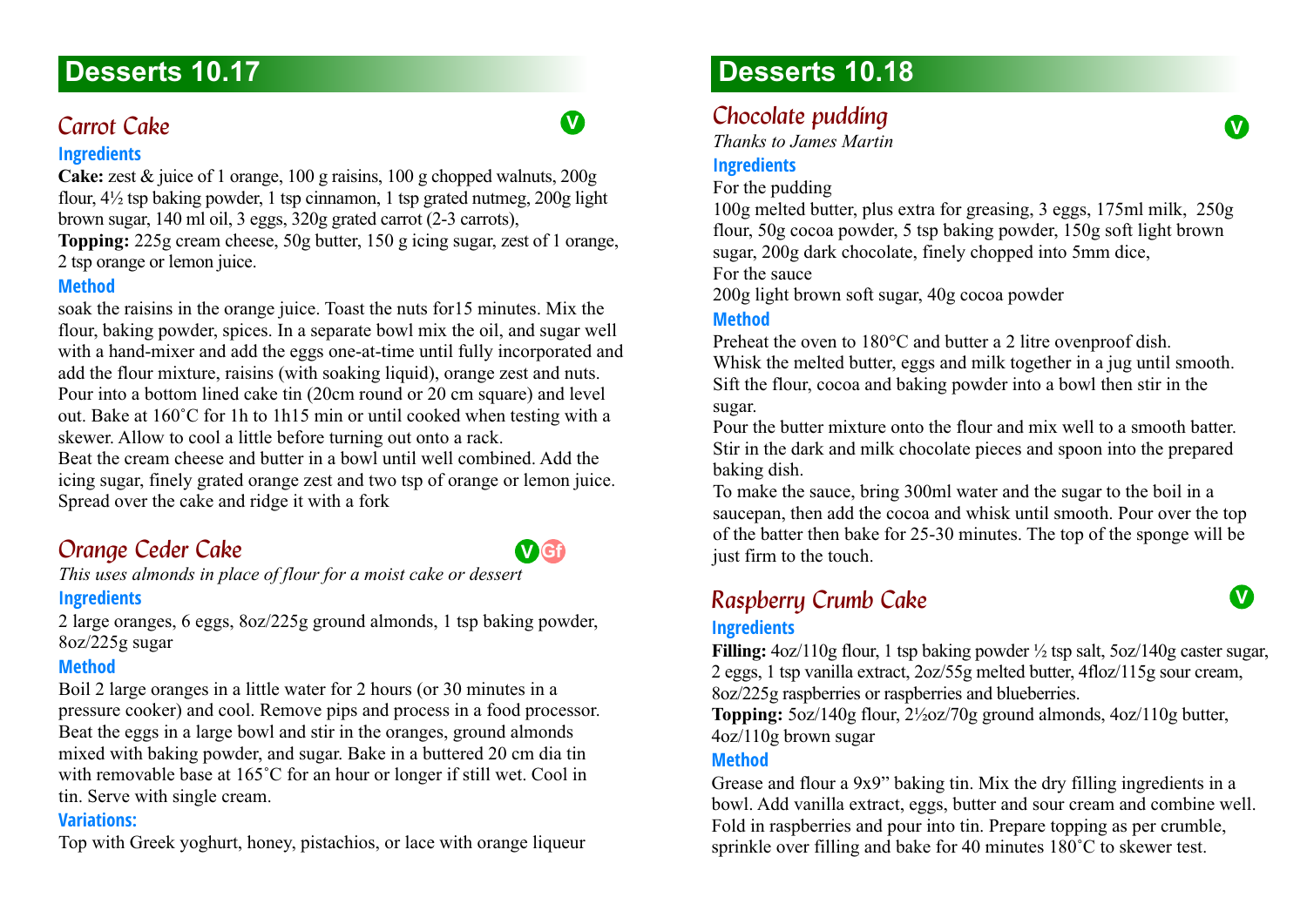# Desserts 10.17

## Carrot Cake

V

### Ingredients

**Cake:** zest & juice of 1 orange, 100 g raisins, 100 g chopped walnuts, 200g flour, 4½ tsp baking powder, 1 tsp cinnamon, 1 tsp grated nutmeg, 200g light brown sugar, 140 ml oil, 3 eggs, 320g grated carrot (2-3 carrots),

**Topping:** 225g cream cheese, 50g butter, 150 g icing sugar, zest of 1 orange, 2 tsp orange or lemon juice.

### Method

soak the raisins in the orange juice. Toast the nuts for15 minutes. Mix the flour, baking powder, spices. In a separate bowl mix the oil, and sugar well with a hand-mixer and add the eggs one-at-time until fully incorporated and add the flour mixture, raisins (with soaking liquid), orange zest and nuts. Pour into a bottom lined cake tin (20cm round or 20 cm square) and level out. Bake at 160˚C for 1h to 1h15 min or until cooked when testing with a skewer. Allow to cool a little before turning out onto a rack.

Beat the cream cheese and butter in a bowl until well combined. Add the icing sugar, finely grated orange zest and two tsp of orange or lemon juice. Spread over the cake and ridge it with a fork

## Orange Ceder Cake

V Gf

*This uses almonds in place of flour for a moist cake or dessert*

### Ingredients

2 large oranges, 6 eggs, 8oz/225g ground almonds, 1 tsp baking powder, 8oz/225g sugar

### Method

Boil 2 large oranges in a little water for 2 hours (or 30 minutes in a pressure cooker) and cool. Remove pips and process in a food processor. Beat the eggs in a large bowl and stir in the oranges, ground almonds mixed with baking powder, and sugar. Bake in a buttered 20 cm dia tin with removable base at 165˚C for an hour or longer if still wet. Cool in tin. Serve with single cream.

### Variations:

Top with Greek yoghurt, honey, pistachios, or lace with orange liqueur

# Desserts 10.18

## Chocolate pudding

V

*Thanks to James Martin*

### Ingredients

For the pudding

100g melted butter, plus extra for greasing, 3 eggs, 175ml milk, 250g flour, 50g cocoa powder, 5 tsp baking powder, 150g soft light brown sugar, 200g dark chocolate, finely chopped into 5mm dice,

For the sauce

200g light brown soft sugar, 40g cocoa powder

### Method

Preheat the oven to 180°C and butter a 2 litre ovenproof dish.

Whisk the melted butter, eggs and milk together in a jug until smooth.

Sift the flour, cocoa and baking powder into a bowl then stir in the sugar.

Pour the butter mixture onto the flour and mix well to a smooth batter.

Stir in the dark and milk chocolate pieces and spoon into the prepared baking dish.

To make the sauce, bring 300ml water and the sugar to the boil in a saucepan, then add the cocoa and whisk until smooth. Pour over the top of the batter then bake for 25-30 minutes. The top of the sponge will be just firm to the touch.

## Raspberry Crumb Cake

V

### Ingredients

**Filling:** 4oz/110g flour, 1 tsp baking powder ½ tsp salt, 5oz/140g caster sugar, 2 eggs, 1 tsp vanilla extract, 2oz/55g melted butter, 4floz/115g sour cream, 8oz/225g raspberries or raspberries and blueberries.

**Topping:** 5oz/140g flour, 2½oz/70g ground almonds, 4oz/110g butter, 4oz/110g brown sugar

### Method

Grease and flour a 9x9" baking tin. Mix the dry filling ingredients in a bowl. Add vanilla extract, eggs, butter and sour cream and combine well. Fold in raspberries and pour into tin. Prepare topping as per crumble, sprinkle over filling and bake for 40 minutes 180˚C to skewer test.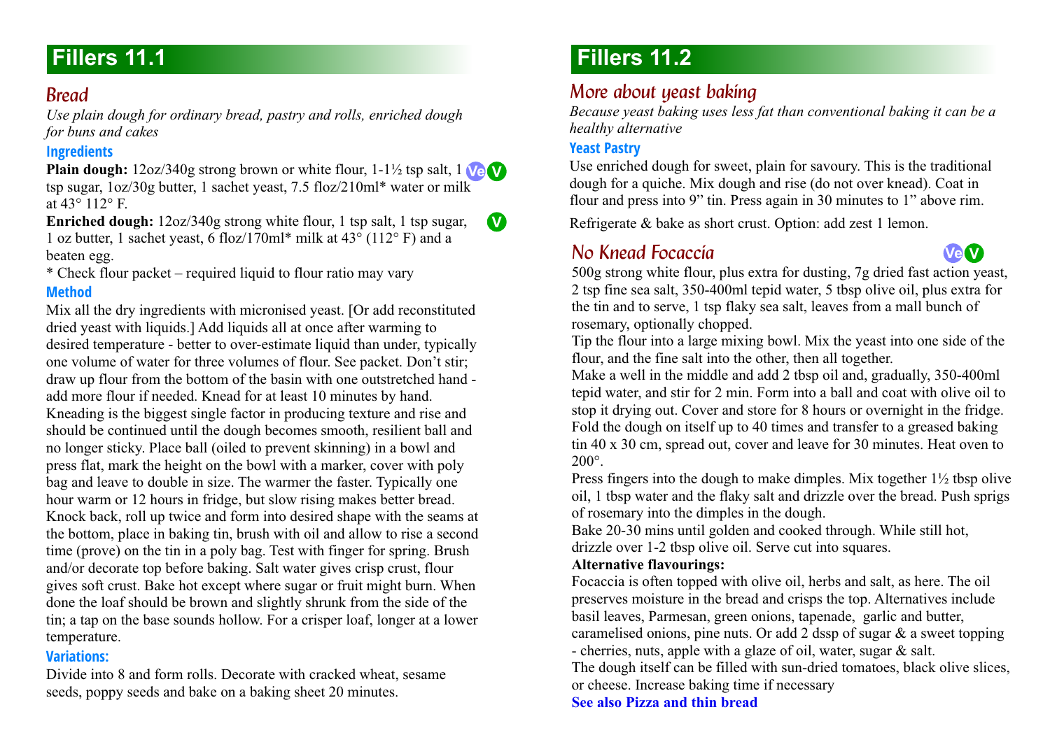# Fillers 11.1

## Bread

*Use plain dough for ordinary bread, pastry and rolls, enriched dough for buns and cakes*

### Ingredients

**Plain dough:** 12oz/340g strong brown or white flour, 1-1½ tsp salt, 1 tsp sugar, 1oz/30g butter, 1 sachet yeast, 7.5 floz/210ml* water or milk at 43° 112° F. Ve V

**Enriched dough:** 12oz/340g strong white flour, 1 tsp salt, 1 tsp sugar, 1 oz butter, 1 sachet yeast, 6 floz/170ml* milk at 43° (112° F) and a beaten egg. V

* Check flour packet – required liquid to flour ratio may vary

### Method

Mix all the dry ingredients with micronised yeast. [Or add reconstituted dried yeast with liquids.] Add liquids all at once after warming to desired temperature - better to over-estimate liquid than under, typically one volume of water for three volumes of flour. See packet. Don't stir; draw up flour from the bottom of the basin with one outstretched hand - add more flour if needed. Knead for at least 10 minutes by hand. Kneading is the biggest single factor in producing texture and rise and should be continued until the dough becomes smooth, resilient ball and no longer sticky. Place ball (oiled to prevent skinning) in a bowl and press flat, mark the height on the bowl with a marker, cover with poly bag and leave to double in size. The warmer the faster. Typically one hour warm or 12 hours in fridge, but slow rising makes better bread. Knock back, roll up twice and form into desired shape with the seams at the bottom, place in baking tin, brush with oil and allow to rise a second time (prove) on the tin in a poly bag. Test with finger for spring. Brush and/or decorate top before baking. Salt water gives crisp crust, flour gives soft crust. Bake hot except where sugar or fruit might burn. When done the loaf should be brown and slightly shrunk from the side of the tin; a tap on the base sounds hollow. For a crisper loaf, longer at a lower temperature.

### Variations:

Divide into 8 and form rolls. Decorate with cracked wheat, sesame seeds, poppy seeds and bake on a baking sheet 20 minutes.

# Fillers 11.2

## More about yeast baking

*Because yeast baking uses less fat than conventional baking it can be a healthy alternative*

### Yeast Pastry

Use enriched dough for sweet, plain for savoury. This is the traditional dough for a quiche. Mix dough and rise (do not over knead). Coat in flour and press into 9" tin. Press again in 30 minutes to 1" above rim.

Refrigerate & bake as short crust. Option: add zest 1 lemon.

## No Knead Focaccia Ve V

500g strong white flour, plus extra for dusting, 7g dried fast action yeast, 2 tsp fine sea salt, 350-400ml tepid water, 5 tbsp olive oil, plus extra for the tin and to serve, 1 tsp flaky sea salt, leaves from a mall bunch of rosemary, optionally chopped.

Tip the flour into a large mixing bowl. Mix the yeast into one side of the flour, and the fine salt into the other, then all together.

Make a well in the middle and add 2 tbsp oil and, gradually, 350-400ml tepid water, and stir for 2 min. Form into a ball and coat with olive oil to stop it drying out. Cover and store for 8 hours or overnight in the fridge. Fold the dough on itself up to 40 times and transfer to a greased baking tin 40 x 30 cm, spread out, cover and leave for 30 minutes. Heat oven to 200°.

Press fingers into the dough to make dimples. Mix together 1½ tbsp olive oil, 1 tbsp water and the flaky salt and drizzle over the bread. Push sprigs of rosemary into the dimples in the dough.

Bake 20-30 mins until golden and cooked through. While still hot, drizzle over 1-2 tbsp olive oil. Serve cut into squares.

**Alternative flavourings:**

Focaccia is often topped with olive oil, herbs and salt, as here. The oil preserves moisture in the bread and crisps the top. Alternatives include basil leaves, Parmesan, green onions, tapenade, garlic and butter, caramelised onions, pine nuts. Or add 2 dssp of sugar & a sweet topping - cherries, nuts, apple with a glaze of oil, water, sugar & salt.

The dough itself can be filled with sun-dried tomatoes, black olive slices, or cheese. Increase baking time if necessary

**See also Pizza and thin bread**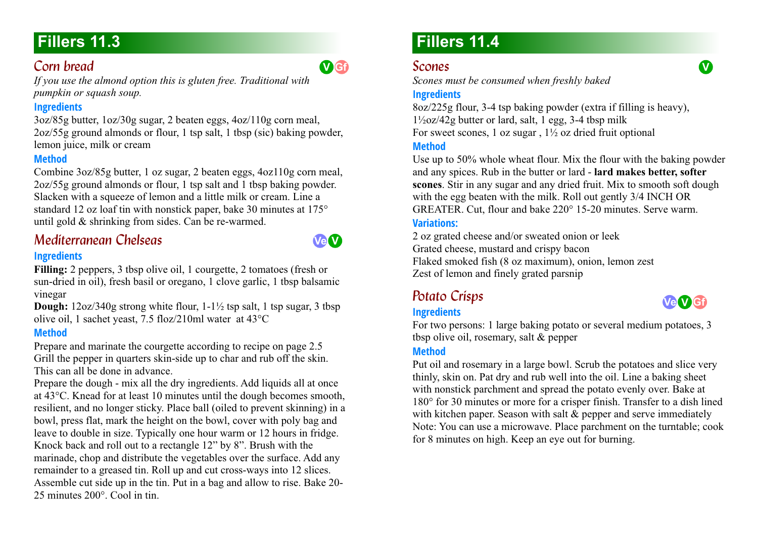# Fillers 11.3

## Corn bread

V Gf

*If you use the almond option this is gluten free. Traditional with pumpkin or squash soup.*

### Ingredients

3oz/85g butter, 1oz/30g sugar, 2 beaten eggs, 4oz/110g corn meal, 2oz/55g ground almonds or flour, 1 tsp salt, 1 tbsp (sic) baking powder, lemon juice, milk or cream

### Method

Combine 3oz/85g butter, 1 oz sugar, 2 beaten eggs, 4oz110g corn meal, 2oz/55g ground almonds or flour, 1 tsp salt and 1 tbsp baking powder. Slacken with a squeeze of lemon and a little milk or cream. Line a standard 12 oz loaf tin with nonstick paper, bake 30 minutes at 175° until gold & shrinking from sides. Can be re-warmed.

## Mediterranean Chelseas

Ve V

### Ingredients

**Filling:** 2 peppers, 3 tbsp olive oil, 1 courgette, 2 tomatoes (fresh or sun-dried in oil), fresh basil or oregano, 1 clove garlic, 1 tbsp balsamic vinegar

**Dough:** 12oz/340g strong white flour, 1-1½ tsp salt, 1 tsp sugar, 3 tbsp olive oil, 1 sachet yeast, 7.5 floz/210ml water at 43°C

### Method

Prepare and marinate the courgette according to recipe on page 2.5
Grill the pepper in quarters skin-side up to char and rub off the skin. This can all be done in advance.
Prepare the dough - mix all the dry ingredients. Add liquids all at once at 43°C. Knead for at least 10 minutes until the dough becomes smooth, resilient, and no longer sticky. Place ball (oiled to prevent skinning) in a bowl, press flat, mark the height on the bowl, cover with poly bag and leave to double in size. Typically one hour warm or 12 hours in fridge. Knock back and roll out to a rectangle 12" by 8". Brush with the marinade, chop and distribute the vegetables over the surface. Add any remainder to a greased tin. Roll up and cut cross-ways into 12 slices. Assemble cut side up in the tin. Put in a bag and allow to rise. Bake 20-25 minutes 200°. Cool in tin.

# Fillers 11.4

## Scones

V

*Scones must be consumed when freshly baked*

### Ingredients

8oz/225g flour, 3-4 tsp baking powder (extra if filling is heavy), 1½oz/42g butter or lard, salt, 1 egg, 3-4 tbsp milk
For sweet scones, 1 oz sugar , 1½ oz dried fruit optional

### Method

Use up to 50% whole wheat flour. Mix the flour with the baking powder and any spices. Rub in the butter or lard - **lard makes better, softer scones**. Stir in any sugar and any dried fruit. Mix to smooth soft dough with the egg beaten with the milk. Roll out gently 3/4 INCH OR GREATER. Cut, flour and bake 220° 15-20 minutes. Serve warm.

### Variations:

2 oz grated cheese and/or sweated onion or leek
Grated cheese, mustard and crispy bacon
Flaked smoked fish (8 oz maximum), onion, lemon zest
Zest of lemon and finely grated parsnip

## Potato Crisps

Ve V Gf

### Ingredients

For two persons: 1 large baking potato or several medium potatoes, 3 tbsp olive oil, rosemary, salt & pepper

### Method

Put oil and rosemary in a large bowl. Scrub the potatoes and slice very thinly, skin on. Pat dry and rub well into the oil. Line a baking sheet with nonstick parchment and spread the potato evenly over. Bake at 180° for 30 minutes or more for a crisper finish. Transfer to a dish lined with kitchen paper. Season with salt & pepper and serve immediately
Note: You can use a microwave. Place parchment on the turntable; cook for 8 minutes on high. Keep an eye out for burning.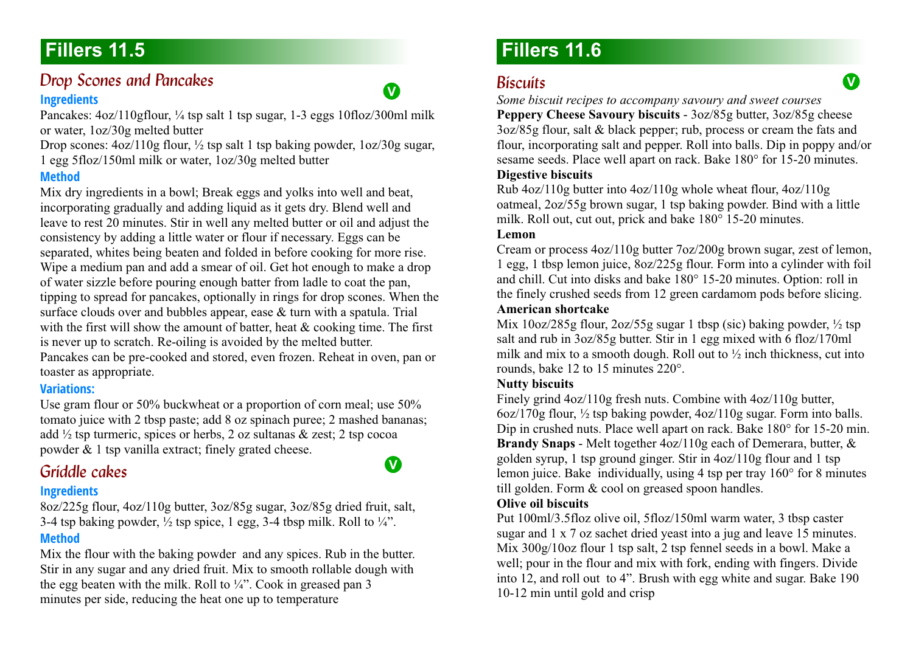# Fillers 11.5

## Drop Scones and Pancakes

V

### Ingredients

Pancakes: 4oz/110gflour, ¼ tsp salt 1 tsp sugar, 1-3 eggs 10floz/300ml milk or water, 1oz/30g melted butter

Drop scones: 4oz/110g flour, ½ tsp salt 1 tsp baking powder, 1oz/30g sugar, 1 egg 5floz/150ml milk or water, 1oz/30g melted butter

### Method

Mix dry ingredients in a bowl; Break eggs and yolks into well and beat, incorporating gradually and adding liquid as it gets dry. Blend well and leave to rest 20 minutes. Stir in well any melted butter or oil and adjust the consistency by adding a little water or flour if necessary. Eggs can be separated, whites being beaten and folded in before cooking for more rise. Wipe a medium pan and add a smear of oil. Get hot enough to make a drop of water sizzle before pouring enough batter from ladle to coat the pan, tipping to spread for pancakes, optionally in rings for drop scones. When the surface clouds over and bubbles appear, ease & turn with a spatula. Trial with the first will show the amount of batter, heat & cooking time. The first is never up to scratch. Re-oiling is avoided by the melted butter. Pancakes can be pre-cooked and stored, even frozen. Reheat in oven, pan or toaster as appropriate.

### Variations:

Use gram flour or 50% buckwheat or a proportion of corn meal; use 50% tomato juice with 2 tbsp paste; add 8 oz spinach puree; 2 mashed bananas; add ½ tsp turmeric, spices or herbs, 2 oz sultanas & zest; 2 tsp cocoa powder & 1 tsp vanilla extract; finely grated cheese.

## Griddle cakes

V

### Ingredients

8oz/225g flour, 4oz/110g butter, 3oz/85g sugar, 3oz/85g dried fruit, salt, 3-4 tsp baking powder, ½ tsp spice, 1 egg, 3-4 tbsp milk. Roll to ¼".

### Method

Mix the flour with the baking powder and any spices. Rub in the butter. Stir in any sugar and any dried fruit. Mix to smooth rollable dough with the egg beaten with the milk. Roll to ¼". Cook in greased pan 3 minutes per side, reducing the heat one up to temperature

# Fillers 11.6

## Biscuits

V

*Some biscuit recipes to accompany savoury and sweet courses*

**Peppery Cheese Savoury biscuits** - 3oz/85g butter, 3oz/85g cheese 3oz/85g flour, salt & black pepper; rub, process or cream the fats and flour, incorporating salt and pepper. Roll into balls. Dip in poppy and/or sesame seeds. Place well apart on rack. Bake 180° for 15-20 minutes.

**Digestive biscuits**

Rub 4oz/110g butter into 4oz/110g whole wheat flour, 4oz/110g oatmeal, 2oz/55g brown sugar, 1 tsp baking powder. Bind with a little milk. Roll out, cut out, prick and bake 180° 15-20 minutes.

**Lemon**

Cream or process 4oz/110g butter 7oz/200g brown sugar, zest of lemon, 1 egg, 1 tbsp lemon juice, 8oz/225g flour. Form into a cylinder with foil and chill. Cut into disks and bake 180° 15-20 minutes. Option: roll in the finely crushed seeds from 12 green cardamom pods before slicing.

**American shortcake**

Mix 10oz/285g flour, 2oz/55g sugar 1 tbsp (sic) baking powder, ½ tsp salt and rub in 3oz/85g butter. Stir in 1 egg mixed with 6 floz/170ml milk and mix to a smooth dough. Roll out to ½ inch thickness, cut into rounds, bake 12 to 15 minutes 220°.

**Nutty biscuits**

Finely grind 4oz/110g fresh nuts. Combine with 4oz/110g butter, 6oz/170g flour, ½ tsp baking powder, 4oz/110g sugar. Form into balls. Dip in crushed nuts. Place well apart on rack. Bake 180° for 15-20 min.

**Brandy Snaps** - Melt together 4oz/110g each of Demerara, butter, & golden syrup, 1 tsp ground ginger. Stir in 4oz/110g flour and 1 tsp lemon juice. Bake individually, using 4 tsp per tray 160° for 8 minutes till golden. Form & cool on greased spoon handles.

**Olive oil biscuits**

Put 100ml/3.5floz olive oil, 5floz/150ml warm water, 3 tbsp caster sugar and 1 x 7 oz sachet dried yeast into a jug and leave 15 minutes. Mix 300g/10oz flour 1 tsp salt, 2 tsp fennel seeds in a bowl. Make a well; pour in the flour and mix with fork, ending with fingers. Divide into 12, and roll out to 4". Brush with egg white and sugar. Bake 190 10-12 min until gold and crisp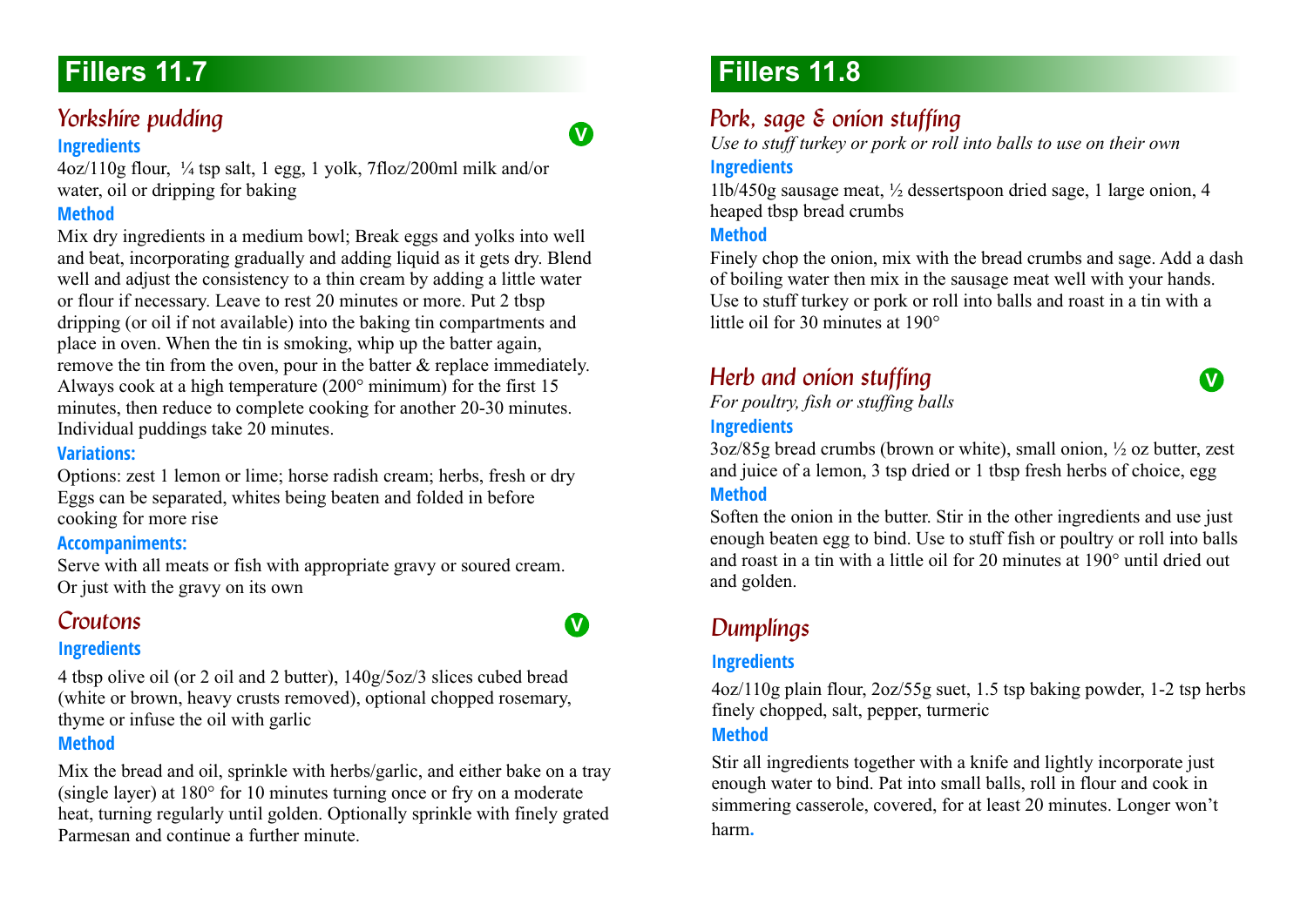# Fillers 11.7

## Yorkshire pudding

V

### Ingredients

4oz/110g flour, ¼ tsp salt, 1 egg, 1 yolk, 7floz/200ml milk and/or water, oil or dripping for baking

### Method

Mix dry ingredients in a medium bowl; Break eggs and yolks into well and beat, incorporating gradually and adding liquid as it gets dry. Blend well and adjust the consistency to a thin cream by adding a little water or flour if necessary. Leave to rest 20 minutes or more. Put 2 tbsp dripping (or oil if not available) into the baking tin compartments and place in oven. When the tin is smoking, whip up the batter again, remove the tin from the oven, pour in the batter & replace immediately. Always cook at a high temperature (200° minimum) for the first 15 minutes, then reduce to complete cooking for another 20-30 minutes. Individual puddings take 20 minutes.

### Variations:

Options: zest 1 lemon or lime; horse radish cream; herbs, fresh or dry
Eggs can be separated, whites being beaten and folded in before cooking for more rise

### Accompaniments:

Serve with all meats or fish with appropriate gravy or soured cream. Or just with the gravy on its own

## Croutons

V

### Ingredients

4 tbsp olive oil (or 2 oil and 2 butter), 140g/5oz/3 slices cubed bread (white or brown, heavy crusts removed), optional chopped rosemary, thyme or infuse the oil with garlic

### Method

Mix the bread and oil, sprinkle with herbs/garlic, and either bake on a tray (single layer) at 180° for 10 minutes turning once or fry on a moderate heat, turning regularly until golden. Optionally sprinkle with finely grated Parmesan and continue a further minute.

# Fillers 11.8

## Pork, sage & onion stuffing

*Use to stuff turkey or pork or roll into balls to use on their own*

### Ingredients

1lb/450g sausage meat, ½ dessertspoon dried sage, 1 large onion, 4 heaped tbsp bread crumbs

### Method

Finely chop the onion, mix with the bread crumbs and sage. Add a dash of boiling water then mix in the sausage meat well with your hands. Use to stuff turkey or pork or roll into balls and roast in a tin with a little oil for 30 minutes at 190°

## Herb and onion stuffing

V

*For poultry, fish or stuffing balls*

### Ingredients

3oz/85g bread crumbs (brown or white), small onion, ½ oz butter, zest and juice of a lemon, 3 tsp dried or 1 tbsp fresh herbs of choice, egg

### Method

Soften the onion in the butter. Stir in the other ingredients and use just enough beaten egg to bind. Use to stuff fish or poultry or roll into balls and roast in a tin with a little oil for 20 minutes at 190° until dried out and golden.

## Dumplings

### Ingredients

4oz/110g plain flour, 2oz/55g suet, 1.5 tsp baking powder, 1-2 tsp herbs finely chopped, salt, pepper, turmeric

### Method

Stir all ingredients together with a knife and lightly incorporate just enough water to bind. Pat into small balls, roll in flour and cook in simmering casserole, covered, for at least 20 minutes. Longer won't harm.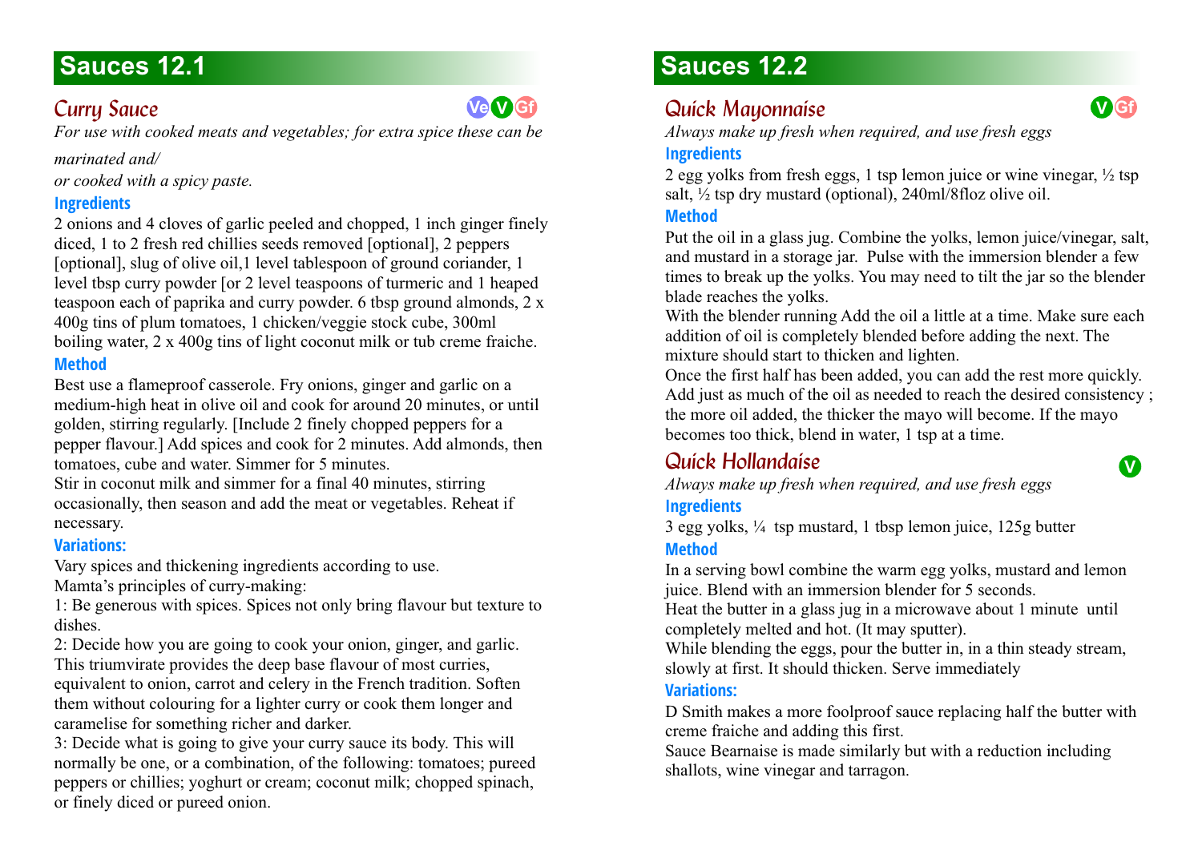## Sauces 12.1

### Curry Sauce

Ve V Gf

*For use with cooked meats and vegetables; for extra spice these can be marinated and/ or cooked with a spicy paste.*

**Ingredients**

2 onions and 4 cloves of garlic peeled and chopped, 1 inch ginger finely diced, 1 to 2 fresh red chillies seeds removed [optional], 2 peppers [optional], slug of olive oil,1 level tablespoon of ground coriander, 1 level tbsp curry powder [or 2 level teaspoons of turmeric and 1 heaped teaspoon each of paprika and curry powder. 6 tbsp ground almonds, 2 x 400g tins of plum tomatoes, 1 chicken/veggie stock cube, 300ml boiling water, 2 x 400g tins of light coconut milk or tub creme fraiche.

**Method**

Best use a flameproof casserole. Fry onions, ginger and garlic on a medium-high heat in olive oil and cook for around 20 minutes, or until golden, stirring regularly. [Include 2 finely chopped peppers for a pepper flavour.] Add spices and cook for 2 minutes. Add almonds, then tomatoes, cube and water. Simmer for 5 minutes.
Stir in coconut milk and simmer for a final 40 minutes, stirring occasionally, then season and add the meat or vegetables. Reheat if necessary.

**Variations:**

Vary spices and thickening ingredients according to use.
Mamta's principles of curry-making:
1: Be generous with spices. Spices not only bring flavour but texture to dishes.
2: Decide how you are going to cook your onion, ginger, and garlic. This triumvirate provides the deep base flavour of most curries, equivalent to onion, carrot and celery in the French tradition. Soften them without colouring for a lighter curry or cook them longer and caramelise for something richer and darker.
3: Decide what is going to give your curry sauce its body. This will normally be one, or a combination, of the following: tomatoes; pureed peppers or chillies; yoghurt or cream; coconut milk; chopped spinach, or finely diced or pureed onion.

## Sauces 12.2

### Quick Mayonnaise

V Gf

*Always make up fresh when required, and use fresh eggs*

**Ingredients**

2 egg yolks from fresh eggs, 1 tsp lemon juice or wine vinegar, ½ tsp salt, ½ tsp dry mustard (optional), 240ml/8floz olive oil.

**Method**

Put the oil in a glass jug. Combine the yolks, lemon juice/vinegar, salt, and mustard in a storage jar. Pulse with the immersion blender a few times to break up the yolks. You may need to tilt the jar so the blender blade reaches the yolks.
With the blender running Add the oil a little at a time. Make sure each addition of oil is completely blended before adding the next. The mixture should start to thicken and lighten.
Once the first half has been added, you can add the rest more quickly. Add just as much of the oil as needed to reach the desired consistency ; the more oil added, the thicker the mayo will become. If the mayo becomes too thick, blend in water, 1 tsp at a time.

### Quick Hollandaise

V

*Always make up fresh when required, and use fresh eggs*

**Ingredients**

3 egg yolks, ¼ tsp mustard, 1 tbsp lemon juice, 125g butter

**Method**

In a serving bowl combine the warm egg yolks, mustard and lemon juice. Blend with an immersion blender for 5 seconds.
Heat the butter in a glass jug in a microwave about 1 minute until completely melted and hot. (It may sputter).
While blending the eggs, pour the butter in, in a thin steady stream, slowly at first. It should thicken. Serve immediately

**Variations:**

D Smith makes a more foolproof sauce replacing half the butter with creme fraiche and adding this first.
Sauce Bearnaise is made similarly but with a reduction including shallots, wine vinegar and tarragon.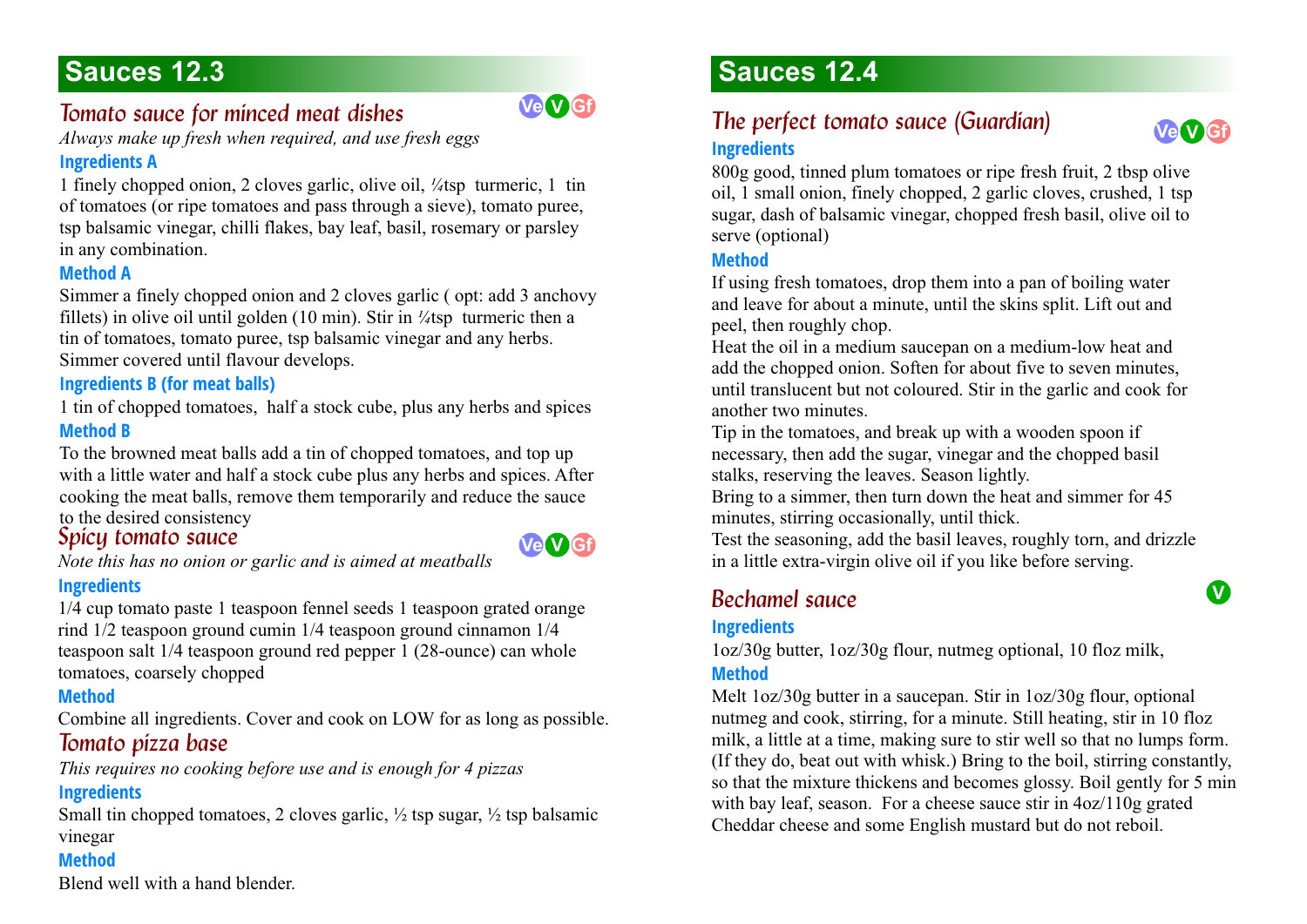## Sauces 12.3

### *Tomato sauce for minced meat dishes*

Ve V Gf

*Always make up fresh when required, and use fresh eggs*

**Ingredients A**

1 finely chopped onion, 2 cloves garlic, olive oil, ¼tsp turmeric, 1 tin of tomatoes (or ripe tomatoes and pass through a sieve), tomato puree, tsp balsamic vinegar, chilli flakes, bay leaf, basil, rosemary or parsley in any combination.

**Method A**

Simmer a finely chopped onion and 2 cloves garlic ( opt: add 3 anchovy fillets) in olive oil until golden (10 min). Stir in ¼tsp turmeric then a tin of tomatoes, tomato puree, tsp balsamic vinegar and any herbs. Simmer covered until flavour develops.

**Ingredients B (for meat balls)**

1 tin of chopped tomatoes, half a stock cube, plus any herbs and spices

**Method B**

To the browned meat balls add a tin of chopped tomatoes, and top up with a little water and half a stock cube plus any herbs and spices. After cooking the meat balls, remove them temporarily and reduce the sauce to the desired consistency

### *Spicy tomato sauce*

Ve V Gf

*Note this has no onion or garlic and is aimed at meatballs*

**Ingredients**

1/4 cup tomato paste 1 teaspoon fennel seeds 1 teaspoon grated orange rind 1/2 teaspoon ground cumin 1/4 teaspoon ground cinnamon 1/4 teaspoon salt 1/4 teaspoon ground red pepper 1 (28-ounce) can whole tomatoes, coarsely chopped

**Method**

Combine all ingredients. Cover and cook on LOW for as long as possible.

### *Tomato pizza base*

*This requires no cooking before use and is enough for 4 pizzas*

**Ingredients**

Small tin chopped tomatoes, 2 cloves garlic, ½ tsp sugar, ½ tsp balsamic vinegar

**Method**

Blend well with a hand blender.

## Sauces 12.4

### *The perfect tomato sauce (Guardian)*

Ve V Gf

**Ingredients**

800g good, tinned plum tomatoes or ripe fresh fruit, 2 tbsp olive oil, 1 small onion, finely chopped, 2 garlic cloves, crushed, 1 tsp sugar, dash of balsamic vinegar, chopped fresh basil, olive oil to serve (optional)

**Method**

If using fresh tomatoes, drop them into a pan of boiling water and leave for about a minute, until the skins split. Lift out and peel, then roughly chop.

Heat the oil in a medium saucepan on a medium-low heat and add the chopped onion. Soften for about five to seven minutes, until translucent but not coloured. Stir in the garlic and cook for another two minutes.

Tip in the tomatoes, and break up with a wooden spoon if necessary, then add the sugar, vinegar and the chopped basil stalks, reserving the leaves. Season lightly.

Bring to a simmer, then turn down the heat and simmer for 45 minutes, stirring occasionally, until thick.

Test the seasoning, add the basil leaves, roughly torn, and drizzle in a little extra-virgin olive oil if you like before serving.

### *Bechamel sauce*

V

**Ingredients**

1oz/30g butter, 1oz/30g flour, nutmeg optional, 10 floz milk,

**Method**

Melt 1oz/30g butter in a saucepan. Stir in 1oz/30g flour, optional nutmeg and cook, stirring, for a minute. Still heating, stir in 10 floz milk, a little at a time, making sure to stir well so that no lumps form. (If they do, beat out with whisk.) Bring to the boil, stirring constantly, so that the mixture thickens and becomes glossy. Boil gently for 5 min with bay leaf, season. For a cheese sauce stir in 4oz/110g grated Cheddar cheese and some English mustard but do not reboil.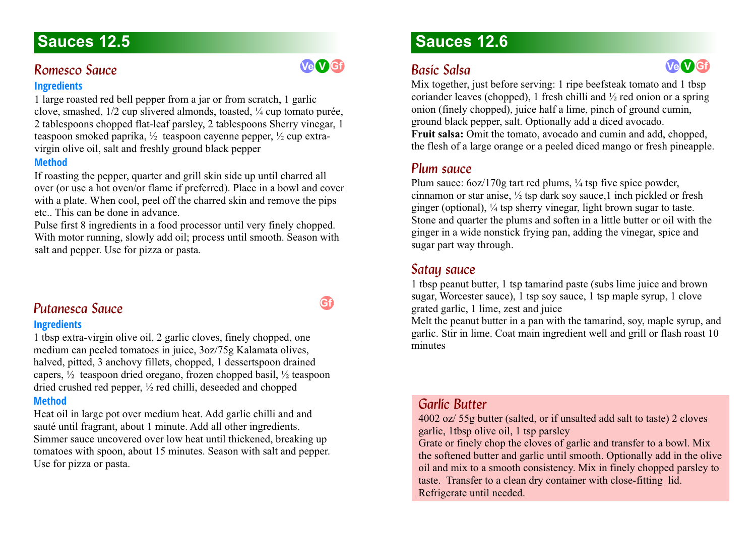## Sauces 12.5

### Romesco Sauce

Ve V Gf

**Ingredients**

1 large roasted red bell pepper from a jar or from scratch, 1 garlic clove, smashed, 1/2 cup slivered almonds, toasted, ¼ cup tomato purée, 2 tablespoons chopped flat-leaf parsley, 2 tablespoons Sherry vinegar, 1 teaspoon smoked paprika, ½ teaspoon cayenne pepper, ½ cup extra-virgin olive oil, salt and freshly ground black pepper

**Method**

If roasting the pepper, quarter and grill skin side up until charred all over (or use a hot oven/or flame if preferred). Place in a bowl and cover with a plate. When cool, peel off the charred skin and remove the pips etc.. This can be done in advance.

Pulse first 8 ingredients in a food processor until very finely chopped. With motor running, slowly add oil; process until smooth. Season with salt and pepper. Use for pizza or pasta.

### Putanesca Sauce

Gf

**Ingredients**

1 tbsp extra-virgin olive oil, 2 garlic cloves, finely chopped, one medium can peeled tomatoes in juice, 3oz/75g Kalamata olives, halved, pitted, 3 anchovy fillets, chopped, 1 dessertspoon drained capers, ½ teaspoon dried oregano, frozen chopped basil, ½ teaspoon dried crushed red pepper, ½ red chilli, deseeded and chopped

**Method**

Heat oil in large pot over medium heat. Add garlic chilli and and sauté until fragrant, about 1 minute. Add all other ingredients. Simmer sauce uncovered over low heat until thickened, breaking up tomatoes with spoon, about 15 minutes. Season with salt and pepper. Use for pizza or pasta.

## Sauces 12.6

### Basic Salsa

Ve V Gf

Mix together, just before serving: 1 ripe beefsteak tomato and 1 tbsp coriander leaves (chopped), 1 fresh chilli and ½ red onion or a spring onion (finely chopped), juice half a lime, pinch of ground cumin, ground black pepper, salt. Optionally add a diced avocado.

**Fruit salsa:** Omit the tomato, avocado and cumin and add, chopped, the flesh of a large orange or a peeled diced mango or fresh pineapple.

### Plum sauce

Plum sauce: 6oz/170g tart red plums, ¼ tsp five spice powder, cinnamon or star anise, ½ tsp dark soy sauce,1 inch pickled or fresh ginger (optional), ¼ tsp sherry vinegar, light brown sugar to taste. Stone and quarter the plums and soften in a little butter or oil with the ginger in a wide nonstick frying pan, adding the vinegar, spice and sugar part way through.

### Satay sauce

1 tbsp peanut butter, 1 tsp tamarind paste (subs lime juice and brown sugar, Worcester sauce), 1 tsp soy sauce, 1 tsp maple syrup, 1 clove grated garlic, 1 lime, zest and juice

Melt the peanut butter in a pan with the tamarind, soy, maple syrup, and garlic. Stir in lime. Coat main ingredient well and grill or flash roast 10 minutes

### Garlic Butter

4002 oz/ 55g butter (salted, or if unsalted add salt to taste) 2 cloves garlic, 1tbsp olive oil, 1 tsp parsley

Grate or finely chop the cloves of garlic and transfer to a bowl. Mix the softened butter and garlic until smooth. Optionally add in the olive oil and mix to a smooth consistency. Mix in finely chopped parsley to taste. Transfer to a clean dry container with close-fitting lid. Refrigerate until needed.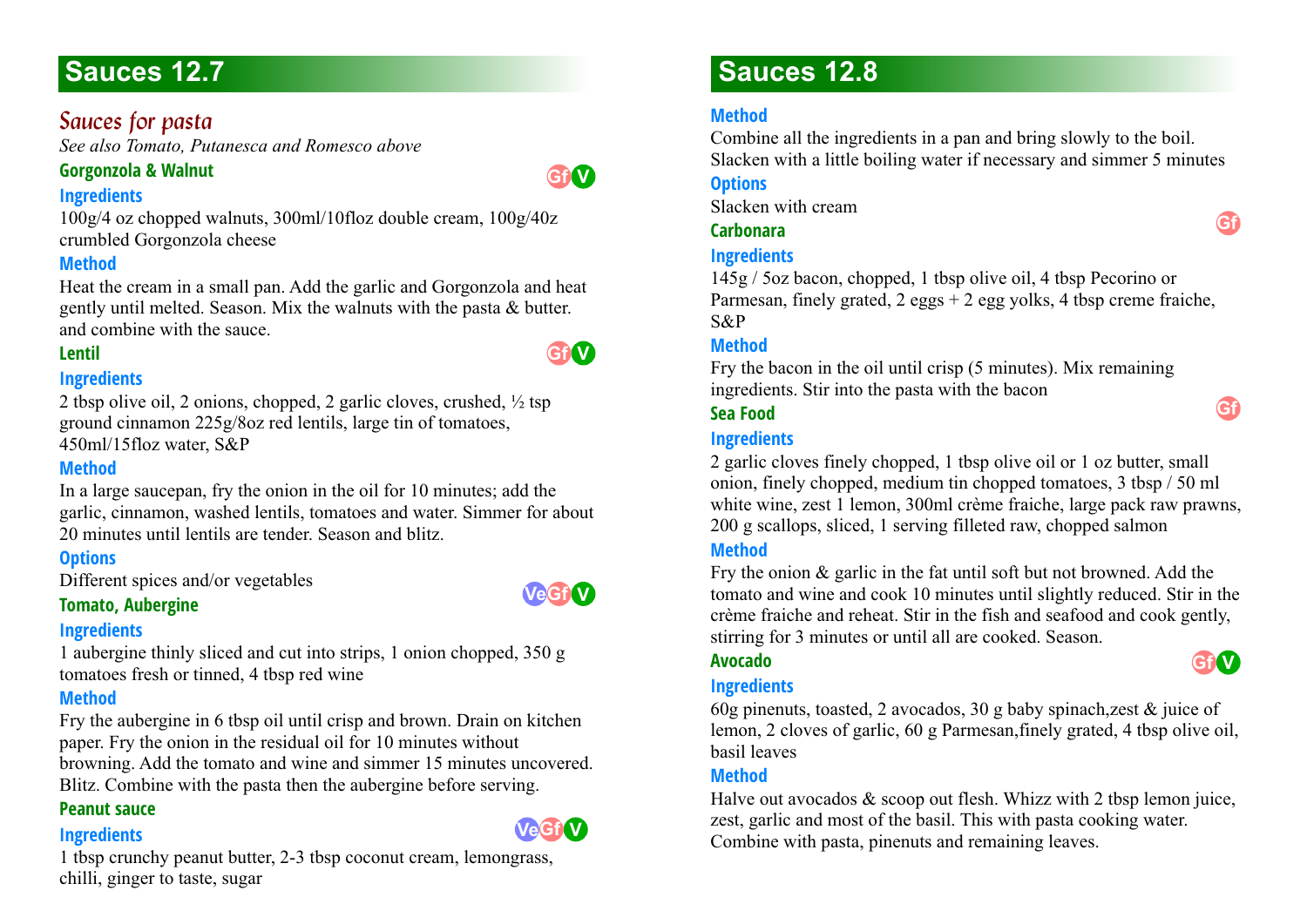# Sauces 12.7

## *Sauces for pasta*

*See also Tomato, Putanesca and Romesco above*

### Gorgonzola & Walnut

Gf V

**Ingredients**

100g/4 oz chopped walnuts, 300ml/10floz double cream, 100g/40z crumbled Gorgonzola cheese

**Method**

Heat the cream in a small pan. Add the garlic and Gorgonzola and heat gently until melted. Season. Mix the walnuts with the pasta & butter. and combine with the sauce.

### Lentil

Gf V

**Ingredients**

2 tbsp olive oil, 2 onions, chopped, 2 garlic cloves, crushed, ½ tsp ground cinnamon 225g/8oz red lentils, large tin of tomatoes, 450ml/15floz water, S&P

**Method**

In a large saucepan, fry the onion in the oil for 10 minutes; add the garlic, cinnamon, washed lentils, tomatoes and water. Simmer for about 20 minutes until lentils are tender. Season and blitz.

**Options**

Different spices and/or vegetables

### Tomato, Aubergine

Ve Gf V

**Ingredients**

1 aubergine thinly sliced and cut into strips, 1 onion chopped, 350 g tomatoes fresh or tinned, 4 tbsp red wine

**Method**

Fry the aubergine in 6 tbsp oil until crisp and brown. Drain on kitchen paper. Fry the onion in the residual oil for 10 minutes without browning. Add the tomato and wine and simmer 15 minutes uncovered. Blitz. Combine with the pasta then the aubergine before serving.

### Peanut sauce

Ve Gf V

**Ingredients**

1 tbsp crunchy peanut butter, 2-3 tbsp coconut cream, lemongrass, chilli, ginger to taste, sugar

# Sauces 12.8

**Method**

Combine all the ingredients in a pan and bring slowly to the boil. Slacken with a little boiling water if necessary and simmer 5 minutes

**Options**

Slacken with cream

### Carbonara

Gf

**Ingredients**

145g / 5oz bacon, chopped, 1 tbsp olive oil, 4 tbsp Pecorino or Parmesan, finely grated, 2 eggs + 2 egg yolks, 4 tbsp creme fraiche, S&P

**Method**

Fry the bacon in the oil until crisp (5 minutes). Mix remaining ingredients. Stir into the pasta with the bacon

### Sea Food

Gf

**Ingredients**

2 garlic cloves finely chopped, 1 tbsp olive oil or 1 oz butter, small onion, finely chopped, medium tin chopped tomatoes, 3 tbsp / 50 ml white wine, zest 1 lemon, 300ml crème fraiche, large pack raw prawns, 200 g scallops, sliced, 1 serving filleted raw, chopped salmon

**Method**

Fry the onion & garlic in the fat until soft but not browned. Add the tomato and wine and cook 10 minutes until slightly reduced. Stir in the crème fraiche and reheat. Stir in the fish and seafood and cook gently, stirring for 3 minutes or until all are cooked. Season.

### Avocado

Gf V

**Ingredients**

60g pinenuts, toasted, 2 avocados, 30 g baby spinach,zest & juice of lemon, 2 cloves of garlic, 60 g Parmesan,finely grated, 4 tbsp olive oil, basil leaves

**Method**

Halve out avocados & scoop out flesh. Whizz with 2 tbsp lemon juice, zest, garlic and most of the basil. This with pasta cooking water. Combine with pasta, pinenuts and remaining leaves.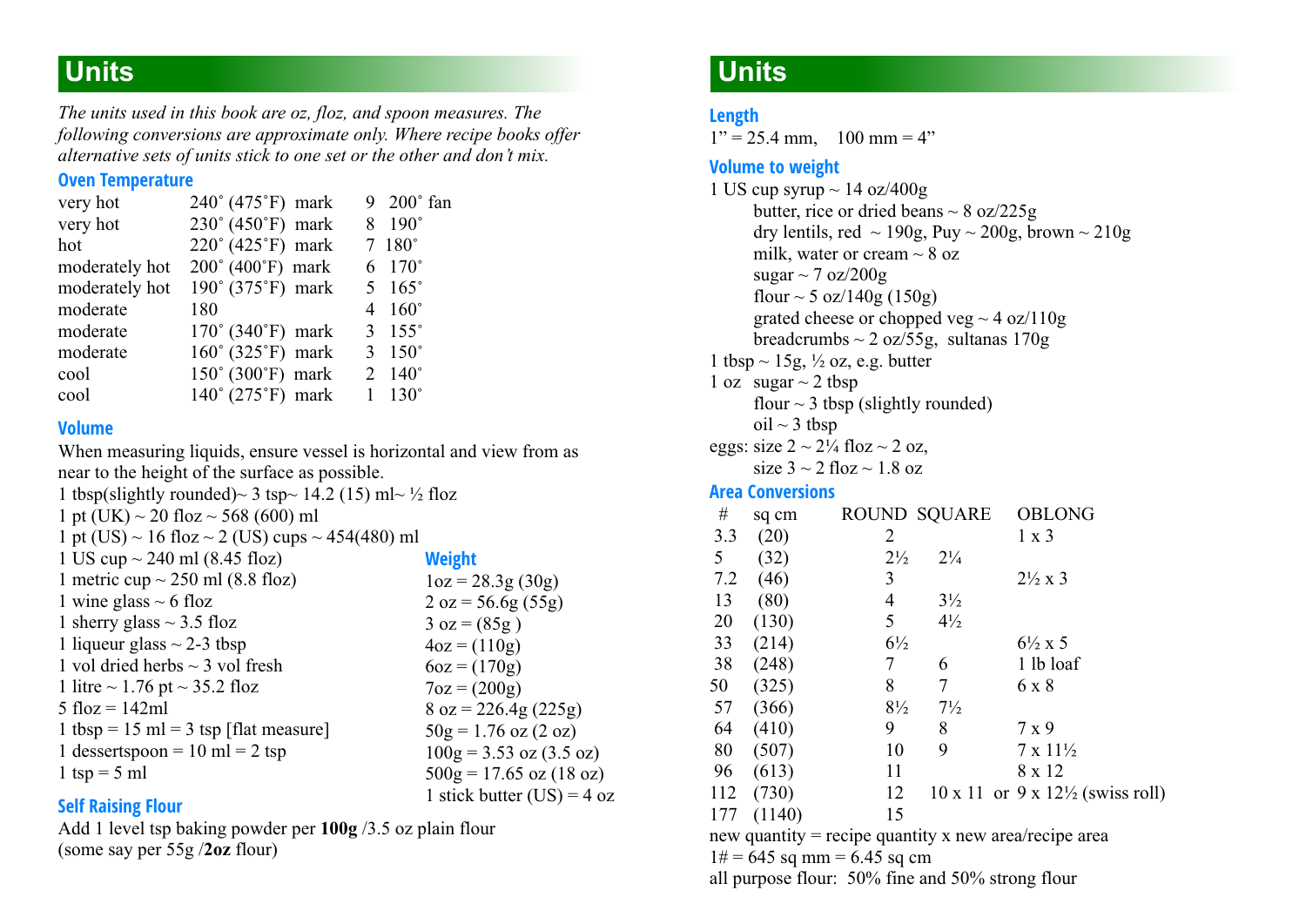# Units

*The units used in this book are oz, floz, and spoon measures. The following conversions are approximate only. Where recipe books offer alternative sets of units stick to one set or the other and don't mix.*

### Oven Temperature

| | | | |
|---|---|---|---|
| very hot | 240˚ (475˚F) mark | 9 | 200˚ fan |
| very hot | 230˚ (450˚F) mark | 8 | 190˚ |
| hot | 220˚ (425˚F) mark | 7 | 180˚ |
| moderately hot | 200˚ (400˚F) mark | 6 | 170˚ |
| moderately hot | 190˚ (375˚F) mark | 5 | 165˚ |
| moderate | 180 | 4 | 160˚ |
| moderate | 170˚ (340˚F) mark | 3 | 155˚ |
| moderate | 160˚ (325˚F) mark | 3 | 150˚ |
| cool | 150˚ (300˚F) mark | 2 | 140˚ |
| cool | 140˚ (275˚F) mark | 1 | 130˚ |

### Volume

When measuring liquids, ensure vessel is horizontal and view from as near to the height of the surface as possible.

1 tbsp(slightly rounded)~ 3 tsp~ 14.2 (15) ml~ ½ floz
1 pt (UK) ~ 20 floz ~ 568 (600) ml
1 pt (US) ~ 16 floz ~ 2 (US) cups ~ 454(480) ml
1 US cup ~ 240 ml (8.45 floz)
1 metric cup ~ 250 ml (8.8 floz)
1 wine glass ~ 6 floz
1 sherry glass ~ 3.5 floz
1 liqueur glass ~ 2-3 tbsp
1 vol dried herbs ~ 3 vol fresh
1 litre ~ 1.76 pt ~ 35.2 floz
5 floz = 142ml
1 tbsp = 15 ml = 3 tsp [flat measure]
1 dessertspoon = 10 ml = 2 tsp
1 tsp = 5 ml

### Weight

1oz = 28.3g (30g)
2 oz = 56.6g (55g)
3 oz = (85g )
4oz = (110g)
6oz = (170g)
7oz = (200g)
8 oz = 226.4g (225g)
50g = 1.76 oz (2 oz)
100g = 3.53 oz (3.5 oz)
500g = 17.65 oz (18 oz)
1 stick butter (US) = 4 oz

### Self Raising Flour

Add 1 level tsp baking powder per **100g** /3.5 oz plain flour (some say per 55g /**2oz** flour)

# Units

### Length

1" = 25.4 mm, 100 mm = 4"

### Volume to weight

1 US cup syrup ~ 14 oz/400g
- butter, rice or dried beans ~ 8 oz/225g
- dry lentils, red ~ 190g, Puy ~ 200g, brown ~ 210g
- milk, water or cream ~ 8 oz
- sugar ~ 7 oz/200g
- flour ~ 5 oz/140g (150g)
- grated cheese or chopped veg ~ 4 oz/110g
- breadcrumbs ~ 2 oz/55g, sultanas 170g

1 tbsp ~ 15g, ½ oz, e.g. butter

1 oz sugar ~ 2 tbsp
- flour ~ 3 tbsp (slightly rounded)
- oil ~ 3 tbsp

eggs: size 2 ~ 2¼ floz ~ 2 oz,
- size 3 ~ 2 floz ~ 1.8 oz

### Area Conversions

| # | sq cm | ROUND | SQUARE | OBLONG |
|---|---|---|---|---|
| 3.3 | (20) | 2 | | 1 x 3 |
| 5 | (32) | 2½ | 2¼ | |
| 7.2 | (46) | 3 | | 2½ x 3 |
| 13 | (80) | 4 | 3½ | |
| 20 | (130) | 5 | 4½ | |
| 33 | (214) | 6½ | | 6½ x 5 |
| 38 | (248) | 7 | 6 | 1 lb loaf |
| 50 | (325) | 8 | 7 | 6 x 8 |
| 57 | (366) | 8½ | 7½ | |
| 64 | (410) | 9 | 8 | 7 x 9 |
| 80 | (507) | 10 | 9 | 7 x 11½ |
| 96 | (613) | 11 | | 8 x 12 |
| 112 | (730) | 12 | 10 x 11 or | 9 x 12½ (swiss roll) |
| 177 | (1140) | 15 | | |

new quantity = recipe quantity x new area/recipe area
1# = 645 sq mm = 6.45 sq cm
all purpose flour: 50% fine and 50% strong flour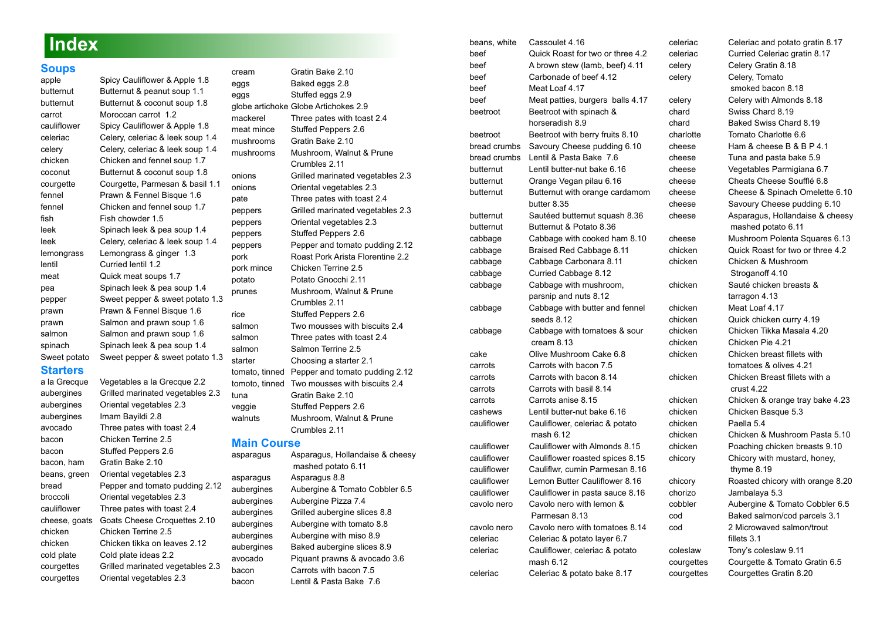# Index

## Soups

| | |
|---|---|
| apple | Spicy Cauliflower & Apple 1.8 |
| butternut | Butternut & peanut soup 1.1 |
| butternut | Butternut & coconut soup 1.8 |
| carrot | Moroccan carrot 1.2 |
| cauliflower | Spicy Cauliflower & Apple 1.8 |
| celeriac | Celery, celeriac & leek soup 1.4 |
| celery | Celery, celeriac & leek soup 1.4 |
| chicken | Chicken and fennel soup 1.7 |
| coconut | Butternut & coconut soup 1.8 |
| courgette | Courgette, Parmesan & basil 1.1 |
| fennel | Prawn & Fennel Bisque 1.6 |
| fennel | Chicken and fennel soup 1.7 |
| fish | Fish chowder 1.5 |
| leek | Spinach leek & pea soup 1.4 |
| leek | Celery, celeriac & leek soup 1.4 |
| lemongrass | Lemongrass & ginger 1.3 |
| lentil | Curried lentil 1.2 |
| meat | Quick meat soups 1.7 |
| pea | Spinach leek & pea soup 1.4 |
| pepper | Sweet pepper & sweet potato 1.3 |
| prawn | Prawn & Fennel Bisque 1.6 |
| prawn | Salmon and prawn soup 1.6 |
| salmon | Salmon and prawn soup 1.6 |
| spinach | Spinach leek & pea soup 1.4 |
| Sweet potato | Sweet pepper & sweet potato 1.3 |

## Starters

| | |
|---|---|
| a la Grecque | Vegetables a la Grecque 2.2 |
| aubergines | Grilled marinated vegetables 2.3 |
| aubergines | Oriental vegetables 2.3 |
| aubergines | Imam Bayildi 2.8 |
| avocado | Three pates with toast 2.4 |
| bacon | Chicken Terrine 2.5 |
| bacon | Stuffed Peppers 2.6 |
| bacon, ham | Gratin Bake 2.10 |
| beans, green | Oriental vegetables 2.3 |
| bread | Pepper and tomato pudding 2.12 |
| broccoli | Oriental vegetables 2.3 |
| cauliflower | Three pates with toast 2.4 |
| cheese, goats | Goats Cheese Croquettes 2.10 |
| chicken | Chicken Terrine 2.5 |
| chicken | Chicken tikka on leaves 2.12 |
| cold plate | Cold plate ideas 2.2 |
| courgettes | Grilled marinated vegetables 2.3 |
| courgettes | Oriental vegetables 2.3 |
| cream | Gratin Bake 2.10 |
| eggs | Baked eggs 2.8 |
| eggs | Stuffed eggs 2.9 |
| globe artichoke | Globe Artichokes 2.9 |
| mackerel | Three pates with toast 2.4 |
| meat mince | Stuffed Peppers 2.6 |
| mushrooms | Gratin Bake 2.10 |
| mushrooms | Mushroom, Walnut & Prune Crumbles 2.11 |
| onions | Grilled marinated vegetables 2.3 |
| onions | Oriental vegetables 2.3 |
| pate | Three pates with toast 2.4 |
| peppers | Grilled marinated vegetables 2.3 |
| peppers | Oriental vegetables 2.3 |
| peppers | Stuffed Peppers 2.6 |
| peppers | Pepper and tomato pudding 2.12 |
| pork | Roast Pork Arista Florentine 2.2 |
| pork mince | Chicken Terrine 2.5 |
| potato | Potato Gnocchi 2.11 |
| prunes | Mushroom, Walnut & Prune Crumbles 2.11 |
| rice | Stuffed Peppers 2.6 |
| salmon | Two mousses with biscuits 2.4 |
| salmon | Three pates with toast 2.4 |
| salmon | Salmon Terrine 2.5 |
| starter | Choosing a starter 2.1 |
| tomato, tinned | Pepper and tomato pudding 2.12 |
| tomoto, tinned | Two mousses with biscuits 2.4 |
| tuna | Gratin Bake 2.10 |
| veggie | Stuffed Peppers 2.6 |
| walnuts | Mushroom, Walnut & Prune Crumbles 2.11 |

## Main Course

| | |
|---|---|
| asparagus | Asparagus, Hollandaise & cheesy mashed potato 6.11 |
| asparagus | Asparagus 8.8 |
| aubergines | Aubergine & Tomato Cobbler 6.5 |
| aubergines | Aubergine Pizza 7.4 |
| aubergines | Grilled aubergine slices 8.8 |
| aubergines | Aubergine with tomato 8.8 |
| aubergines | Aubergine with miso 8.9 |
| aubergines | Baked aubergine slices 8.9 |
| avocado | Piquant prawns & avocado 3.6 |
| bacon | Carrots with bacon 7.5 |
| bacon | Lentil & Pasta Bake 7.6 |
| beans, white | Cassoulet 4.16 |
| beef | Quick Roast for two or three 4.2 |
| beef | A brown stew (lamb, beef) 4.11 |
| beef | Carbonade of beef 4.12 |
| beef | Meat Loaf 4.17 |
| beef | Meat patties, burgers balls 4.17 |
| beetroot | Beetroot with spinach & horseradish 8.9 |
| beetroot | Beetroot with berry fruits 8.10 |
| bread crumbs | Savoury Cheese pudding 6.10 |
| bread crumbs | Lentil & Pasta Bake 7.6 |
| butternut | Lentil butter-nut bake 6.16 |
| butternut | Orange Vegan pilau 6.16 |
| butternut | Butternut with orange cardamom butter 8.35 |
| butternut | Sautéed butternut squash 8.36 |
| butternut | Butternut & Potato 8.36 |
| cabbage | Cabbage with cooked ham 8.10 |
| cabbage | Braised Red Cabbage 8.11 |
| cabbage | Cabbage Carbonara 8.11 |
| cabbage | Curried Cabbage 8.12 |
| cabbage | Cabbage with mushroom, parsnip and nuts 8.12 |
| cabbage | Cabbage with butter and fennel seeds 8.12 |
| cabbage | Cabbage with tomatoes & sour cream 8.13 |
| cake | Olive Mushroom Cake 6.8 |
| carrots | Carrots with bacon 7.5 |
| carrots | Carrots with bacon 8.14 |
| carrots | Carrots with basil 8.14 |
| carrots | Carrots anise 8.15 |
| cashews | Lentil butter-nut bake 6.16 |
| cauliflower | Cauliflower, celeriac & potato mash 6.12 |
| cauliflower | Cauliflower with Almonds 8.15 |
| cauliflower | Cauliflower roasted spices 8.15 |
| cauliflower | Cauliflwr, cumin Parmesan 8.16 |
| cauliflower | Lemon Butter Cauliflower 8.16 |
| cauliflower | Cauliflower in pasta sauce 8.16 |
| cavolo nero | Cavolo nero with lemon & Parmesan 8.13 |
| cavolo nero | Cavolo nero with tomatoes 8.14 |
| celeriac | Celeriac & potato layer 6.7 |
| celeriac | Cauliflower, celeriac & potato mash 6.12 |
| celeriac | Celeriac & potato bake 8.17 |
| celeriac | Celeriac and potato gratin 8.17 |
| celeriac | Curried Celeriac gratin 8.17 |
| celery | Celery Gratin 8.18 |
| celery | Celery, Tomato smoked bacon 8.18 |
| celery | Celery with Almonds 8.18 |
| chard | Swiss Chard 8.19 |
| chard | Baked Swiss Chard 8.19 |
| charlotte | Tomato Charlotte 6.6 |
| cheese | Ham & cheese B & B P 4.1 |
| cheese | Tuna and pasta bake 5.9 |
| cheese | Vegetables Parmigiana 6.7 |
| cheese | Cheats Cheese Soufflé 6.8 |
| cheese | Cheese & Spinach Omelette 6.10 |
| cheese | Savoury Cheese pudding 6.10 |
| cheese | Asparagus, Hollandaise & cheesy mashed potato 6.11 |
| cheese | Mushroom Polenta Squares 6.13 |
| chicken | Quick Roast for two or three 4.2 |
| chicken | Chicken & Mushroom Stroganoff 4.10 |
| chicken | Sauté chicken breasts & tarragon 4.13 |
| chicken | Meat Loaf 4.17 |
| chicken | Quick chicken curry 4.19 |
| chicken | Chicken Tikka Masala 4.20 |
| chicken | Chicken Pie 4.21 |
| chicken | Chicken breast fillets with tomatoes & olives 4.21 |
| chicken | Chicken Breast fillets with a crust 4.22 |
| chicken | Chicken & orange tray bake 4.23 |
| chicken | Chicken Basque 5.3 |
| chicken | Paella 5.4 |
| chicken | Chicken & Mushroom Pasta 5.10 |
| chicken | Poaching chicken breasts 9.10 |
| chicory | Chicory with mustard, honey, thyme 8.19 |
| chicory | Roasted chicory with orange 8.20 |
| chorizo | Jambalaya 5.3 |
| cobbler | Aubergine & Tomato Cobbler 6.5 |
| cod | Baked salmon/cod parcels 3.1 |
| cod | 2 Microwaved salmon/trout fillets 3.1 |
| coleslaw | Tony's coleslaw 9.11 |
| courgettes | Courgette & Tomato Gratin 6.5 |
| courgettes | Courgettes Gratin 8.20 |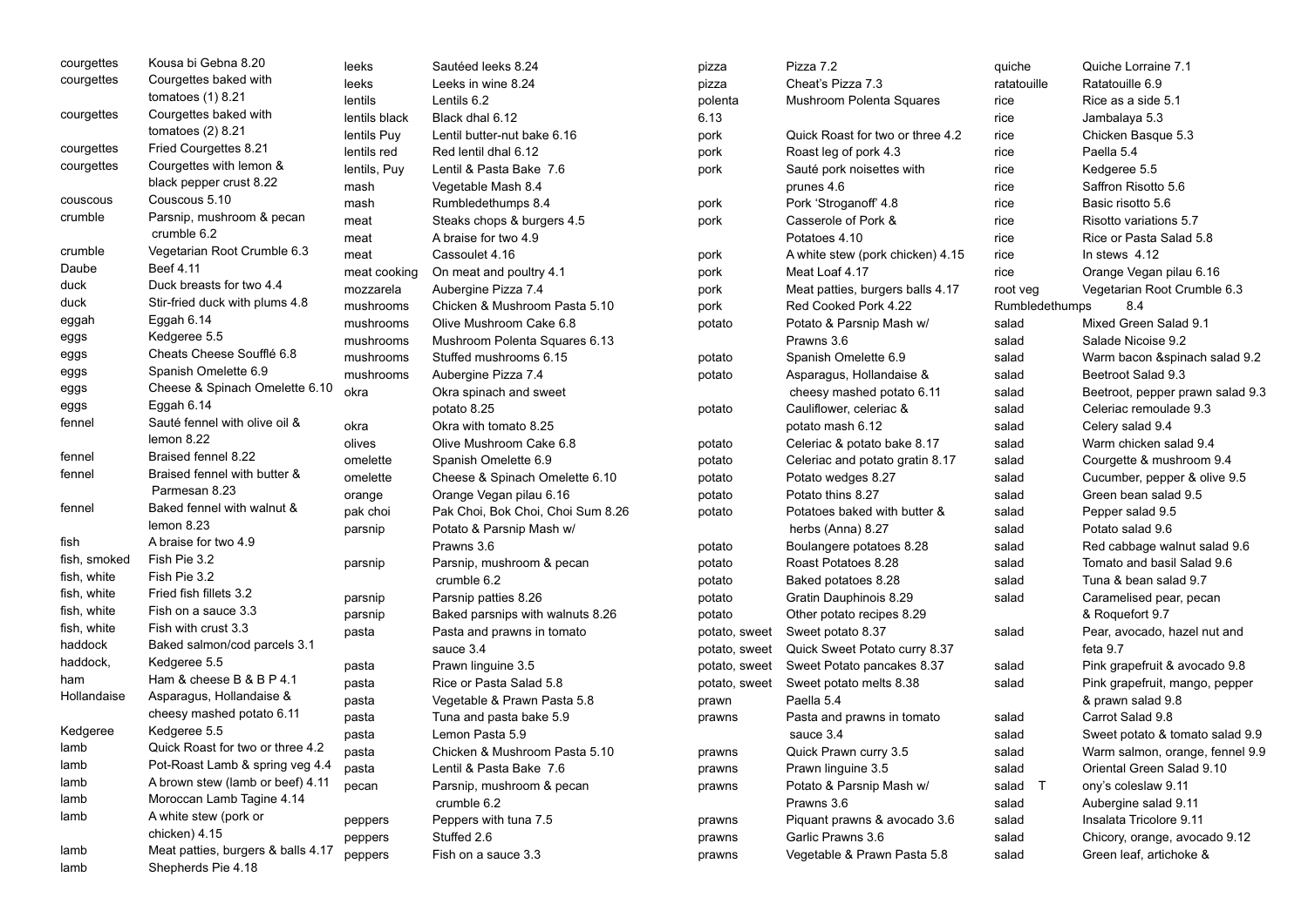| | |
|---|---|
| courgettes | Kousa bi Gebna 8.20 |
| courgettes | Courgettes baked with tomatoes (1) 8.21 |
| courgettes | Courgettes baked with tomatoes (2) 8.21 |
| courgettes | Fried Courgettes 8.21 |
| courgettes | Courgettes with lemon & black pepper crust 8.22 |
| couscous | Couscous 5.10 |
| crumble | Parsnip, mushroom & pecan crumble 6.2 |
| crumble | Vegetarian Root Crumble 6.3 |
| Daube | Beef 4.11 |
| duck | Duck breasts for two 4.4 |
| duck | Stir-fried duck with plums 4.8 |
| eggah | Eggah 6.14 |
| eggs | Kedgeree 5.5 |
| eggs | Cheats Cheese Soufflé 6.8 |
| eggs | Spanish Omelette 6.9 |
| eggs | Cheese & Spinach Omelette 6.10 |
| eggs | Eggah 6.14 |
| fennel | Sauté fennel with olive oil & lemon 8.22 |
| fennel | Braised fennel 8.22 |
| fennel | Braised fennel with butter & Parmesan 8.23 |
| fennel | Baked fennel with walnut & lemon 8.23 |
| fish | A braise for two 4.9 |
| fish, smoked | Fish Pie 3.2 |
| fish, white | Fish Pie 3.2 |
| fish, white | Fried fish fillets 3.2 |
| fish, white | Fish on a sauce 3.3 |
| fish, white | Fish with crust 3.3 |
| haddock | Baked salmon/cod parcels 3.1 |
| haddock, | Kedgeree 5.5 |
| ham | Ham & cheese B & B P 4.1 |
| Hollandaise | Asparagus, Hollandaise & cheesy mashed potato 6.11 |
| Kedgeree | Kedgeree 5.5 |
| lamb | Quick Roast for two or three 4.2 |
| lamb | Pot-Roast Lamb & spring veg 4.4 |
| lamb | A brown stew (lamb or beef) 4.11 |
| lamb | Moroccan Lamb Tagine 4.14 |
| lamb | A white stew (pork or chicken) 4.15 |
| lamb | Meat patties, burgers & balls 4.17 |
| lamb | Shepherds Pie 4.18 |
| leeks | Sautéed leeks 8.24 |
| leeks | Leeks in wine 8.24 |
| lentils | Lentils 6.2 |
| lentils black | Black dhal 6.12 |
| lentils Puy | Lentil butter-nut bake 6.16 |
| lentils red | Red lentil dhal 6.12 |
| lentils, Puy | Lentil & Pasta Bake 7.6 |
| mash | Vegetable Mash 8.4 |
| mash | Rumbledethumps 8.4 |
| meat | Steaks chops & burgers 4.5 |
| meat | A braise for two 4.9 |
| meat | Cassoulet 4.16 |
| meat cooking | On meat and poultry 4.1 |
| mozzarela | Aubergine Pizza 7.4 |
| mushrooms | Chicken & Mushroom Pasta 5.10 |
| mushrooms | Olive Mushroom Cake 6.8 |
| mushrooms | Mushroom Polenta Squares 6.13 |
| mushrooms | Stuffed mushrooms 6.15 |
| mushrooms | Aubergine Pizza 7.4 |
| okra | Okra spinach and sweet potato 8.25 |
| okra | Okra with tomato 8.25 |
| olives | Olive Mushroom Cake 6.8 |
| omelette | Spanish Omelette 6.9 |
| omelette | Cheese & Spinach Omelette 6.10 |
| orange | Orange Vegan pilau 6.16 |
| pak choi | Pak Choi, Bok Choi, Choi Sum 8.26 |
| parsnip | Potato & Parsnip Mash w/ Prawns 3.6 |
| parsnip | Parsnip, mushroom & pecan crumble 6.2 |
| parsnip | Parsnip patties 8.26 |
| parsnip | Baked parsnips with walnuts 8.26 |
| pasta | Pasta and prawns in tomato sauce 3.4 |
| pasta | Prawn linguine 3.5 |
| pasta | Rice or Pasta Salad 5.8 |
| pasta | Vegetable & Prawn Pasta 5.8 |
| pasta | Tuna and pasta bake 5.9 |
| pasta | Lemon Pasta 5.9 |
| pasta | Chicken & Mushroom Pasta 5.10 |
| pasta | Lentil & Pasta Bake 7.6 |
| pecan | Parsnip, mushroom & pecan crumble 6.2 |
| peppers | Peppers with tuna 7.5 |
| peppers | Stuffed 2.6 |
| peppers | Fish on a sauce 3.3 |
| pizza | Pizza 7.2 |
| pizza | Cheat's Pizza 7.3 |
| polenta | Mushroom Polenta Squares 6.13 |
| pork | Quick Roast for two or three 4.2 |
| pork | Roast leg of pork 4.3 |
| pork | Sauté pork noisettes with prunes 4.6 |
| pork | Pork 'Stroganoff' 4.8 |
| pork | Casserole of Pork & Potatoes 4.10 |
| pork | A white stew (pork chicken) 4.15 |
| pork | Meat Loaf 4.17 |
| pork | Meat patties, burgers balls 4.17 |
| pork | Red Cooked Pork 4.22 |
| potato | Potato & Parsnip Mash w/ Prawns 3.6 |
| potato | Spanish Omelette 6.9 |
| potato | Asparagus, Hollandaise & cheesy mashed potato 6.11 |
| potato | Cauliflower, celeriac & potato mash 6.12 |
| potato | Celeriac & potato bake 8.17 |
| potato | Celeriac and potato gratin 8.17 |
| potato | Potato wedges 8.27 |
| potato | Potato thins 8.27 |
| potato | Potatoes baked with butter & herbs (Anna) 8.27 |
| potato | Boulangere potatoes 8.28 |
| potato | Roast Potatoes 8.28 |
| potato | Baked potatoes 8.28 |
| potato | Gratin Dauphinois 8.29 |
| potato | Other potato recipes 8.29 |
| potato, sweet | Sweet potato 8.37 |
| potato, sweet | Quick Sweet Potato curry 8.37 |
| potato, sweet | Sweet Potato pancakes 8.37 |
| potato, sweet | Sweet potato melts 8.38 |
| prawn | Paella 5.4 |
| prawns | Pasta and prawns in tomato sauce 3.4 |
| prawns | Quick Prawn curry 3.5 |
| prawns | Prawn linguine 3.5 |
| prawns | Potato & Parsnip Mash w/ Prawns 3.6 |
| prawns | Piquant prawns & avocado 3.6 |
| prawns | Garlic Prawns 3.6 |
| prawns | Vegetable & Prawn Pasta 5.8 |
| quiche | Quiche Lorraine 7.1 |
| ratatouille | Ratatouille 6.9 |
| rice | Rice as a side 5.1 |
| rice | Jambalaya 5.3 |
| rice | Chicken Basque 5.3 |
| rice | Paella 5.4 |
| rice | Kedgeree 5.5 |
| rice | Saffron Risotto 5.6 |
| rice | Basic risotto 5.6 |
| rice | Risotto variations 5.7 |
| rice | Rice or Pasta Salad 5.8 |
| rice | In stews 4.12 |
| rice | Orange Vegan pilau 6.16 |
| root veg | Vegetarian Root Crumble 6.3 |
| Rumbledethumps | 8.4 |
| salad | Mixed Green Salad 9.1 |
| salad | Salade Nicoise 9.2 |
| salad | Warm bacon &spinach salad 9.2 |
| salad | Beetroot Salad 9.3 |
| salad | Beetroot, pepper prawn salad 9.3 |
| salad | Celeriac remoulade 9.3 |
| salad | Celery salad 9.4 |
| salad | Warm chicken salad 9.4 |
| salad | Courgette & mushroom 9.4 |
| salad | Cucumber, pepper & olive 9.5 |
| salad | Green bean salad 9.5 |
| salad | Pepper salad 9.5 |
| salad | Potato salad 9.6 |
| salad | Red cabbage walnut salad 9.6 |
| salad | Tomato and basil Salad 9.6 |
| salad | Tuna & bean salad 9.7 |
| salad | Caramelised pear, pecan & Roquefort 9.7 |
| salad | Pear, avocado, hazel nut and feta 9.7 |
| salad | Pink grapefruit & avocado 9.8 |
| salad | Pink grapefruit, mango, pepper & prawn salad 9.8 |
| salad | Carrot Salad 9.8 |
| salad | Sweet potato & tomato salad 9.9 |
| salad | Warm salmon, orange, fennel 9.9 |
| salad | Oriental Green Salad 9.10 |
| salad | Tony's coleslaw 9.11 |
| salad | Aubergine salad 9.11 |
| salad | Insalata Tricolore 9.11 |
| salad | Chicory, orange, avocado 9.12 |
| salad | Green leaf, artichoke & |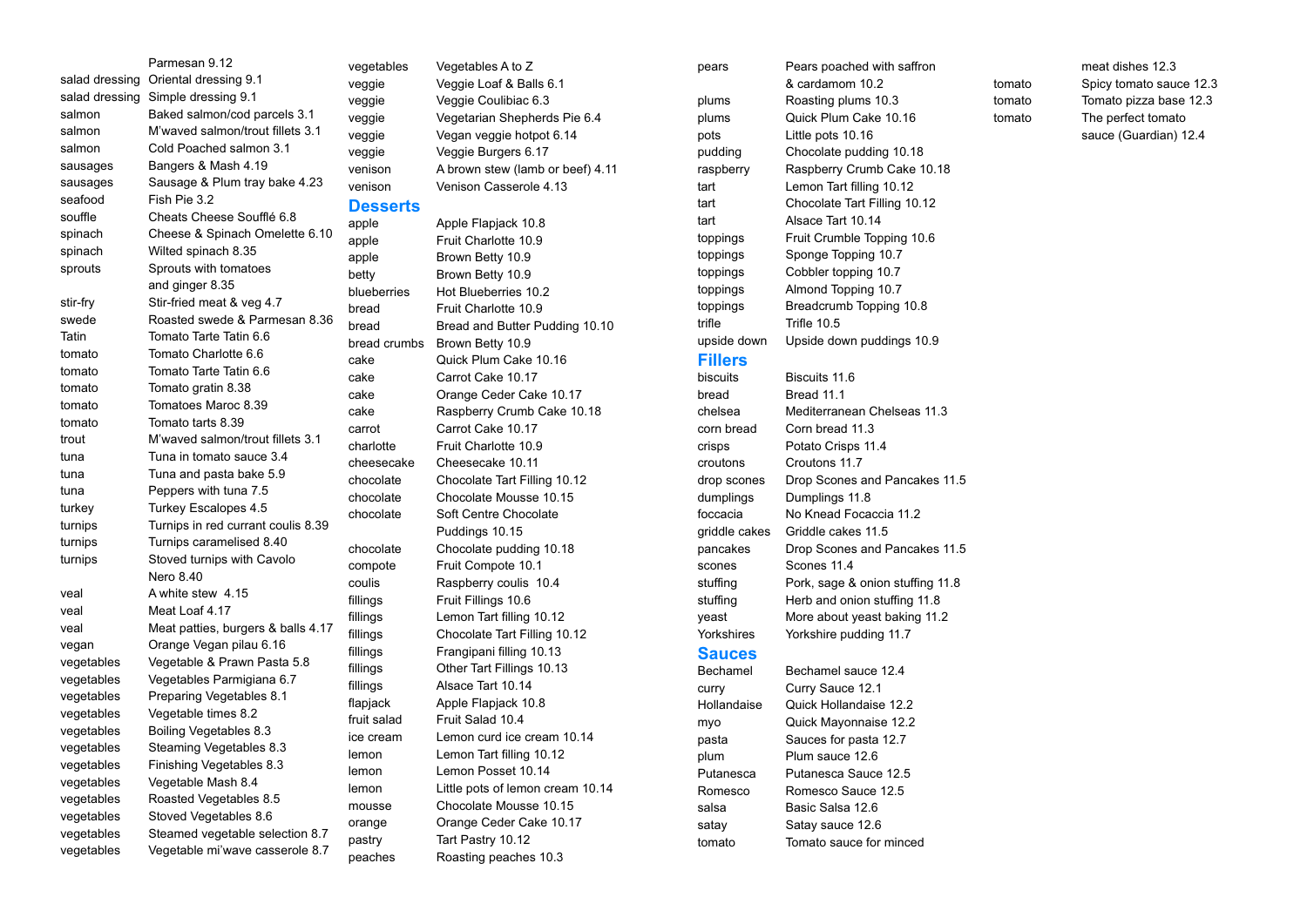| | |
|---|---|
| | Parmesan 9.12 |
| salad dressing | Oriental dressing 9.1 |
| salad dressing | Simple dressing 9.1 |
| salmon | Baked salmon/cod parcels 3.1 |
| salmon | M'waved salmon/trout fillets 3.1 |
| salmon | Cold Poached salmon 3.1 |
| sausages | Bangers & Mash 4.19 |
| sausages | Sausage & Plum tray bake 4.23 |
| seafood | Fish Pie 3.2 |
| souffle | Cheats Cheese Soufflé 6.8 |
| spinach | Cheese & Spinach Omelette 6.10 |
| spinach | Wilted spinach 8.35 |
| sprouts | Sprouts with tomatoes and ginger 8.35 |
| stir-fry | Stir-fried meat & veg 4.7 |
| swede | Roasted swede & Parmesan 8.36 |
| Tatin | Tomato Tarte Tatin 6.6 |
| tomato | Tomato Charlotte 6.6 |
| tomato | Tomato Tarte Tatin 6.6 |
| tomato | Tomato gratin 8.38 |
| tomato | Tomatoes Maroc 8.39 |
| tomato | Tomato tarts 8.39 |
| trout | M'waved salmon/trout fillets 3.1 |
| tuna | Tuna in tomato sauce 3.4 |
| tuna | Tuna and pasta bake 5.9 |
| tuna | Peppers with tuna 7.5 |
| turkey | Turkey Escalopes 4.5 |
| turnips | Turnips in red currant coulis 8.39 |
| turnips | Turnips caramelised 8.40 |
| turnips | Stoved turnips with Cavolo Nero 8.40 |
| veal | A white stew 4.15 |
| veal | Meat Loaf 4.17 |
| veal | Meat patties, burgers & balls 4.17 |
| vegan | Orange Vegan pilau 6.16 |
| vegetables | Vegetable & Prawn Pasta 5.8 |
| vegetables | Vegetables Parmigiana 6.7 |
| vegetables | Preparing Vegetables 8.1 |
| vegetables | Vegetable times 8.2 |
| vegetables | Boiling Vegetables 8.3 |
| vegetables | Steaming Vegetables 8.3 |
| vegetables | Finishing Vegetables 8.3 |
| vegetables | Vegetable Mash 8.4 |
| vegetables | Roasted Vegetables 8.5 |
| vegetables | Stoved Vegetables 8.6 |
| vegetables | Steamed vegetable selection 8.7 |
| vegetables | Vegetable mi'wave casserole 8.7 |
| vegetables | Vegetables A to Z |
| veggie | Veggie Loaf & Balls 6.1 |
| veggie | Veggie Coulibiac 6.3 |
| veggie | Vegetarian Shepherds Pie 6.4 |
| veggie | Vegan veggie hotpot 6.14 |
| veggie | Veggie Burgers 6.17 |
| venison | A brown stew (lamb or beef) 4.11 |
| venison | Venison Casserole 4.13 |

## Desserts

| | |
|---|---|
| apple | Apple Flapjack 10.8 |
| apple | Fruit Charlotte 10.9 |
| apple | Brown Betty 10.9 |
| betty | Brown Betty 10.9 |
| blueberries | Hot Blueberries 10.2 |
| bread | Fruit Charlotte 10.9 |
| bread | Bread and Butter Pudding 10.10 |
| bread crumbs | Brown Betty 10.9 |
| cake | Quick Plum Cake 10.16 |
| cake | Carrot Cake 10.17 |
| cake | Orange Ceder Cake 10.17 |
| cake | Raspberry Crumb Cake 10.18 |
| carrot | Carrot Cake 10.17 |
| charlotte | Fruit Charlotte 10.9 |
| cheesecake | Cheesecake 10.11 |
| chocolate | Chocolate Tart Filling 10.12 |
| chocolate | Chocolate Mousse 10.15 |
| chocolate | Soft Centre Chocolate Puddings 10.15 |
| chocolate | Chocolate pudding 10.18 |
| compote | Fruit Compote 10.1 |
| coulis | Raspberry coulis 10.4 |
| fillings | Fruit Fillings 10.6 |
| fillings | Lemon Tart filling 10.12 |
| fillings | Chocolate Tart Filling 10.12 |
| fillings | Frangipani filling 10.13 |
| fillings | Other Tart Fillings 10.13 |
| fillings | Alsace Tart 10.14 |
| flapjack | Apple Flapjack 10.8 |
| fruit salad | Fruit Salad 10.4 |
| ice cream | Lemon curd ice cream 10.14 |
| lemon | Lemon Tart filling 10.12 |
| lemon | Lemon Posset 10.14 |
| lemon | Little pots of lemon cream 10.14 |
| mousse | Chocolate Mousse 10.15 |
| orange | Orange Ceder Cake 10.17 |
| pastry | Tart Pastry 10.12 |
| peaches | Roasting peaches 10.3 |
| pears | Pears poached with saffron & cardamom 10.2 |
| plums | Roasting plums 10.3 |
| plums | Quick Plum Cake 10.16 |
| pots | Little pots 10.16 |
| pudding | Chocolate pudding 10.18 |
| raspberry | Raspberry Crumb Cake 10.18 |
| tart | Lemon Tart filling 10.12 |
| tart | Chocolate Tart Filling 10.12 |
| tart | Alsace Tart 10.14 |
| toppings | Fruit Crumble Topping 10.6 |
| toppings | Sponge Topping 10.7 |
| toppings | Cobbler topping 10.7 |
| toppings | Almond Topping 10.7 |
| toppings | Breadcrumb Topping 10.8 |
| trifle | Trifle 10.5 |
| upside down | Upside down puddings 10.9 |

## Fillers

| | |
|---|---|
| biscuits | Biscuits 11.6 |
| bread | Bread 11.1 |
| chelsea | Mediterranean Chelseas 11.3 |
| corn bread | Corn bread 11.3 |
| crisps | Potato Crisps 11.4 |
| croutons | Croutons 11.7 |
| drop scones | Drop Scones and Pancakes 11.5 |
| dumplings | Dumplings 11.8 |
| foccacia | No Knead Focaccia 11.2 |
| griddle cakes | Griddle cakes 11.5 |
| pancakes | Drop Scones and Pancakes 11.5 |
| scones | Scones 11.4 |
| stuffing | Pork, sage & onion stuffing 11.8 |
| stuffing | Herb and onion stuffing 11.8 |
| yeast | More about yeast baking 11.2 |
| Yorkshires | Yorkshire pudding 11.7 |

## Sauces

| | |
|---|---|
| Bechamel | Bechamel sauce 12.4 |
| curry | Curry Sauce 12.1 |
| Hollandaise | Quick Hollandaise 12.2 |
| myo | Quick Mayonnaise 12.2 |
| pasta | Sauces for pasta 12.7 |
| plum | Plum sauce 12.6 |
| Putanesca | Putanesca Sauce 12.5 |
| Romesco | Romesco Sauce 12.5 |
| salsa | Basic Salsa 12.6 |
| satay | Satay sauce 12.6 |
| tomato | Tomato sauce for minced meat dishes 12.3 |
| tomato | Spicy tomato sauce 12.3 |
| tomato | Tomato pizza base 12.3 |
| tomato | The perfect tomato sauce (Guardian) 12.4 |